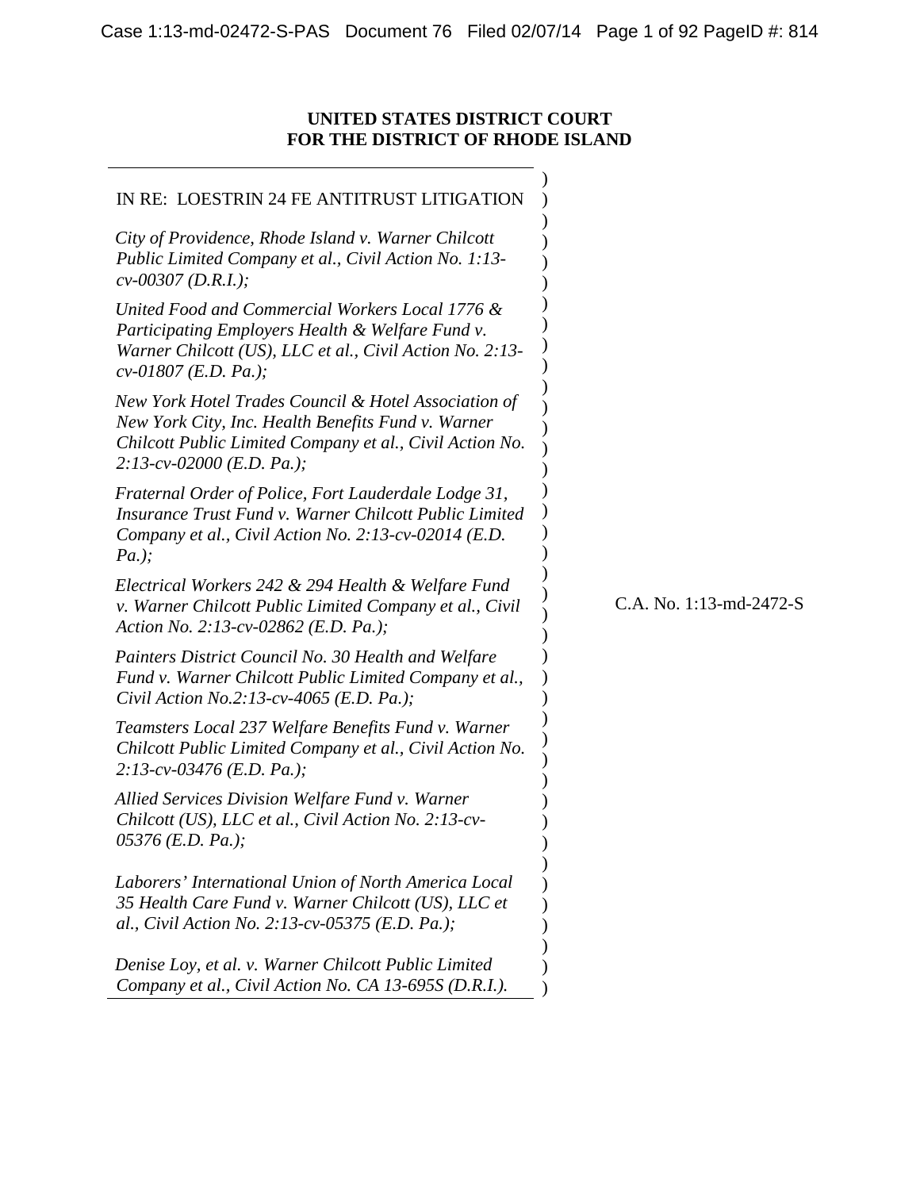**UNITED STATES DISTRICT COURT**
**FOR THE DISTRICT OF RHODE ISLAND**

IN RE: LOESTRIN 24 FE ANTITRUST LITIGATION

*City of Providence, Rhode Island v. Warner Chilcott Public Limited Company et al., Civil Action No. 1:13-cv-00307 (D.R.I.);*

*United Food and Commercial Workers Local 1776 & Participating Employers Health & Welfare Fund v. Warner Chilcott (US), LLC et al., Civil Action No. 2:13-cv-01807 (E.D. Pa.);*

*New York Hotel Trades Council & Hotel Association of New York City, Inc. Health Benefits Fund v. Warner Chilcott Public Limited Company et al., Civil Action No. 2:13-cv-02000 (E.D. Pa.);*

*Fraternal Order of Police, Fort Lauderdale Lodge 31, Insurance Trust Fund v. Warner Chilcott Public Limited Company et al., Civil Action No. 2:13-cv-02014 (E.D. Pa.);*

*Electrical Workers 242 & 294 Health & Welfare Fund v. Warner Chilcott Public Limited Company et al., Civil Action No. 2:13-cv-02862 (E.D. Pa.);*

*Painters District Council No. 30 Health and Welfare Fund v. Warner Chilcott Public Limited Company et al., Civil Action No.2:13-cv-4065 (E.D. Pa.);*

*Teamsters Local 237 Welfare Benefits Fund v. Warner Chilcott Public Limited Company et al., Civil Action No. 2:13-cv-03476 (E.D. Pa.);*

*Allied Services Division Welfare Fund v. Warner Chilcott (US), LLC et al., Civil Action No. 2:13-cv-05376 (E.D. Pa.);*

*Laborers' International Union of North America Local 35 Health Care Fund v. Warner Chilcott (US), LLC et al., Civil Action No. 2:13-cv-05375 (E.D. Pa.);*

*Denise Loy, et al. v. Warner Chilcott Public Limited Company et al., Civil Action No. CA 13-695S (D.R.I.).*

C.A. No. 1:13-md-2472-S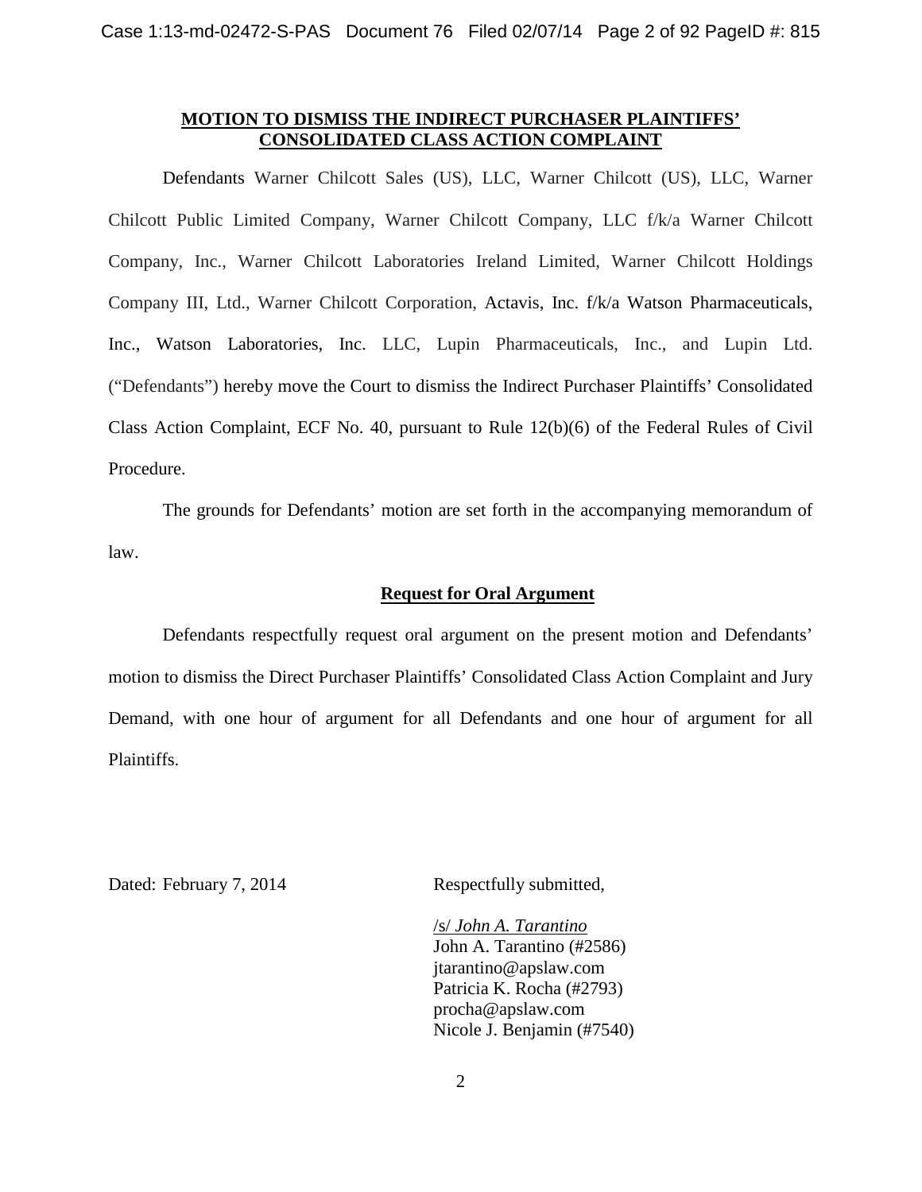**MOTION TO DISMISS THE INDIRECT PURCHASER PLAINTIFFS' CONSOLIDATED CLASS ACTION COMPLAINT**

Defendants Warner Chilcott Sales (US), LLC, Warner Chilcott (US), LLC, Warner Chilcott Public Limited Company, Warner Chilcott Company, LLC f/k/a Warner Chilcott Company, Inc., Warner Chilcott Laboratories Ireland Limited, Warner Chilcott Holdings Company III, Ltd., Warner Chilcott Corporation, Actavis, Inc. f/k/a Watson Pharmaceuticals, Inc., Watson Laboratories, Inc. LLC, Lupin Pharmaceuticals, Inc., and Lupin Ltd. ("Defendants") hereby move the Court to dismiss the Indirect Purchaser Plaintiffs' Consolidated Class Action Complaint, ECF No. 40, pursuant to Rule 12(b)(6) of the Federal Rules of Civil Procedure.

The grounds for Defendants' motion are set forth in the accompanying memorandum of law.

**Request for Oral Argument**

Defendants respectfully request oral argument on the present motion and Defendants' motion to dismiss the Direct Purchaser Plaintiffs' Consolidated Class Action Complaint and Jury Demand, with one hour of argument for all Defendants and one hour of argument for all Plaintiffs.

Dated: February 7, 2014

Respectfully submitted,

/s/ *John A. Tarantino*
John A. Tarantino (#2586)
jtarantino@apslaw.com
Patricia K. Rocha (#2793)
procha@apslaw.com
Nicole J. Benjamin (#7540)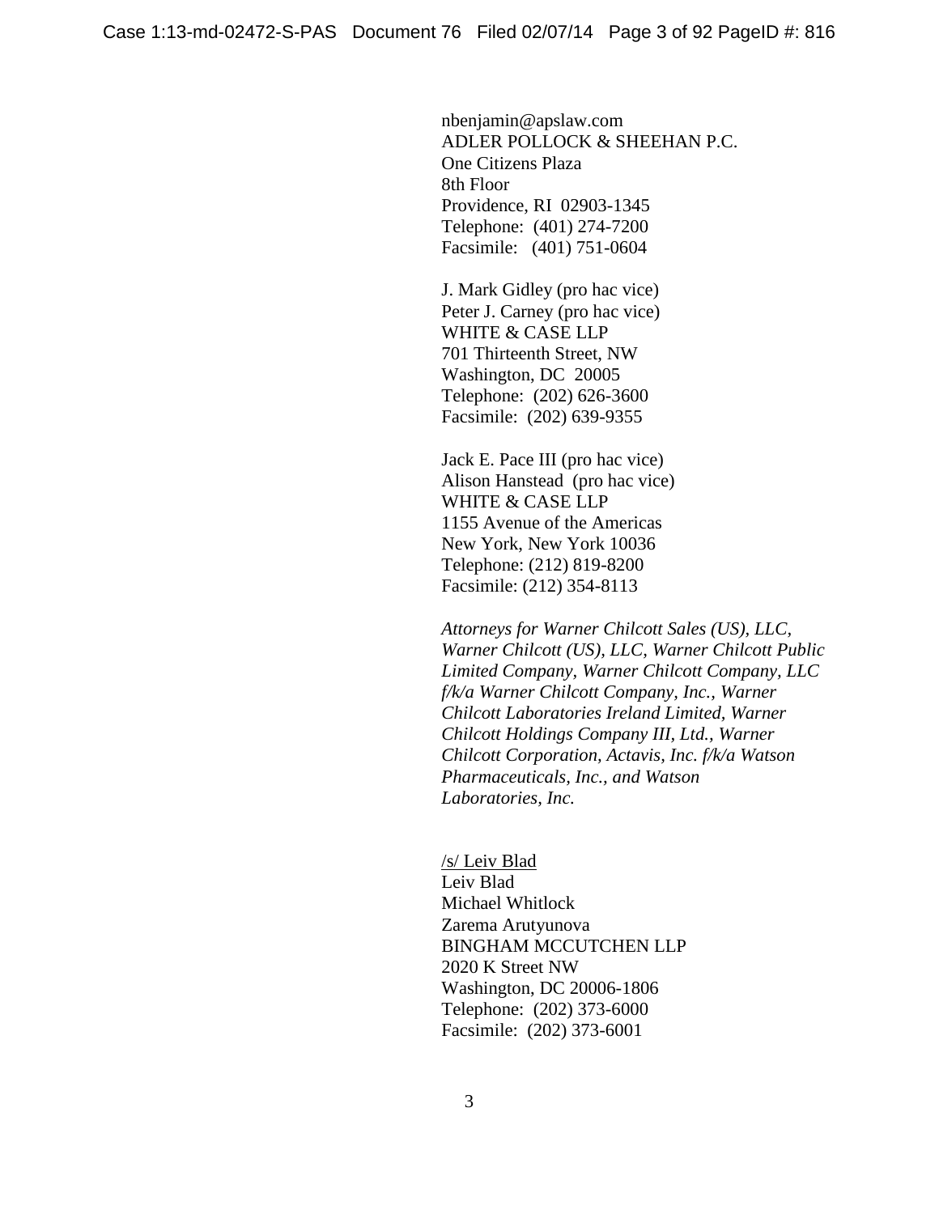nbenjamin@apslaw.com
ADLER POLLOCK & SHEEHAN P.C.
One Citizens Plaza
8th Floor
Providence, RI 02903-1345
Telephone: (401) 274-7200
Facsimile: (401) 751-0604

J. Mark Gidley (pro hac vice)
Peter J. Carney (pro hac vice)
WHITE & CASE LLP
701 Thirteenth Street, NW
Washington, DC 20005
Telephone: (202) 626-3600
Facsimile: (202) 639-9355

Jack E. Pace III (pro hac vice)
Alison Hanstead (pro hac vice)
WHITE & CASE LLP
1155 Avenue of the Americas
New York, New York 10036
Telephone: (212) 819-8200
Facsimile: (212) 354-8113

*Attorneys for Warner Chilcott Sales (US), LLC, Warner Chilcott (US), LLC, Warner Chilcott Public Limited Company, Warner Chilcott Company, LLC f/k/a Warner Chilcott Company, Inc., Warner Chilcott Laboratories Ireland Limited, Warner Chilcott Holdings Company III, Ltd., Warner Chilcott Corporation, Actavis, Inc. f/k/a Watson Pharmaceuticals, Inc., and Watson Laboratories, Inc.*

/s/ Leiv Blad
Leiv Blad
Michael Whitlock
Zarema Arutyunova
BINGHAM MCCUTCHEN LLP
2020 K Street NW
Washington, DC 20006-1806
Telephone: (202) 373-6000
Facsimile: (202) 373-6001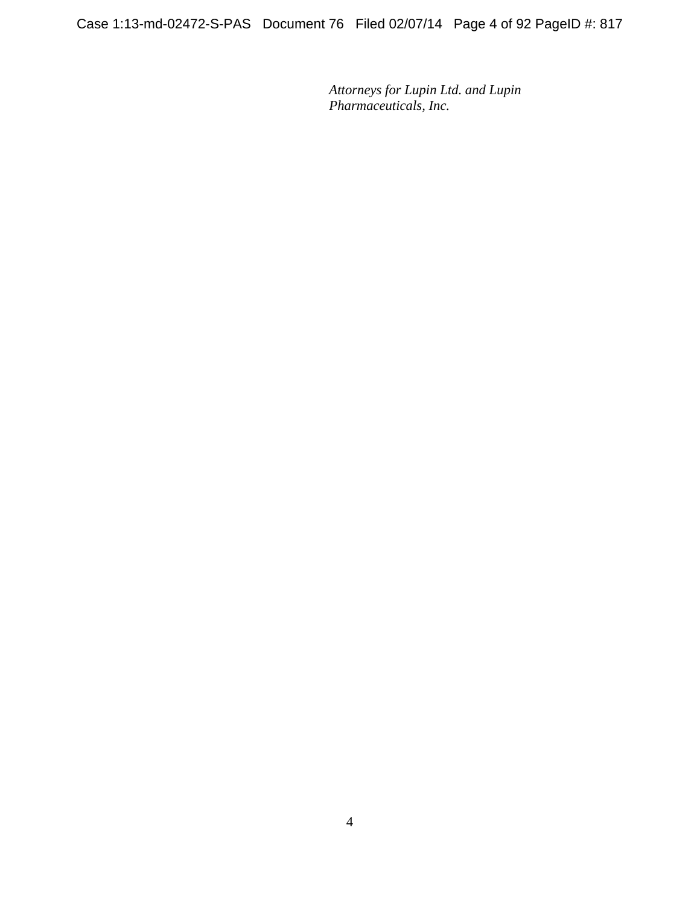*Attorneys for Lupin Ltd. and Lupin Pharmaceuticals, Inc.*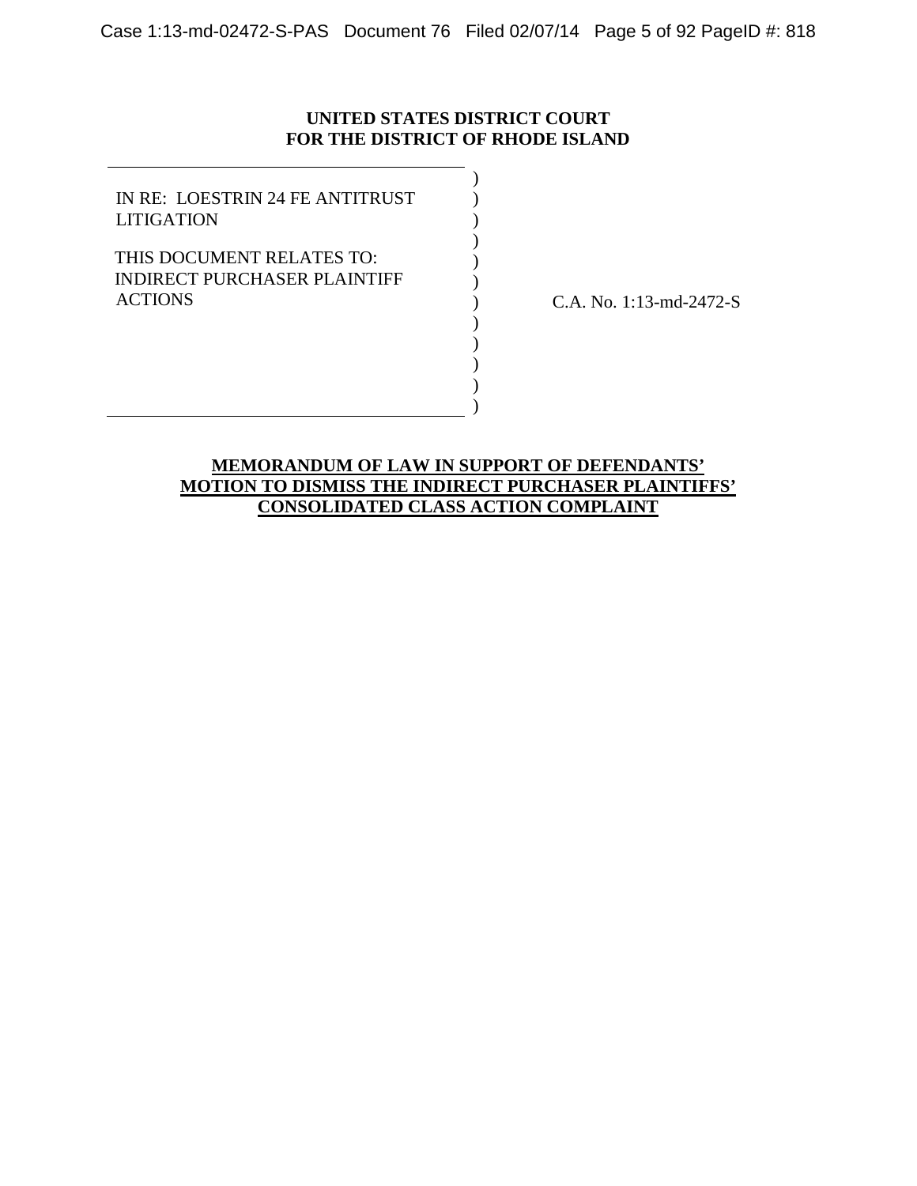**UNITED STATES DISTRICT COURT**
**FOR THE DISTRICT OF RHODE ISLAND**

IN RE: LOESTRIN 24 FE ANTITRUST LITIGATION

THIS DOCUMENT RELATES TO: INDIRECT PURCHASER PLAINTIFF ACTIONS

C.A. No. 1:13-md-2472-S

**MEMORANDUM OF LAW IN SUPPORT OF DEFENDANTS' MOTION TO DISMISS THE INDIRECT PURCHASER PLAINTIFFS' CONSOLIDATED CLASS ACTION COMPLAINT**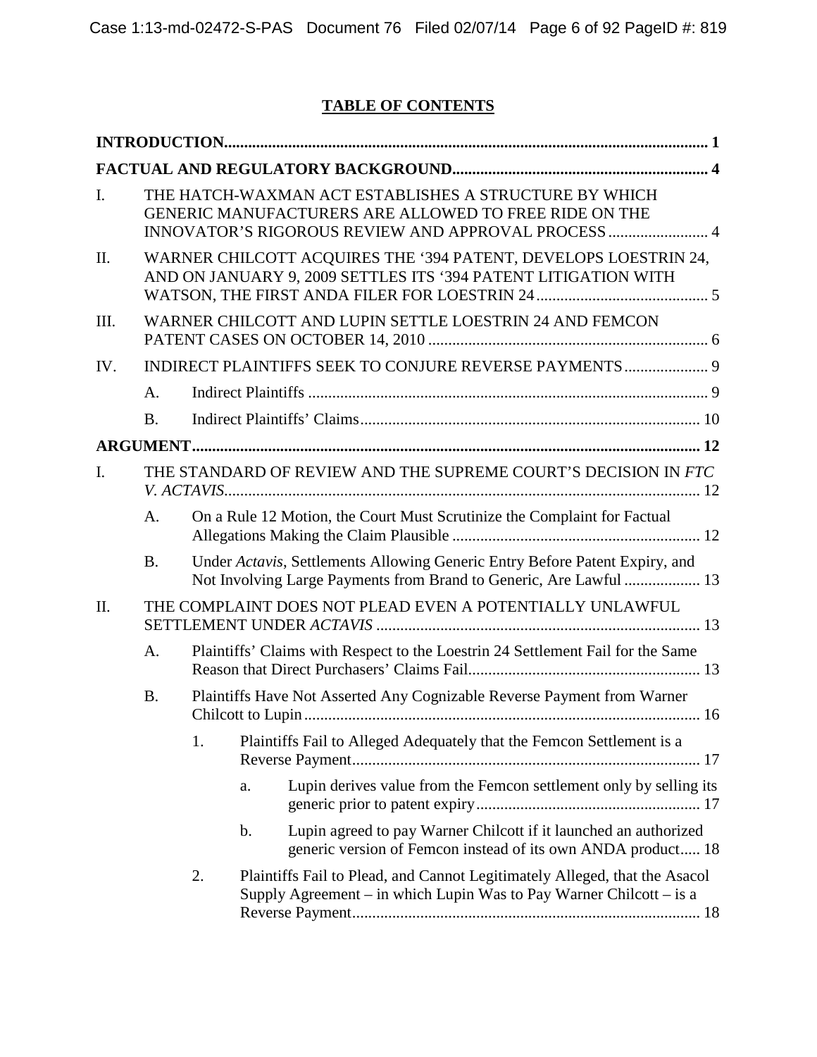# TABLE OF CONTENTS

**INTRODUCTION** ........ 1

**FACTUAL AND REGULATORY BACKGROUND** ........ 4

I. THE HATCH-WAXMAN ACT ESTABLISHES A STRUCTURE BY WHICH GENERIC MANUFACTURERS ARE ALLOWED TO FREE RIDE ON THE INNOVATOR'S RIGOROUS REVIEW AND APPROVAL PROCESS ........ 4

II. WARNER CHILCOTT ACQUIRES THE '394 PATENT, DEVELOPS LOESTRIN 24, AND ON JANUARY 9, 2009 SETTLES ITS '394 PATENT LITIGATION WITH WATSON, THE FIRST ANDA FILER FOR LOESTRIN 24 ........ 5

III. WARNER CHILCOTT AND LUPIN SETTLE LOESTRIN 24 AND FEMCON PATENT CASES ON OCTOBER 14, 2010 ........ 6

IV. INDIRECT PLAINTIFFS SEEK TO CONJURE REVERSE PAYMENTS ........ 9

- A. Indirect Plaintiffs ........ 9
- B. Indirect Plaintiffs' Claims ........ 10

**ARGUMENT** ........ 12

I. THE STANDARD OF REVIEW AND THE SUPREME COURT'S DECISION IN *FTC V. ACTAVIS* ........ 12

- A. On a Rule 12 Motion, the Court Must Scrutinize the Complaint for Factual Allegations Making the Claim Plausible ........ 12
- B. Under *Actavis*, Settlements Allowing Generic Entry Before Patent Expiry, and Not Involving Large Payments from Brand to Generic, Are Lawful ........ 13

II. THE COMPLAINT DOES NOT PLEAD EVEN A POTENTIALLY UNLAWFUL SETTLEMENT UNDER *ACTAVIS* ........ 13

- A. Plaintiffs' Claims with Respect to the Loestrin 24 Settlement Fail for the Same Reason that Direct Purchasers' Claims Fail ........ 13
- B. Plaintiffs Have Not Asserted Any Cognizable Reverse Payment from Warner Chilcott to Lupin ........ 16
  - 1. Plaintiffs Fail to Alleged Adequately that the Femcon Settlement is a Reverse Payment ........ 17
    - a. Lupin derives value from the Femcon settlement only by selling its generic prior to patent expiry ........ 17
    - b. Lupin agreed to pay Warner Chilcott if it launched an authorized generic version of Femcon instead of its own ANDA product ........ 18
  - 2. Plaintiffs Fail to Plead, and Cannot Legitimately Alleged, that the Asacol Supply Agreement – in which Lupin Was to Pay Warner Chilcott – is a Reverse Payment ........ 18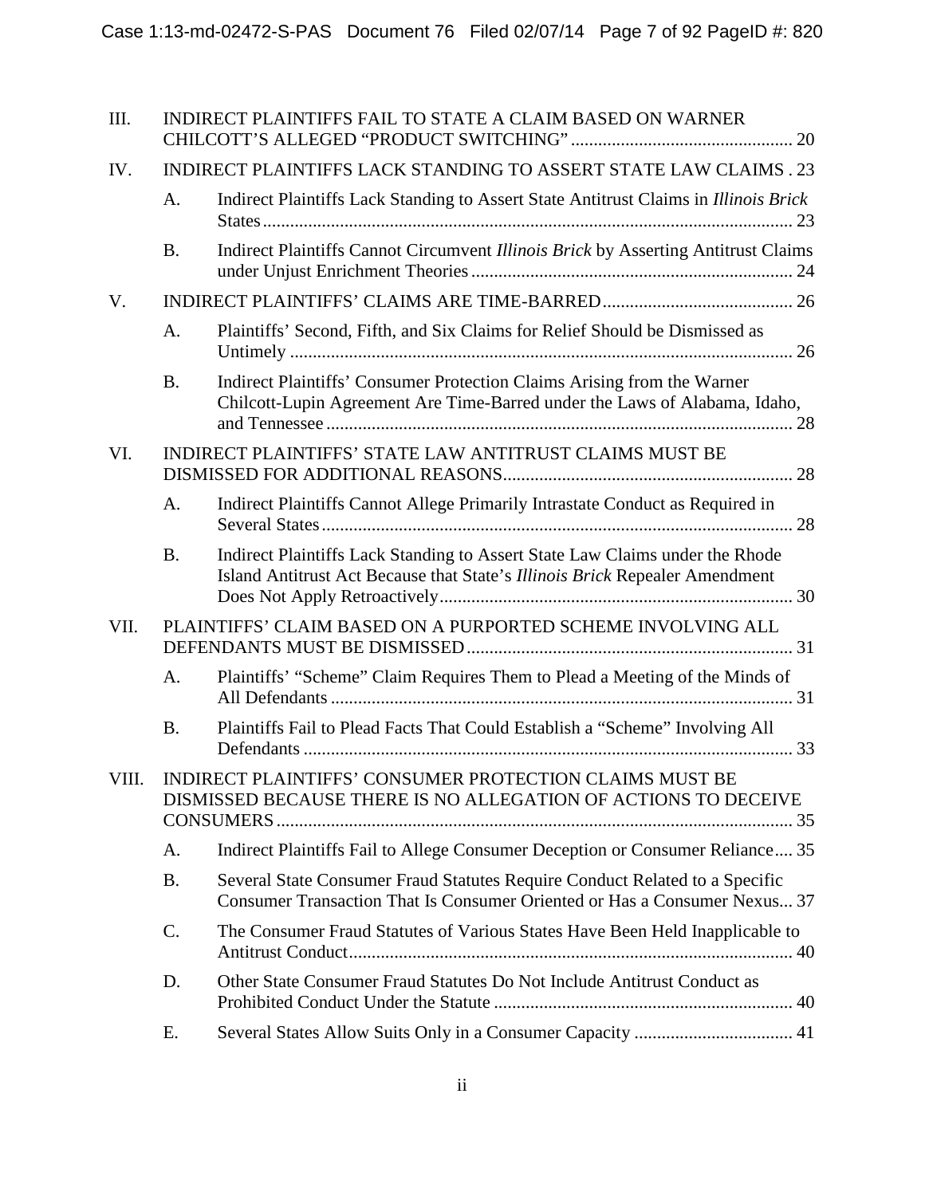III. INDIRECT PLAINTIFFS FAIL TO STATE A CLAIM BASED ON WARNER CHILCOTT'S ALLEGED "PRODUCT SWITCHING" ................................................ 20

IV. INDIRECT PLAINTIFFS LACK STANDING TO ASSERT STATE LAW CLAIMS . 23

- A. Indirect Plaintiffs Lack Standing to Assert State Antitrust Claims in *Illinois Brick* States ............................................................................................................ 23
- B. Indirect Plaintiffs Cannot Circumvent *Illinois Brick* by Asserting Antitrust Claims under Unjust Enrichment Theories ...................................................................... 24

V. INDIRECT PLAINTIFFS' CLAIMS ARE TIME-BARRED ......................................... 26

- A. Plaintiffs' Second, Fifth, and Six Claims for Relief Should be Dismissed as Untimely ............................................................................................................ 26
- B. Indirect Plaintiffs' Consumer Protection Claims Arising from the Warner Chilcott-Lupin Agreement Are Time-Barred under the Laws of Alabama, Idaho, and Tennessee ...................................................................................................... 28

VI. INDIRECT PLAINTIFFS' STATE LAW ANTITRUST CLAIMS MUST BE DISMISSED FOR ADDITIONAL REASONS ............................................................... 28

- A. Indirect Plaintiffs Cannot Allege Primarily Intrastate Conduct as Required in Several States .................................................................................................... 28
- B. Indirect Plaintiffs Lack Standing to Assert State Law Claims under the Rhode Island Antitrust Act Because that State's *Illinois Brick* Repealer Amendment Does Not Apply Retroactively ............................................................................ 30

VII. PLAINTIFFS' CLAIM BASED ON A PURPORTED SCHEME INVOLVING ALL DEFENDANTS MUST BE DISMISSED ....................................................................... 31

- A. Plaintiffs' "Scheme" Claim Requires Them to Plead a Meeting of the Minds of All Defendants .................................................................................................. 31
- B. Plaintiffs Fail to Plead Facts That Could Establish a "Scheme" Involving All Defendants ......................................................................................................... 33

VIII. INDIRECT PLAINTIFFS' CONSUMER PROTECTION CLAIMS MUST BE DISMISSED BECAUSE THERE IS NO ALLEGATION OF ACTIONS TO DECEIVE CONSUMERS ................................................................................................................ 35

- A. Indirect Plaintiffs Fail to Allege Consumer Deception or Consumer Reliance .... 35
- B. Several State Consumer Fraud Statutes Require Conduct Related to a Specific Consumer Transaction That Is Consumer Oriented or Has a Consumer Nexus ... 37
- C. The Consumer Fraud Statutes of Various States Have Been Held Inapplicable to Antitrust Conduct .............................................................................................. 40
- D. Other State Consumer Fraud Statutes Do Not Include Antitrust Conduct as Prohibited Conduct Under the Statute ................................................................ 40
- E. Several States Allow Suits Only in a Consumer Capacity .................................. 41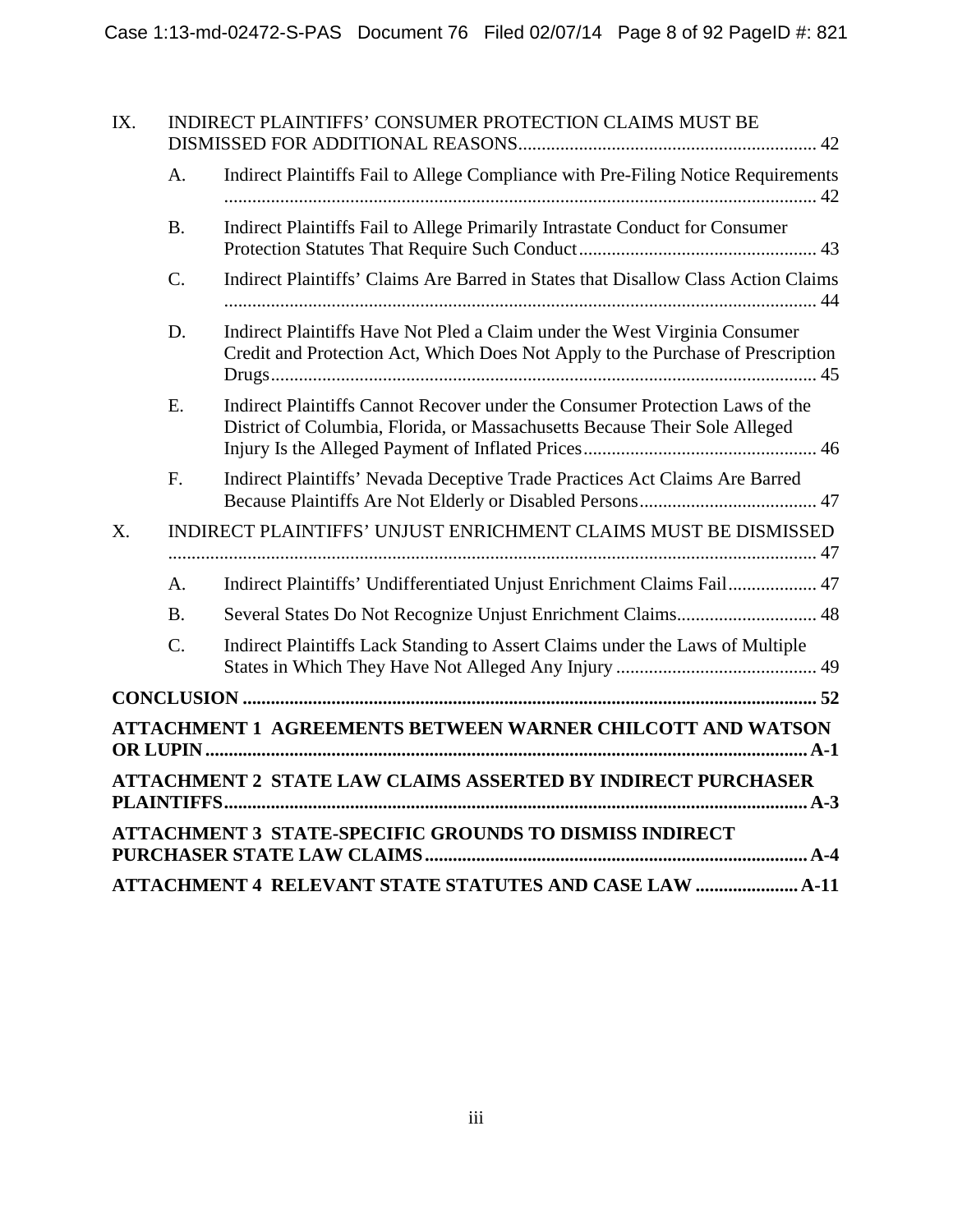IX. INDIRECT PLAINTIFFS' CONSUMER PROTECTION CLAIMS MUST BE DISMISSED FOR ADDITIONAL REASONS ..... 42

- A. Indirect Plaintiffs Fail to Allege Compliance with Pre-Filing Notice Requirements ..... 42
- B. Indirect Plaintiffs Fail to Allege Primarily Intrastate Conduct for Consumer Protection Statutes That Require Such Conduct ..... 43
- C. Indirect Plaintiffs' Claims Are Barred in States that Disallow Class Action Claims ..... 44
- D. Indirect Plaintiffs Have Not Pled a Claim under the West Virginia Consumer Credit and Protection Act, Which Does Not Apply to the Purchase of Prescription Drugs ..... 45
- E. Indirect Plaintiffs Cannot Recover under the Consumer Protection Laws of the District of Columbia, Florida, or Massachusetts Because Their Sole Alleged Injury Is the Alleged Payment of Inflated Prices ..... 46
- F. Indirect Plaintiffs' Nevada Deceptive Trade Practices Act Claims Are Barred Because Plaintiffs Are Not Elderly or Disabled Persons ..... 47

X. INDIRECT PLAINTIFFS' UNJUST ENRICHMENT CLAIMS MUST BE DISMISSED ..... 47

- A. Indirect Plaintiffs' Undifferentiated Unjust Enrichment Claims Fail ..... 47
- B. Several States Do Not Recognize Unjust Enrichment Claims ..... 48
- C. Indirect Plaintiffs Lack Standing to Assert Claims under the Laws of Multiple States in Which They Have Not Alleged Any Injury ..... 49

**CONCLUSION ..... 52**

**ATTACHMENT 1 AGREEMENTS BETWEEN WARNER CHILCOTT AND WATSON OR LUPIN ..... A-1**

**ATTACHMENT 2 STATE LAW CLAIMS ASSERTED BY INDIRECT PURCHASER PLAINTIFFS ..... A-3**

**ATTACHMENT 3 STATE-SPECIFIC GROUNDS TO DISMISS INDIRECT PURCHASER STATE LAW CLAIMS ..... A-4**

**ATTACHMENT 4 RELEVANT STATE STATUTES AND CASE LAW ..... A-11**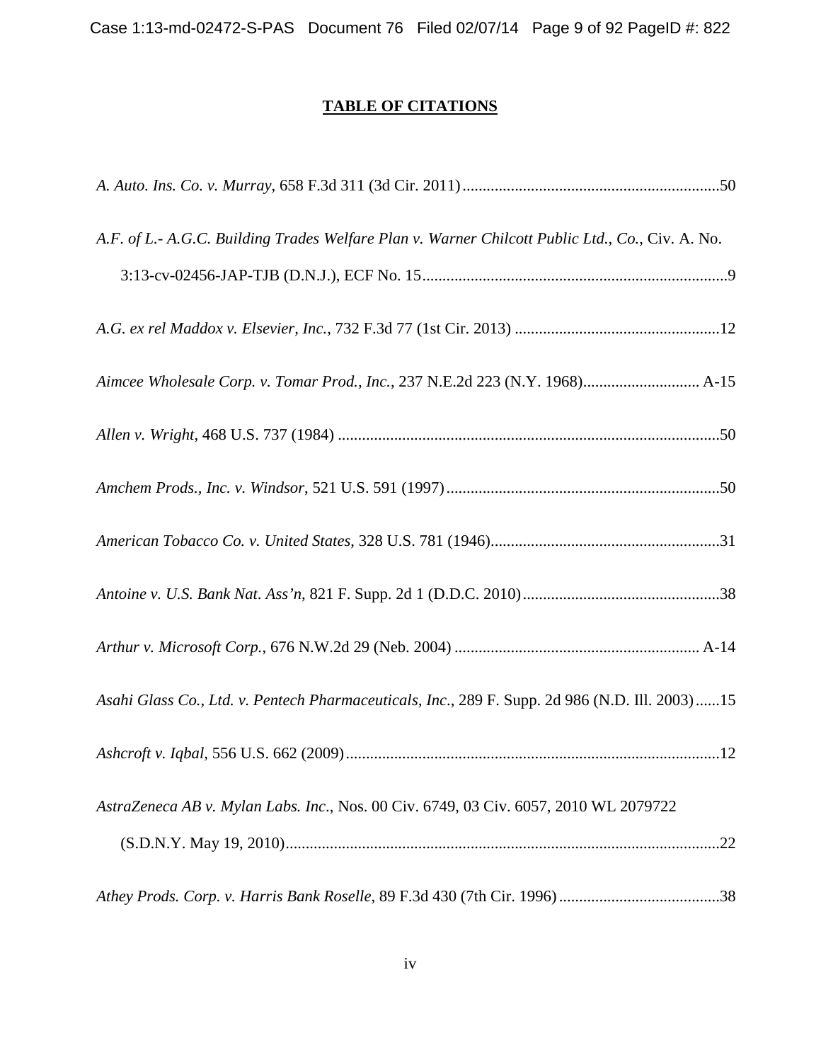## TABLE OF CITATIONS

*A. Auto. Ins. Co. v. Murray*, 658 F.3d 311 (3d Cir. 2011) ................................................................50

*A.F. of L.- A.G.C. Building Trades Welfare Plan v. Warner Chilcott Public Ltd., Co.*, Civ. A. No. 3:13-cv-02456-JAP-TJB (D.N.J.), ECF No. 15............................................................................9

*A.G. ex rel Maddox v. Elsevier, Inc.*, 732 F.3d 77 (1st Cir. 2013) ...................................................12

*Aimcee Wholesale Corp. v. Tomar Prod., Inc.*, 237 N.E.2d 223 (N.Y. 1968)............................ A-15

*Allen v. Wright*, 468 U.S. 737 (1984) ...............................................................................................50

*Amchem Prods., Inc. v. Windsor*, 521 U.S. 591 (1997)....................................................................50

*American Tobacco Co. v. United States*, 328 U.S. 781 (1946).........................................................31

*Antoine v. U.S. Bank Nat. Ass'n*, 821 F. Supp. 2d 1 (D.D.C. 2010).................................................38

*Arthur v. Microsoft Corp.*, 676 N.W.2d 29 (Neb. 2004) ............................................................ A-14

*Asahi Glass Co., Ltd. v. Pentech Pharmaceuticals, Inc.*, 289 F. Supp. 2d 986 (N.D. Ill. 2003)......15

*Ashcroft v. Iqbal*, 556 U.S. 662 (2009)............................................................................................12

*AstraZeneca AB v. Mylan Labs. Inc.*, Nos. 00 Civ. 6749, 03 Civ. 6057, 2010 WL 2079722 (S.D.N.Y. May 19, 2010)...........................................................................................................22

*Athey Prods. Corp. v. Harris Bank Roselle*, 89 F.3d 430 (7th Cir. 1996)........................................38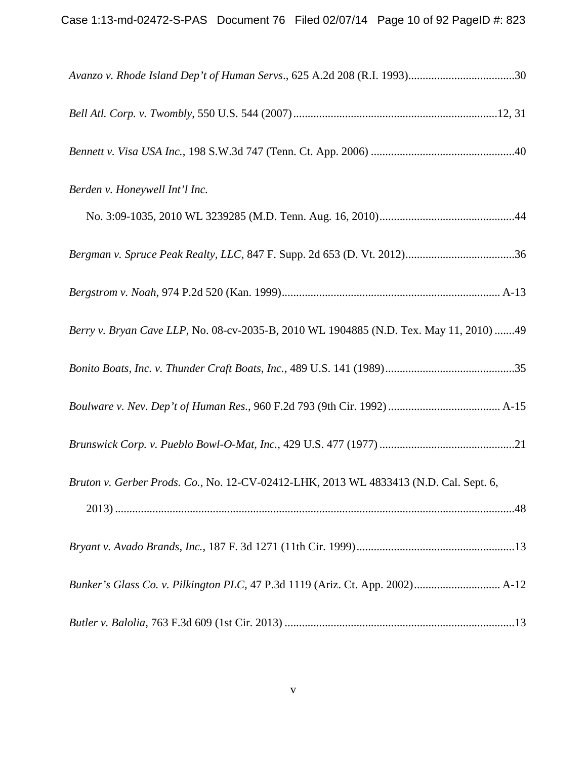*Avanzo v. Rhode Island Dep't of Human Servs*., 625 A.2d 208 (R.I. 1993).....................................30

*Bell Atl. Corp. v. Twombly*, 550 U.S. 544 (2007).......................................................................12, 31

*Bennett v. Visa USA Inc.*, 198 S.W.3d 747 (Tenn. Ct. App. 2006) ..................................................40

*Berden v. Honeywell Int'l Inc.*

No. 3:09-1035, 2010 WL 3239285 (M.D. Tenn. Aug. 16, 2010)...............................................44

*Bergman v. Spruce Peak Realty, LLC*, 847 F. Supp. 2d 653 (D. Vt. 2012)......................................36

*Bergstrom v. Noah*, 974 P.2d 520 (Kan. 1999)............................................................................ A-13

*Berry v. Bryan Cave LLP*, No. 08-cv-2035-B, 2010 WL 1904885 (N.D. Tex. May 11, 2010) .......49

*Bonito Boats, Inc. v. Thunder Craft Boats, Inc.*, 489 U.S. 141 (1989).............................................35

*Boulware v. Nev. Dep't of Human Res.*, 960 F.2d 793 (9th Cir. 1992) ....................................... A-15

*Brunswick Corp. v. Pueblo Bowl-O-Mat, Inc.*, 429 U.S. 477 (1977) ...............................................21

*Bruton v. Gerber Prods. Co.*, No. 12-CV-02412-LHK, 2013 WL 4833413 (N.D. Cal. Sept. 6, 2013) ..........................................................................................................................................48

*Bryant v. Avado Brands, Inc.*, 187 F. 3d 1271 (11th Cir. 1999).......................................................13

*Bunker's Glass Co. v. Pilkington PLC*, 47 P.3d 1119 (Ariz. Ct. App. 2002).............................. A-12

*Butler v. Balolia*, 763 F.3d 609 (1st Cir. 2013) ................................................................................13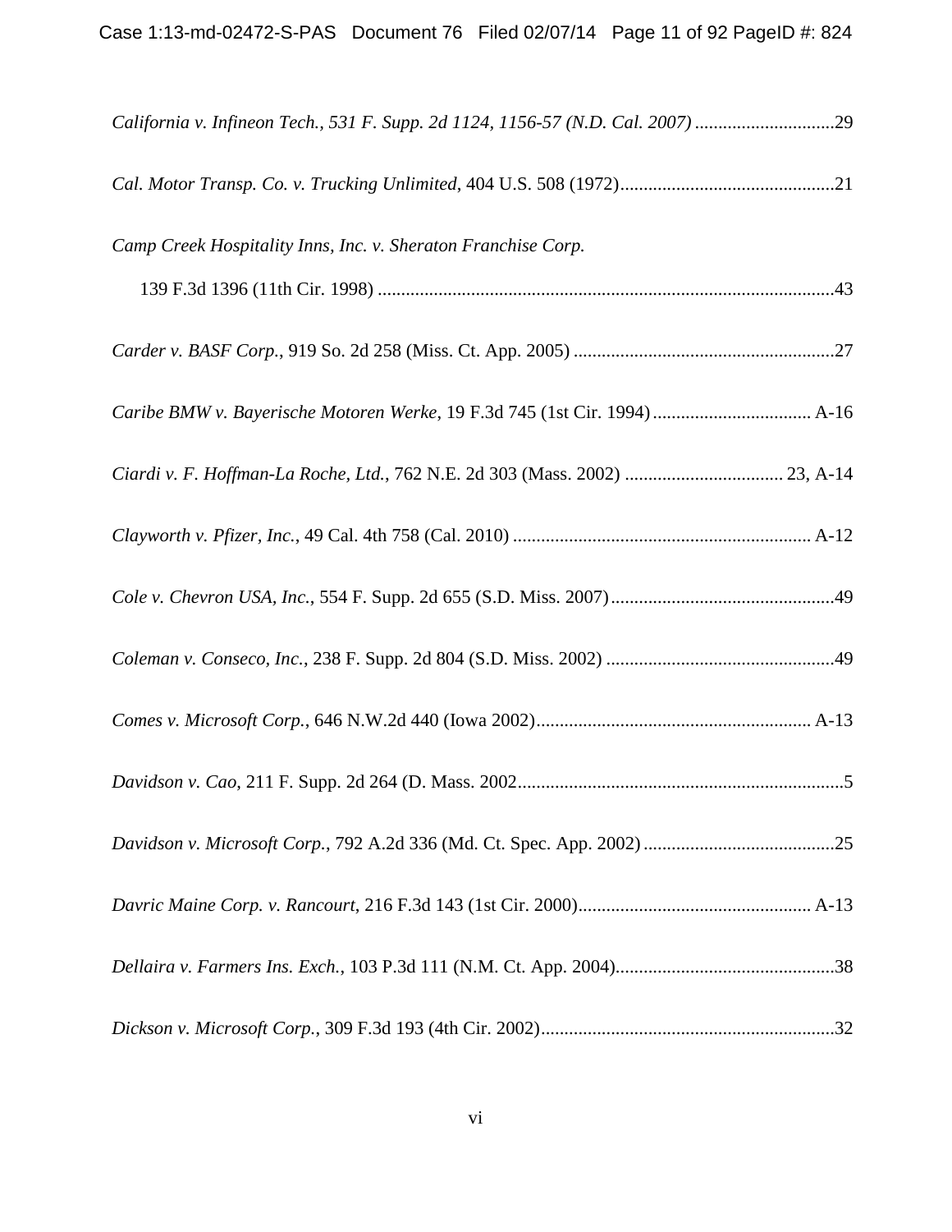*California v. Infineon Tech., 531 F. Supp. 2d 1124, 1156-57 (N.D. Cal. 2007)* ..............................29

*Cal. Motor Transp. Co. v. Trucking Unlimited*, 404 U.S. 508 (1972)..............................................21

*Camp Creek Hospitality Inns, Inc. v. Sheraton Franchise Corp.*
139 F.3d 1396 (11th Cir. 1998) ..................................................................................................43

*Carder v. BASF Corp.*, 919 So. 2d 258 (Miss. Ct. App. 2005) ........................................................27

*Caribe BMW v. Bayerische Motoren Werke*, 19 F.3d 745 (1st Cir. 1994) .................................. A-16

*Ciardi v. F. Hoffman-La Roche, Ltd.*, 762 N.E. 2d 303 (Mass. 2002) .................................. 23, A-14

*Clayworth v. Pfizer, Inc.*, 49 Cal. 4th 758 (Cal. 2010) ................................................................ A-12

*Cole v. Chevron USA, Inc.*, 554 F. Supp. 2d 655 (S.D. Miss. 2007)................................................49

*Coleman v. Conseco, Inc.*, 238 F. Supp. 2d 804 (S.D. Miss. 2002) .................................................49

*Comes v. Microsoft Corp.*, 646 N.W.2d 440 (Iowa 2002)........................................................... A-13

*Davidson v. Cao*, 211 F. Supp. 2d 264 (D. Mass. 2002......................................................................5

*Davidson v. Microsoft Corp.*, 792 A.2d 336 (Md. Ct. Spec. App. 2002).........................................25

*Davric Maine Corp. v. Rancourt*, 216 F.3d 143 (1st Cir. 2000).................................................. A-13

*Dellaira v. Farmers Ins. Exch.*, 103 P.3d 111 (N.M. Ct. App. 2004)...............................................38

*Dickson v. Microsoft Corp.*, 309 F.3d 193 (4th Cir. 2002)...............................................................32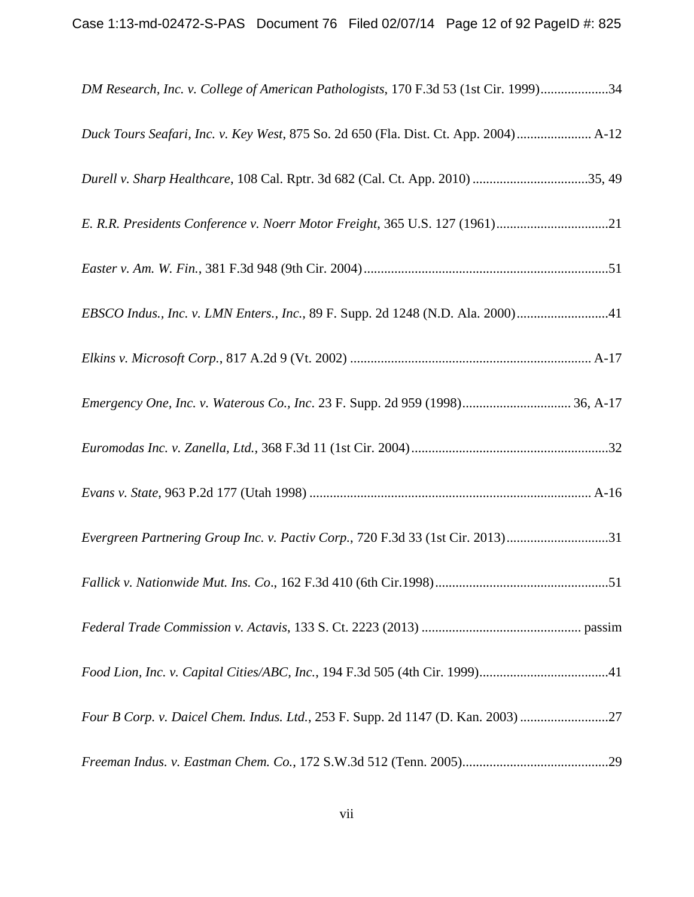*DM Research, Inc. v. College of American Pathologists*, 170 F.3d 53 (1st Cir. 1999)....................34

*Duck Tours Seafari, Inc. v. Key West*, 875 So. 2d 650 (Fla. Dist. Ct. App. 2004)...................... A-12

*Durell v. Sharp Healthcare*, 108 Cal. Rptr. 3d 682 (Cal. Ct. App. 2010) ..................................35, 49

*E. R.R. Presidents Conference v. Noerr Motor Freight*, 365 U.S. 127 (1961).................................21

*Easter v. Am. W. Fin.*, 381 F.3d 948 (9th Cir. 2004)........................................................................51

*EBSCO Indus., Inc. v. LMN Enters., Inc.*, 89 F. Supp. 2d 1248 (N.D. Ala. 2000)...........................41

*Elkins v. Microsoft Corp.*, 817 A.2d 9 (Vt. 2002) ....................................................................... A-17

*Emergency One, Inc. v. Waterous Co., Inc*. 23 F. Supp. 2d 959 (1998)................................ 36, A-17

*Euromodas Inc. v. Zanella, Ltd.*, 368 F.3d 11 (1st Cir. 2004)..........................................................32

*Evans v. State*, 963 P.2d 177 (Utah 1998) ................................................................................... A-16

*Evergreen Partnering Group Inc. v. Pactiv Corp.*, 720 F.3d 33 (1st Cir. 2013)..............................31

*Fallick v. Nationwide Mut. Ins. Co*., 162 F.3d 410 (6th Cir.1998)...................................................51

*Federal Trade Commission v. Actavis*, 133 S. Ct. 2223 (2013) ............................................... passim

*Food Lion, Inc. v. Capital Cities/ABC, Inc.*, 194 F.3d 505 (4th Cir. 1999)......................................41

*Four B Corp. v. Daicel Chem. Indus. Ltd.*, 253 F. Supp. 2d 1147 (D. Kan. 2003) ..........................27

*Freeman Indus. v. Eastman Chem. Co.*, 172 S.W.3d 512 (Tenn. 2005)...........................................29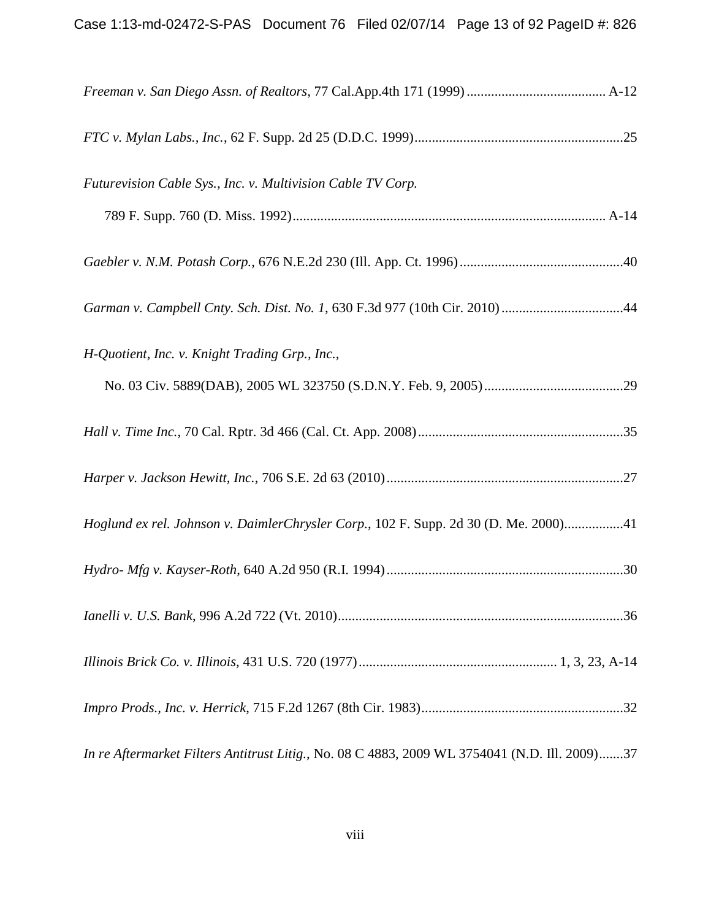*Freeman v. San Diego Assn. of Realtors*, 77 Cal.App.4th 171 (1999) ........................................ A-12

*FTC v. Mylan Labs., Inc.*, 62 F. Supp. 2d 25 (D.D.C. 1999)............................................................25

*Futurevision Cable Sys., Inc. v. Multivision Cable TV Corp.*
789 F. Supp. 760 (D. Miss. 1992)......................................................................................... A-14

*Gaebler v. N.M. Potash Corp.*, 676 N.E.2d 230 (Ill. App. Ct. 1996)...............................................40

*Garman v. Campbell Cnty. Sch. Dist. No. 1*, 630 F.3d 977 (10th Cir. 2010) ...................................44

*H-Quotient, Inc. v. Knight Trading Grp., Inc.*,
No. 03 Civ. 5889(DAB), 2005 WL 323750 (S.D.N.Y. Feb. 9, 2005)........................................29

*Hall v. Time Inc.*, 70 Cal. Rptr. 3d 466 (Cal. Ct. App. 2008)...........................................................35

*Harper v. Jackson Hewitt, Inc.*, 706 S.E. 2d 63 (2010)....................................................................27

*Hoglund ex rel. Johnson v. DaimlerChrysler Corp.*, 102 F. Supp. 2d 30 (D. Me. 2000).................41

*Hydro- Mfg v. Kayser-Roth*, 640 A.2d 950 (R.I. 1994)....................................................................30

*Ianelli v. U.S. Bank*, 996 A.2d 722 (Vt. 2010)..................................................................................36

*Illinois Brick Co. v. Illinois*, 431 U.S. 720 (1977)......................................................... 1, 3, 23, A-14

*Impro Prods., Inc. v. Herrick*, 715 F.2d 1267 (8th Cir. 1983)..........................................................32

*In re Aftermarket Filters Antitrust Litig.*, No. 08 C 4883, 2009 WL 3754041 (N.D. Ill. 2009).......37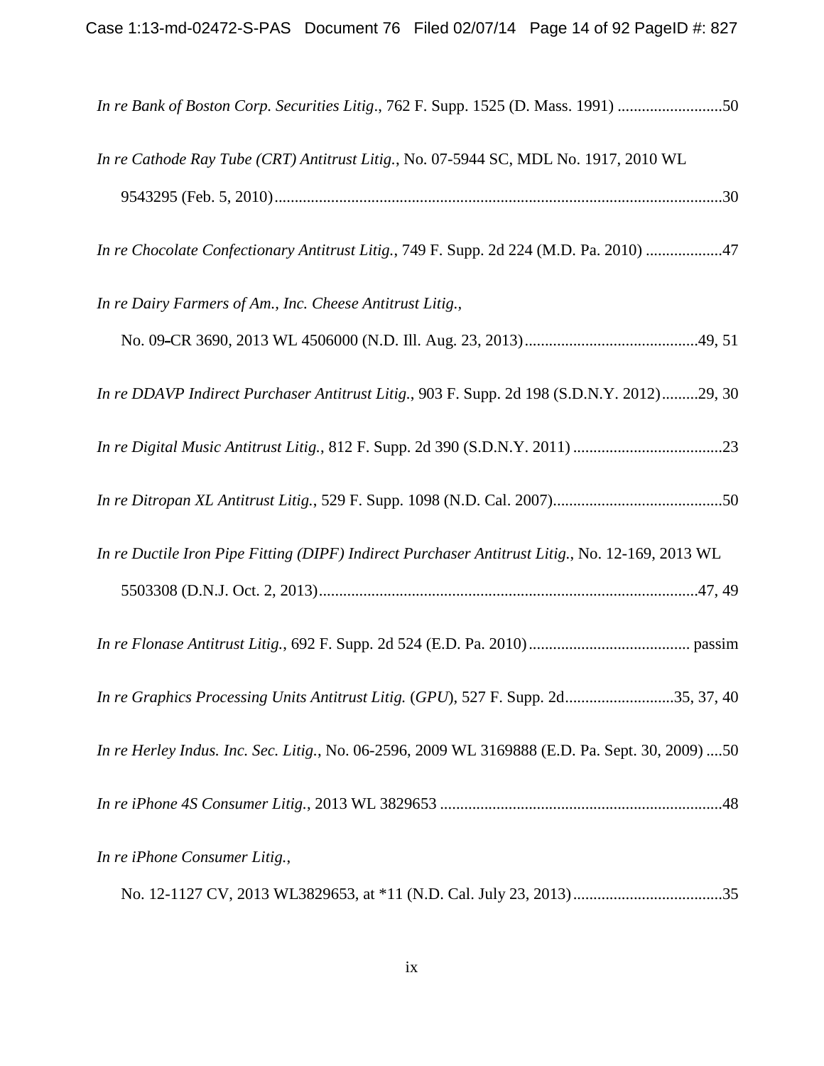*In re Bank of Boston Corp. Securities Litig*., 762 F. Supp. 1525 (D. Mass. 1991) ..........................50

*In re Cathode Ray Tube (CRT) Antitrust Litig.*, No. 07-5944 SC, MDL No. 1917, 2010 WL 9543295 (Feb. 5, 2010)..............................................................................................................30

*In re Chocolate Confectionary Antitrust Litig.*, 749 F. Supp. 2d 224 (M.D. Pa. 2010) ...................47

*In re Dairy Farmers of Am., Inc. Cheese Antitrust Litig.*, No. 09-CR 3690, 2013 WL 4506000 (N.D. Ill. Aug. 23, 2013)...........................................49, 51

*In re DDAVP Indirect Purchaser Antitrust Litig.*, 903 F. Supp. 2d 198 (S.D.N.Y. 2012).........29, 30

*In re Digital Music Antitrust Litig.*, 812 F. Supp. 2d 390 (S.D.N.Y. 2011) .....................................23

*In re Ditropan XL Antitrust Litig.*, 529 F. Supp. 1098 (N.D. Cal. 2007)..........................................50

*In re Ductile Iron Pipe Fitting (DIPF) Indirect Purchaser Antitrust Litig.*, No. 12-169, 2013 WL 5503308 (D.N.J. Oct. 2, 2013).............................................................................................47, 49

*In re Flonase Antitrust Litig.*, 692 F. Supp. 2d 524 (E.D. Pa. 2010)........................................ passim

*In re Graphics Processing Units Antitrust Litig.* (*GPU*), 527 F. Supp. 2d...........................35, 37, 40

*In re Herley Indus. Inc. Sec. Litig.*, No. 06-2596, 2009 WL 3169888 (E.D. Pa. Sept. 30, 2009) ....50

*In re iPhone 4S Consumer Litig.*, 2013 WL 3829653 .....................................................................48

*In re iPhone Consumer Litig.*, No. 12-1127 CV, 2013 WL3829653, at *11 (N.D. Cal. July 23, 2013).....................................35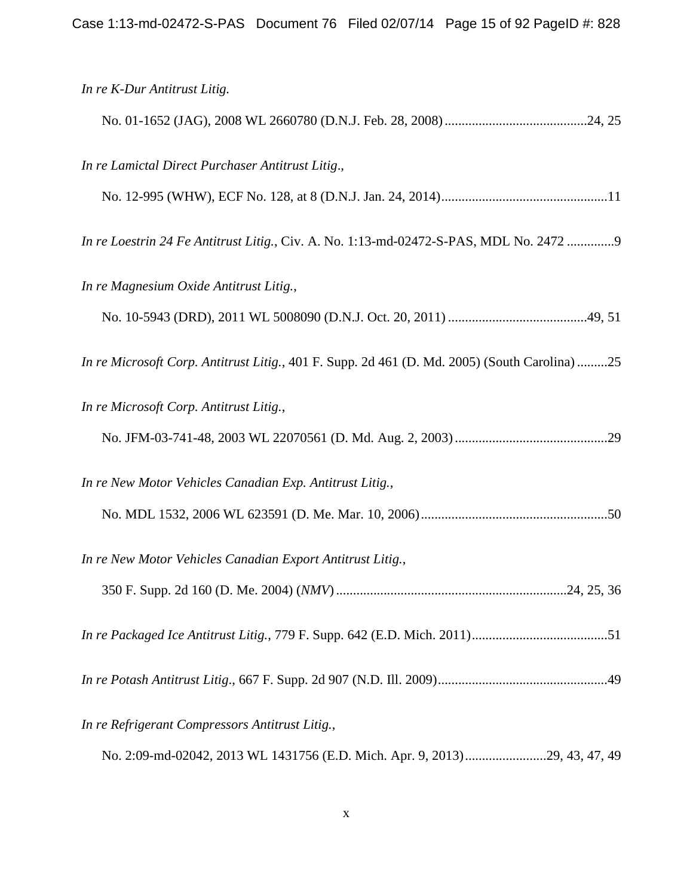*In re K-Dur Antitrust Litig.*

No. 01-1652 (JAG), 2008 WL 2660780 (D.N.J. Feb. 28, 2008)..........................................24, 25

*In re Lamictal Direct Purchaser Antitrust Litig*.,

No. 12-995 (WHW), ECF No. 128, at 8 (D.N.J. Jan. 24, 2014).................................................11

*In re Loestrin 24 Fe Antitrust Litig.*, Civ. A. No. 1:13-md-02472-S-PAS, MDL No. 2472 ..............9

*In re Magnesium Oxide Antitrust Litig.*,

No. 10-5943 (DRD), 2011 WL 5008090 (D.N.J. Oct. 20, 2011) .........................................49, 51

*In re Microsoft Corp. Antitrust Litig.*, 401 F. Supp. 2d 461 (D. Md. 2005) (South Carolina) .........25

*In re Microsoft Corp. Antitrust Litig.*,

No. JFM-03-741-48, 2003 WL 22070561 (D. Md. Aug. 2, 2003).............................................29

*In re New Motor Vehicles Canadian Exp. Antitrust Litig.*,

No. MDL 1532, 2006 WL 623591 (D. Me. Mar. 10, 2006).......................................................50

*In re New Motor Vehicles Canadian Export Antitrust Litig.*,

350 F. Supp. 2d 160 (D. Me. 2004) (*NMV*) ....................................................................24, 25, 36

*In re Packaged Ice Antitrust Litig.*, 779 F. Supp. 642 (E.D. Mich. 2011)........................................51

*In re Potash Antitrust Litig*., 667 F. Supp. 2d 907 (N.D. Ill. 2009).................................................49

*In re Refrigerant Compressors Antitrust Litig.*,

No. 2:09-md-02042, 2013 WL 1431756 (E.D. Mich. Apr. 9, 2013)........................29, 43, 47, 49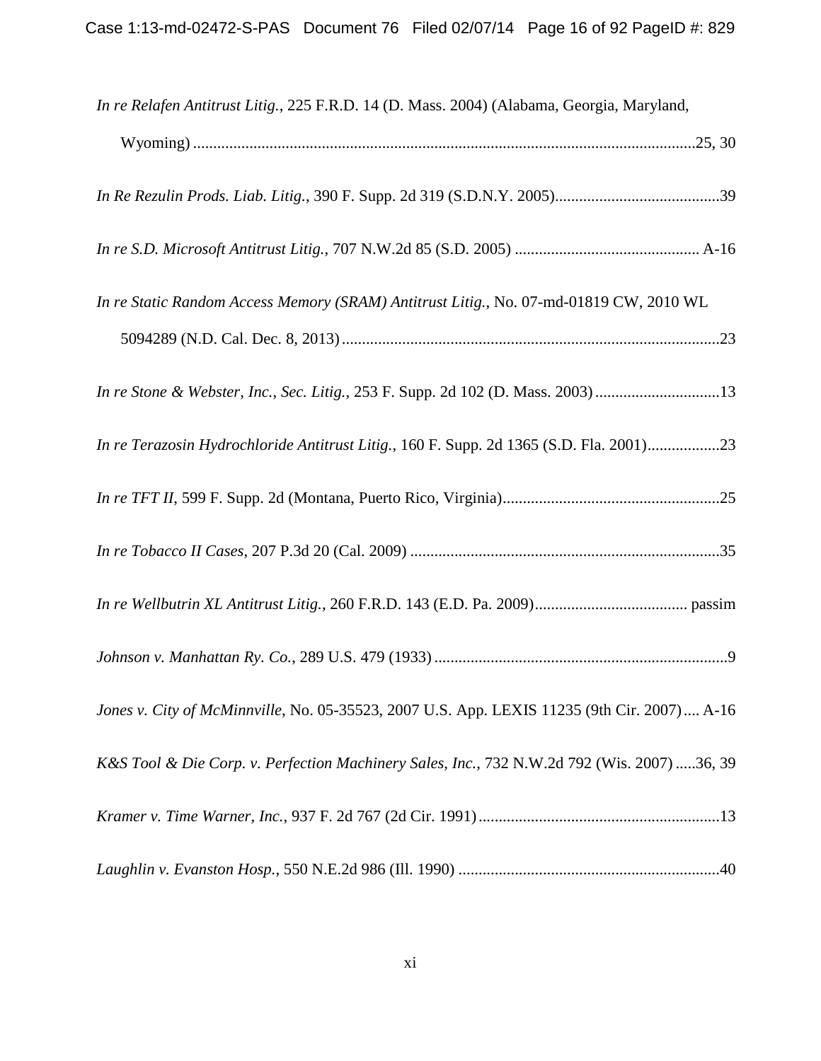*In re Relafen Antitrust Litig.*, 225 F.R.D. 14 (D. Mass. 2004) (Alabama, Georgia, Maryland, Wyoming) ....................25, 30

*In Re Rezulin Prods. Liab. Litig.*, 390 F. Supp. 2d 319 (S.D.N.Y. 2005)....................39

*In re S.D. Microsoft Antitrust Litig.*, 707 N.W.2d 85 (S.D. 2005) .................... A-16

*In re Static Random Access Memory (SRAM) Antitrust Litig.*, No. 07-md-01819 CW, 2010 WL 5094289 (N.D. Cal. Dec. 8, 2013)....................23

*In re Stone & Webster, Inc., Sec. Litig.*, 253 F. Supp. 2d 102 (D. Mass. 2003)....................13

*In re Terazosin Hydrochloride Antitrust Litig.*, 160 F. Supp. 2d 1365 (S.D. Fla. 2001)....................23

*In re TFT II*, 599 F. Supp. 2d (Montana, Puerto Rico, Virginia)....................25

*In re Tobacco II Cases*, 207 P.3d 20 (Cal. 2009) ....................35

*In re Wellbutrin XL Antitrust Litig.*, 260 F.R.D. 143 (E.D. Pa. 2009).................... passim

*Johnson v. Manhattan Ry. Co.*, 289 U.S. 479 (1933)....................9

*Jones v. City of McMinnville*, No. 05-35523, 2007 U.S. App. LEXIS 11235 (9th Cir. 2007).... A-16

*K&S Tool & Die Corp. v. Perfection Machinery Sales, Inc.*, 732 N.W.2d 792 (Wis. 2007).....36, 39

*Kramer v. Time Warner, Inc.*, 937 F. 2d 767 (2d Cir. 1991)....................13

*Laughlin v. Evanston Hosp.*, 550 N.E.2d 986 (Ill. 1990) ....................40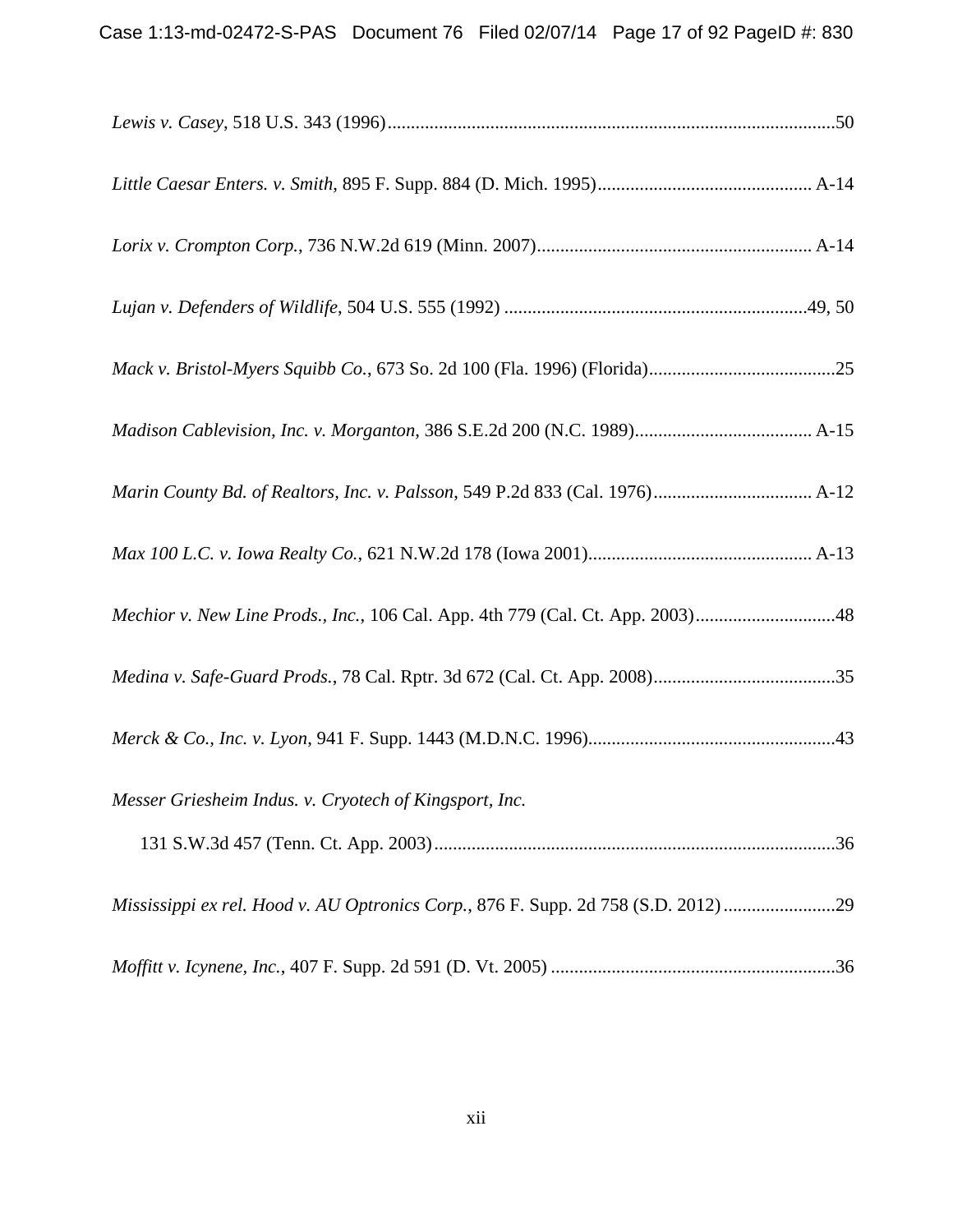*Lewis v. Casey*, 518 U.S. 343 (1996)................................................................................................50

*Little Caesar Enters. v. Smith*, 895 F. Supp. 884 (D. Mich. 1995).............................................. A-14

*Lorix v. Crompton Corp.*, 736 N.W.2d 619 (Minn. 2007)........................................................... A-14

*Lujan v. Defenders of Wildlife*, 504 U.S. 555 (1992) ................................................................49, 50

*Mack v. Bristol-Myers Squibb Co.*, 673 So. 2d 100 (Fla. 1996) (Florida)........................................25

*Madison Cablevision, Inc. v. Morganton*, 386 S.E.2d 200 (N.C. 1989)...................................... A-15

*Marin County Bd. of Realtors, Inc. v. Palsson*, 549 P.2d 833 (Cal. 1976).................................. A-12

*Max 100 L.C. v. Iowa Realty Co.*, 621 N.W.2d 178 (Iowa 2001)................................................ A-13

*Mechior v. New Line Prods., Inc.*, 106 Cal. App. 4th 779 (Cal. Ct. App. 2003).............................48

*Medina v. Safe-Guard Prods.*, 78 Cal. Rptr. 3d 672 (Cal. Ct. App. 2008).......................................35

*Merck & Co., Inc. v. Lyon*, 941 F. Supp. 1443 (M.D.N.C. 1996).....................................................43

*Messer Griesheim Indus. v. Cryotech of Kingsport, Inc.*
  131 S.W.3d 457 (Tenn. Ct. App. 2003)......................................................................................36

*Mississippi ex rel. Hood v. AU Optronics Corp.*, 876 F. Supp. 2d 758 (S.D. 2012)........................29

*Moffitt v. Icynene, Inc.*, 407 F. Supp. 2d 591 (D. Vt. 2005) ............................................................36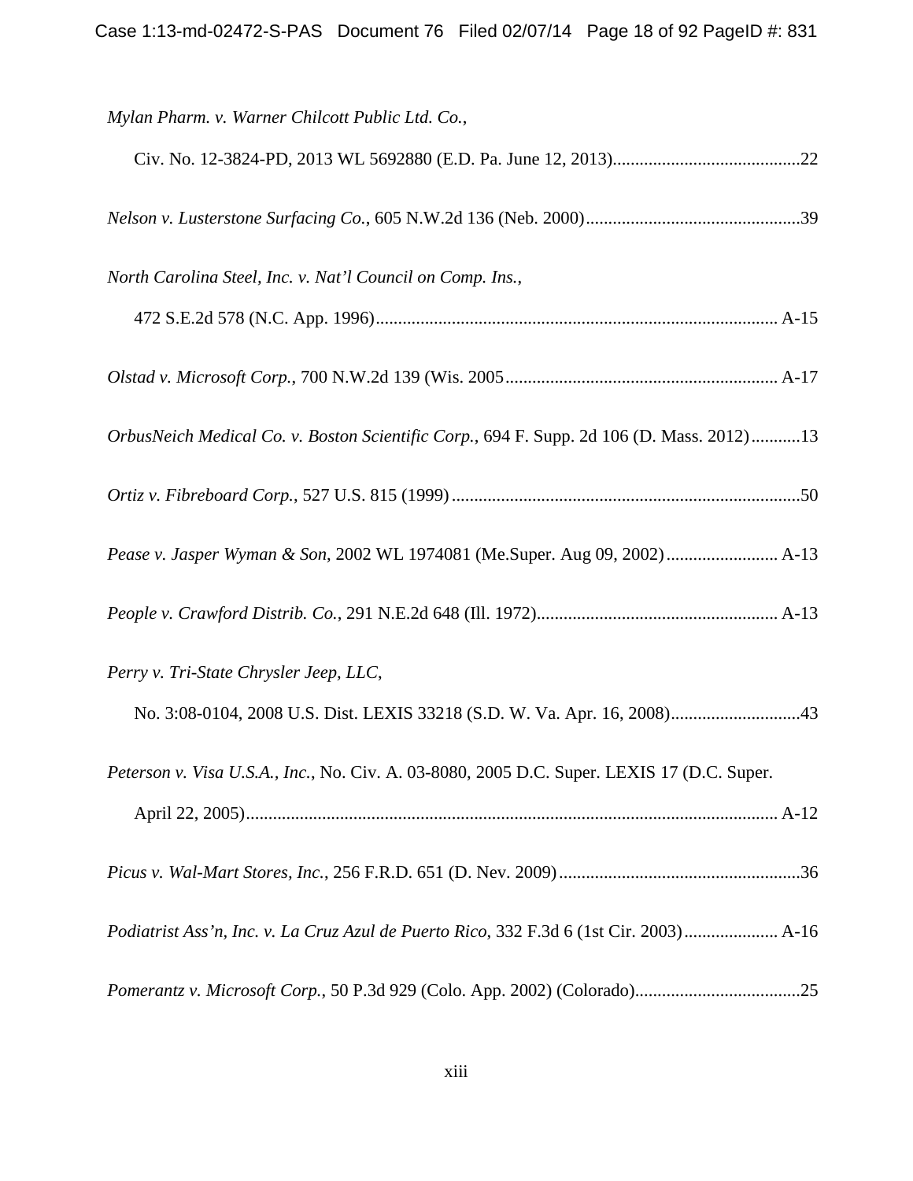*Mylan Pharm. v. Warner Chilcott Public Ltd. Co.*,
Civ. No. 12-3824-PD, 2013 WL 5692880 (E.D. Pa. June 12, 2013)..........................................22

*Nelson v. Lusterstone Surfacing Co.*, 605 N.W.2d 136 (Neb. 2000)................................................39

*North Carolina Steel, Inc. v. Nat'l Council on Comp. Ins.*,
472 S.E.2d 578 (N.C. App. 1996).......................................................................................... A-15

*Olstad v. Microsoft Corp.*, 700 N.W.2d 139 (Wis. 2005............................................................ A-17

*OrbusNeich Medical Co. v. Boston Scientific Corp.*, 694 F. Supp. 2d 106 (D. Mass. 2012)...........13

*Ortiz v. Fibreboard Corp.*, 527 U.S. 815 (1999)..............................................................................50

*Pease v. Jasper Wyman & Son*, 2002 WL 1974081 (Me.Super. Aug 09, 2002)......................... A-13

*People v. Crawford Distrib. Co.*, 291 N.E.2d 648 (Ill. 1972)...................................................... A-13

*Perry v. Tri-State Chrysler Jeep, LLC*,
No. 3:08-0104, 2008 U.S. Dist. LEXIS 33218 (S.D. W. Va. Apr. 16, 2008).............................43

*Peterson v. Visa U.S.A., Inc.*, No. Civ. A. 03-8080, 2005 D.C. Super. LEXIS 17 (D.C. Super. April 22, 2005)...................................................................................................................... A-12

*Picus v. Wal-Mart Stores, Inc.*, 256 F.R.D. 651 (D. Nev. 2009)......................................................36

*Podiatrist Ass'n, Inc. v. La Cruz Azul de Puerto Rico*, 332 F.3d 6 (1st Cir. 2003)..................... A-16

*Pomerantz v. Microsoft Corp.*, 50 P.3d 929 (Colo. App. 2002) (Colorado).....................................25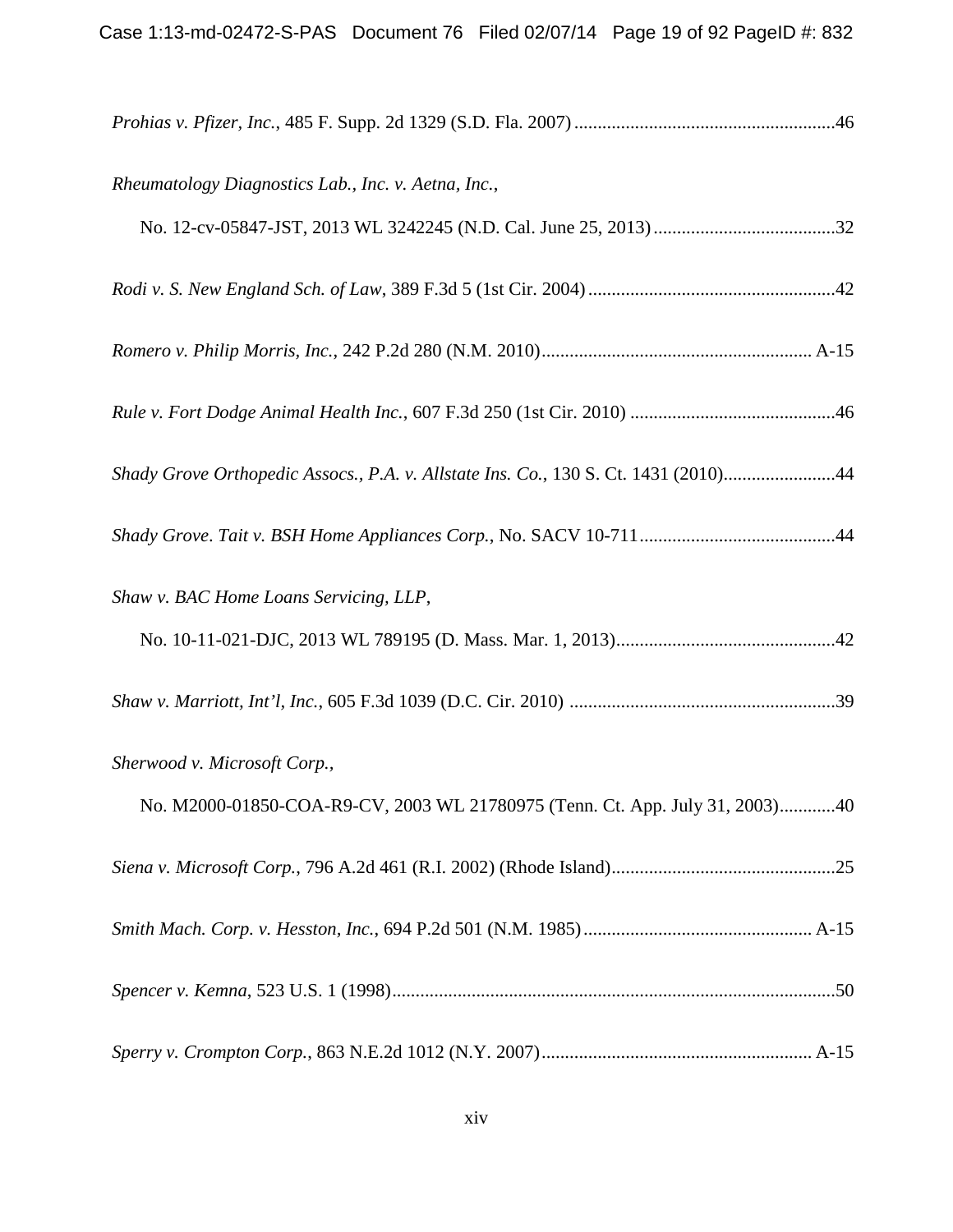*Prohias v. Pfizer, Inc.*, 485 F. Supp. 2d 1329 (S.D. Fla. 2007) ........................................................46

*Rheumatology Diagnostics Lab., Inc. v. Aetna, Inc.*,

No. 12-cv-05847-JST, 2013 WL 3242245 (N.D. Cal. June 25, 2013) .......................................32

*Rodi v. S. New England Sch. of Law*, 389 F.3d 5 (1st Cir. 2004) .....................................................42

*Romero v. Philip Morris, Inc.*, 242 P.2d 280 (N.M. 2010)........................................................... A-15

*Rule v. Fort Dodge Animal Health Inc.*, 607 F.3d 250 (1st Cir. 2010) ............................................46

*Shady Grove Orthopedic Assocs., P.A. v. Allstate Ins. Co.*, 130 S. Ct. 1431 (2010)........................44

*Shady Grove*. *Tait v. BSH Home Appliances Corp.*, No. SACV 10-711..........................................44

*Shaw v. BAC Home Loans Servicing, LLP*,

No. 10-11-021-DJC, 2013 WL 789195 (D. Mass. Mar. 1, 2013)...............................................42

*Shaw v. Marriott, Int'l, Inc.*, 605 F.3d 1039 (D.C. Cir. 2010) .........................................................39

*Sherwood v. Microsoft Corp.*,

No. M2000-01850-COA-R9-CV, 2003 WL 21780975 (Tenn. Ct. App. July 31, 2003)............40

*Siena v. Microsoft Corp.*, 796 A.2d 461 (R.I. 2002) (Rhode Island)................................................25

*Smith Mach. Corp. v. Hesston, Inc.*, 694 P.2d 501 (N.M. 1985)................................................. A-15

*Spencer v. Kemna*, 523 U.S. 1 (1998)...............................................................................................50

*Sperry v. Crompton Corp.*, 863 N.E.2d 1012 (N.Y. 2007).......................................................... A-15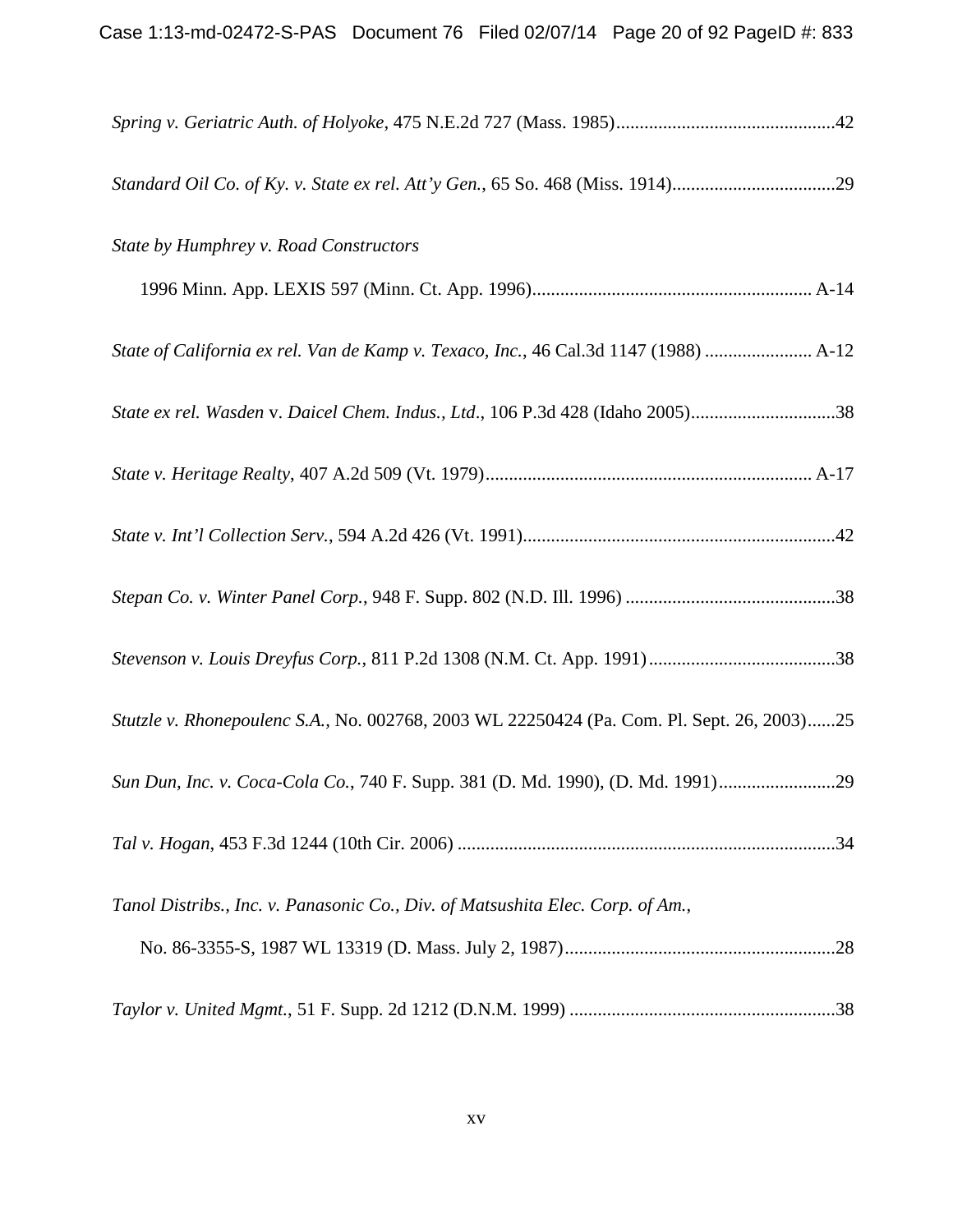*Spring v. Geriatric Auth. of Holyoke*, 475 N.E.2d 727 (Mass. 1985)...............................................42

*Standard Oil Co. of Ky. v. State ex rel. Att'y Gen.*, 65 So. 468 (Miss. 1914)...................................29

*State by Humphrey v. Road Constructors*
  1996 Minn. App. LEXIS 597 (Minn. Ct. App. 1996)............................................................ A-14

*State of California ex rel. Van de Kamp v. Texaco, Inc.*, 46 Cal.3d 1147 (1988) ....................... A-12

*State ex rel. Wasden* v. *Daicel Chem. Indus., Ltd*., 106 P.3d 428 (Idaho 2005)...............................38

*State v. Heritage Realty*, 407 A.2d 509 (Vt. 1979)...................................................................... A-17

*State v. Int'l Collection Serv.*, 594 A.2d 426 (Vt. 1991)...................................................................42

*Stepan Co. v. Winter Panel Corp.*, 948 F. Supp. 802 (N.D. Ill. 1996) .............................................38

*Stevenson v. Louis Dreyfus Corp.*, 811 P.2d 1308 (N.M. Ct. App. 1991)........................................38

*Stutzle v. Rhonepoulenc S.A.,* No. 002768, 2003 WL 22250424 (Pa. Com. Pl. Sept. 26, 2003)......25

*Sun Dun, Inc. v. Coca-Cola Co.*, 740 F. Supp. 381 (D. Md. 1990), (D. Md. 1991).........................29

*Tal v. Hogan*, 453 F.3d 1244 (10th Cir. 2006) .................................................................................34

*Tanol Distribs., Inc. v. Panasonic Co., Div. of Matsushita Elec. Corp. of Am.*,
  No. 86-3355-S, 1987 WL 13319 (D. Mass. July 2, 1987)..........................................................28

*Taylor v. United Mgmt.*, 51 F. Supp. 2d 1212 (D.N.M. 1999) .........................................................38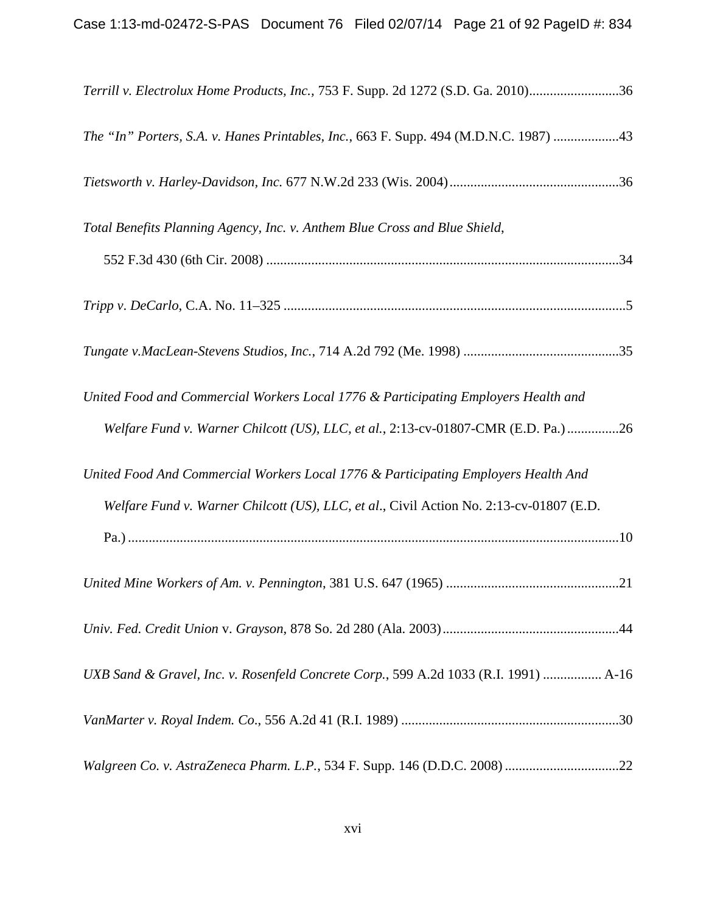*Terrill v. Electrolux Home Products, Inc.*, 753 F. Supp. 2d 1272 (S.D. Ga. 2010)..........................36

*The "In" Porters, S.A. v. Hanes Printables, Inc.*, 663 F. Supp. 494 (M.D.N.C. 1987) ...................43

*Tietsworth v. Harley-Davidson, Inc.* 677 N.W.2d 233 (Wis. 2004).................................................36

*Total Benefits Planning Agency, Inc. v. Anthem Blue Cross and Blue Shield*,
552 F.3d 430 (6th Cir. 2008) ......................................................................................................34

*Tripp v. DeCarlo*, C.A. No. 11–325 ...................................................................................................5

*Tungate v.MacLean-Stevens Studios, Inc.*, 714 A.2d 792 (Me. 1998) .............................................35

*United Food and Commercial Workers Local 1776 & Participating Employers Health and Welfare Fund v. Warner Chilcott (US), LLC, et al.*, 2:13-cv-01807-CMR (E.D. Pa.) ...............26

*United Food And Commercial Workers Local 1776 & Participating Employers Health And Welfare Fund v. Warner Chilcott (US), LLC, et al*., Civil Action No. 2:13-cv-01807 (E.D. Pa.) ............................................................................................................................................10

*United Mine Workers of Am. v. Pennington*, 381 U.S. 647 (1965) ..................................................21

*Univ. Fed. Credit Union* v. *Grayson*, 878 So. 2d 280 (Ala. 2003)...................................................44

*UXB Sand & Gravel, Inc. v. Rosenfeld Concrete Corp.*, 599 A.2d 1033 (R.I. 1991) ................. A-16

*VanMarter v. Royal Indem. Co*., 556 A.2d 41 (R.I. 1989) ...............................................................30

*Walgreen Co. v. AstraZeneca Pharm. L.P.*, 534 F. Supp. 146 (D.D.C. 2008) .................................22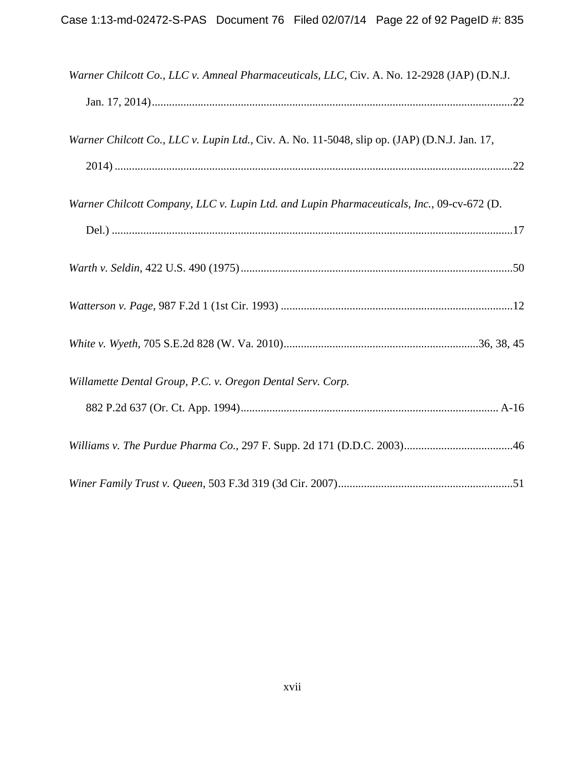*Warner Chilcott Co., LLC v. Amneal Pharmaceuticals, LLC*, Civ. A. No. 12-2928 (JAP) (D.N.J. Jan. 17, 2014)....................................................................................................................22

*Warner Chilcott Co., LLC v. Lupin Ltd.*, Civ. A. No. 11-5048, slip op. (JAP) (D.N.J. Jan. 17, 2014).........................................................................................................................22

*Warner Chilcott Company, LLC v. Lupin Ltd. and Lupin Pharmaceuticals, Inc.*, 09-cv-672 (D. Del.)...........................................................................................................................17

*Warth v. Seldin*, 422 U.S. 490 (1975)...............................................................................50

*Watterson v. Page*, 987 F.2d 1 (1st Cir. 1993)...................................................................12

*White v. Wyeth*, 705 S.E.2d 828 (W. Va. 2010)....................................................36, 38, 45

*Willamette Dental Group, P.C. v. Oregon Dental Serv. Corp.* 882 P.2d 637 (Or. Ct. App. 1994)................................................................................A-16

*Williams v. The Purdue Pharma Co.*, 297 F. Supp. 2d 171 (D.D.C. 2003)........................46

*Winer Family Trust v. Queen*, 503 F.3d 319 (3d Cir. 2007)..............................................51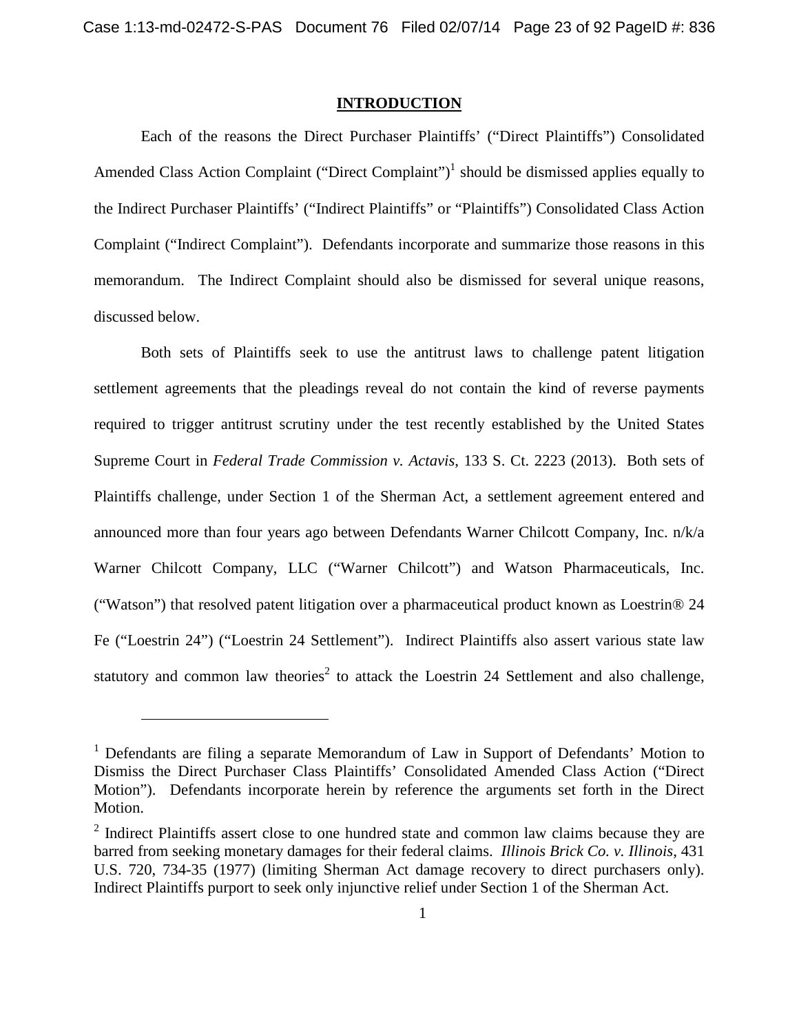## INTRODUCTION

Each of the reasons the Direct Purchaser Plaintiffs' ("Direct Plaintiffs") Consolidated Amended Class Action Complaint ("Direct Complaint")[1] should be dismissed applies equally to the Indirect Purchaser Plaintiffs' ("Indirect Plaintiffs" or "Plaintiffs") Consolidated Class Action Complaint ("Indirect Complaint"). Defendants incorporate and summarize those reasons in this memorandum. The Indirect Complaint should also be dismissed for several unique reasons, discussed below.

Both sets of Plaintiffs seek to use the antitrust laws to challenge patent litigation settlement agreements that the pleadings reveal do not contain the kind of reverse payments required to trigger antitrust scrutiny under the test recently established by the United States Supreme Court in *Federal Trade Commission v. Actavis*, 133 S. Ct. 2223 (2013). Both sets of Plaintiffs challenge, under Section 1 of the Sherman Act, a settlement agreement entered and announced more than four years ago between Defendants Warner Chilcott Company, Inc. n/k/a Warner Chilcott Company, LLC ("Warner Chilcott") and Watson Pharmaceuticals, Inc. ("Watson") that resolved patent litigation over a pharmaceutical product known as Loestrin® 24 Fe ("Loestrin 24") ("Loestrin 24 Settlement"). Indirect Plaintiffs also assert various state law statutory and common law theories[2] to attack the Loestrin 24 Settlement and also challenge,

---

[1] Defendants are filing a separate Memorandum of Law in Support of Defendants' Motion to Dismiss the Direct Purchaser Class Plaintiffs' Consolidated Amended Class Action ("Direct Motion"). Defendants incorporate herein by reference the arguments set forth in the Direct Motion.

[2] Indirect Plaintiffs assert close to one hundred state and common law claims because they are barred from seeking monetary damages for their federal claims. *Illinois Brick Co. v. Illinois*, 431 U.S. 720, 734-35 (1977) (limiting Sherman Act damage recovery to direct purchasers only). Indirect Plaintiffs purport to seek only injunctive relief under Section 1 of the Sherman Act.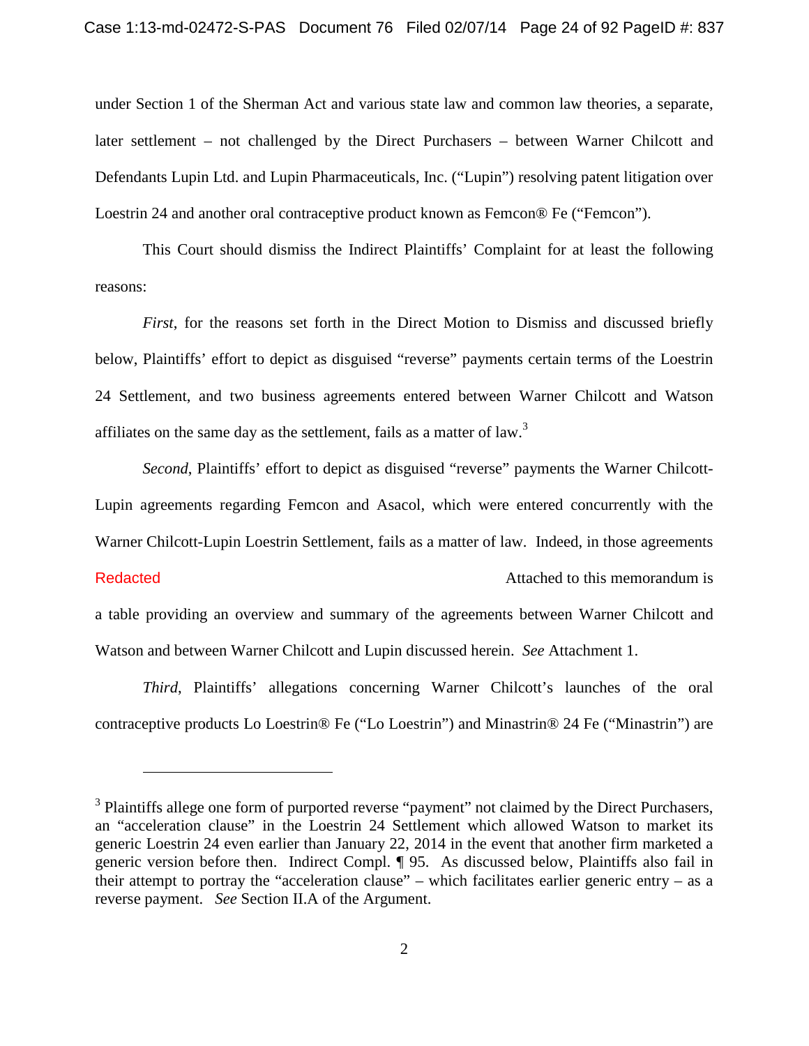under Section 1 of the Sherman Act and various state law and common law theories, a separate, later settlement – not challenged by the Direct Purchasers – between Warner Chilcott and Defendants Lupin Ltd. and Lupin Pharmaceuticals, Inc. ("Lupin") resolving patent litigation over Loestrin 24 and another oral contraceptive product known as Femcon® Fe ("Femcon").

This Court should dismiss the Indirect Plaintiffs' Complaint for at least the following reasons:

*First*, for the reasons set forth in the Direct Motion to Dismiss and discussed briefly below, Plaintiffs' effort to depict as disguised "reverse" payments certain terms of the Loestrin 24 Settlement, and two business agreements entered between Warner Chilcott and Watson affiliates on the same day as the settlement, fails as a matter of law.[3]

*Second*, Plaintiffs' effort to depict as disguised "reverse" payments the Warner Chilcott-Lupin agreements regarding Femcon and Asacol, which were entered concurrently with the Warner Chilcott-Lupin Loestrin Settlement, fails as a matter of law. Indeed, in those agreements

Redacted Attached to this memorandum is a table providing an overview and summary of the agreements between Warner Chilcott and Watson and between Warner Chilcott and Lupin discussed herein. *See* Attachment 1.

*Third*, Plaintiffs' allegations concerning Warner Chilcott's launches of the oral contraceptive products Lo Loestrin® Fe ("Lo Loestrin") and Minastrin® 24 Fe ("Minastrin") are

---

[3] Plaintiffs allege one form of purported reverse "payment" not claimed by the Direct Purchasers, an "acceleration clause" in the Loestrin 24 Settlement which allowed Watson to market its generic Loestrin 24 even earlier than January 22, 2014 in the event that another firm marketed a generic version before then. Indirect Compl. ¶ 95. As discussed below, Plaintiffs also fail in their attempt to portray the "acceleration clause" – which facilitates earlier generic entry – as a reverse payment. *See* Section II.A of the Argument.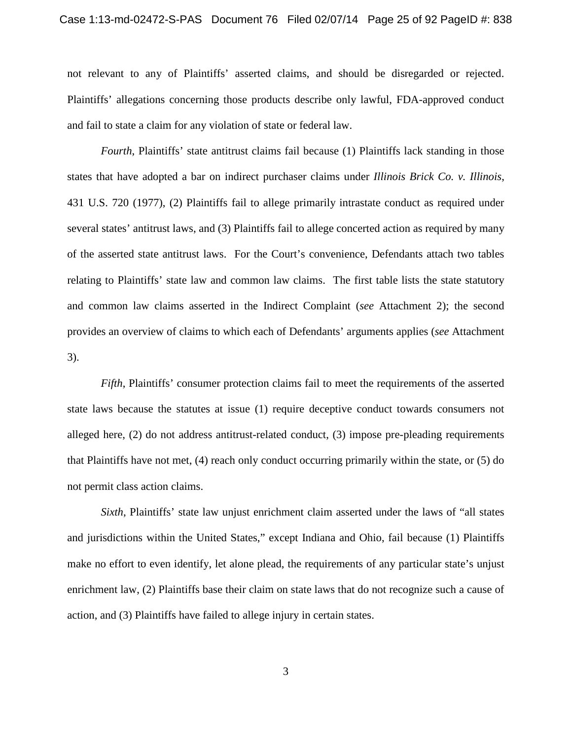not relevant to any of Plaintiffs' asserted claims, and should be disregarded or rejected. Plaintiffs' allegations concerning those products describe only lawful, FDA-approved conduct and fail to state a claim for any violation of state or federal law.

*Fourth*, Plaintiffs' state antitrust claims fail because (1) Plaintiffs lack standing in those states that have adopted a bar on indirect purchaser claims under *Illinois Brick Co. v. Illinois*, 431 U.S. 720 (1977), (2) Plaintiffs fail to allege primarily intrastate conduct as required under several states' antitrust laws, and (3) Plaintiffs fail to allege concerted action as required by many of the asserted state antitrust laws. For the Court's convenience, Defendants attach two tables relating to Plaintiffs' state law and common law claims. The first table lists the state statutory and common law claims asserted in the Indirect Complaint (*see* Attachment 2); the second provides an overview of claims to which each of Defendants' arguments applies (*see* Attachment 3).

*Fifth*, Plaintiffs' consumer protection claims fail to meet the requirements of the asserted state laws because the statutes at issue (1) require deceptive conduct towards consumers not alleged here, (2) do not address antitrust-related conduct, (3) impose pre-pleading requirements that Plaintiffs have not met, (4) reach only conduct occurring primarily within the state, or (5) do not permit class action claims.

*Sixth*, Plaintiffs' state law unjust enrichment claim asserted under the laws of "all states and jurisdictions within the United States," except Indiana and Ohio, fail because (1) Plaintiffs make no effort to even identify, let alone plead, the requirements of any particular state's unjust enrichment law, (2) Plaintiffs base their claim on state laws that do not recognize such a cause of action, and (3) Plaintiffs have failed to allege injury in certain states.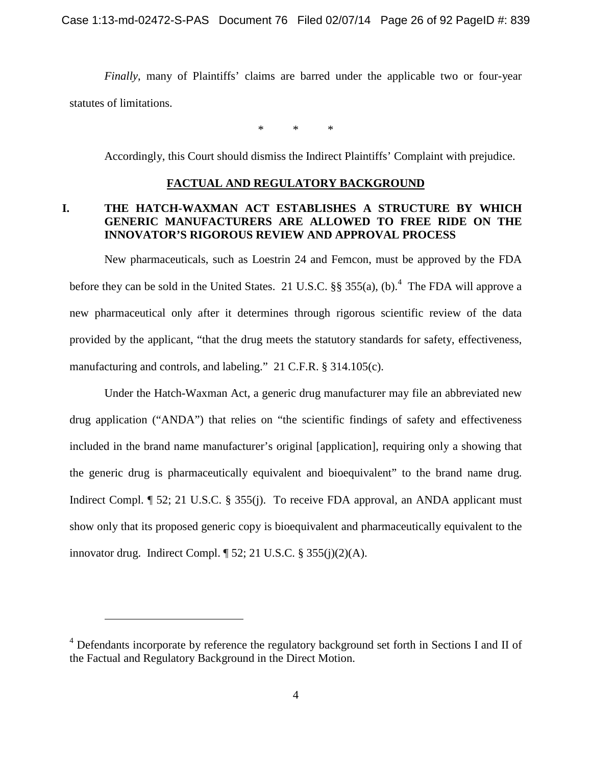*Finally*, many of Plaintiffs' claims are barred under the applicable two or four-year statutes of limitations.

\*          \*          \*

Accordingly, this Court should dismiss the Indirect Plaintiffs' Complaint with prejudice.

## FACTUAL AND REGULATORY BACKGROUND

### I. THE HATCH-WAXMAN ACT ESTABLISHES A STRUCTURE BY WHICH GENERIC MANUFACTURERS ARE ALLOWED TO FREE RIDE ON THE INNOVATOR'S RIGOROUS REVIEW AND APPROVAL PROCESS

New pharmaceuticals, such as Loestrin 24 and Femcon, must be approved by the FDA before they can be sold in the United States. 21 U.S.C. §§ 355(a), (b).[4] The FDA will approve a new pharmaceutical only after it determines through rigorous scientific review of the data provided by the applicant, "that the drug meets the statutory standards for safety, effectiveness, manufacturing and controls, and labeling." 21 C.F.R. § 314.105(c).

Under the Hatch-Waxman Act, a generic drug manufacturer may file an abbreviated new drug application ("ANDA") that relies on "the scientific findings of safety and effectiveness included in the brand name manufacturer's original [application], requiring only a showing that the generic drug is pharmaceutically equivalent and bioequivalent" to the brand name drug. Indirect Compl. ¶ 52; 21 U.S.C. § 355(j). To receive FDA approval, an ANDA applicant must show only that its proposed generic copy is bioequivalent and pharmaceutically equivalent to the innovator drug. Indirect Compl. ¶ 52; 21 U.S.C. § 355(j)(2)(A).

---

[4] Defendants incorporate by reference the regulatory background set forth in Sections I and II of the Factual and Regulatory Background in the Direct Motion.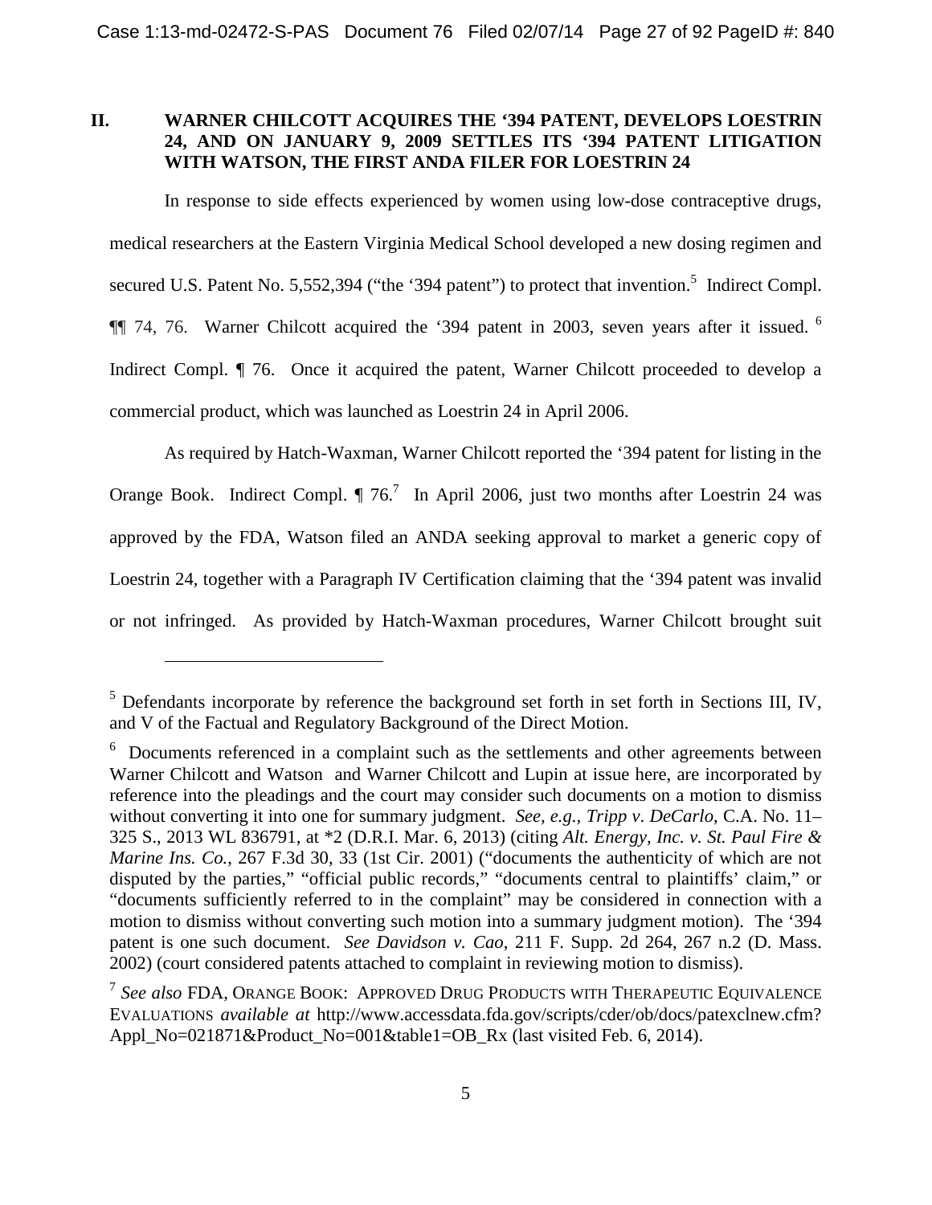## II. WARNER CHILCOTT ACQUIRES THE '394 PATENT, DEVELOPS LOESTRIN 24, AND ON JANUARY 9, 2009 SETTLES ITS '394 PATENT LITIGATION WITH WATSON, THE FIRST ANDA FILER FOR LOESTRIN 24

In response to side effects experienced by women using low-dose contraceptive drugs, medical researchers at the Eastern Virginia Medical School developed a new dosing regimen and secured U.S. Patent No. 5,552,394 ("the '394 patent") to protect that invention.[5] Indirect Compl. ¶¶ 74, 76. Warner Chilcott acquired the '394 patent in 2003, seven years after it issued.[6] Indirect Compl. ¶ 76. Once it acquired the patent, Warner Chilcott proceeded to develop a commercial product, which was launched as Loestrin 24 in April 2006.

As required by Hatch-Waxman, Warner Chilcott reported the '394 patent for listing in the Orange Book. Indirect Compl. ¶ 76.[7] In April 2006, just two months after Loestrin 24 was approved by the FDA, Watson filed an ANDA seeking approval to market a generic copy of Loestrin 24, together with a Paragraph IV Certification claiming that the '394 patent was invalid or not infringed. As provided by Hatch-Waxman procedures, Warner Chilcott brought suit

---

[5] Defendants incorporate by reference the background set forth in set forth in Sections III, IV, and V of the Factual and Regulatory Background of the Direct Motion.

[6] Documents referenced in a complaint such as the settlements and other agreements between Warner Chilcott and Watson and Warner Chilcott and Lupin at issue here, are incorporated by reference into the pleadings and the court may consider such documents on a motion to dismiss without converting it into one for summary judgment. *See, e.g.*, *Tripp v. DeCarlo*, C.A. No. 11–325 S., 2013 WL 836791, at *2 (D.R.I. Mar. 6, 2013) (citing *Alt. Energy, Inc. v. St. Paul Fire & Marine Ins. Co.*, 267 F.3d 30, 33 (1st Cir. 2001) ("documents the authenticity of which are not disputed by the parties," "official public records," "documents central to plaintiffs' claim," or "documents sufficiently referred to in the complaint" may be considered in connection with a motion to dismiss without converting such motion into a summary judgment motion). The '394 patent is one such document. *See Davidson v. Cao*, 211 F. Supp. 2d 264, 267 n.2 (D. Mass. 2002) (court considered patents attached to complaint in reviewing motion to dismiss).

[7] *See also* FDA, ORANGE BOOK: APPROVED DRUG PRODUCTS WITH THERAPEUTIC EQUIVALENCE EVALUATIONS *available at* http://www.accessdata.fda.gov/scripts/cder/ob/docs/patexclnew.cfm?Appl_No=021871&Product_No=001&table1=OB_Rx (last visited Feb. 6, 2014).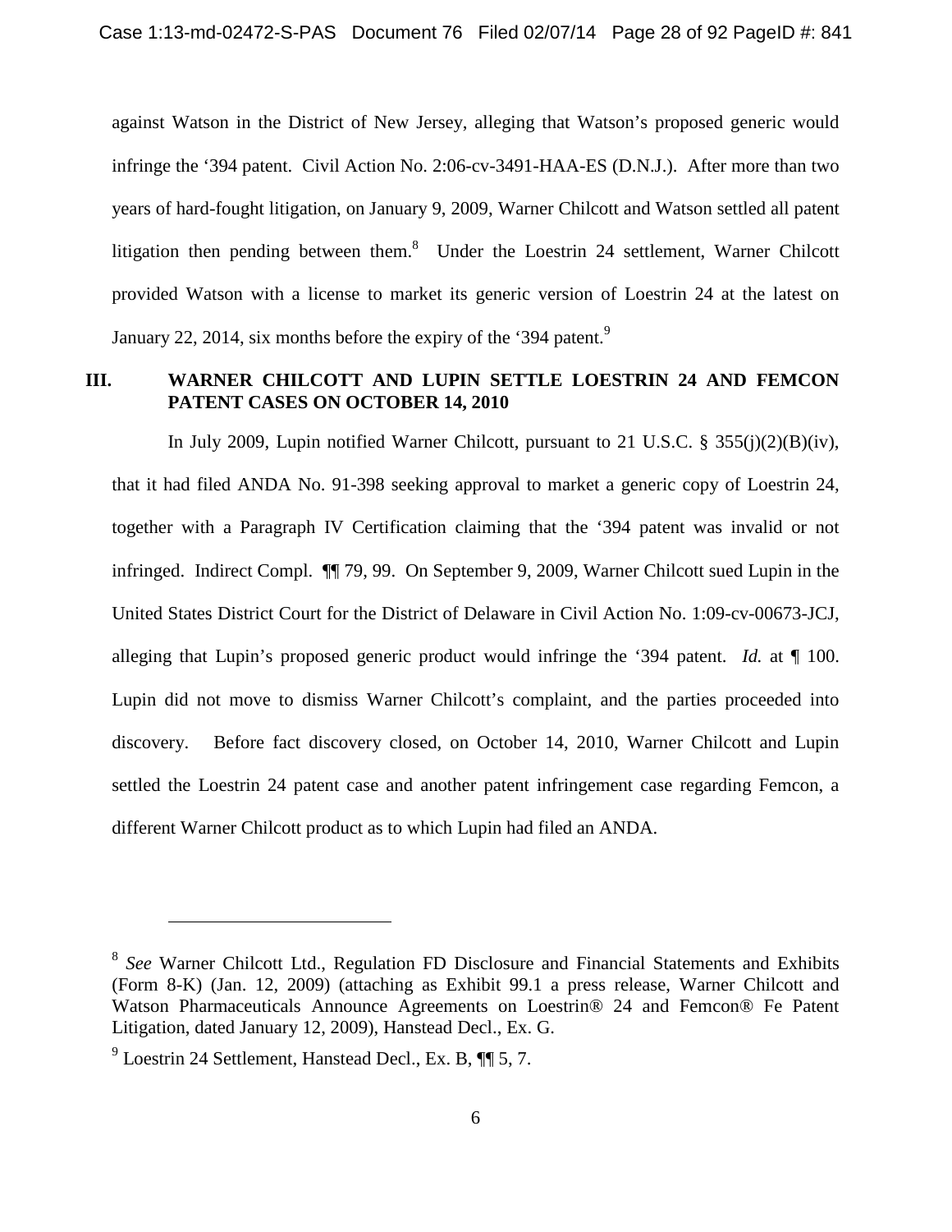against Watson in the District of New Jersey, alleging that Watson's proposed generic would infringe the '394 patent. Civil Action No. 2:06-cv-3491-HAA-ES (D.N.J.). After more than two years of hard-fought litigation, on January 9, 2009, Warner Chilcott and Watson settled all patent litigation then pending between them.[8] Under the Loestrin 24 settlement, Warner Chilcott provided Watson with a license to market its generic version of Loestrin 24 at the latest on January 22, 2014, six months before the expiry of the '394 patent.[9]

## III. WARNER CHILCOTT AND LUPIN SETTLE LOESTRIN 24 AND FEMCON PATENT CASES ON OCTOBER 14, 2010

In July 2009, Lupin notified Warner Chilcott, pursuant to 21 U.S.C. § 355(j)(2)(B)(iv), that it had filed ANDA No. 91-398 seeking approval to market a generic copy of Loestrin 24, together with a Paragraph IV Certification claiming that the '394 patent was invalid or not infringed. Indirect Compl. ¶¶ 79, 99. On September 9, 2009, Warner Chilcott sued Lupin in the United States District Court for the District of Delaware in Civil Action No. 1:09-cv-00673-JCJ, alleging that Lupin's proposed generic product would infringe the '394 patent. *Id.* at ¶ 100. Lupin did not move to dismiss Warner Chilcott's complaint, and the parties proceeded into discovery. Before fact discovery closed, on October 14, 2010, Warner Chilcott and Lupin settled the Loestrin 24 patent case and another patent infringement case regarding Femcon, a different Warner Chilcott product as to which Lupin had filed an ANDA.

---

[8] *See* Warner Chilcott Ltd., Regulation FD Disclosure and Financial Statements and Exhibits (Form 8-K) (Jan. 12, 2009) (attaching as Exhibit 99.1 a press release, Warner Chilcott and Watson Pharmaceuticals Announce Agreements on Loestrin® 24 and Femcon® Fe Patent Litigation, dated January 12, 2009), Hanstead Decl., Ex. G.

[9] Loestrin 24 Settlement, Hanstead Decl., Ex. B, ¶¶ 5, 7.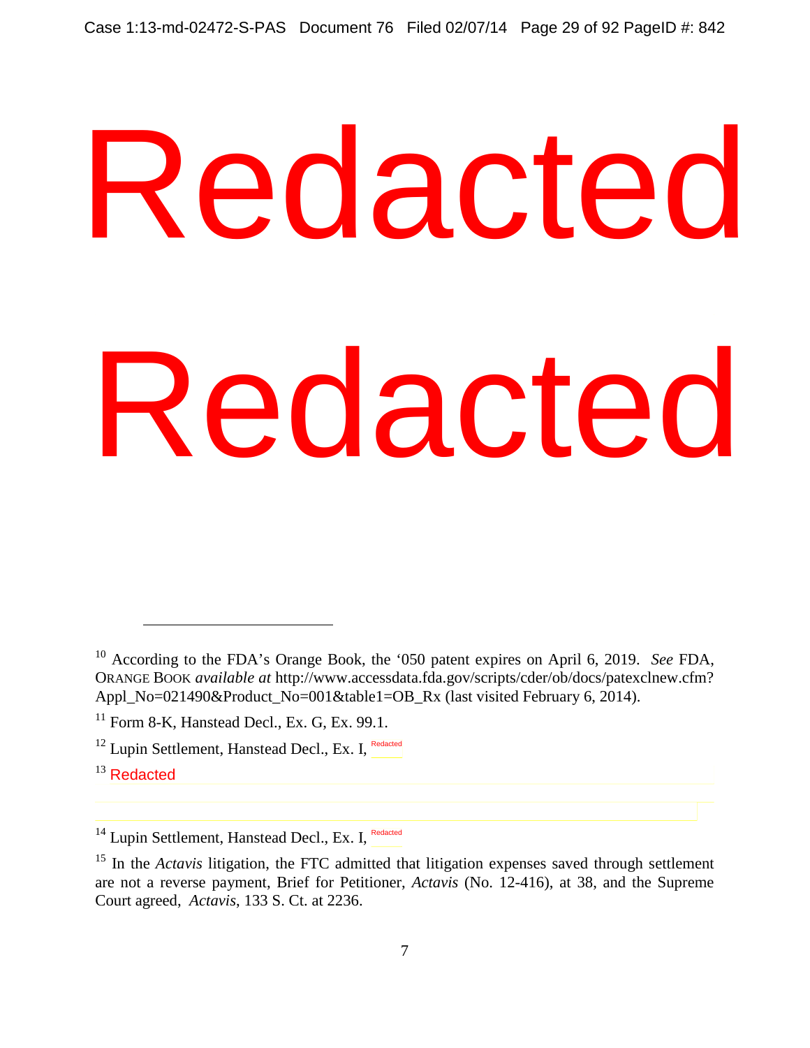Redacted

Redacted

---

[10] According to the FDA's Orange Book, the '050 patent expires on April 6, 2019. *See* FDA, ORANGE BOOK *available at* http://www.accessdata.fda.gov/scripts/cder/ob/docs/patexclnew.cfm?Appl_No=021490&Product_No=001&table1=OB_Rx (last visited February 6, 2014).

[11] Form 8-K, Hanstead Decl., Ex. G, Ex. 99.1.

[12] Lupin Settlement, Hanstead Decl., Ex. I, Redacted

[13] Redacted

[14] Lupin Settlement, Hanstead Decl., Ex. I, Redacted

[15] In the *Actavis* litigation, the FTC admitted that litigation expenses saved through settlement are not a reverse payment, Brief for Petitioner, *Actavis* (No. 12-416), at 38, and the Supreme Court agreed, *Actavis*, 133 S. Ct. at 2236.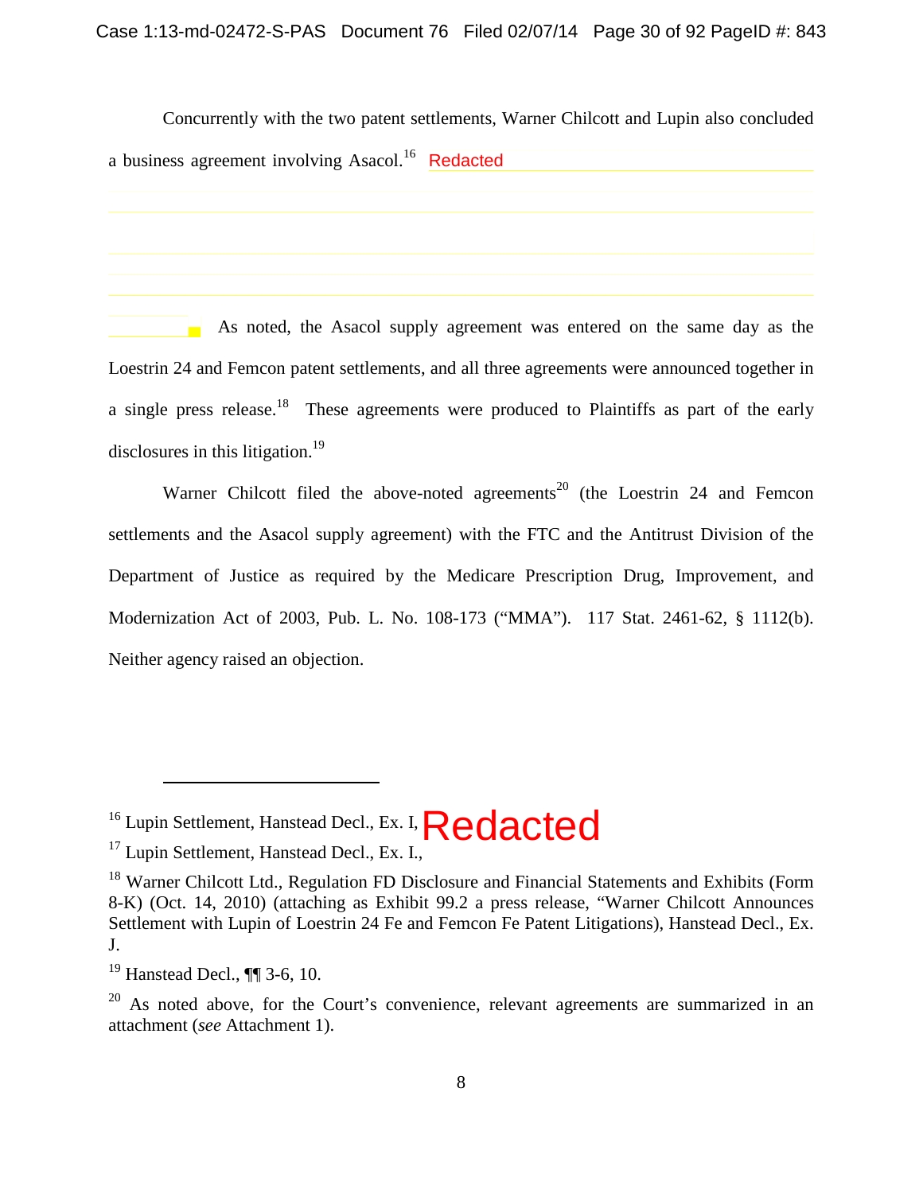Concurrently with the two patent settlements, Warner Chilcott and Lupin also concluded a business agreement involving Asacol.[16] Redacted

As noted, the Asacol supply agreement was entered on the same day as the Loestrin 24 and Femcon patent settlements, and all three agreements were announced together in a single press release.[18] These agreements were produced to Plaintiffs as part of the early disclosures in this litigation.[19]

Warner Chilcott filed the above-noted agreements[20] (the Loestrin 24 and Femcon settlements and the Asacol supply agreement) with the FTC and the Antitrust Division of the Department of Justice as required by the Medicare Prescription Drug, Improvement, and Modernization Act of 2003, Pub. L. No. 108-173 ("MMA"). 117 Stat. 2461-62, § 1112(b). Neither agency raised an objection.

---

[16] Lupin Settlement, Hanstead Decl., Ex. I, Redacted

[17] Lupin Settlement, Hanstead Decl., Ex. I.,

[18] Warner Chilcott Ltd., Regulation FD Disclosure and Financial Statements and Exhibits (Form 8-K) (Oct. 14, 2010) (attaching as Exhibit 99.2 a press release, "Warner Chilcott Announces Settlement with Lupin of Loestrin 24 Fe and Femcon Fe Patent Litigations), Hanstead Decl., Ex. J.

[19] Hanstead Decl., ¶¶ 3-6, 10.

[20] As noted above, for the Court's convenience, relevant agreements are summarized in an attachment (*see* Attachment 1).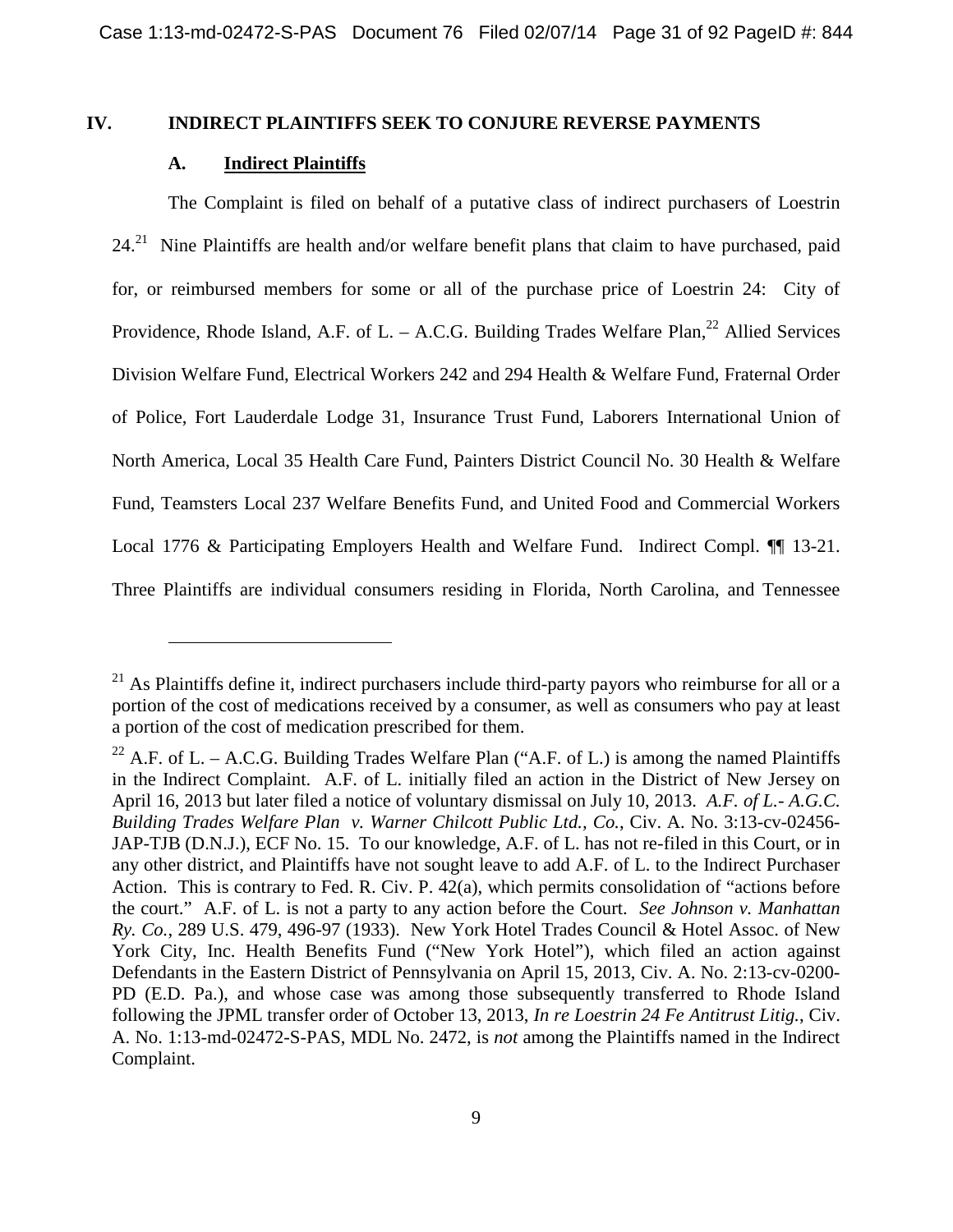## IV. INDIRECT PLAINTIFFS SEEK TO CONJURE REVERSE PAYMENTS

### A. Indirect Plaintiffs

The Complaint is filed on behalf of a putative class of indirect purchasers of Loestrin 24.[21] Nine Plaintiffs are health and/or welfare benefit plans that claim to have purchased, paid for, or reimbursed members for some or all of the purchase price of Loestrin 24: City of Providence, Rhode Island, A.F. of L. – A.C.G. Building Trades Welfare Plan,[22] Allied Services Division Welfare Fund, Electrical Workers 242 and 294 Health & Welfare Fund, Fraternal Order of Police, Fort Lauderdale Lodge 31, Insurance Trust Fund, Laborers International Union of North America, Local 35 Health Care Fund, Painters District Council No. 30 Health & Welfare Fund, Teamsters Local 237 Welfare Benefits Fund, and United Food and Commercial Workers Local 1776 & Participating Employers Health and Welfare Fund. Indirect Compl. ¶¶ 13-21. Three Plaintiffs are individual consumers residing in Florida, North Carolina, and Tennessee

---

[21] As Plaintiffs define it, indirect purchasers include third-party payors who reimburse for all or a portion of the cost of medications received by a consumer, as well as consumers who pay at least a portion of the cost of medication prescribed for them.

[22] A.F. of L. – A.C.G. Building Trades Welfare Plan ("A.F. of L.) is among the named Plaintiffs in the Indirect Complaint. A.F. of L. initially filed an action in the District of New Jersey on April 16, 2013 but later filed a notice of voluntary dismissal on July 10, 2013. *A.F. of L.- A.G.C. Building Trades Welfare Plan v. Warner Chilcott Public Ltd., Co.*, Civ. A. No. 3:13-cv-02456-JAP-TJB (D.N.J.), ECF No. 15. To our knowledge, A.F. of L. has not re-filed in this Court, or in any other district, and Plaintiffs have not sought leave to add A.F. of L. to the Indirect Purchaser Action. This is contrary to Fed. R. Civ. P. 42(a), which permits consolidation of "actions before the court." A.F. of L. is not a party to any action before the Court. *See Johnson v. Manhattan Ry. Co.*, 289 U.S. 479, 496-97 (1933). New York Hotel Trades Council & Hotel Assoc. of New York City, Inc. Health Benefits Fund ("New York Hotel"), which filed an action against Defendants in the Eastern District of Pennsylvania on April 15, 2013, Civ. A. No. 2:13-cv-0200-PD (E.D. Pa.), and whose case was among those subsequently transferred to Rhode Island following the JPML transfer order of October 13, 2013, *In re Loestrin 24 Fe Antitrust Litig.*, Civ. A. No. 1:13-md-02472-S-PAS, MDL No. 2472, is *not* among the Plaintiffs named in the Indirect Complaint.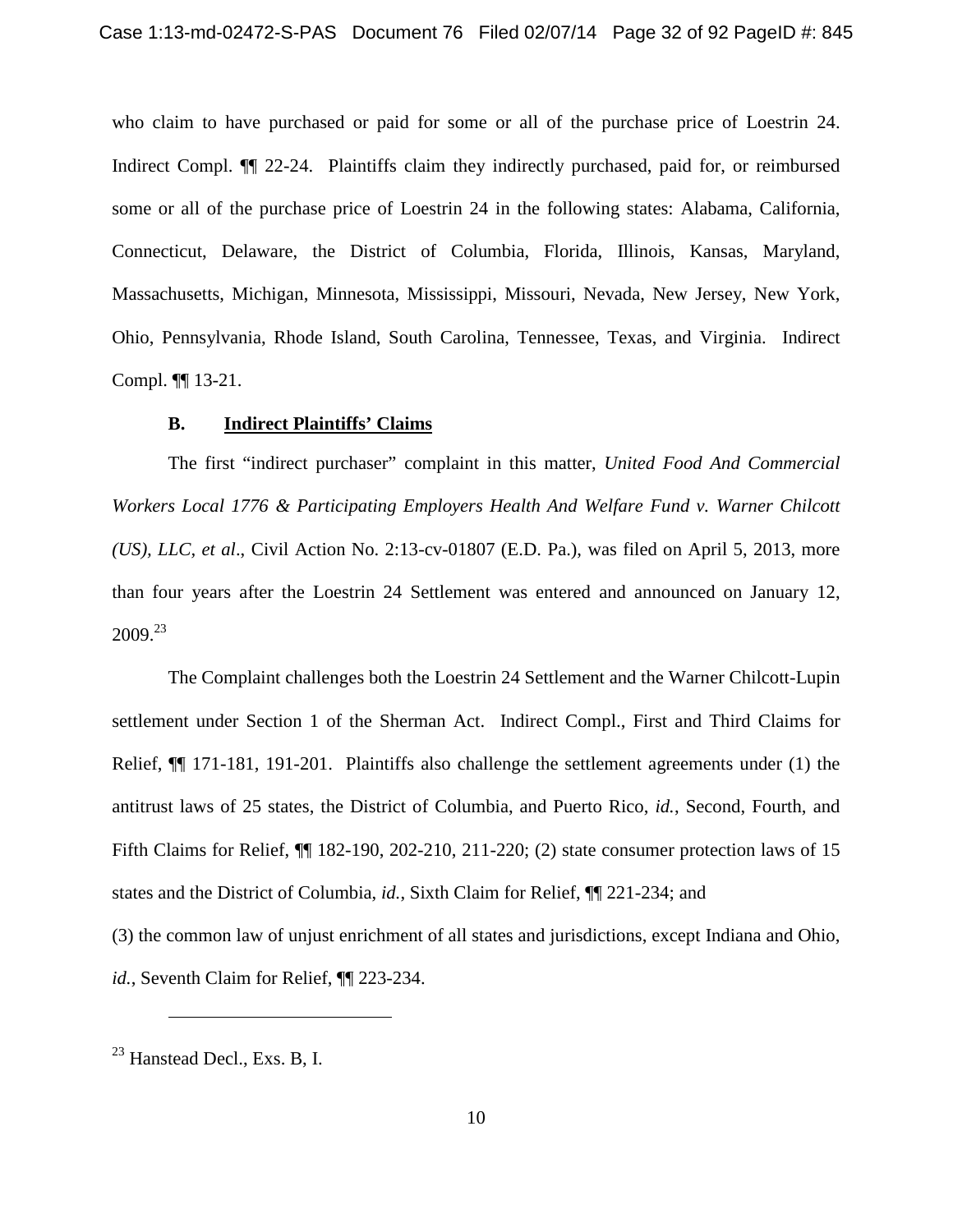who claim to have purchased or paid for some or all of the purchase price of Loestrin 24. Indirect Compl. ¶¶ 22-24. Plaintiffs claim they indirectly purchased, paid for, or reimbursed some or all of the purchase price of Loestrin 24 in the following states: Alabama, California, Connecticut, Delaware, the District of Columbia, Florida, Illinois, Kansas, Maryland, Massachusetts, Michigan, Minnesota, Mississippi, Missouri, Nevada, New Jersey, New York, Ohio, Pennsylvania, Rhode Island, South Carolina, Tennessee, Texas, and Virginia. Indirect Compl. ¶¶ 13-21.

### B. Indirect Plaintiffs' Claims

The first "indirect purchaser" complaint in this matter, *United Food And Commercial Workers Local 1776 & Participating Employers Health And Welfare Fund v. Warner Chilcott (US), LLC, et al*., Civil Action No. 2:13-cv-01807 (E.D. Pa.), was filed on April 5, 2013, more than four years after the Loestrin 24 Settlement was entered and announced on January 12, 2009.[23]

The Complaint challenges both the Loestrin 24 Settlement and the Warner Chilcott-Lupin settlement under Section 1 of the Sherman Act. Indirect Compl., First and Third Claims for Relief, ¶¶ 171-181, 191-201. Plaintiffs also challenge the settlement agreements under (1) the antitrust laws of 25 states, the District of Columbia, and Puerto Rico, *id.*, Second, Fourth, and Fifth Claims for Relief, ¶¶ 182-190, 202-210, 211-220; (2) state consumer protection laws of 15 states and the District of Columbia, *id.*, Sixth Claim for Relief, ¶¶ 221-234; and

(3) the common law of unjust enrichment of all states and jurisdictions, except Indiana and Ohio, *id.*, Seventh Claim for Relief, ¶¶ 223-234.

---

[23] Hanstead Decl., Exs. B, I.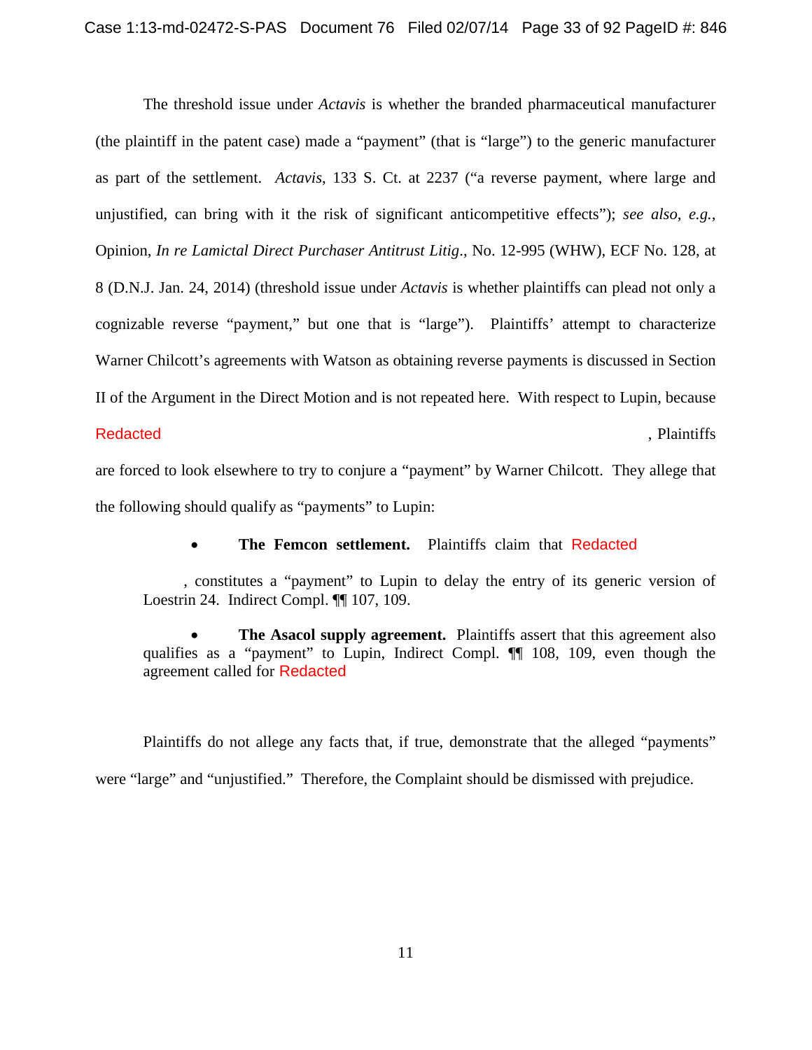The threshold issue under *Actavis* is whether the branded pharmaceutical manufacturer (the plaintiff in the patent case) made a "payment" (that is "large") to the generic manufacturer as part of the settlement. *Actavis*, 133 S. Ct. at 2237 ("a reverse payment, where large and unjustified, can bring with it the risk of significant anticompetitive effects"); *see also, e.g.*, Opinion, *In re Lamictal Direct Purchaser Antitrust Litig*., No. 12-995 (WHW), ECF No. 128, at 8 (D.N.J. Jan. 24, 2014) (threshold issue under *Actavis* is whether plaintiffs can plead not only a cognizable reverse "payment," but one that is "large"). Plaintiffs' attempt to characterize Warner Chilcott's agreements with Watson as obtaining reverse payments is discussed in Section II of the Argument in the Direct Motion and is not repeated here. With respect to Lupin, because Redacted, Plaintiffs are forced to look elsewhere to try to conjure a "payment" by Warner Chilcott. They allege that the following should qualify as "payments" to Lupin:

- **The Femcon settlement.** Plaintiffs claim that Redacted, constitutes a "payment" to Lupin to delay the entry of its generic version of Loestrin 24. Indirect Compl. ¶¶ 107, 109.

- **The Asacol supply agreement.** Plaintiffs assert that this agreement also qualifies as a "payment" to Lupin, Indirect Compl. ¶¶ 108, 109, even though the agreement called for Redacted

Plaintiffs do not allege any facts that, if true, demonstrate that the alleged "payments" were "large" and "unjustified." Therefore, the Complaint should be dismissed with prejudice.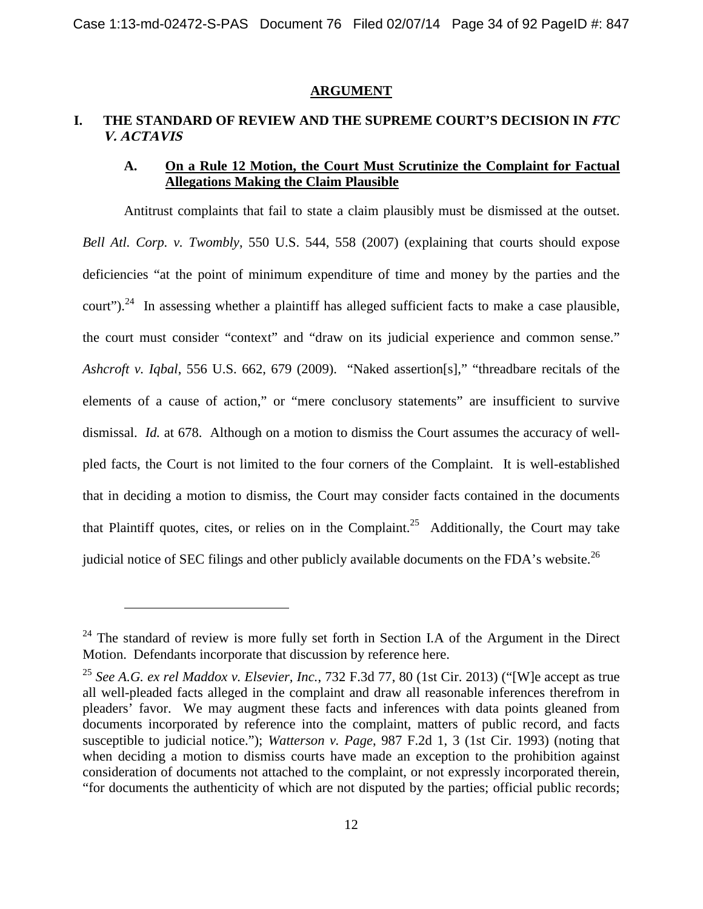## ARGUMENT

### I. THE STANDARD OF REVIEW AND THE SUPREME COURT'S DECISION IN *FTC V. ACTAVIS*

#### A. On a Rule 12 Motion, the Court Must Scrutinize the Complaint for Factual Allegations Making the Claim Plausible

Antitrust complaints that fail to state a claim plausibly must be dismissed at the outset. *Bell Atl. Corp. v. Twombly*, 550 U.S. 544, 558 (2007) (explaining that courts should expose deficiencies "at the point of minimum expenditure of time and money by the parties and the court").[24] In assessing whether a plaintiff has alleged sufficient facts to make a case plausible, the court must consider "context" and "draw on its judicial experience and common sense." *Ashcroft v. Iqbal*, 556 U.S. 662, 679 (2009). "Naked assertion[s]," "threadbare recitals of the elements of a cause of action," or "mere conclusory statements" are insufficient to survive dismissal. *Id.* at 678. Although on a motion to dismiss the Court assumes the accuracy of well-pled facts, the Court is not limited to the four corners of the Complaint. It is well-established that in deciding a motion to dismiss, the Court may consider facts contained in the documents that Plaintiff quotes, cites, or relies on in the Complaint.[25] Additionally, the Court may take judicial notice of SEC filings and other publicly available documents on the FDA's website.[26]

---

[24] The standard of review is more fully set forth in Section I.A of the Argument in the Direct Motion. Defendants incorporate that discussion by reference here.

[25] *See A.G. ex rel Maddox v. Elsevier, Inc.*, 732 F.3d 77, 80 (1st Cir. 2013) ("[W]e accept as true all well-pleaded facts alleged in the complaint and draw all reasonable inferences therefrom in pleaders' favor. We may augment these facts and inferences with data points gleaned from documents incorporated by reference into the complaint, matters of public record, and facts susceptible to judicial notice."); *Watterson v. Page*, 987 F.2d 1, 3 (1st Cir. 1993) (noting that when deciding a motion to dismiss courts have made an exception to the prohibition against consideration of documents not attached to the complaint, or not expressly incorporated therein, "for documents the authenticity of which are not disputed by the parties; official public records;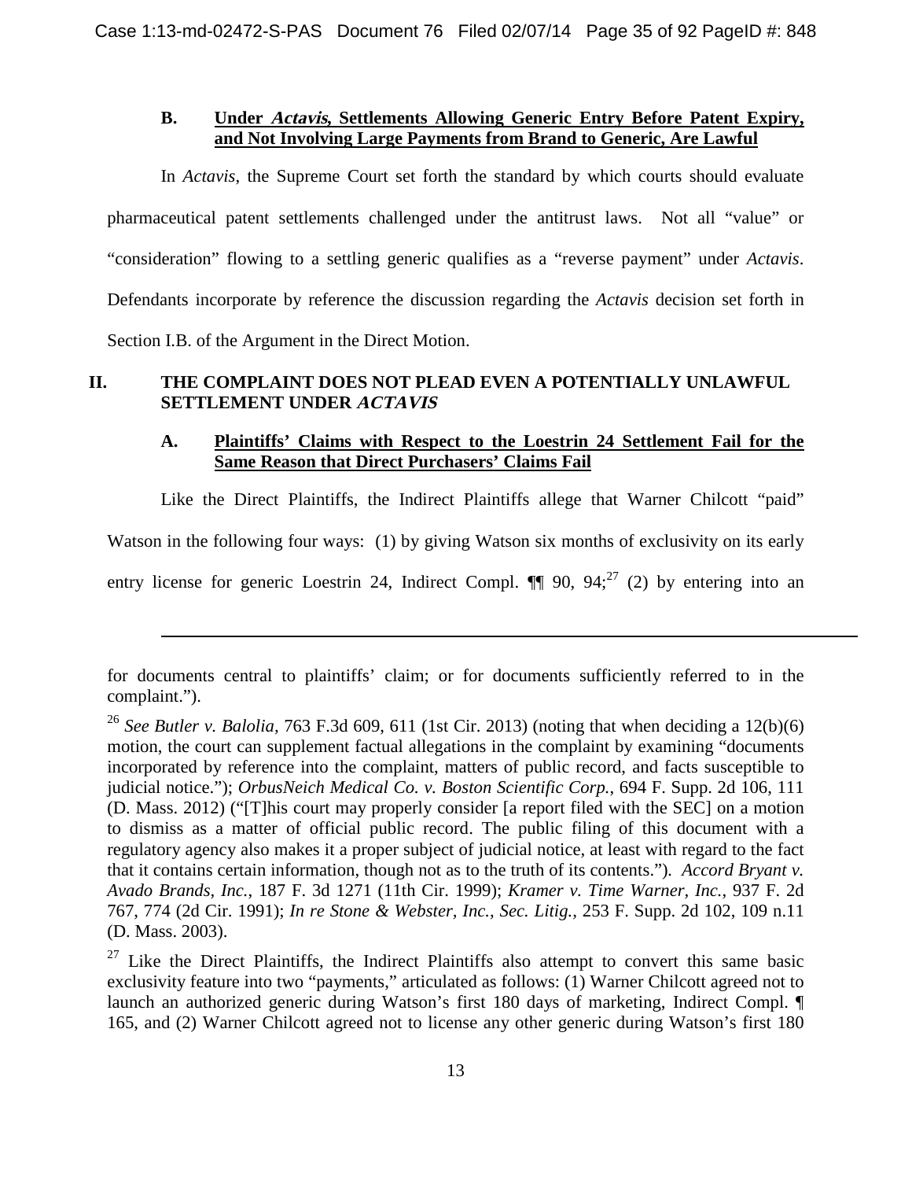### B. Under *Actavis*, Settlements Allowing Generic Entry Before Patent Expiry, and Not Involving Large Payments from Brand to Generic, Are Lawful

In *Actavis*, the Supreme Court set forth the standard by which courts should evaluate pharmaceutical patent settlements challenged under the antitrust laws. Not all "value" or "consideration" flowing to a settling generic qualifies as a "reverse payment" under *Actavis*. Defendants incorporate by reference the discussion regarding the *Actavis* decision set forth in Section I.B. of the Argument in the Direct Motion.

## II. THE COMPLAINT DOES NOT PLEAD EVEN A POTENTIALLY UNLAWFUL SETTLEMENT UNDER *ACTAVIS*

### A. Plaintiffs' Claims with Respect to the Loestrin 24 Settlement Fail for the Same Reason that Direct Purchasers' Claims Fail

Like the Direct Plaintiffs, the Indirect Plaintiffs allege that Warner Chilcott "paid" Watson in the following four ways: (1) by giving Watson six months of exclusivity on its early entry license for generic Loestrin 24, Indirect Compl. ¶¶ 90, 94;[27] (2) by entering into an

---

for documents central to plaintiffs' claim; or for documents sufficiently referred to in the complaint.").

[26] *See Butler v. Balolia,* 763 F.3d 609, 611 (1st Cir. 2013) (noting that when deciding a 12(b)(6) motion, the court can supplement factual allegations in the complaint by examining "documents incorporated by reference into the complaint, matters of public record, and facts susceptible to judicial notice."); *OrbusNeich Medical Co. v. Boston Scientific Corp.*, 694 F. Supp. 2d 106, 111 (D. Mass. 2012) ("[T]his court may properly consider [a report filed with the SEC] on a motion to dismiss as a matter of official public record. The public filing of this document with a regulatory agency also makes it a proper subject of judicial notice, at least with regard to the fact that it contains certain information, though not as to the truth of its contents."). *Accord Bryant v. Avado Brands, Inc.*, 187 F. 3d 1271 (11th Cir. 1999); *Kramer v. Time Warner, Inc.*, 937 F. 2d 767, 774 (2d Cir. 1991); *In re Stone & Webster, Inc., Sec. Litig.,* 253 F. Supp. 2d 102, 109 n.11 (D. Mass. 2003).

[27] Like the Direct Plaintiffs, the Indirect Plaintiffs also attempt to convert this same basic exclusivity feature into two "payments," articulated as follows: (1) Warner Chilcott agreed not to launch an authorized generic during Watson's first 180 days of marketing, Indirect Compl. ¶ 165, and (2) Warner Chilcott agreed not to license any other generic during Watson's first 180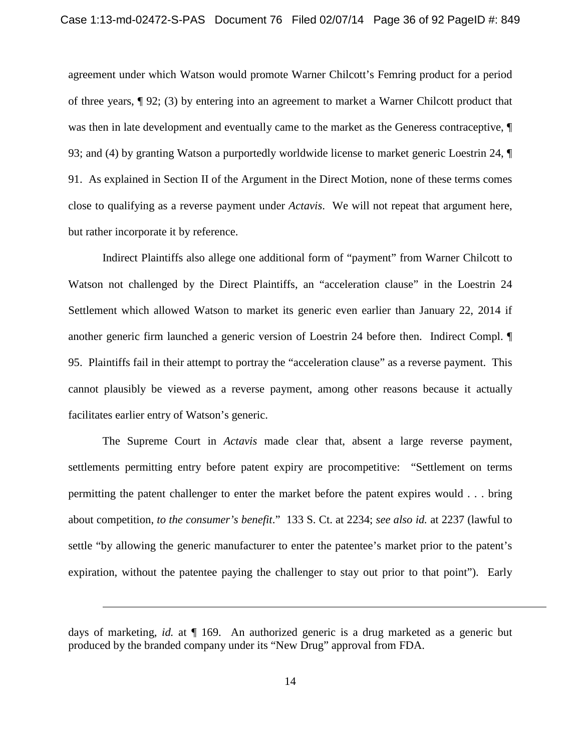agreement under which Watson would promote Warner Chilcott's Femring product for a period of three years, ¶ 92; (3) by entering into an agreement to market a Warner Chilcott product that was then in late development and eventually came to the market as the Generess contraceptive, ¶ 93; and (4) by granting Watson a purportedly worldwide license to market generic Loestrin 24, ¶ 91. As explained in Section II of the Argument in the Direct Motion, none of these terms comes close to qualifying as a reverse payment under *Actavis*. We will not repeat that argument here, but rather incorporate it by reference.

Indirect Plaintiffs also allege one additional form of "payment" from Warner Chilcott to Watson not challenged by the Direct Plaintiffs, an "acceleration clause" in the Loestrin 24 Settlement which allowed Watson to market its generic even earlier than January 22, 2014 if another generic firm launched a generic version of Loestrin 24 before then. Indirect Compl. ¶ 95. Plaintiffs fail in their attempt to portray the "acceleration clause" as a reverse payment. This cannot plausibly be viewed as a reverse payment, among other reasons because it actually facilitates earlier entry of Watson's generic.

The Supreme Court in *Actavis* made clear that, absent a large reverse payment, settlements permitting entry before patent expiry are procompetitive: "Settlement on terms permitting the patent challenger to enter the market before the patent expires would . . . bring about competition, *to the consumer's benefit*." 133 S. Ct. at 2234; *see also id.* at 2237 (lawful to settle "by allowing the generic manufacturer to enter the patentee's market prior to the patent's expiration, without the patentee paying the challenger to stay out prior to that point"). Early

---

days of marketing, *id.* at ¶ 169. An authorized generic is a drug marketed as a generic but produced by the branded company under its "New Drug" approval from FDA.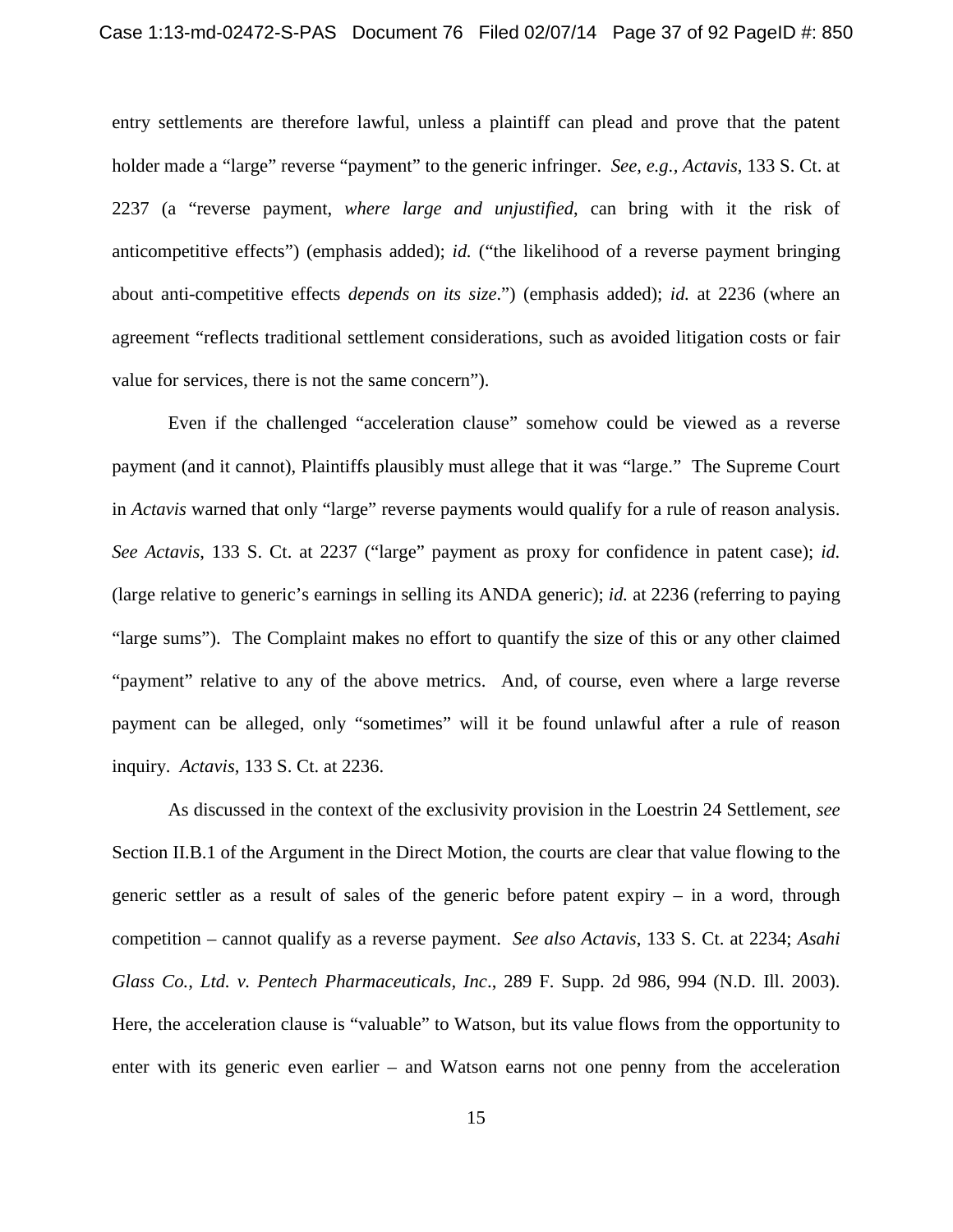entry settlements are therefore lawful, unless a plaintiff can plead and prove that the patent holder made a "large" reverse "payment" to the generic infringer. *See, e.g., Actavis*, 133 S. Ct. at 2237 (a "reverse payment, *where large and unjustified*, can bring with it the risk of anticompetitive effects") (emphasis added); *id.* ("the likelihood of a reverse payment bringing about anti-competitive effects *depends on its size*.") (emphasis added); *id.* at 2236 (where an agreement "reflects traditional settlement considerations, such as avoided litigation costs or fair value for services, there is not the same concern").

Even if the challenged "acceleration clause" somehow could be viewed as a reverse payment (and it cannot), Plaintiffs plausibly must allege that it was "large." The Supreme Court in *Actavis* warned that only "large" reverse payments would qualify for a rule of reason analysis. *See Actavis*, 133 S. Ct. at 2237 ("large" payment as proxy for confidence in patent case); *id.* (large relative to generic's earnings in selling its ANDA generic); *id.* at 2236 (referring to paying "large sums"). The Complaint makes no effort to quantify the size of this or any other claimed "payment" relative to any of the above metrics. And, of course, even where a large reverse payment can be alleged, only "sometimes" will it be found unlawful after a rule of reason inquiry. *Actavis*, 133 S. Ct. at 2236.

As discussed in the context of the exclusivity provision in the Loestrin 24 Settlement, *see* Section II.B.1 of the Argument in the Direct Motion, the courts are clear that value flowing to the generic settler as a result of sales of the generic before patent expiry – in a word, through competition – cannot qualify as a reverse payment. *See also Actavis*, 133 S. Ct. at 2234; *Asahi Glass Co., Ltd. v. Pentech Pharmaceuticals, Inc*., 289 F. Supp. 2d 986, 994 (N.D. Ill. 2003). Here, the acceleration clause is "valuable" to Watson, but its value flows from the opportunity to enter with its generic even earlier – and Watson earns not one penny from the acceleration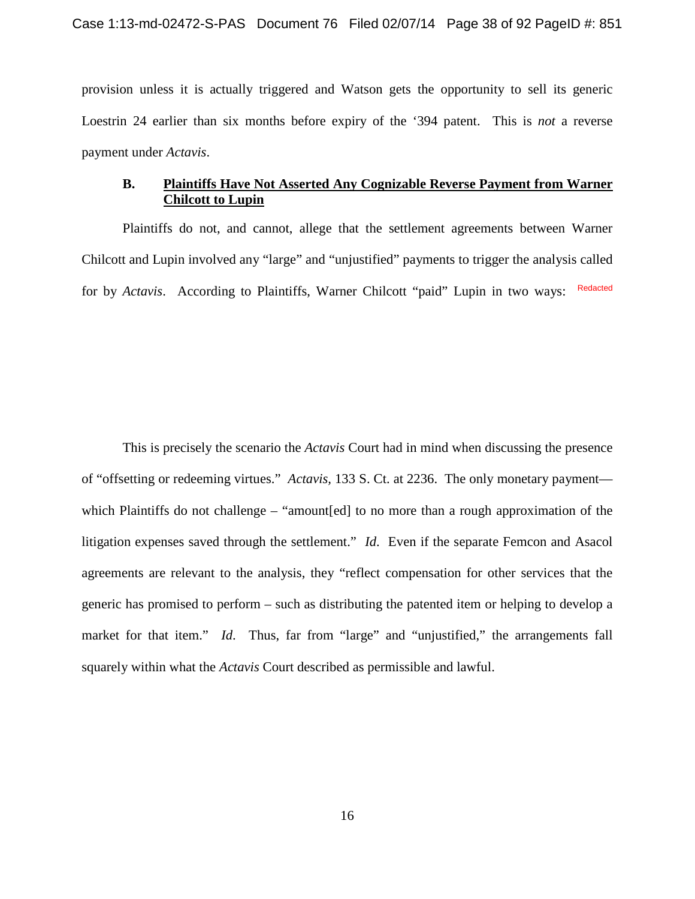provision unless it is actually triggered and Watson gets the opportunity to sell its generic Loestrin 24 earlier than six months before expiry of the '394 patent. This is *not* a reverse payment under *Actavis*.

### B. Plaintiffs Have Not Asserted Any Cognizable Reverse Payment from Warner Chilcott to Lupin

Plaintiffs do not, and cannot, allege that the settlement agreements between Warner Chilcott and Lupin involved any "large" and "unjustified" payments to trigger the analysis called for by *Actavis*. According to Plaintiffs, Warner Chilcott "paid" Lupin in two ways: Redacted

This is precisely the scenario the *Actavis* Court had in mind when discussing the presence of "offsetting or redeeming virtues." *Actavis*, 133 S. Ct. at 2236. The only monetary payment—which Plaintiffs do not challenge – "amount[ed] to no more than a rough approximation of the litigation expenses saved through the settlement." *Id*. Even if the separate Femcon and Asacol agreements are relevant to the analysis, they "reflect compensation for other services that the generic has promised to perform – such as distributing the patented item or helping to develop a market for that item." *Id*. Thus, far from "large" and "unjustified," the arrangements fall squarely within what the *Actavis* Court described as permissible and lawful.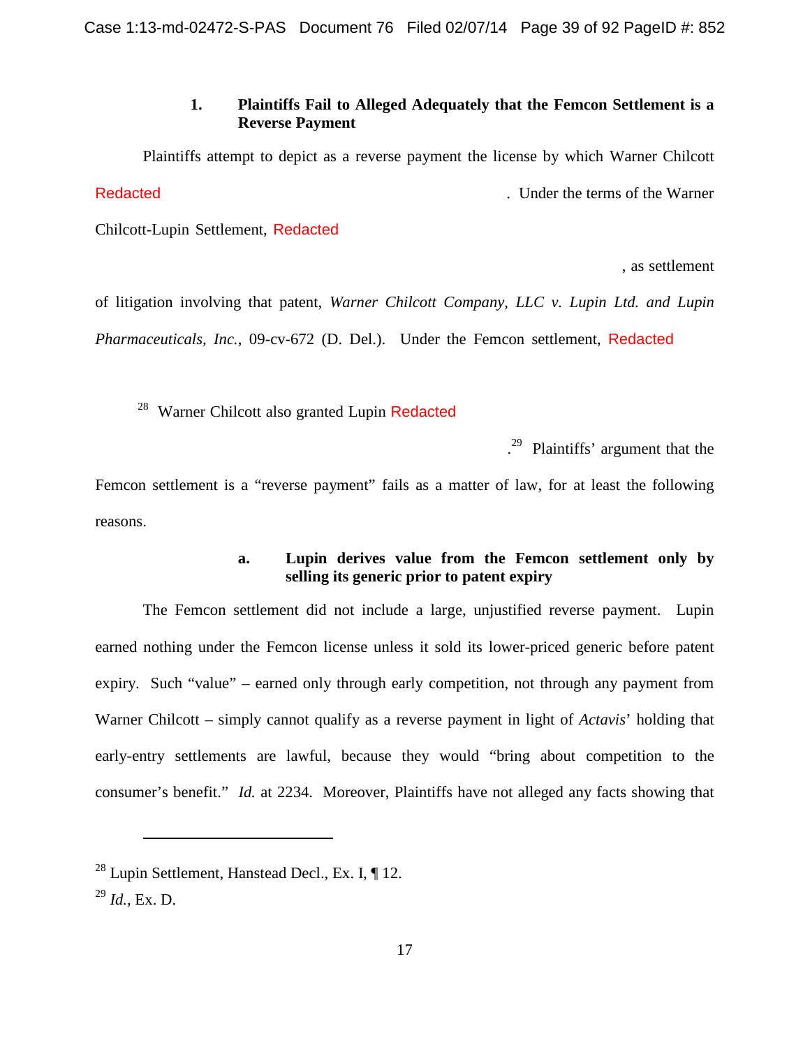**1. Plaintiffs Fail to Alleged Adequately that the Femcon Settlement is a Reverse Payment**

Plaintiffs attempt to depict as a reverse payment the license by which Warner Chilcott Redacted . Under the terms of the Warner Chilcott-Lupin Settlement, Redacted , as settlement of litigation involving that patent, *Warner Chilcott Company, LLC v. Lupin Ltd. and Lupin Pharmaceuticals, Inc.*, 09-cv-672 (D. Del.). Under the Femcon settlement, Redacted

[28] Warner Chilcott also granted Lupin Redacted .[29] Plaintiffs' argument that the Femcon settlement is a "reverse payment" fails as a matter of law, for at least the following reasons.

**a. Lupin derives value from the Femcon settlement only by selling its generic prior to patent expiry**

The Femcon settlement did not include a large, unjustified reverse payment. Lupin earned nothing under the Femcon license unless it sold its lower-priced generic before patent expiry. Such "value" – earned only through early competition, not through any payment from Warner Chilcott – simply cannot qualify as a reverse payment in light of *Actavis*' holding that early-entry settlements are lawful, because they would "bring about competition to the consumer's benefit." *Id.* at 2234. Moreover, Plaintiffs have not alleged any facts showing that

---

[28] Lupin Settlement, Hanstead Decl., Ex. I, ¶ 12.

[29] *Id.*, Ex. D.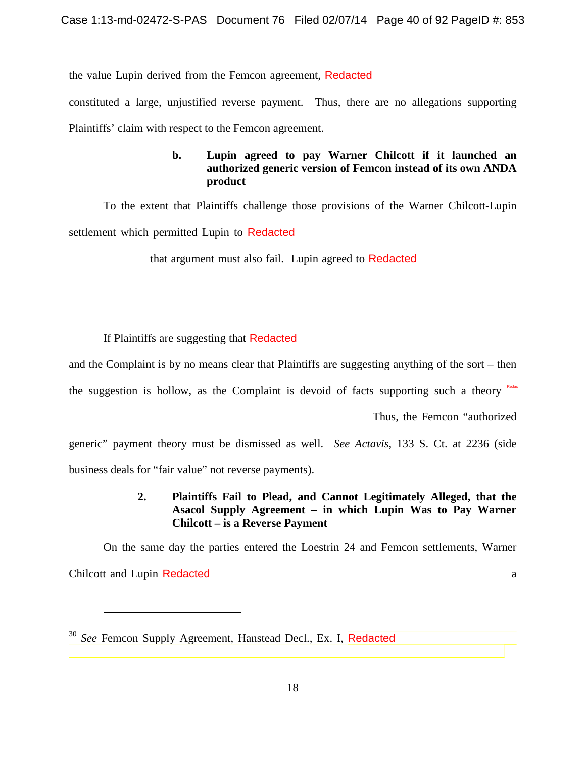the value Lupin derived from the Femcon agreement, Redacted constituted a large, unjustified reverse payment. Thus, there are no allegations supporting Plaintiffs' claim with respect to the Femcon agreement.

**b. Lupin agreed to pay Warner Chilcott if it launched an authorized generic version of Femcon instead of its own ANDA product**

To the extent that Plaintiffs challenge those provisions of the Warner Chilcott-Lupin settlement which permitted Lupin to Redacted that argument must also fail. Lupin agreed to Redacted

If Plaintiffs are suggesting that Redacted and the Complaint is by no means clear that Plaintiffs are suggesting anything of the sort – then the suggestion is hollow, as the Complaint is devoid of facts supporting such a theory Redac Thus, the Femcon "authorized generic" payment theory must be dismissed as well. *See Actavis*, 133 S. Ct. at 2236 (side business deals for "fair value" not reverse payments).

**2. Plaintiffs Fail to Plead, and Cannot Legitimately Alleged, that the Asacol Supply Agreement – in which Lupin Was to Pay Warner Chilcott – is a Reverse Payment**

On the same day the parties entered the Loestrin 24 and Femcon settlements, Warner Chilcott and Lupin Redacted a

---

[30] *See* Femcon Supply Agreement, Hanstead Decl., Ex. I, Redacted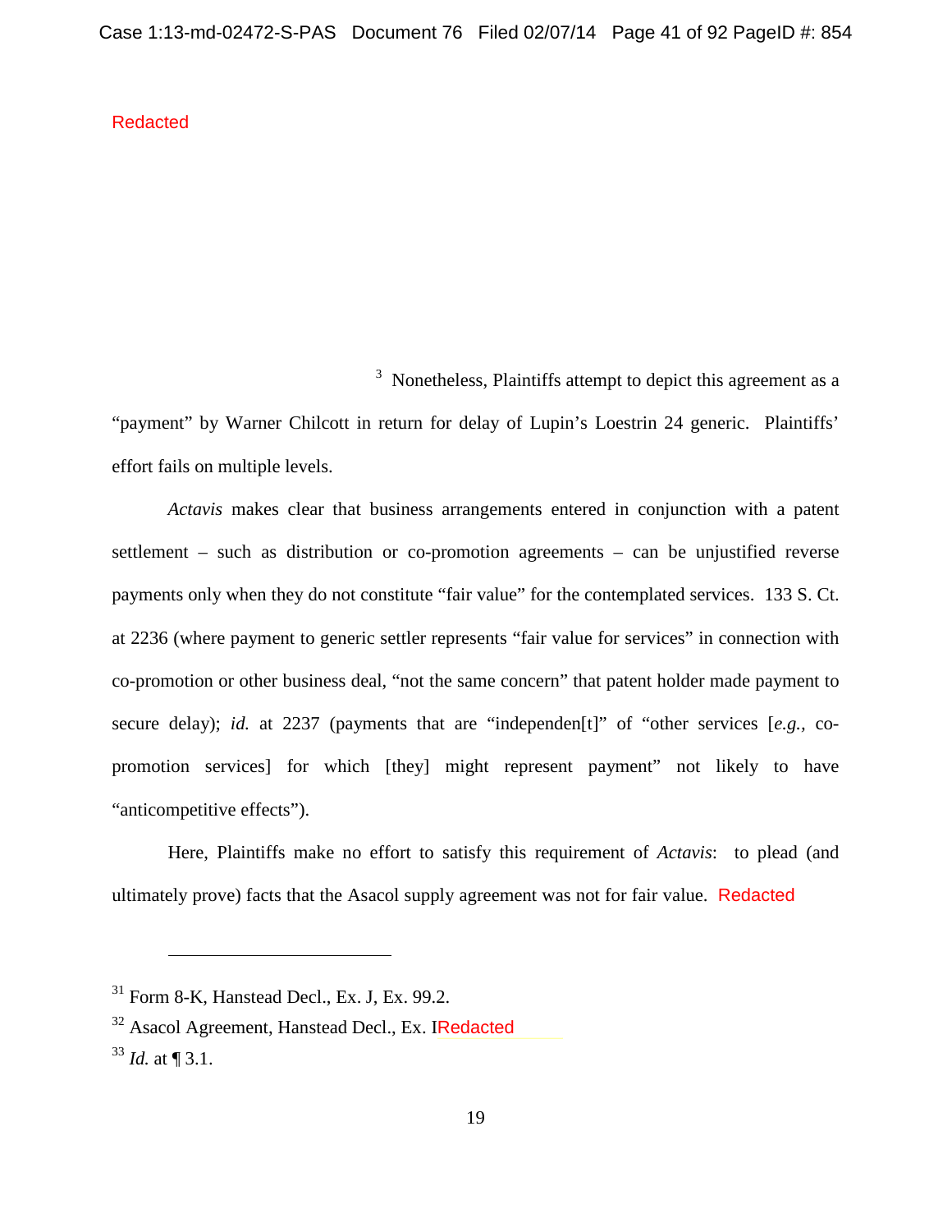Redacted

[3] Nonetheless, Plaintiffs attempt to depict this agreement as a "payment" by Warner Chilcott in return for delay of Lupin's Loestrin 24 generic. Plaintiffs' effort fails on multiple levels.

*Actavis* makes clear that business arrangements entered in conjunction with a patent settlement – such as distribution or co-promotion agreements – can be unjustified reverse payments only when they do not constitute "fair value" for the contemplated services. 133 S. Ct. at 2236 (where payment to generic settler represents "fair value for services" in connection with co-promotion or other business deal, "not the same concern" that patent holder made payment to secure delay); *id.* at 2237 (payments that are "independen[t]" of "other services [*e.g.*, co-promotion services] for which [they] might represent payment" not likely to have "anticompetitive effects").

Here, Plaintiffs make no effort to satisfy this requirement of *Actavis*: to plead (and ultimately prove) facts that the Asacol supply agreement was not for fair value. Redacted

---

[31] Form 8-K, Hanstead Decl., Ex. J, Ex. 99.2.

[32] Asacol Agreement, Hanstead Decl., Ex. IRedacted

[33] *Id.* at ¶ 3.1.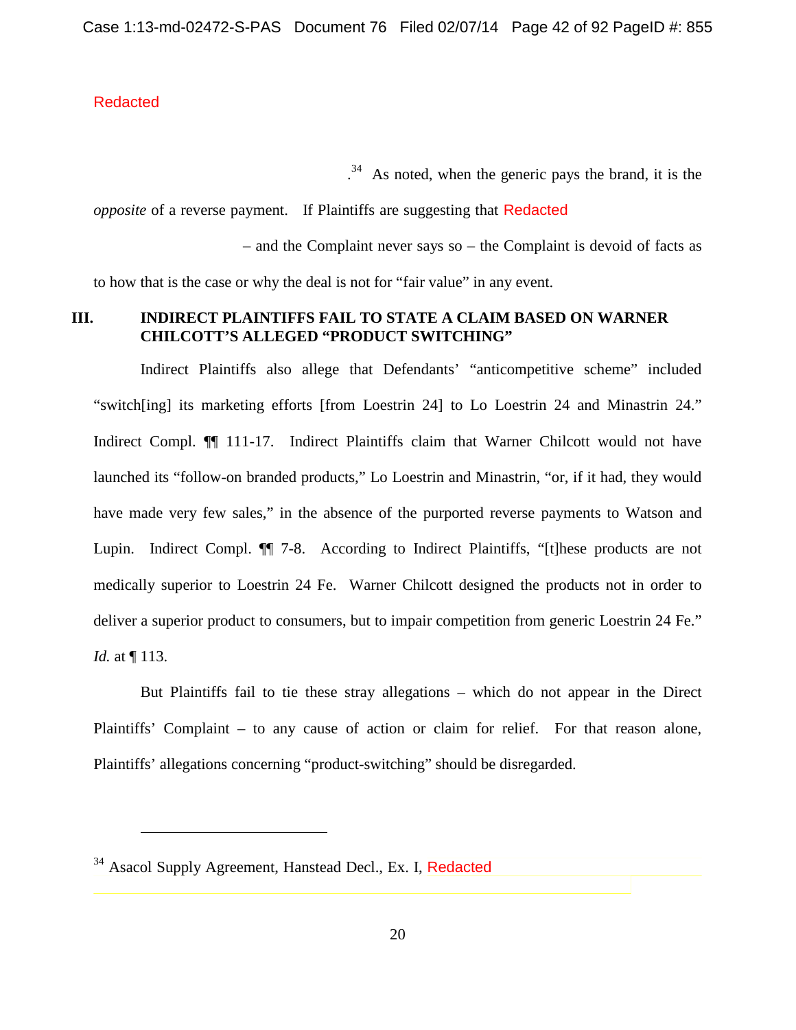Redacted

.[34] As noted, when the generic pays the brand, it is the *opposite* of a reverse payment. If Plaintiffs are suggesting that Redacted – and the Complaint never says so – the Complaint is devoid of facts as to how that is the case or why the deal is not for "fair value" in any event.

## III. INDIRECT PLAINTIFFS FAIL TO STATE A CLAIM BASED ON WARNER CHILCOTT'S ALLEGED "PRODUCT SWITCHING"

Indirect Plaintiffs also allege that Defendants' "anticompetitive scheme" included "switch[ing] its marketing efforts [from Loestrin 24] to Lo Loestrin 24 and Minastrin 24." Indirect Compl. ¶¶ 111-17. Indirect Plaintiffs claim that Warner Chilcott would not have launched its "follow-on branded products," Lo Loestrin and Minastrin, "or, if it had, they would have made very few sales," in the absence of the purported reverse payments to Watson and Lupin. Indirect Compl. ¶¶ 7-8. According to Indirect Plaintiffs, "[t]hese products are not medically superior to Loestrin 24 Fe. Warner Chilcott designed the products not in order to deliver a superior product to consumers, but to impair competition from generic Loestrin 24 Fe." *Id.* at ¶ 113.

But Plaintiffs fail to tie these stray allegations – which do not appear in the Direct Plaintiffs' Complaint – to any cause of action or claim for relief. For that reason alone, Plaintiffs' allegations concerning "product-switching" should be disregarded.

---

[34] Asacol Supply Agreement, Hanstead Decl., Ex. I, Redacted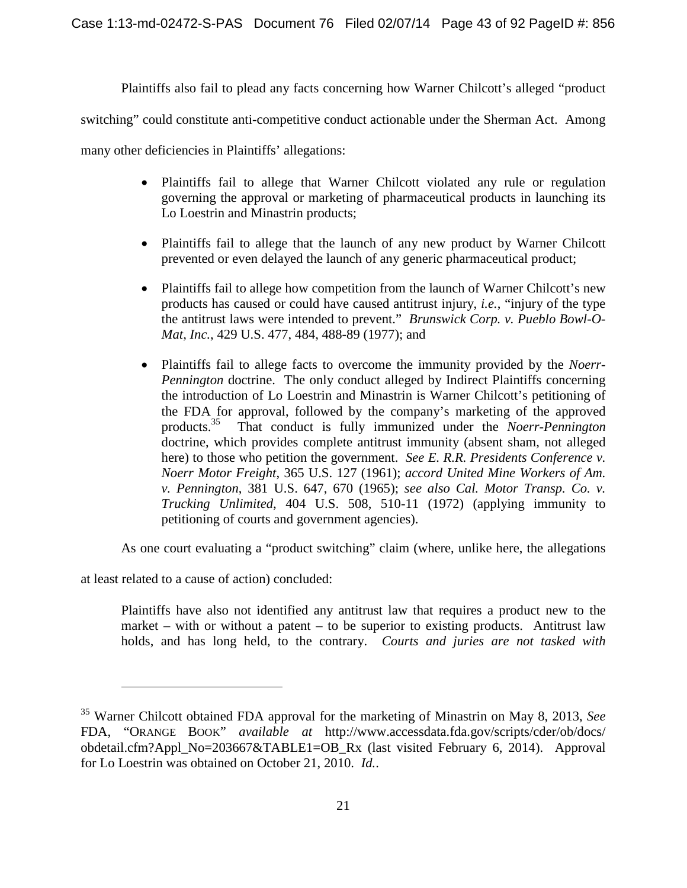Plaintiffs also fail to plead any facts concerning how Warner Chilcott's alleged "product switching" could constitute anti-competitive conduct actionable under the Sherman Act. Among many other deficiencies in Plaintiffs' allegations:

- Plaintiffs fail to allege that Warner Chilcott violated any rule or regulation governing the approval or marketing of pharmaceutical products in launching its Lo Loestrin and Minastrin products;
- Plaintiffs fail to allege that the launch of any new product by Warner Chilcott prevented or even delayed the launch of any generic pharmaceutical product;
- Plaintiffs fail to allege how competition from the launch of Warner Chilcott's new products has caused or could have caused antitrust injury, *i.e.*, "injury of the type the antitrust laws were intended to prevent." *Brunswick Corp. v. Pueblo Bowl-O-Mat, Inc.*, 429 U.S. 477, 484, 488-89 (1977); and
- Plaintiffs fail to allege facts to overcome the immunity provided by the *Noerr-Pennington* doctrine. The only conduct alleged by Indirect Plaintiffs concerning the introduction of Lo Loestrin and Minastrin is Warner Chilcott's petitioning of the FDA for approval, followed by the company's marketing of the approved products.[35] That conduct is fully immunized under the *Noerr-Pennington* doctrine, which provides complete antitrust immunity (absent sham, not alleged here) to those who petition the government. *See E. R.R. Presidents Conference v. Noerr Motor Freight*, 365 U.S. 127 (1961); *accord United Mine Workers of Am. v. Pennington*, 381 U.S. 647, 670 (1965); *see also Cal. Motor Transp. Co. v. Trucking Unlimited*, 404 U.S. 508, 510-11 (1972) (applying immunity to petitioning of courts and government agencies).

As one court evaluating a "product switching" claim (where, unlike here, the allegations at least related to a cause of action) concluded:

> Plaintiffs have also not identified any antitrust law that requires a product new to the market – with or without a patent – to be superior to existing products. Antitrust law holds, and has long held, to the contrary. *Courts and juries are not tasked with*

---

[35] Warner Chilcott obtained FDA approval for the marketing of Minastrin on May 8, 2013, *See* FDA, "ORANGE BOOK" *available at* http://www.accessdata.fda.gov/scripts/cder/ob/docs/obdetail.cfm?Appl_No=203667&TABLE1=OB_Rx (last visited February 6, 2014). Approval for Lo Loestrin was obtained on October 21, 2010. *Id.*.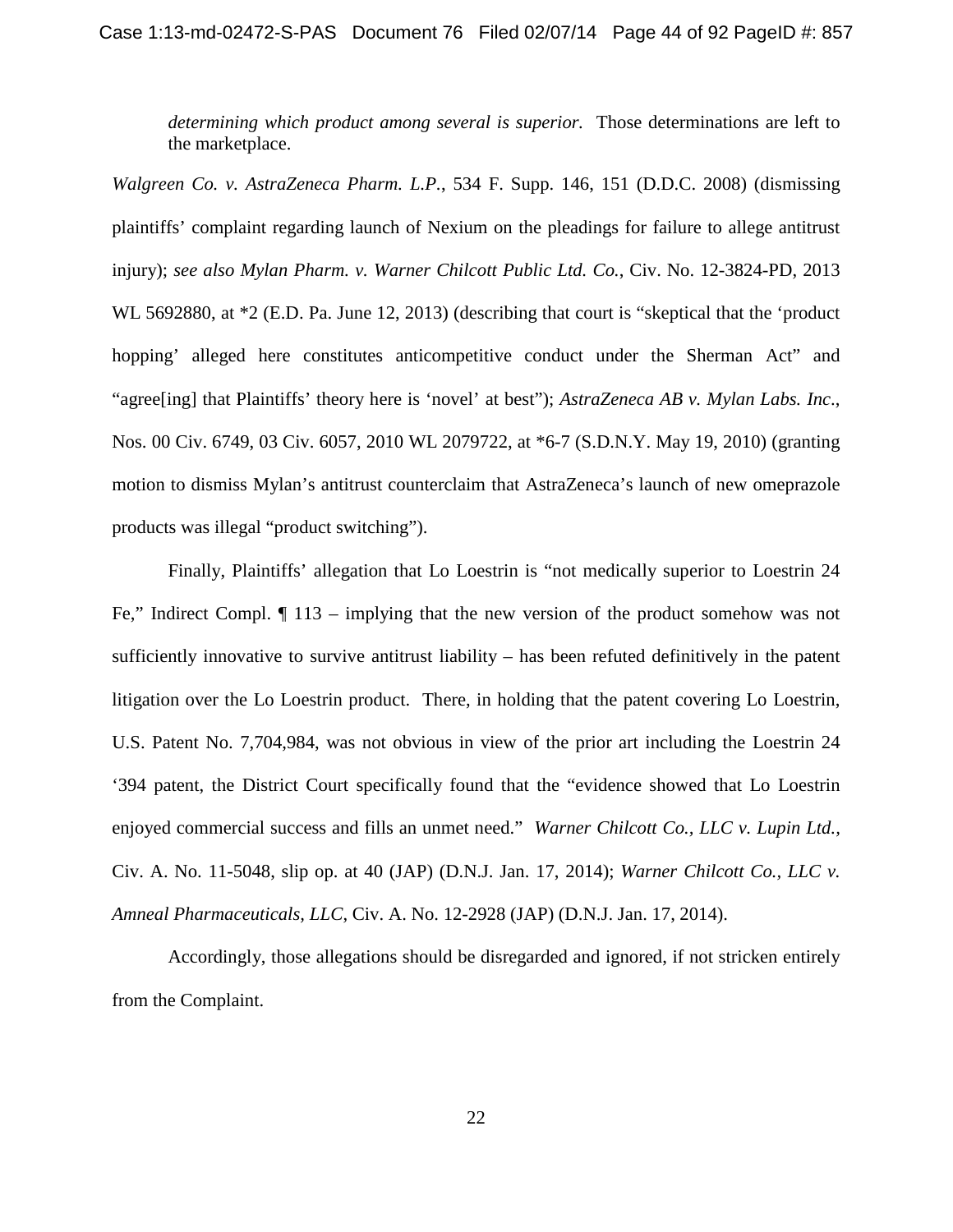> *determining which product among several is superior.* Those determinations are left to the marketplace.

*Walgreen Co. v. AstraZeneca Pharm. L.P.*, 534 F. Supp. 146, 151 (D.D.C. 2008) (dismissing plaintiffs' complaint regarding launch of Nexium on the pleadings for failure to allege antitrust injury); *see also Mylan Pharm. v. Warner Chilcott Public Ltd. Co.*, Civ. No. 12-3824-PD, 2013 WL 5692880, at *2 (E.D. Pa. June 12, 2013) (describing that court is "skeptical that the 'product hopping' alleged here constitutes anticompetitive conduct under the Sherman Act" and "agree[ing] that Plaintiffs' theory here is 'novel' at best"); *AstraZeneca AB v. Mylan Labs. Inc*., Nos. 00 Civ. 6749, 03 Civ. 6057, 2010 WL 2079722, at *6-7 (S.D.N.Y. May 19, 2010) (granting motion to dismiss Mylan's antitrust counterclaim that AstraZeneca's launch of new omeprazole products was illegal "product switching").

Finally, Plaintiffs' allegation that Lo Loestrin is "not medically superior to Loestrin 24 Fe," Indirect Compl. ¶ 113 – implying that the new version of the product somehow was not sufficiently innovative to survive antitrust liability – has been refuted definitively in the patent litigation over the Lo Loestrin product. There, in holding that the patent covering Lo Loestrin, U.S. Patent No. 7,704,984, was not obvious in view of the prior art including the Loestrin 24 '394 patent, the District Court specifically found that the "evidence showed that Lo Loestrin enjoyed commercial success and fills an unmet need." *Warner Chilcott Co., LLC v. Lupin Ltd.,* Civ. A. No. 11-5048, slip op. at 40 (JAP) (D.N.J. Jan. 17, 2014); *Warner Chilcott Co., LLC v. Amneal Pharmaceuticals, LLC*, Civ. A. No. 12-2928 (JAP) (D.N.J. Jan. 17, 2014).

Accordingly, those allegations should be disregarded and ignored, if not stricken entirely from the Complaint.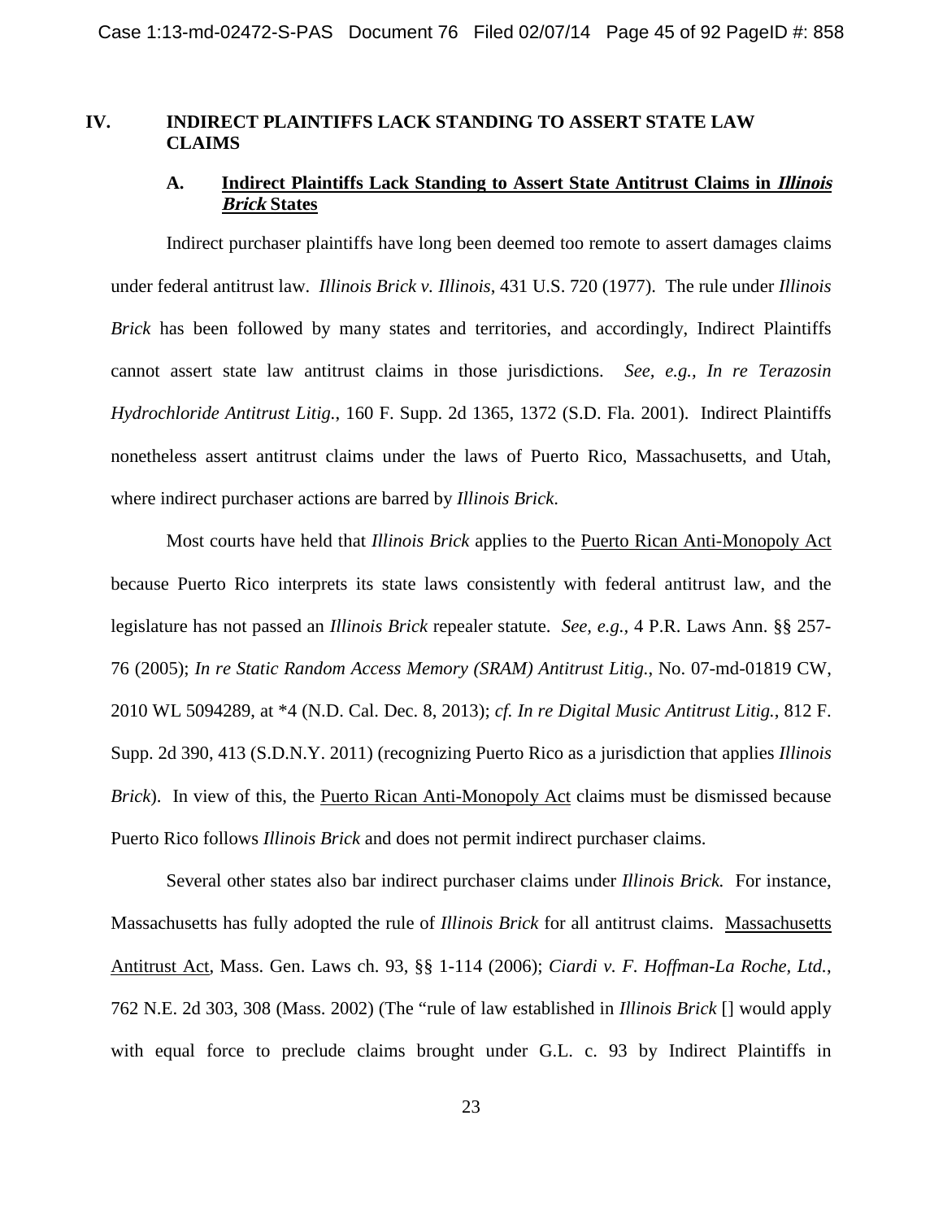## IV. INDIRECT PLAINTIFFS LACK STANDING TO ASSERT STATE LAW CLAIMS

### A. Indirect Plaintiffs Lack Standing to Assert State Antitrust Claims in *Illinois Brick* States

Indirect purchaser plaintiffs have long been deemed too remote to assert damages claims under federal antitrust law. *Illinois Brick v. Illinois*, 431 U.S. 720 (1977). The rule under *Illinois Brick* has been followed by many states and territories, and accordingly, Indirect Plaintiffs cannot assert state law antitrust claims in those jurisdictions. *See, e.g.*, *In re Terazosin Hydrochloride Antitrust Litig.*, 160 F. Supp. 2d 1365, 1372 (S.D. Fla. 2001). Indirect Plaintiffs nonetheless assert antitrust claims under the laws of Puerto Rico, Massachusetts, and Utah, where indirect purchaser actions are barred by *Illinois Brick*.

Most courts have held that *Illinois Brick* applies to the Puerto Rican Anti-Monopoly Act because Puerto Rico interprets its state laws consistently with federal antitrust law, and the legislature has not passed an *Illinois Brick* repealer statute. *See, e.g.*, 4 P.R. Laws Ann. §§ 257-76 (2005); *In re Static Random Access Memory (SRAM) Antitrust Litig.*, No. 07-md-01819 CW, 2010 WL 5094289, at *4 (N.D. Cal. Dec. 8, 2013); *cf. In re Digital Music Antitrust Litig.*, 812 F. Supp. 2d 390, 413 (S.D.N.Y. 2011) (recognizing Puerto Rico as a jurisdiction that applies *Illinois Brick*). In view of this, the Puerto Rican Anti-Monopoly Act claims must be dismissed because Puerto Rico follows *Illinois Brick* and does not permit indirect purchaser claims.

Several other states also bar indirect purchaser claims under *Illinois Brick.* For instance, Massachusetts has fully adopted the rule of *Illinois Brick* for all antitrust claims. Massachusetts Antitrust Act, Mass. Gen. Laws ch. 93, §§ 1-114 (2006); *Ciardi v. F. Hoffman-La Roche, Ltd.*, 762 N.E. 2d 303, 308 (Mass. 2002) (The "rule of law established in *Illinois Brick* [] would apply with equal force to preclude claims brought under G.L. c. 93 by Indirect Plaintiffs in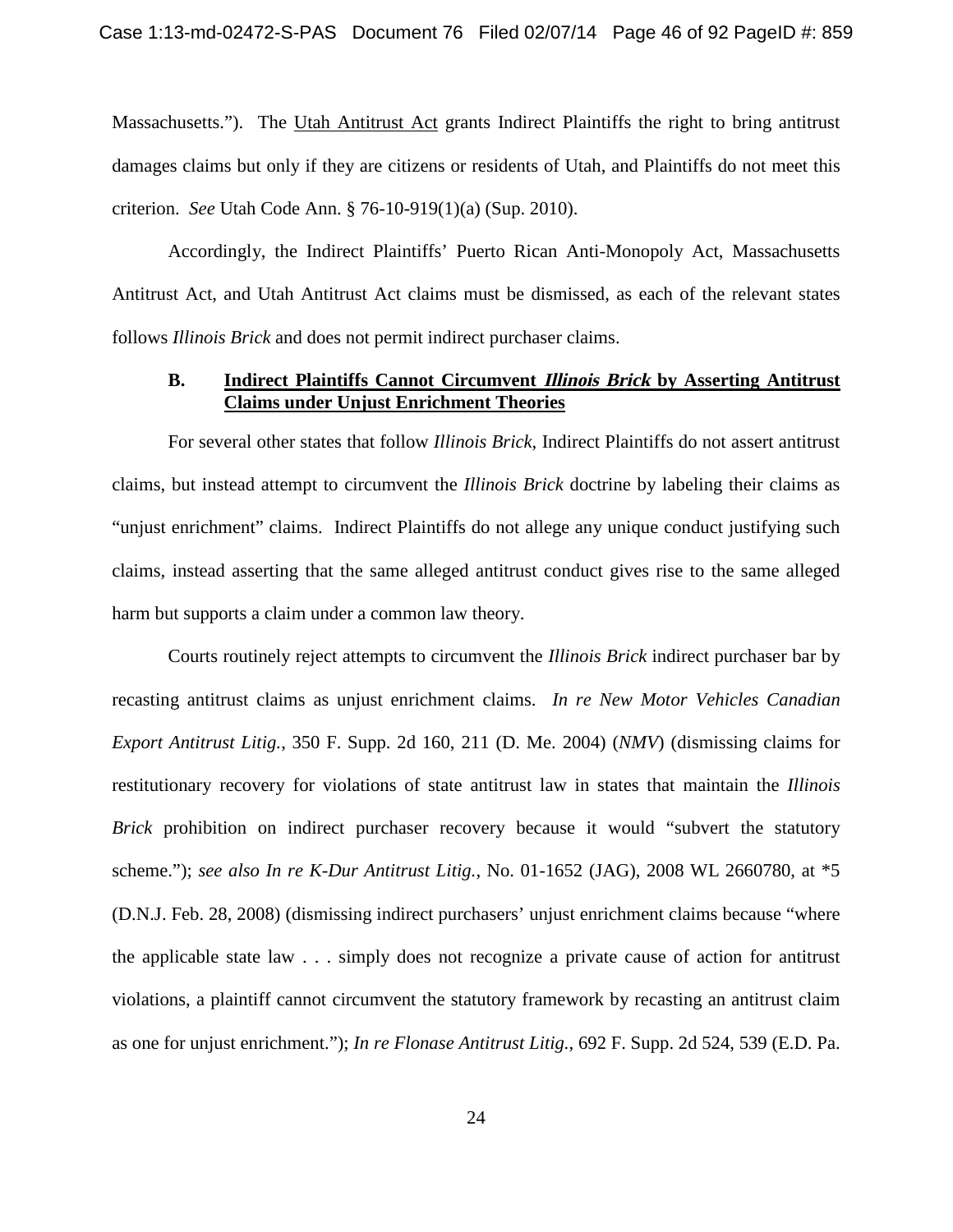Massachusetts."). The Utah Antitrust Act grants Indirect Plaintiffs the right to bring antitrust damages claims but only if they are citizens or residents of Utah, and Plaintiffs do not meet this criterion. *See* Utah Code Ann. § 76-10-919(1)(a) (Sup. 2010).

Accordingly, the Indirect Plaintiffs' Puerto Rican Anti-Monopoly Act, Massachusetts Antitrust Act, and Utah Antitrust Act claims must be dismissed, as each of the relevant states follows *Illinois Brick* and does not permit indirect purchaser claims.

### B. Indirect Plaintiffs Cannot Circumvent *Illinois Brick* by Asserting Antitrust Claims under Unjust Enrichment Theories

For several other states that follow *Illinois Brick*, Indirect Plaintiffs do not assert antitrust claims, but instead attempt to circumvent the *Illinois Brick* doctrine by labeling their claims as "unjust enrichment" claims. Indirect Plaintiffs do not allege any unique conduct justifying such claims, instead asserting that the same alleged antitrust conduct gives rise to the same alleged harm but supports a claim under a common law theory.

Courts routinely reject attempts to circumvent the *Illinois Brick* indirect purchaser bar by recasting antitrust claims as unjust enrichment claims. *In re New Motor Vehicles Canadian Export Antitrust Litig.*, 350 F. Supp. 2d 160, 211 (D. Me. 2004) (*NMV*) (dismissing claims for restitutionary recovery for violations of state antitrust law in states that maintain the *Illinois Brick* prohibition on indirect purchaser recovery because it would "subvert the statutory scheme."); *see also In re K-Dur Antitrust Litig.*, No. 01-1652 (JAG), 2008 WL 2660780, at *5 (D.N.J. Feb. 28, 2008) (dismissing indirect purchasers' unjust enrichment claims because "where the applicable state law . . . simply does not recognize a private cause of action for antitrust violations, a plaintiff cannot circumvent the statutory framework by recasting an antitrust claim as one for unjust enrichment."); *In re Flonase Antitrust Litig.*, 692 F. Supp. 2d 524, 539 (E.D. Pa.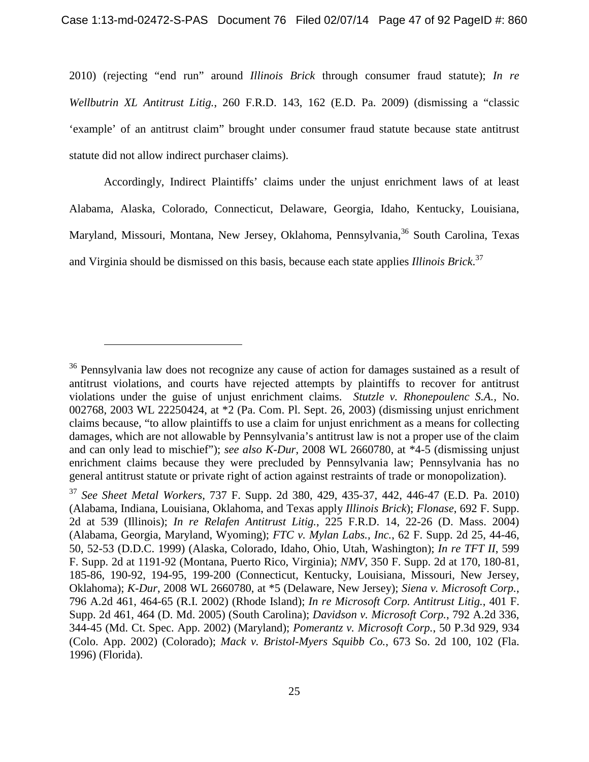2010) (rejecting "end run" around *Illinois Brick* through consumer fraud statute); *In re Wellbutrin XL Antitrust Litig.*, 260 F.R.D. 143, 162 (E.D. Pa. 2009) (dismissing a "classic 'example' of an antitrust claim" brought under consumer fraud statute because state antitrust statute did not allow indirect purchaser claims).

Accordingly, Indirect Plaintiffs' claims under the unjust enrichment laws of at least Alabama, Alaska, Colorado, Connecticut, Delaware, Georgia, Idaho, Kentucky, Louisiana, Maryland, Missouri, Montana, New Jersey, Oklahoma, Pennsylvania,[36] South Carolina, Texas and Virginia should be dismissed on this basis, because each state applies *Illinois Brick*.[37]

---

[36] Pennsylvania law does not recognize any cause of action for damages sustained as a result of antitrust violations, and courts have rejected attempts by plaintiffs to recover for antitrust violations under the guise of unjust enrichment claims. *Stutzle v. Rhonepoulenc S.A.,* No. 002768, 2003 WL 22250424, at *2 (Pa. Com. Pl. Sept. 26, 2003) (dismissing unjust enrichment claims because, "to allow plaintiffs to use a claim for unjust enrichment as a means for collecting damages, which are not allowable by Pennsylvania's antitrust law is not a proper use of the claim and can only lead to mischief"); *see also K-Dur*, 2008 WL 2660780, at *4-5 (dismissing unjust enrichment claims because they were precluded by Pennsylvania law; Pennsylvania has no general antitrust statute or private right of action against restraints of trade or monopolization).

[37] *See Sheet Metal Workers*, 737 F. Supp. 2d 380, 429, 435-37, 442, 446-47 (E.D. Pa. 2010) (Alabama, Indiana, Louisiana, Oklahoma, and Texas apply *Illinois Brick*); *Flonase*, 692 F. Supp. 2d at 539 (Illinois); *In re Relafen Antitrust Litig.*, 225 F.R.D. 14, 22-26 (D. Mass. 2004) (Alabama, Georgia, Maryland, Wyoming); *FTC v. Mylan Labs., Inc.*, 62 F. Supp. 2d 25, 44-46, 50, 52-53 (D.D.C. 1999) (Alaska, Colorado, Idaho, Ohio, Utah, Washington); *In re TFT II*, 599 F. Supp. 2d at 1191-92 (Montana, Puerto Rico, Virginia); *NMV*, 350 F. Supp. 2d at 170, 180-81, 185-86, 190-92, 194-95, 199-200 (Connecticut, Kentucky, Louisiana, Missouri, New Jersey, Oklahoma); *K-Dur*, 2008 WL 2660780, at *5 (Delaware, New Jersey); *Siena v. Microsoft Corp.*, 796 A.2d 461, 464-65 (R.I. 2002) (Rhode Island); *In re Microsoft Corp. Antitrust Litig.*, 401 F. Supp. 2d 461, 464 (D. Md. 2005) (South Carolina); *Davidson v. Microsoft Corp.*, 792 A.2d 336, 344-45 (Md. Ct. Spec. App. 2002) (Maryland); *Pomerantz v. Microsoft Corp.*, 50 P.3d 929, 934 (Colo. App. 2002) (Colorado); *Mack v. Bristol-Myers Squibb Co.*, 673 So. 2d 100, 102 (Fla. 1996) (Florida).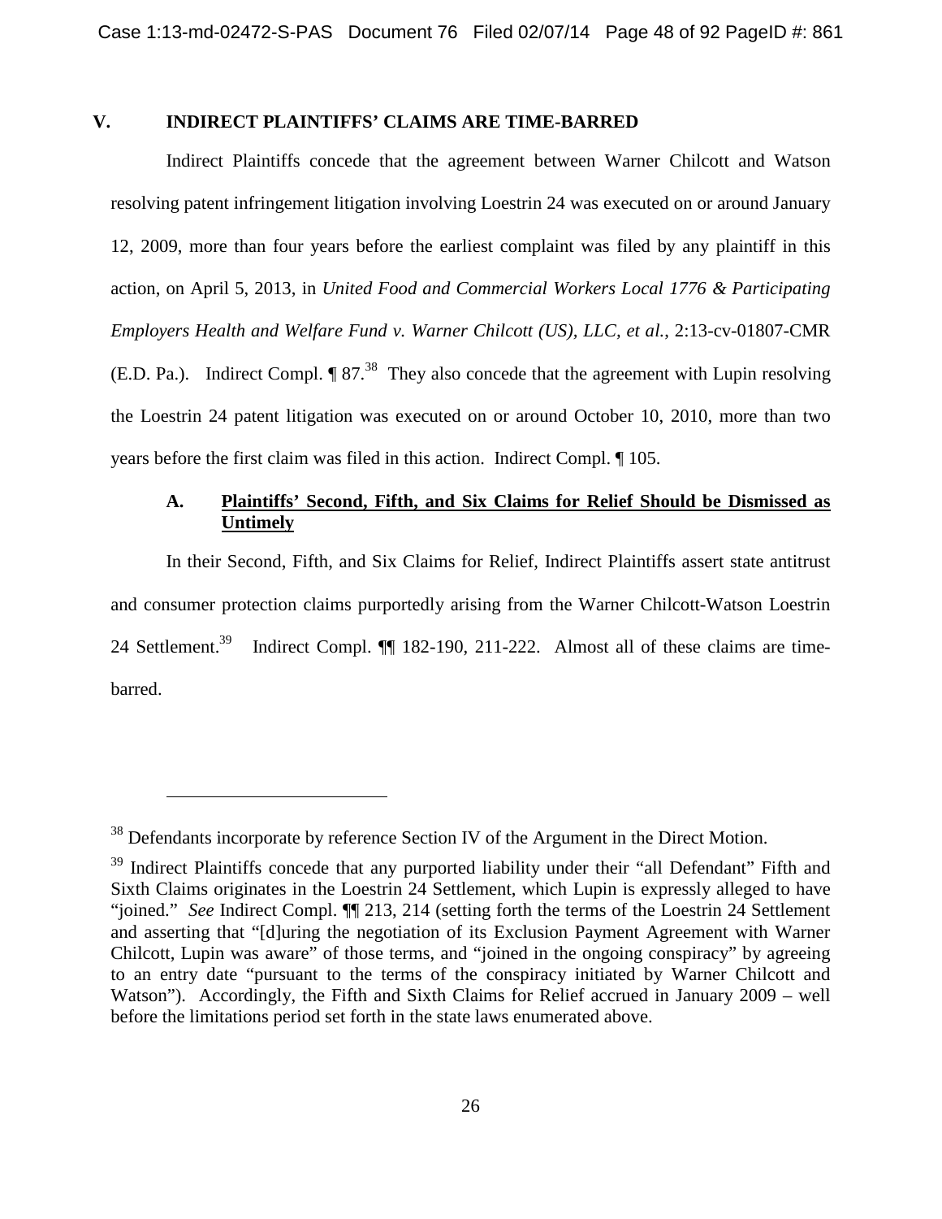## V. INDIRECT PLAINTIFFS' CLAIMS ARE TIME-BARRED

Indirect Plaintiffs concede that the agreement between Warner Chilcott and Watson resolving patent infringement litigation involving Loestrin 24 was executed on or around January 12, 2009, more than four years before the earliest complaint was filed by any plaintiff in this action, on April 5, 2013, in *United Food and Commercial Workers Local 1776 & Participating Employers Health and Welfare Fund v. Warner Chilcott (US), LLC, et al.*, 2:13-cv-01807-CMR (E.D. Pa.). Indirect Compl. ¶ 87.[38] They also concede that the agreement with Lupin resolving the Loestrin 24 patent litigation was executed on or around October 10, 2010, more than two years before the first claim was filed in this action. Indirect Compl. ¶ 105.

### A. Plaintiffs' Second, Fifth, and Six Claims for Relief Should be Dismissed as Untimely

In their Second, Fifth, and Six Claims for Relief, Indirect Plaintiffs assert state antitrust and consumer protection claims purportedly arising from the Warner Chilcott-Watson Loestrin 24 Settlement.[39] Indirect Compl. ¶¶ 182-190, 211-222. Almost all of these claims are time-barred.

---

[38] Defendants incorporate by reference Section IV of the Argument in the Direct Motion.

[39] Indirect Plaintiffs concede that any purported liability under their "all Defendant" Fifth and Sixth Claims originates in the Loestrin 24 Settlement, which Lupin is expressly alleged to have "joined." *See* Indirect Compl. ¶¶ 213, 214 (setting forth the terms of the Loestrin 24 Settlement and asserting that "[d]uring the negotiation of its Exclusion Payment Agreement with Warner Chilcott, Lupin was aware" of those terms, and "joined in the ongoing conspiracy" by agreeing to an entry date "pursuant to the terms of the conspiracy initiated by Warner Chilcott and Watson"). Accordingly, the Fifth and Sixth Claims for Relief accrued in January 2009 – well before the limitations period set forth in the state laws enumerated above.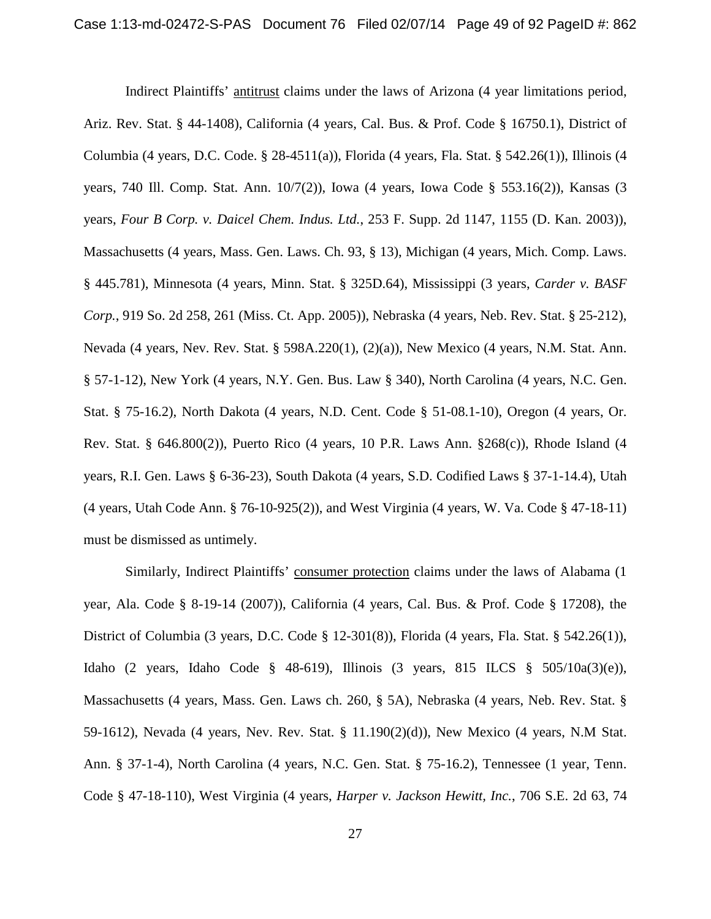Indirect Plaintiffs' antitrust claims under the laws of Arizona (4 year limitations period, Ariz. Rev. Stat. § 44-1408), California (4 years, Cal. Bus. & Prof. Code § 16750.1), District of Columbia (4 years, D.C. Code. § 28-4511(a)), Florida (4 years, Fla. Stat. § 542.26(1)), Illinois (4 years, 740 Ill. Comp. Stat. Ann. 10/7(2)), Iowa (4 years, Iowa Code § 553.16(2)), Kansas (3 years, *Four B Corp. v. Daicel Chem. Indus. Ltd.*, 253 F. Supp. 2d 1147, 1155 (D. Kan. 2003)), Massachusetts (4 years, Mass. Gen. Laws. Ch. 93, § 13), Michigan (4 years, Mich. Comp. Laws. § 445.781), Minnesota (4 years, Minn. Stat. § 325D.64), Mississippi (3 years, *Carder v. BASF Corp.*, 919 So. 2d 258, 261 (Miss. Ct. App. 2005)), Nebraska (4 years, Neb. Rev. Stat. § 25-212), Nevada (4 years, Nev. Rev. Stat. § 598A.220(1), (2)(a)), New Mexico (4 years, N.M. Stat. Ann. § 57-1-12), New York (4 years, N.Y. Gen. Bus. Law § 340), North Carolina (4 years, N.C. Gen. Stat. § 75-16.2), North Dakota (4 years, N.D. Cent. Code § 51-08.1-10), Oregon (4 years, Or. Rev. Stat. § 646.800(2)), Puerto Rico (4 years, 10 P.R. Laws Ann. §268(c)), Rhode Island (4 years, R.I. Gen. Laws § 6-36-23), South Dakota (4 years, S.D. Codified Laws § 37-1-14.4), Utah (4 years, Utah Code Ann. § 76-10-925(2)), and West Virginia (4 years, W. Va. Code § 47-18-11) must be dismissed as untimely.

Similarly, Indirect Plaintiffs' consumer protection claims under the laws of Alabama (1 year, Ala. Code § 8-19-14 (2007)), California (4 years, Cal. Bus. & Prof. Code § 17208), the District of Columbia (3 years, D.C. Code § 12-301(8)), Florida (4 years, Fla. Stat. § 542.26(1)), Idaho (2 years, Idaho Code § 48-619), Illinois (3 years, 815 ILCS § 505/10a(3)(e)), Massachusetts (4 years, Mass. Gen. Laws ch. 260, § 5A), Nebraska (4 years, Neb. Rev. Stat. § 59-1612), Nevada (4 years, Nev. Rev. Stat. § 11.190(2)(d)), New Mexico (4 years, N.M Stat. Ann. § 37-1-4), North Carolina (4 years, N.C. Gen. Stat. § 75-16.2), Tennessee (1 year, Tenn. Code § 47-18-110), West Virginia (4 years, *Harper v. Jackson Hewitt, Inc.*, 706 S.E. 2d 63, 74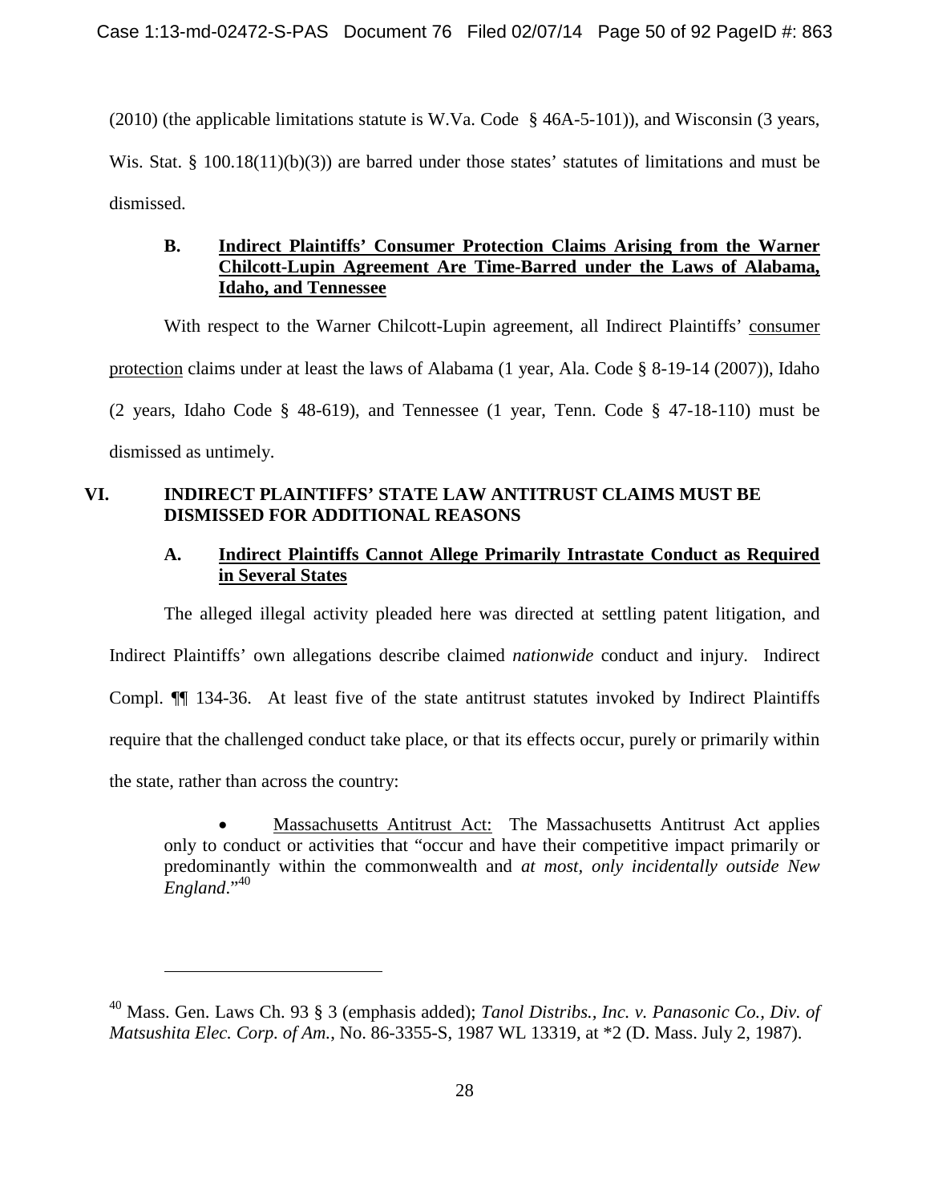(2010) (the applicable limitations statute is W.Va. Code § 46A-5-101)), and Wisconsin (3 years, Wis. Stat. § 100.18(11)(b)(3)) are barred under those states' statutes of limitations and must be dismissed.

### B. Indirect Plaintiffs' Consumer Protection Claims Arising from the Warner Chilcott-Lupin Agreement Are Time-Barred under the Laws of Alabama, Idaho, and Tennessee

With respect to the Warner Chilcott-Lupin agreement, all Indirect Plaintiffs' consumer protection claims under at least the laws of Alabama (1 year, Ala. Code § 8-19-14 (2007)), Idaho (2 years, Idaho Code § 48-619), and Tennessee (1 year, Tenn. Code § 47-18-110) must be dismissed as untimely.

## VI. INDIRECT PLAINTIFFS' STATE LAW ANTITRUST CLAIMS MUST BE DISMISSED FOR ADDITIONAL REASONS

### A. Indirect Plaintiffs Cannot Allege Primarily Intrastate Conduct as Required in Several States

The alleged illegal activity pleaded here was directed at settling patent litigation, and Indirect Plaintiffs' own allegations describe claimed *nationwide* conduct and injury. Indirect Compl. ¶¶ 134-36. At least five of the state antitrust statutes invoked by Indirect Plaintiffs require that the challenged conduct take place, or that its effects occur, purely or primarily within the state, rather than across the country:

- Massachusetts Antitrust Act: The Massachusetts Antitrust Act applies only to conduct or activities that "occur and have their competitive impact primarily or predominantly within the commonwealth and *at most, only incidentally outside New England*."[40]

---

[40] Mass. Gen. Laws Ch. 93 § 3 (emphasis added); *Tanol Distribs., Inc. v. Panasonic Co., Div. of Matsushita Elec. Corp. of Am.*, No. 86-3355-S, 1987 WL 13319, at *2 (D. Mass. July 2, 1987).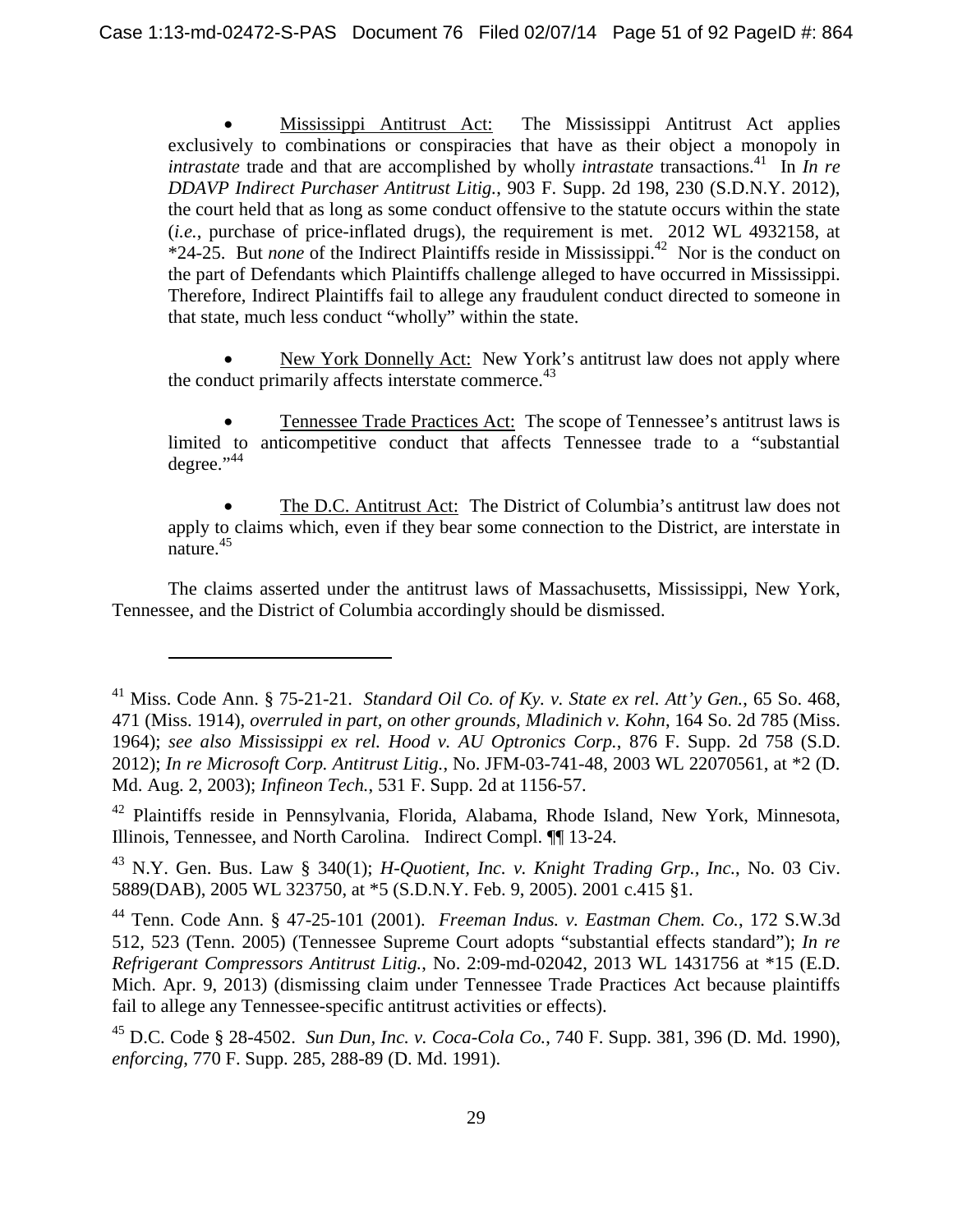- <u>Mississippi Antitrust Act:</u> The Mississippi Antitrust Act applies exclusively to combinations or conspiracies that have as their object a monopoly in *intrastate* trade and that are accomplished by wholly *intrastate* transactions.[41] In *In re DDAVP Indirect Purchaser Antitrust Litig.*, 903 F. Supp. 2d 198, 230 (S.D.N.Y. 2012), the court held that as long as some conduct offensive to the statute occurs within the state (*i.e.*, purchase of price-inflated drugs), the requirement is met. 2012 WL 4932158, at *24-25. But *none* of the Indirect Plaintiffs reside in Mississippi.[42] Nor is the conduct on the part of Defendants which Plaintiffs challenge alleged to have occurred in Mississippi. Therefore, Indirect Plaintiffs fail to allege any fraudulent conduct directed to someone in that state, much less conduct "wholly" within the state.

- <u>New York Donnelly Act:</u> New York's antitrust law does not apply where the conduct primarily affects interstate commerce.[43]

- <u>Tennessee Trade Practices Act:</u> The scope of Tennessee's antitrust laws is limited to anticompetitive conduct that affects Tennessee trade to a "substantial degree."[44]

- <u>The D.C. Antitrust Act:</u> The District of Columbia's antitrust law does not apply to claims which, even if they bear some connection to the District, are interstate in nature.[45]

The claims asserted under the antitrust laws of Massachusetts, Mississippi, New York, Tennessee, and the District of Columbia accordingly should be dismissed.

---

[41] Miss. Code Ann. § 75-21-21. *Standard Oil Co. of Ky. v. State ex rel. Att'y Gen.*, 65 So. 468, 471 (Miss. 1914), *overruled in part, on other grounds, Mladinich v. Kohn*, 164 So. 2d 785 (Miss. 1964); *see also Mississippi ex rel. Hood v. AU Optronics Corp.*, 876 F. Supp. 2d 758 (S.D. 2012); *In re Microsoft Corp. Antitrust Litig.*, No. JFM-03-741-48, 2003 WL 22070561, at *2 (D. Md. Aug. 2, 2003); *Infineon Tech.*, 531 F. Supp. 2d at 1156-57.

[42] Plaintiffs reside in Pennsylvania, Florida, Alabama, Rhode Island, New York, Minnesota, Illinois, Tennessee, and North Carolina. Indirect Compl. ¶¶ 13-24.

[43] N.Y. Gen. Bus. Law § 340(1); *H-Quotient, Inc. v. Knight Trading Grp., Inc.*, No. 03 Civ. 5889(DAB), 2005 WL 323750, at *5 (S.D.N.Y. Feb. 9, 2005). 2001 c.415 §1.

[44] Tenn. Code Ann. § 47-25-101 (2001). *Freeman Indus. v. Eastman Chem. Co.*, 172 S.W.3d 512, 523 (Tenn. 2005) (Tennessee Supreme Court adopts "substantial effects standard"); *In re Refrigerant Compressors Antitrust Litig.*, No. 2:09-md-02042, 2013 WL 1431756 at *15 (E.D. Mich. Apr. 9, 2013) (dismissing claim under Tennessee Trade Practices Act because plaintiffs fail to allege any Tennessee-specific antitrust activities or effects).

[45] D.C. Code § 28-4502. *Sun Dun, Inc. v. Coca-Cola Co.*, 740 F. Supp. 381, 396 (D. Md. 1990), *enforcing*, 770 F. Supp. 285, 288-89 (D. Md. 1991).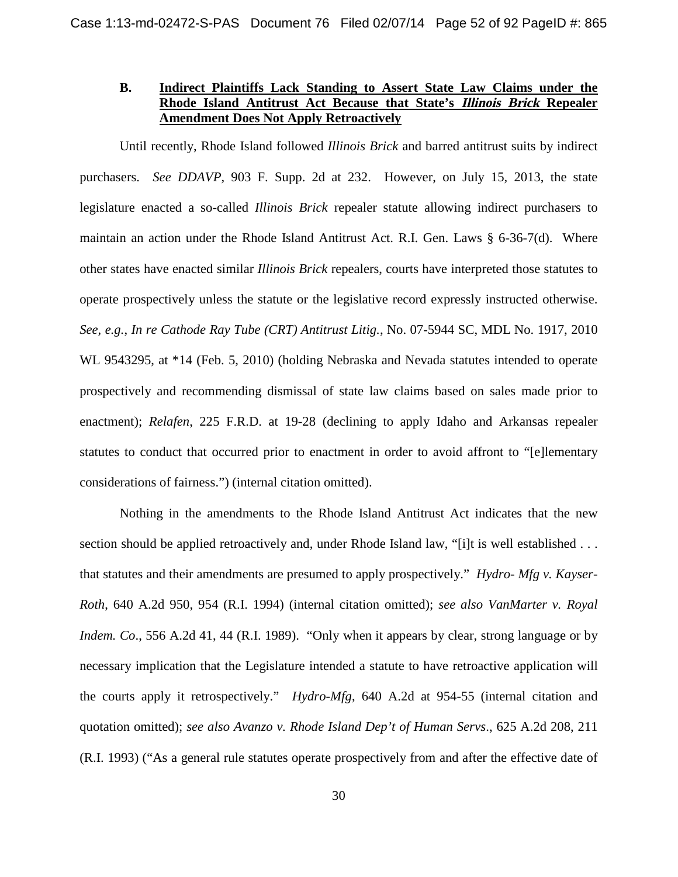### B. <u>Indirect Plaintiffs Lack Standing to Assert State Law Claims under the Rhode Island Antitrust Act Because that State's *Illinois Brick* Repealer Amendment Does Not Apply Retroactively</u>

Until recently, Rhode Island followed *Illinois Brick* and barred antitrust suits by indirect purchasers. *See DDAVP*, 903 F. Supp. 2d at 232. However, on July 15, 2013, the state legislature enacted a so-called *Illinois Brick* repealer statute allowing indirect purchasers to maintain an action under the Rhode Island Antitrust Act. R.I. Gen. Laws § 6-36-7(d). Where other states have enacted similar *Illinois Brick* repealers, courts have interpreted those statutes to operate prospectively unless the statute or the legislative record expressly instructed otherwise. *See, e.g.*, *In re Cathode Ray Tube (CRT) Antitrust Litig.*, No. 07-5944 SC, MDL No. 1917, 2010 WL 9543295, at *14 (Feb. 5, 2010) (holding Nebraska and Nevada statutes intended to operate prospectively and recommending dismissal of state law claims based on sales made prior to enactment); *Relafen*, 225 F.R.D. at 19-28 (declining to apply Idaho and Arkansas repealer statutes to conduct that occurred prior to enactment in order to avoid affront to "[e]lementary considerations of fairness.") (internal citation omitted).

Nothing in the amendments to the Rhode Island Antitrust Act indicates that the new section should be applied retroactively and, under Rhode Island law, "[i]t is well established . . . that statutes and their amendments are presumed to apply prospectively." *Hydro- Mfg v. Kayser-Roth*, 640 A.2d 950, 954 (R.I. 1994) (internal citation omitted); *see also VanMarter v. Royal Indem. Co*., 556 A.2d 41, 44 (R.I. 1989). "Only when it appears by clear, strong language or by necessary implication that the Legislature intended a statute to have retroactive application will the courts apply it retrospectively." *Hydro-Mfg*, 640 A.2d at 954-55 (internal citation and quotation omitted); *see also Avanzo v. Rhode Island Dep't of Human Servs*., 625 A.2d 208, 211 (R.I. 1993) ("As a general rule statutes operate prospectively from and after the effective date of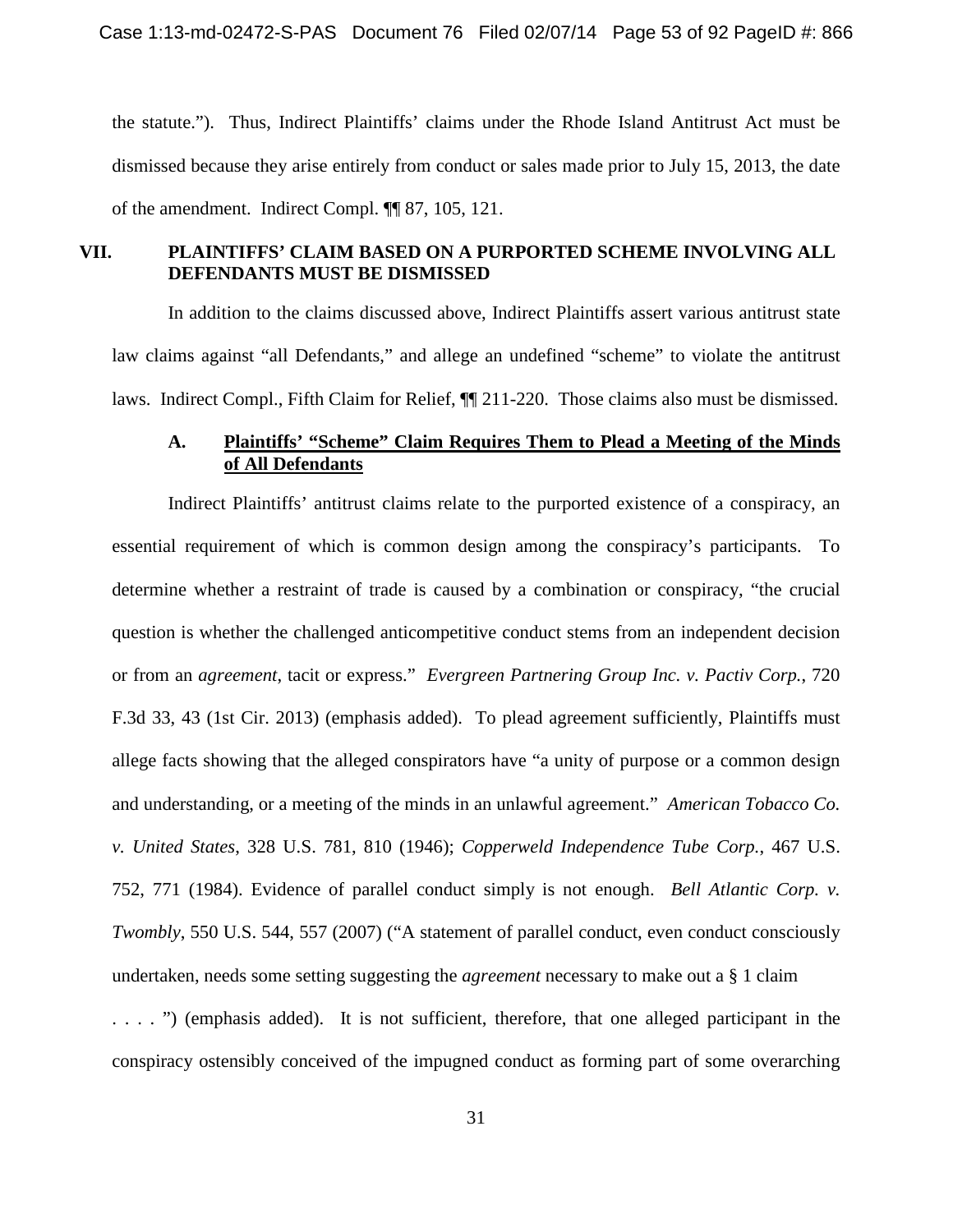the statute."). Thus, Indirect Plaintiffs' claims under the Rhode Island Antitrust Act must be dismissed because they arise entirely from conduct or sales made prior to July 15, 2013, the date of the amendment. Indirect Compl. ¶¶ 87, 105, 121.

## VII. PLAINTIFFS' CLAIM BASED ON A PURPORTED SCHEME INVOLVING ALL DEFENDANTS MUST BE DISMISSED

In addition to the claims discussed above, Indirect Plaintiffs assert various antitrust state law claims against "all Defendants," and allege an undefined "scheme" to violate the antitrust laws. Indirect Compl., Fifth Claim for Relief, ¶¶ 211-220. Those claims also must be dismissed.

### A. Plaintiffs' "Scheme" Claim Requires Them to Plead a Meeting of the Minds of All Defendants

Indirect Plaintiffs' antitrust claims relate to the purported existence of a conspiracy, an essential requirement of which is common design among the conspiracy's participants. To determine whether a restraint of trade is caused by a combination or conspiracy, "the crucial question is whether the challenged anticompetitive conduct stems from an independent decision or from an *agreement*, tacit or express." *Evergreen Partnering Group Inc. v. Pactiv Corp.*, 720 F.3d 33, 43 (1st Cir. 2013) (emphasis added). To plead agreement sufficiently, Plaintiffs must allege facts showing that the alleged conspirators have "a unity of purpose or a common design and understanding, or a meeting of the minds in an unlawful agreement." *American Tobacco Co. v. United States*, 328 U.S. 781, 810 (1946); *Copperweld Independence Tube Corp.*, 467 U.S. 752, 771 (1984). Evidence of parallel conduct simply is not enough. *Bell Atlantic Corp. v. Twombly*, 550 U.S. 544, 557 (2007) ("A statement of parallel conduct, even conduct consciously undertaken, needs some setting suggesting the *agreement* necessary to make out a § 1 claim . . . . ") (emphasis added). It is not sufficient, therefore, that one alleged participant in the conspiracy ostensibly conceived of the impugned conduct as forming part of some overarching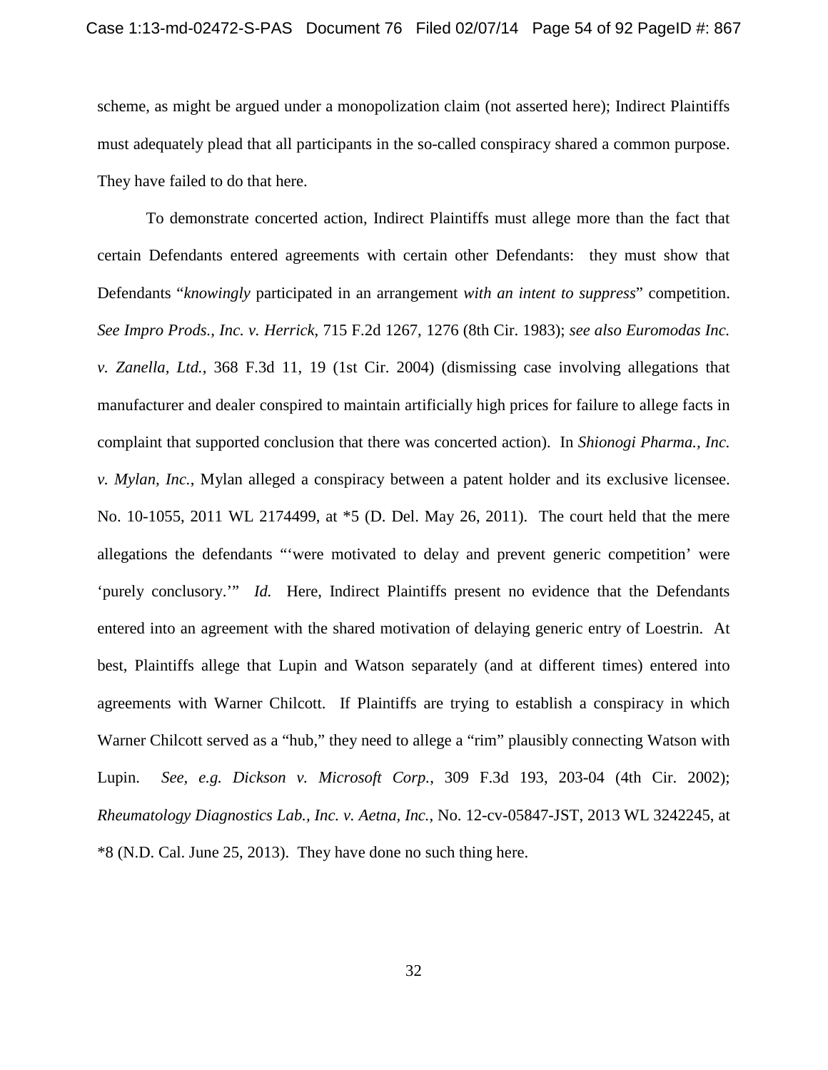scheme, as might be argued under a monopolization claim (not asserted here); Indirect Plaintiffs must adequately plead that all participants in the so-called conspiracy shared a common purpose. They have failed to do that here.

To demonstrate concerted action, Indirect Plaintiffs must allege more than the fact that certain Defendants entered agreements with certain other Defendants: they must show that Defendants "*knowingly* participated in an arrangement *with an intent to suppress*" competition. *See Impro Prods., Inc. v. Herrick*, 715 F.2d 1267, 1276 (8th Cir. 1983); *see also Euromodas Inc. v. Zanella, Ltd.*, 368 F.3d 11, 19 (1st Cir. 2004) (dismissing case involving allegations that manufacturer and dealer conspired to maintain artificially high prices for failure to allege facts in complaint that supported conclusion that there was concerted action). In *Shionogi Pharma., Inc. v. Mylan, Inc.*, Mylan alleged a conspiracy between a patent holder and its exclusive licensee. No. 10-1055, 2011 WL 2174499, at *5 (D. Del. May 26, 2011). The court held that the mere allegations the defendants "'were motivated to delay and prevent generic competition' were 'purely conclusory.'" *Id.* Here, Indirect Plaintiffs present no evidence that the Defendants entered into an agreement with the shared motivation of delaying generic entry of Loestrin. At best, Plaintiffs allege that Lupin and Watson separately (and at different times) entered into agreements with Warner Chilcott. If Plaintiffs are trying to establish a conspiracy in which Warner Chilcott served as a "hub," they need to allege a "rim" plausibly connecting Watson with Lupin. *See, e.g. Dickson v. Microsoft Corp.*, 309 F.3d 193, 203-04 (4th Cir. 2002); *Rheumatology Diagnostics Lab., Inc. v. Aetna, Inc.*, No. 12-cv-05847-JST, 2013 WL 3242245, at *8 (N.D. Cal. June 25, 2013). They have done no such thing here.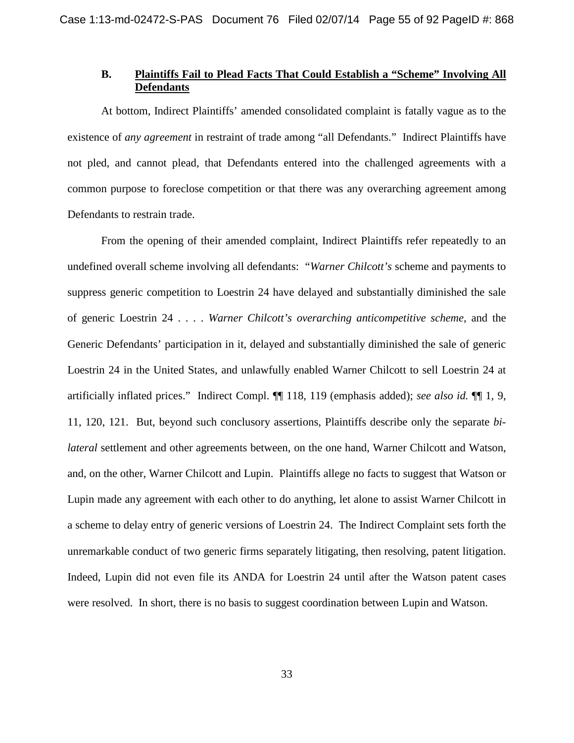### B. <u>Plaintiffs Fail to Plead Facts That Could Establish a "Scheme" Involving All Defendants</u>

At bottom, Indirect Plaintiffs' amended consolidated complaint is fatally vague as to the existence of *any agreement* in restraint of trade among "all Defendants." Indirect Plaintiffs have not pled, and cannot plead, that Defendants entered into the challenged agreements with a common purpose to foreclose competition or that there was any overarching agreement among Defendants to restrain trade.

From the opening of their amended complaint, Indirect Plaintiffs refer repeatedly to an undefined overall scheme involving all defendants: "*Warner Chilcott's* scheme and payments to suppress generic competition to Loestrin 24 have delayed and substantially diminished the sale of generic Loestrin 24 . . . . *Warner Chilcott's overarching anticompetitive scheme*, and the Generic Defendants' participation in it, delayed and substantially diminished the sale of generic Loestrin 24 in the United States, and unlawfully enabled Warner Chilcott to sell Loestrin 24 at artificially inflated prices." Indirect Compl. ¶¶ 118, 119 (emphasis added); *see also id.* ¶¶ 1, 9, 11, 120, 121. But, beyond such conclusory assertions, Plaintiffs describe only the separate *bi-lateral* settlement and other agreements between, on the one hand, Warner Chilcott and Watson, and, on the other, Warner Chilcott and Lupin. Plaintiffs allege no facts to suggest that Watson or Lupin made any agreement with each other to do anything, let alone to assist Warner Chilcott in a scheme to delay entry of generic versions of Loestrin 24. The Indirect Complaint sets forth the unremarkable conduct of two generic firms separately litigating, then resolving, patent litigation. Indeed, Lupin did not even file its ANDA for Loestrin 24 until after the Watson patent cases were resolved. In short, there is no basis to suggest coordination between Lupin and Watson.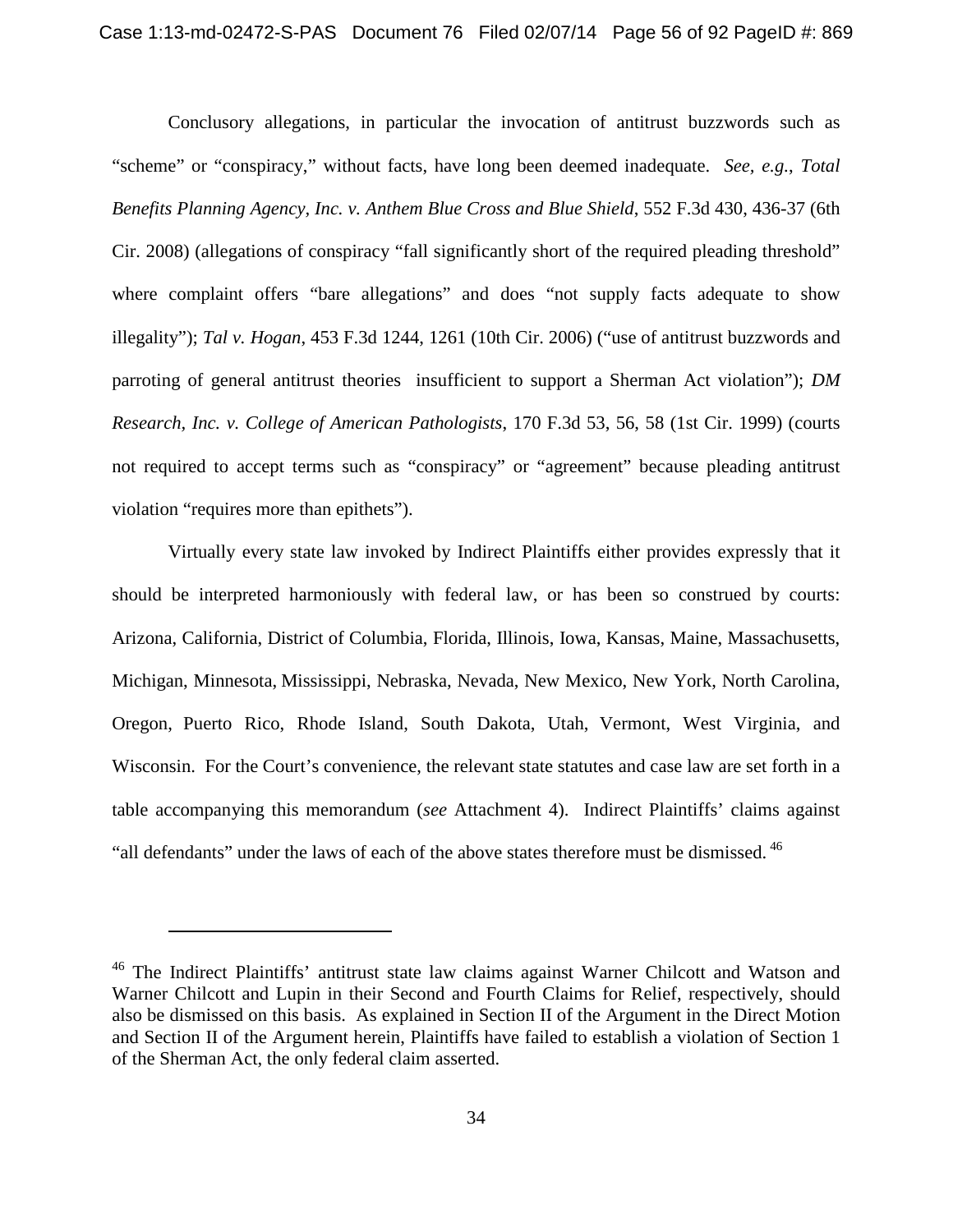Conclusory allegations, in particular the invocation of antitrust buzzwords such as "scheme" or "conspiracy," without facts, have long been deemed inadequate. *See, e.g.*, *Total Benefits Planning Agency, Inc. v. Anthem Blue Cross and Blue Shield*, 552 F.3d 430, 436-37 (6th Cir. 2008) (allegations of conspiracy "fall significantly short of the required pleading threshold" where complaint offers "bare allegations" and does "not supply facts adequate to show illegality"); *Tal v. Hogan*, 453 F.3d 1244, 1261 (10th Cir. 2006) ("use of antitrust buzzwords and parroting of general antitrust theories insufficient to support a Sherman Act violation"); *DM Research, Inc. v. College of American Pathologists*, 170 F.3d 53, 56, 58 (1st Cir. 1999) (courts not required to accept terms such as "conspiracy" or "agreement" because pleading antitrust violation "requires more than epithets").

Virtually every state law invoked by Indirect Plaintiffs either provides expressly that it should be interpreted harmoniously with federal law, or has been so construed by courts: Arizona, California, District of Columbia, Florida, Illinois, Iowa, Kansas, Maine, Massachusetts, Michigan, Minnesota, Mississippi, Nebraska, Nevada, New Mexico, New York, North Carolina, Oregon, Puerto Rico, Rhode Island, South Dakota, Utah, Vermont, West Virginia, and Wisconsin. For the Court's convenience, the relevant state statutes and case law are set forth in a table accompanying this memorandum (*see* Attachment 4). Indirect Plaintiffs' claims against "all defendants" under the laws of each of the above states therefore must be dismissed.[46]

---

[46] The Indirect Plaintiffs' antitrust state law claims against Warner Chilcott and Watson and Warner Chilcott and Lupin in their Second and Fourth Claims for Relief, respectively, should also be dismissed on this basis. As explained in Section II of the Argument in the Direct Motion and Section II of the Argument herein, Plaintiffs have failed to establish a violation of Section 1 of the Sherman Act, the only federal claim asserted.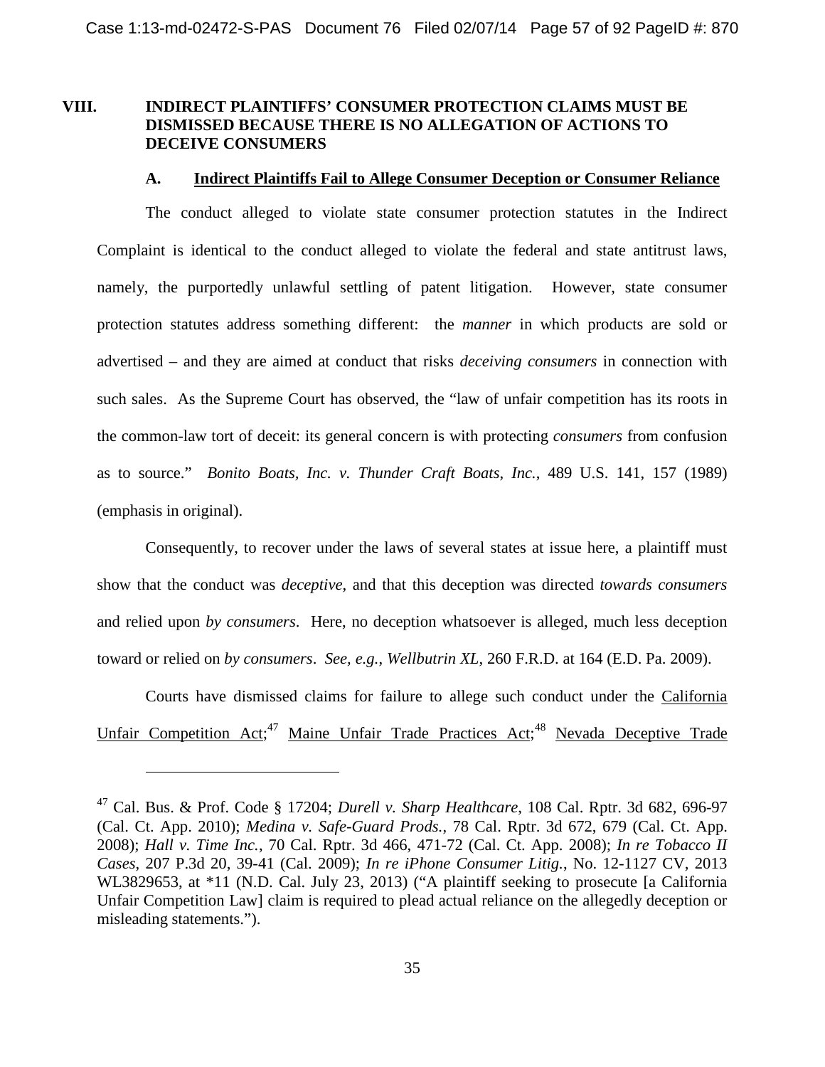## VIII. INDIRECT PLAINTIFFS' CONSUMER PROTECTION CLAIMS MUST BE DISMISSED BECAUSE THERE IS NO ALLEGATION OF ACTIONS TO DECEIVE CONSUMERS

### A. Indirect Plaintiffs Fail to Allege Consumer Deception or Consumer Reliance

The conduct alleged to violate state consumer protection statutes in the Indirect Complaint is identical to the conduct alleged to violate the federal and state antitrust laws, namely, the purportedly unlawful settling of patent litigation. However, state consumer protection statutes address something different: the *manner* in which products are sold or advertised – and they are aimed at conduct that risks *deceiving consumers* in connection with such sales. As the Supreme Court has observed, the "law of unfair competition has its roots in the common-law tort of deceit: its general concern is with protecting *consumers* from confusion as to source." *Bonito Boats, Inc. v. Thunder Craft Boats, Inc.*, 489 U.S. 141, 157 (1989) (emphasis in original).

Consequently, to recover under the laws of several states at issue here, a plaintiff must show that the conduct was *deceptive*, and that this deception was directed *towards consumers* and relied upon *by consumers*. Here, no deception whatsoever is alleged, much less deception toward or relied on *by consumers*. *See, e.g.*, *Wellbutrin XL*, 260 F.R.D. at 164 (E.D. Pa. 2009).

Courts have dismissed claims for failure to allege such conduct under the California Unfair Competition Act;[47] Maine Unfair Trade Practices Act;[48] Nevada Deceptive Trade

---

[47] Cal. Bus. & Prof. Code § 17204; *Durell v. Sharp Healthcare*, 108 Cal. Rptr. 3d 682, 696-97 (Cal. Ct. App. 2010); *Medina v. Safe-Guard Prods.*, 78 Cal. Rptr. 3d 672, 679 (Cal. Ct. App. 2008); *Hall v. Time Inc.*, 70 Cal. Rptr. 3d 466, 471-72 (Cal. Ct. App. 2008); *In re Tobacco II Cases*, 207 P.3d 20, 39-41 (Cal. 2009); *In re iPhone Consumer Litig.*, No. 12-1127 CV, 2013 WL3829653, at *11 (N.D. Cal. July 23, 2013) ("A plaintiff seeking to prosecute [a California Unfair Competition Law] claim is required to plead actual reliance on the allegedly deception or misleading statements.").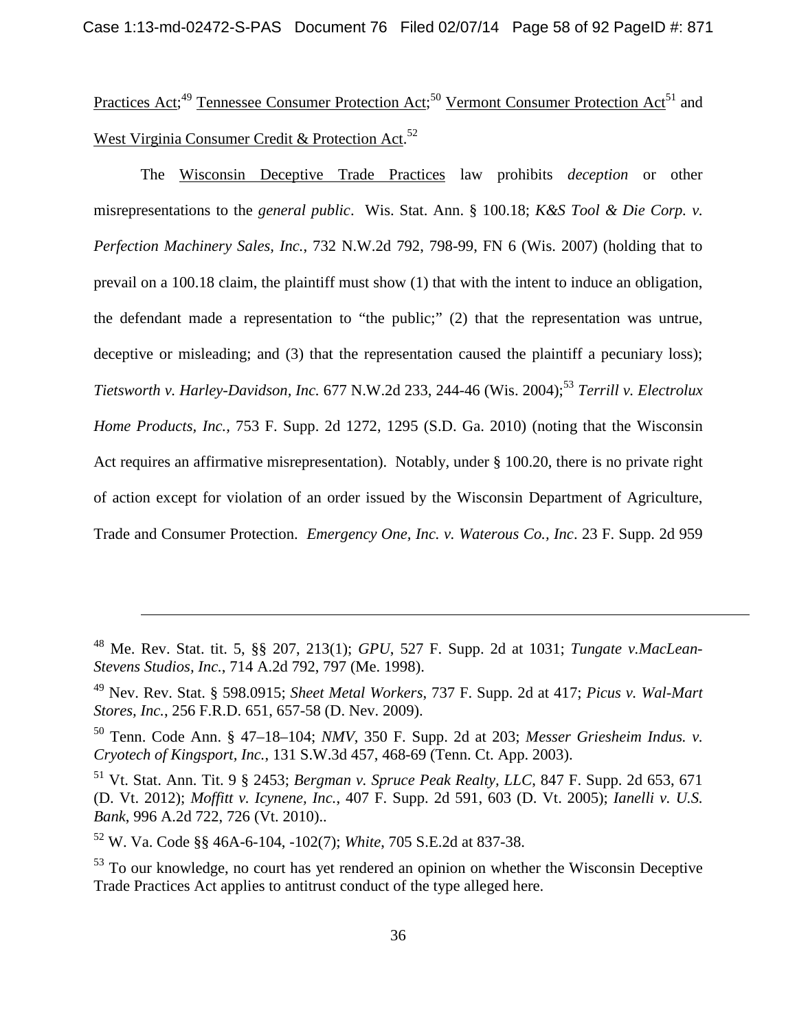Practices Act;[49] Tennessee Consumer Protection Act;[50] Vermont Consumer Protection Act[51] and West Virginia Consumer Credit & Protection Act.[52]

The Wisconsin Deceptive Trade Practices law prohibits *deception* or other misrepresentations to the *general public*. Wis. Stat. Ann. § 100.18; *K&S Tool & Die Corp. v. Perfection Machinery Sales, Inc.*, 732 N.W.2d 792, 798-99, FN 6 (Wis. 2007) (holding that to prevail on a 100.18 claim, the plaintiff must show (1) that with the intent to induce an obligation, the defendant made a representation to "the public;" (2) that the representation was untrue, deceptive or misleading; and (3) that the representation caused the plaintiff a pecuniary loss); *Tietsworth v. Harley-Davidson, Inc.* 677 N.W.2d 233, 244-46 (Wis. 2004);[53] *Terrill v. Electrolux Home Products, Inc.*, 753 F. Supp. 2d 1272, 1295 (S.D. Ga. 2010) (noting that the Wisconsin Act requires an affirmative misrepresentation). Notably, under § 100.20, there is no private right of action except for violation of an order issued by the Wisconsin Department of Agriculture, Trade and Consumer Protection. *Emergency One, Inc. v. Waterous Co., Inc*. 23 F. Supp. 2d 959

---

[48] Me. Rev. Stat. tit. 5, §§ 207, 213(1); *GPU*, 527 F. Supp. 2d at 1031; *Tungate v.MacLean-Stevens Studios, Inc.*, 714 A.2d 792, 797 (Me. 1998).

[49] Nev. Rev. Stat. § 598.0915; *Sheet Metal Workers*, 737 F. Supp. 2d at 417; *Picus v. Wal-Mart Stores, Inc.*, 256 F.R.D. 651, 657-58 (D. Nev. 2009).

[50] Tenn. Code Ann. § 47–18–104; *NMV*, 350 F. Supp. 2d at 203; *Messer Griesheim Indus. v. Cryotech of Kingsport, Inc.*, 131 S.W.3d 457, 468-69 (Tenn. Ct. App. 2003).

[51] Vt. Stat. Ann. Tit. 9 § 2453; *Bergman v. Spruce Peak Realty, LLC*, 847 F. Supp. 2d 653, 671 (D. Vt. 2012); *Moffitt v. Icynene, Inc.*, 407 F. Supp. 2d 591, 603 (D. Vt. 2005); *Ianelli v. U.S. Bank*, 996 A.2d 722, 726 (Vt. 2010)..

[52] W. Va. Code §§ 46A-6-104, -102(7); *White*, 705 S.E.2d at 837-38.

[53] To our knowledge, no court has yet rendered an opinion on whether the Wisconsin Deceptive Trade Practices Act applies to antitrust conduct of the type alleged here.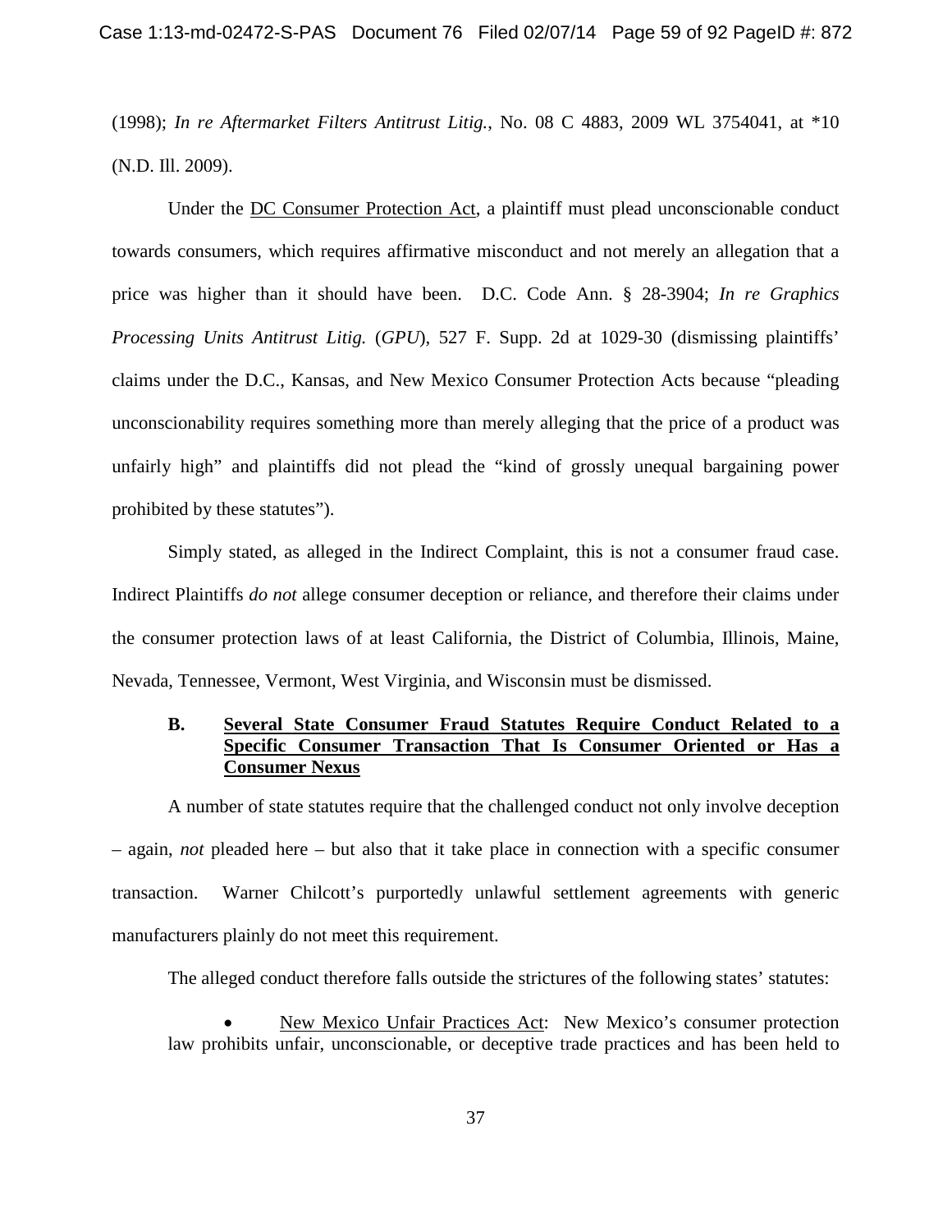(1998); *In re Aftermarket Filters Antitrust Litig.*, No. 08 C 4883, 2009 WL 3754041, at *10 (N.D. Ill. 2009).

Under the DC Consumer Protection Act, a plaintiff must plead unconscionable conduct towards consumers, which requires affirmative misconduct and not merely an allegation that a price was higher than it should have been. D.C. Code Ann. § 28-3904; *In re Graphics Processing Units Antitrust Litig.* (*GPU*), 527 F. Supp. 2d at 1029-30 (dismissing plaintiffs' claims under the D.C., Kansas, and New Mexico Consumer Protection Acts because "pleading unconscionability requires something more than merely alleging that the price of a product was unfairly high" and plaintiffs did not plead the "kind of grossly unequal bargaining power prohibited by these statutes").

Simply stated, as alleged in the Indirect Complaint, this is not a consumer fraud case. Indirect Plaintiffs *do not* allege consumer deception or reliance, and therefore their claims under the consumer protection laws of at least California, the District of Columbia, Illinois, Maine, Nevada, Tennessee, Vermont, West Virginia, and Wisconsin must be dismissed.

### B. Several State Consumer Fraud Statutes Require Conduct Related to a Specific Consumer Transaction That Is Consumer Oriented or Has a Consumer Nexus

A number of state statutes require that the challenged conduct not only involve deception – again, *not* pleaded here – but also that it take place in connection with a specific consumer transaction. Warner Chilcott's purportedly unlawful settlement agreements with generic manufacturers plainly do not meet this requirement.

The alleged conduct therefore falls outside the strictures of the following states' statutes:

- New Mexico Unfair Practices Act: New Mexico's consumer protection law prohibits unfair, unconscionable, or deceptive trade practices and has been held to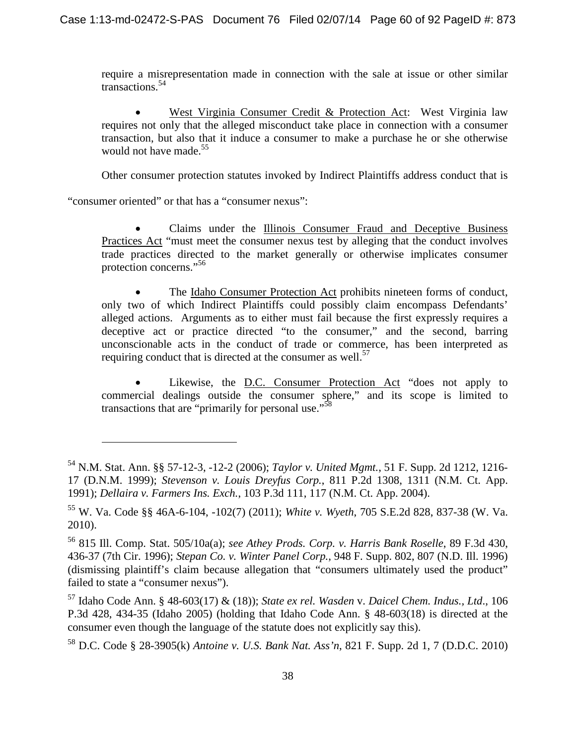require a misrepresentation made in connection with the sale at issue or other similar transactions.[54]

- West Virginia Consumer Credit & Protection Act: West Virginia law requires not only that the alleged misconduct take place in connection with a consumer transaction, but also that it induce a consumer to make a purchase he or she otherwise would not have made.[55]

Other consumer protection statutes invoked by Indirect Plaintiffs address conduct that is "consumer oriented" or that has a "consumer nexus":

- Claims under the Illinois Consumer Fraud and Deceptive Business Practices Act "must meet the consumer nexus test by alleging that the conduct involves trade practices directed to the market generally or otherwise implicates consumer protection concerns."[56]

- The Idaho Consumer Protection Act prohibits nineteen forms of conduct, only two of which Indirect Plaintiffs could possibly claim encompass Defendants' alleged actions. Arguments as to either must fail because the first expressly requires a deceptive act or practice directed "to the consumer," and the second, barring unconscionable acts in the conduct of trade or commerce, has been interpreted as requiring conduct that is directed at the consumer as well.[57]

- Likewise, the D.C. Consumer Protection Act "does not apply to commercial dealings outside the consumer sphere," and its scope is limited to transactions that are "primarily for personal use."[58]

---

[54] N.M. Stat. Ann. §§ 57-12-3, -12-2 (2006); *Taylor v. United Mgmt.*, 51 F. Supp. 2d 1212, 1216-17 (D.N.M. 1999); *Stevenson v. Louis Dreyfus Corp.*, 811 P.2d 1308, 1311 (N.M. Ct. App. 1991); *Dellaira v. Farmers Ins. Exch.*, 103 P.3d 111, 117 (N.M. Ct. App. 2004).

[55] W. Va. Code §§ 46A-6-104, -102(7) (2011); *White v. Wyeth*, 705 S.E.2d 828, 837-38 (W. Va. 2010).

[56] 815 Ill. Comp. Stat. 505/10a(a); *see Athey Prods. Corp. v. Harris Bank Roselle*, 89 F.3d 430, 436-37 (7th Cir. 1996); *Stepan Co. v. Winter Panel Corp.*, 948 F. Supp. 802, 807 (N.D. Ill. 1996) (dismissing plaintiff's claim because allegation that "consumers ultimately used the product" failed to state a "consumer nexus").

[57] Idaho Code Ann. § 48-603(17) & (18)); *State ex rel. Wasden* v. *Daicel Chem. Indus., Ltd*., 106 P.3d 428, 434-35 (Idaho 2005) (holding that Idaho Code Ann. § 48-603(18) is directed at the consumer even though the language of the statute does not explicitly say this).

[58] D.C. Code § 28-3905(k) *Antoine v. U.S. Bank Nat. Ass'n*, 821 F. Supp. 2d 1, 7 (D.D.C. 2010)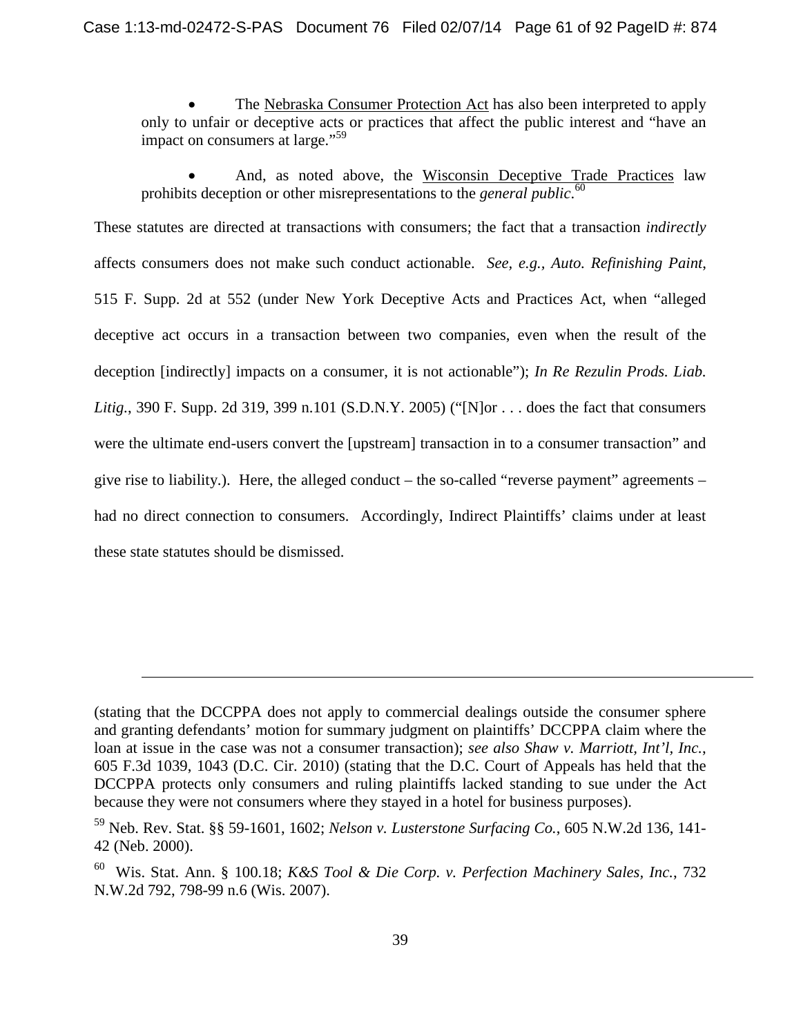- The Nebraska Consumer Protection Act has also been interpreted to apply only to unfair or deceptive acts or practices that affect the public interest and "have an impact on consumers at large."[59]

- And, as noted above, the Wisconsin Deceptive Trade Practices law prohibits deception or other misrepresentations to the *general public*.[60]

These statutes are directed at transactions with consumers; the fact that a transaction *indirectly* affects consumers does not make such conduct actionable. *See, e.g., Auto. Refinishing Paint*, 515 F. Supp. 2d at 552 (under New York Deceptive Acts and Practices Act, when "alleged deceptive act occurs in a transaction between two companies, even when the result of the deception [indirectly] impacts on a consumer, it is not actionable"); *In Re Rezulin Prods. Liab. Litig.*, 390 F. Supp. 2d 319, 399 n.101 (S.D.N.Y. 2005) ("[N]or . . . does the fact that consumers were the ultimate end-users convert the [upstream] transaction in to a consumer transaction" and give rise to liability.). Here, the alleged conduct – the so-called "reverse payment" agreements – had no direct connection to consumers. Accordingly, Indirect Plaintiffs' claims under at least these state statutes should be dismissed.

---

(stating that the DCCPPA does not apply to commercial dealings outside the consumer sphere and granting defendants' motion for summary judgment on plaintiffs' DCCPPA claim where the loan at issue in the case was not a consumer transaction); *see also Shaw v. Marriott, Int'l, Inc.*, 605 F.3d 1039, 1043 (D.C. Cir. 2010) (stating that the D.C. Court of Appeals has held that the DCCPPA protects only consumers and ruling plaintiffs lacked standing to sue under the Act because they were not consumers where they stayed in a hotel for business purposes).

[59] Neb. Rev. Stat. §§ 59-1601, 1602; *Nelson v. Lusterstone Surfacing Co.*, 605 N.W.2d 136, 141-42 (Neb. 2000).

[60] Wis. Stat. Ann. § 100.18; *K&S Tool & Die Corp. v. Perfection Machinery Sales, Inc.*, 732 N.W.2d 792, 798-99 n.6 (Wis. 2007).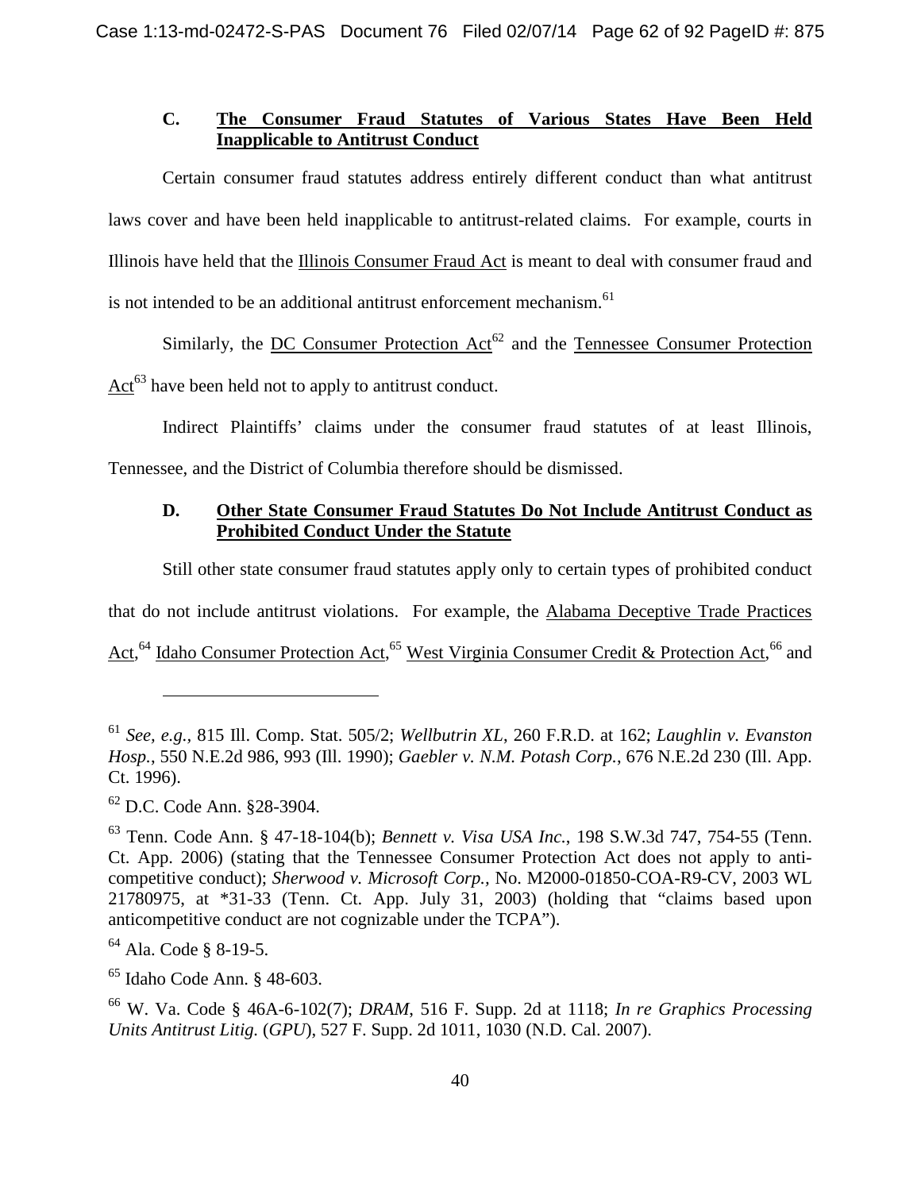### C. <u>The Consumer Fraud Statutes of Various States Have Been Held Inapplicable to Antitrust Conduct</u>

Certain consumer fraud statutes address entirely different conduct than what antitrust laws cover and have been held inapplicable to antitrust-related claims. For example, courts in Illinois have held that the <u>Illinois Consumer Fraud Act</u> is meant to deal with consumer fraud and is not intended to be an additional antitrust enforcement mechanism.[61]

Similarly, the <u>DC Consumer Protection Act</u>[62] and the <u>Tennessee Consumer Protection Act</u>[63] have been held not to apply to antitrust conduct.

Indirect Plaintiffs' claims under the consumer fraud statutes of at least Illinois, Tennessee, and the District of Columbia therefore should be dismissed.

### D. <u>Other State Consumer Fraud Statutes Do Not Include Antitrust Conduct as Prohibited Conduct Under the Statute</u>

Still other state consumer fraud statutes apply only to certain types of prohibited conduct that do not include antitrust violations. For example, the <u>Alabama Deceptive Trade Practices Act</u>,[64] <u>Idaho Consumer Protection Act</u>,[65] <u>West Virginia Consumer Credit & Protection Act</u>,[66] and

---

[61] *See, e.g.*, 815 Ill. Comp. Stat. 505/2; *Wellbutrin XL*, 260 F.R.D. at 162; *Laughlin v. Evanston Hosp.*, 550 N.E.2d 986, 993 (Ill. 1990); *Gaebler v. N.M. Potash Corp.*, 676 N.E.2d 230 (Ill. App. Ct. 1996).

[62] D.C. Code Ann. §28-3904.

[63] Tenn. Code Ann. § 47-18-104(b); *Bennett v. Visa USA Inc.*, 198 S.W.3d 747, 754-55 (Tenn. Ct. App. 2006) (stating that the Tennessee Consumer Protection Act does not apply to anti-competitive conduct); *Sherwood v. Microsoft Corp.*, No. M2000-01850-COA-R9-CV, 2003 WL 21780975, at *31-33 (Tenn. Ct. App. July 31, 2003) (holding that "claims based upon anticompetitive conduct are not cognizable under the TCPA").

[64] Ala. Code § 8-19-5.

[65] Idaho Code Ann. § 48-603.

[66] W. Va. Code § 46A-6-102(7); *DRAM*, 516 F. Supp. 2d at 1118; *In re Graphics Processing Units Antitrust Litig.* (*GPU*), 527 F. Supp. 2d 1011, 1030 (N.D. Cal. 2007).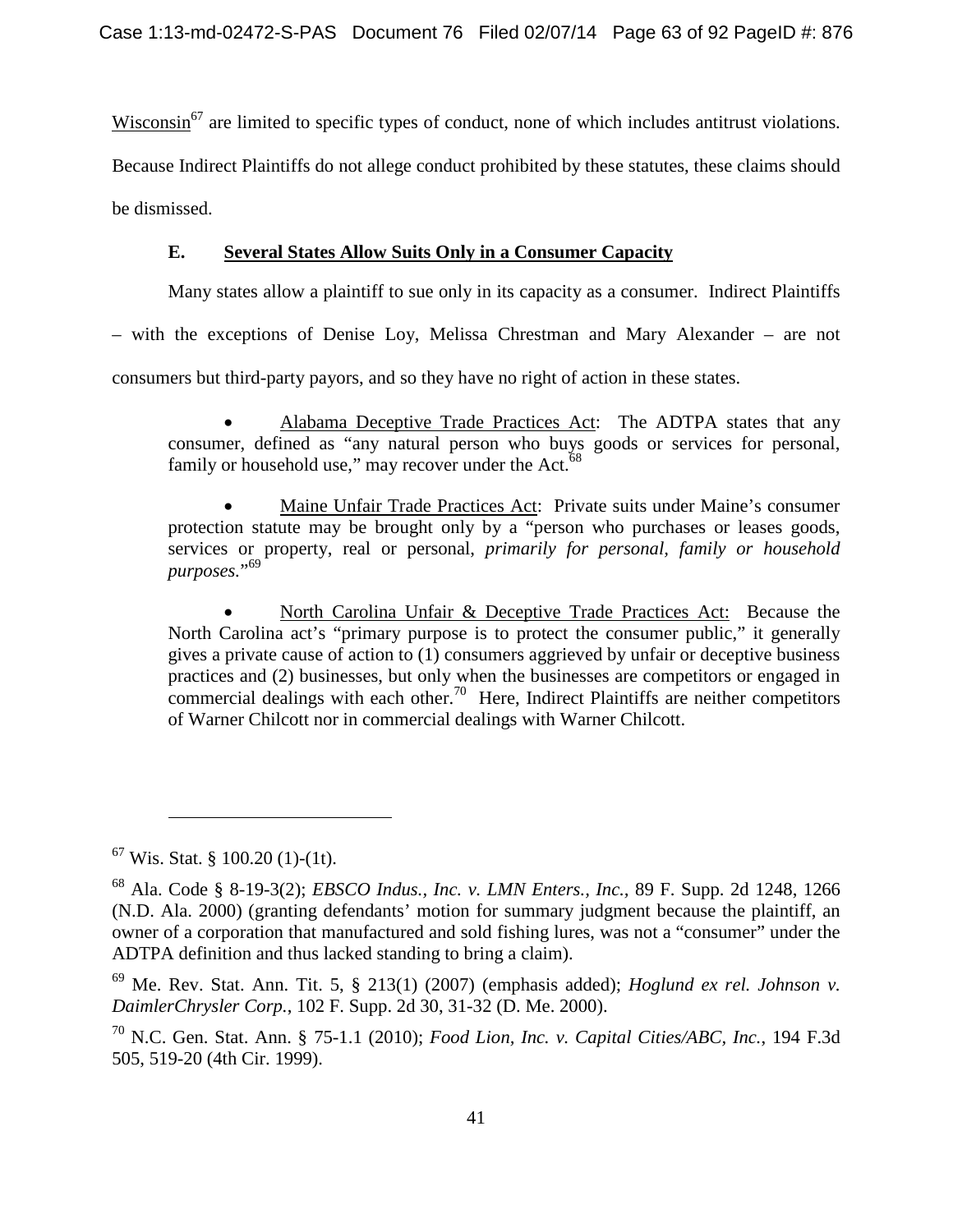Wisconsin[67] are limited to specific types of conduct, none of which includes antitrust violations. Because Indirect Plaintiffs do not allege conduct prohibited by these statutes, these claims should be dismissed.

### E. Several States Allow Suits Only in a Consumer Capacity

Many states allow a plaintiff to sue only in its capacity as a consumer. Indirect Plaintiffs – with the exceptions of Denise Loy, Melissa Chrestman and Mary Alexander – are not consumers but third-party payors, and so they have no right of action in these states.

- Alabama Deceptive Trade Practices Act: The ADTPA states that any consumer, defined as "any natural person who buys goods or services for personal, family or household use," may recover under the Act.[68]

- Maine Unfair Trade Practices Act: Private suits under Maine's consumer protection statute may be brought only by a "person who purchases or leases goods, services or property, real or personal, *primarily for personal, family or household purposes*."[69]

- North Carolina Unfair & Deceptive Trade Practices Act: Because the North Carolina act's "primary purpose is to protect the consumer public," it generally gives a private cause of action to (1) consumers aggrieved by unfair or deceptive business practices and (2) businesses, but only when the businesses are competitors or engaged in commercial dealings with each other.[70] Here, Indirect Plaintiffs are neither competitors of Warner Chilcott nor in commercial dealings with Warner Chilcott.

---

[67] Wis. Stat. § 100.20 (1)-(1t).

[68] Ala. Code § 8-19-3(2); *EBSCO Indus., Inc. v. LMN Enters., Inc.*, 89 F. Supp. 2d 1248, 1266 (N.D. Ala. 2000) (granting defendants' motion for summary judgment because the plaintiff, an owner of a corporation that manufactured and sold fishing lures, was not a "consumer" under the ADTPA definition and thus lacked standing to bring a claim).

[69] Me. Rev. Stat. Ann. Tit. 5, § 213(1) (2007) (emphasis added); *Hoglund ex rel. Johnson v. DaimlerChrysler Corp.*, 102 F. Supp. 2d 30, 31-32 (D. Me. 2000).

[70] N.C. Gen. Stat. Ann. § 75-1.1 (2010); *Food Lion, Inc. v. Capital Cities/ABC, Inc.*, 194 F.3d 505, 519-20 (4th Cir. 1999).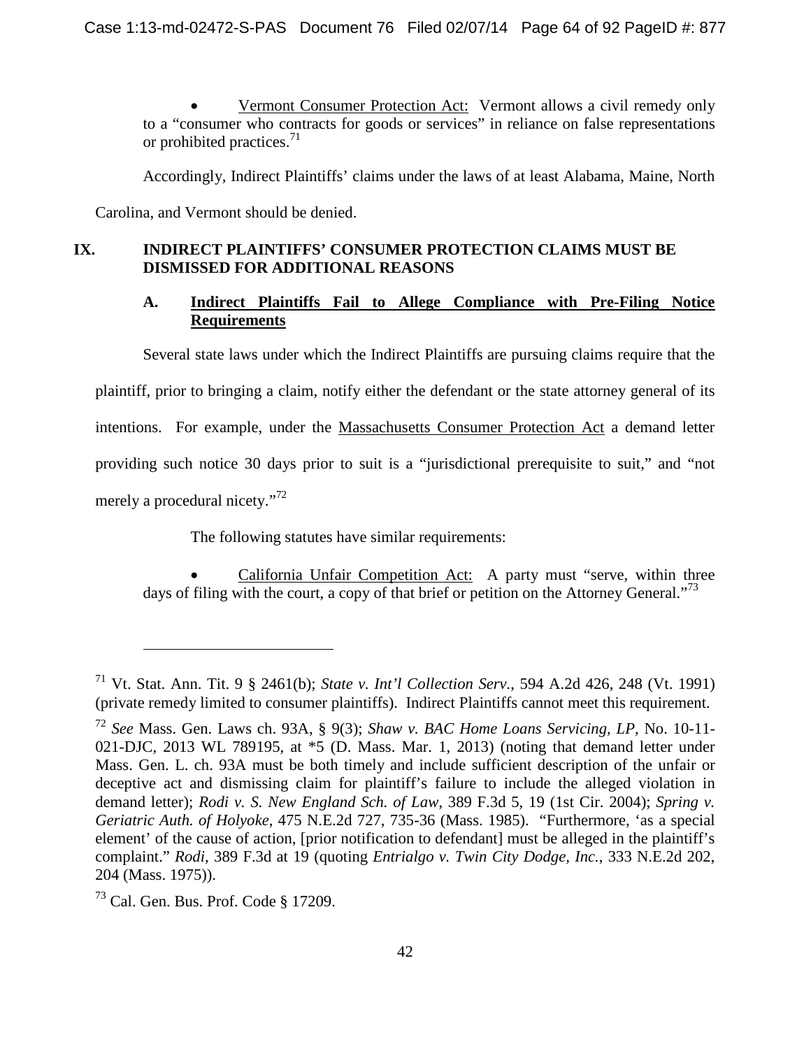- Vermont Consumer Protection Act: Vermont allows a civil remedy only to a "consumer who contracts for goods or services" in reliance on false representations or prohibited practices.[71]

Accordingly, Indirect Plaintiffs' claims under the laws of at least Alabama, Maine, North Carolina, and Vermont should be denied.

## IX. INDIRECT PLAINTIFFS' CONSUMER PROTECTION CLAIMS MUST BE DISMISSED FOR ADDITIONAL REASONS

### A. Indirect Plaintiffs Fail to Allege Compliance with Pre-Filing Notice Requirements

Several state laws under which the Indirect Plaintiffs are pursuing claims require that the plaintiff, prior to bringing a claim, notify either the defendant or the state attorney general of its intentions. For example, under the Massachusetts Consumer Protection Act a demand letter providing such notice 30 days prior to suit is a "jurisdictional prerequisite to suit," and "not merely a procedural nicety."[72]

The following statutes have similar requirements:

- California Unfair Competition Act: A party must "serve, within three days of filing with the court, a copy of that brief or petition on the Attorney General."[73]

---

[71] Vt. Stat. Ann. Tit. 9 § 2461(b); *State v. Int'l Collection Serv.*, 594 A.2d 426, 248 (Vt. 1991) (private remedy limited to consumer plaintiffs). Indirect Plaintiffs cannot meet this requirement.

[72] *See* Mass. Gen. Laws ch. 93A, § 9(3); *Shaw v. BAC Home Loans Servicing, LP*, No. 10-11-021-DJC, 2013 WL 789195, at *5 (D. Mass. Mar. 1, 2013) (noting that demand letter under Mass. Gen. L. ch. 93A must be both timely and include sufficient description of the unfair or deceptive act and dismissing claim for plaintiff's failure to include the alleged violation in demand letter); *Rodi v. S. New England Sch. of Law*, 389 F.3d 5, 19 (1st Cir. 2004); *Spring v. Geriatric Auth. of Holyoke*, 475 N.E.2d 727, 735-36 (Mass. 1985). "Furthermore, 'as a special element' of the cause of action, [prior notification to defendant] must be alleged in the plaintiff's complaint." *Rodi*, 389 F.3d at 19 (quoting *Entrialgo v. Twin City Dodge, Inc.*, 333 N.E.2d 202, 204 (Mass. 1975)).

[73] Cal. Gen. Bus. Prof. Code § 17209.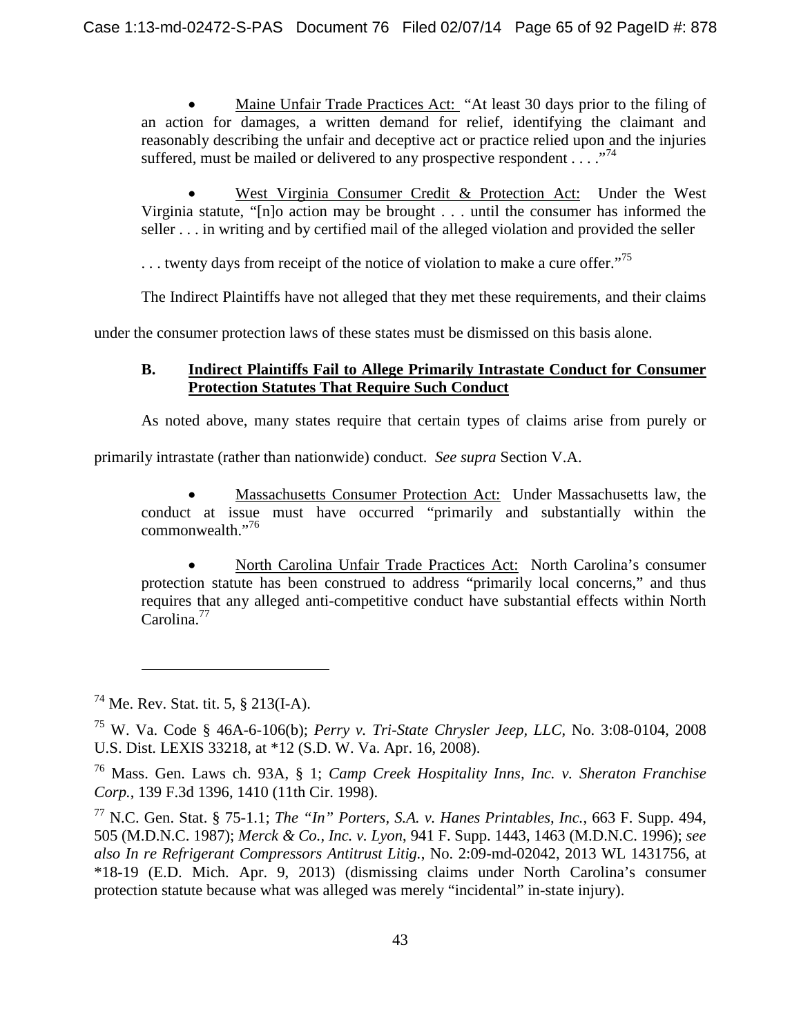- Maine Unfair Trade Practices Act: "At least 30 days prior to the filing of an action for damages, a written demand for relief, identifying the claimant and reasonably describing the unfair and deceptive act or practice relied upon and the injuries suffered, must be mailed or delivered to any prospective respondent . . . ."[74]

- West Virginia Consumer Credit & Protection Act: Under the West Virginia statute, "[n]o action may be brought . . . until the consumer has informed the seller . . . in writing and by certified mail of the alleged violation and provided the seller . . . twenty days from receipt of the notice of violation to make a cure offer."[75]

The Indirect Plaintiffs have not alleged that they met these requirements, and their claims under the consumer protection laws of these states must be dismissed on this basis alone.

### B. Indirect Plaintiffs Fail to Allege Primarily Intrastate Conduct for Consumer Protection Statutes That Require Such Conduct

As noted above, many states require that certain types of claims arise from purely or primarily intrastate (rather than nationwide) conduct. *See supra* Section V.A.

- Massachusetts Consumer Protection Act: Under Massachusetts law, the conduct at issue must have occurred "primarily and substantially within the commonwealth."[76]

- North Carolina Unfair Trade Practices Act: North Carolina's consumer protection statute has been construed to address "primarily local concerns," and thus requires that any alleged anti-competitive conduct have substantial effects within North Carolina.[77]

---

[74] Me. Rev. Stat. tit. 5, § 213(I-A).

[75] W. Va. Code § 46A-6-106(b); *Perry v. Tri-State Chrysler Jeep, LLC*, No. 3:08-0104, 2008 U.S. Dist. LEXIS 33218, at *12 (S.D. W. Va. Apr. 16, 2008).

[76] Mass. Gen. Laws ch. 93A, § 1; *Camp Creek Hospitality Inns, Inc. v. Sheraton Franchise Corp.*, 139 F.3d 1396, 1410 (11th Cir. 1998).

[77] N.C. Gen. Stat. § 75-1.1; *The "In" Porters, S.A. v. Hanes Printables, Inc.*, 663 F. Supp. 494, 505 (M.D.N.C. 1987); *Merck & Co., Inc. v. Lyon*, 941 F. Supp. 1443, 1463 (M.D.N.C. 1996); *see also In re Refrigerant Compressors Antitrust Litig.*, No. 2:09-md-02042, 2013 WL 1431756, at *18-19 (E.D. Mich. Apr. 9, 2013) (dismissing claims under North Carolina's consumer protection statute because what was alleged was merely "incidental" in-state injury).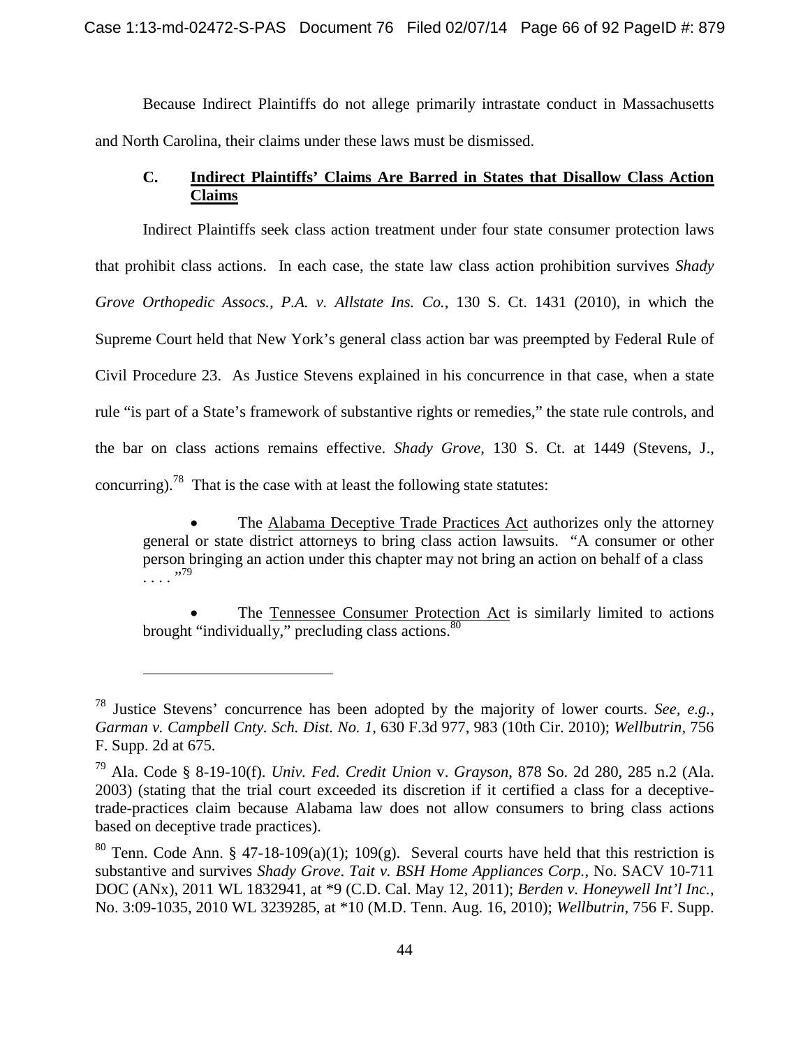Because Indirect Plaintiffs do not allege primarily intrastate conduct in Massachusetts and North Carolina, their claims under these laws must be dismissed.

### C. Indirect Plaintiffs' Claims Are Barred in States that Disallow Class Action Claims

Indirect Plaintiffs seek class action treatment under four state consumer protection laws that prohibit class actions. In each case, the state law class action prohibition survives *Shady Grove Orthopedic Assocs., P.A. v. Allstate Ins. Co.*, 130 S. Ct. 1431 (2010), in which the Supreme Court held that New York's general class action bar was preempted by Federal Rule of Civil Procedure 23. As Justice Stevens explained in his concurrence in that case, when a state rule "is part of a State's framework of substantive rights or remedies," the state rule controls, and the bar on class actions remains effective. *Shady Grove*, 130 S. Ct. at 1449 (Stevens, J., concurring).[78] That is the case with at least the following state statutes:

- The Alabama Deceptive Trade Practices Act authorizes only the attorney general or state district attorneys to bring class action lawsuits. "A consumer or other person bringing an action under this chapter may not bring an action on behalf of a class . . . ."[79]

- The Tennessee Consumer Protection Act is similarly limited to actions brought "individually," precluding class actions.[80]

---

[78] Justice Stevens' concurrence has been adopted by the majority of lower courts. *See, e.g.*, *Garman v. Campbell Cnty. Sch. Dist. No. 1*, 630 F.3d 977, 983 (10th Cir. 2010); *Wellbutrin*, 756 F. Supp. 2d at 675.

[79] Ala. Code § 8-19-10(f). *Univ. Fed. Credit Union* v. *Grayson*, 878 So. 2d 280, 285 n.2 (Ala. 2003) (stating that the trial court exceeded its discretion if it certified a class for a deceptive-trade-practices claim because Alabama law does not allow consumers to bring class actions based on deceptive trade practices).

[80] Tenn. Code Ann. § 47-18-109(a)(1); 109(g). Several courts have held that this restriction is substantive and survives *Shady Grove*. *Tait v. BSH Home Appliances Corp.*, No. SACV 10-711 DOC (ANx), 2011 WL 1832941, at *9 (C.D. Cal. May 12, 2011); *Berden v. Honeywell Int'l Inc.*, No. 3:09-1035, 2010 WL 3239285, at *10 (M.D. Tenn. Aug. 16, 2010); *Wellbutrin*, 756 F. Supp.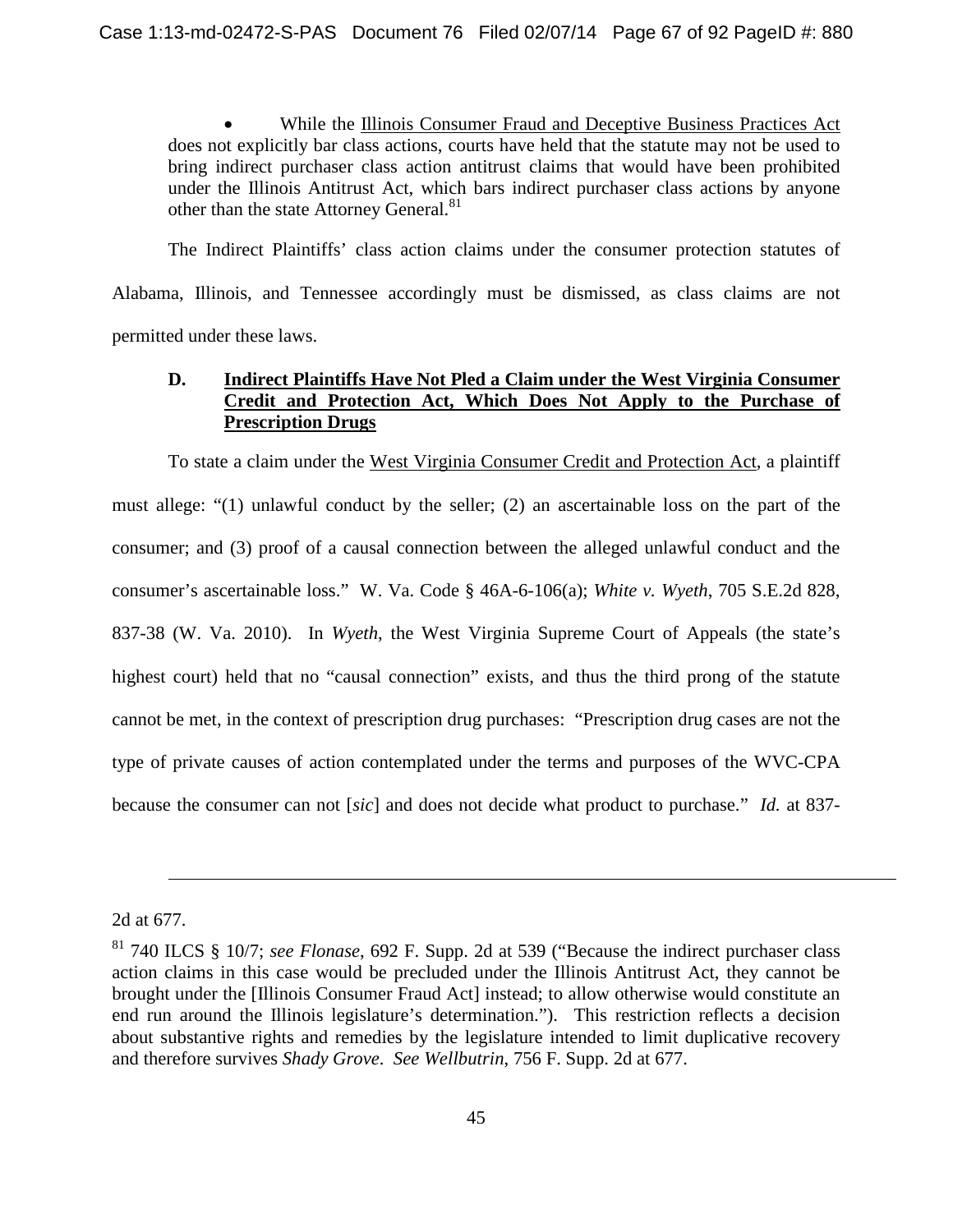- While the Illinois Consumer Fraud and Deceptive Business Practices Act does not explicitly bar class actions, courts have held that the statute may not be used to bring indirect purchaser class action antitrust claims that would have been prohibited under the Illinois Antitrust Act, which bars indirect purchaser class actions by anyone other than the state Attorney General.[81]

The Indirect Plaintiffs' class action claims under the consumer protection statutes of Alabama, Illinois, and Tennessee accordingly must be dismissed, as class claims are not permitted under these laws.

### D. Indirect Plaintiffs Have Not Pled a Claim under the West Virginia Consumer Credit and Protection Act, Which Does Not Apply to the Purchase of Prescription Drugs

To state a claim under the West Virginia Consumer Credit and Protection Act, a plaintiff must allege: "(1) unlawful conduct by the seller; (2) an ascertainable loss on the part of the consumer; and (3) proof of a causal connection between the alleged unlawful conduct and the consumer's ascertainable loss." W. Va. Code § 46A-6-106(a); *White v. Wyeth*, 705 S.E.2d 828, 837-38 (W. Va. 2010). In *Wyeth*, the West Virginia Supreme Court of Appeals (the state's highest court) held that no "causal connection" exists, and thus the third prong of the statute cannot be met, in the context of prescription drug purchases: "Prescription drug cases are not the type of private causes of action contemplated under the terms and purposes of the WVC-CPA because the consumer can not [*sic*] and does not decide what product to purchase." *Id.* at 837-

---

2d at 677.

[81] 740 ILCS § 10/7; *see Flonase*, 692 F. Supp. 2d at 539 ("Because the indirect purchaser class action claims in this case would be precluded under the Illinois Antitrust Act, they cannot be brought under the [Illinois Consumer Fraud Act] instead; to allow otherwise would constitute an end run around the Illinois legislature's determination."). This restriction reflects a decision about substantive rights and remedies by the legislature intended to limit duplicative recovery and therefore survives *Shady Grove*. *See Wellbutrin*, 756 F. Supp. 2d at 677.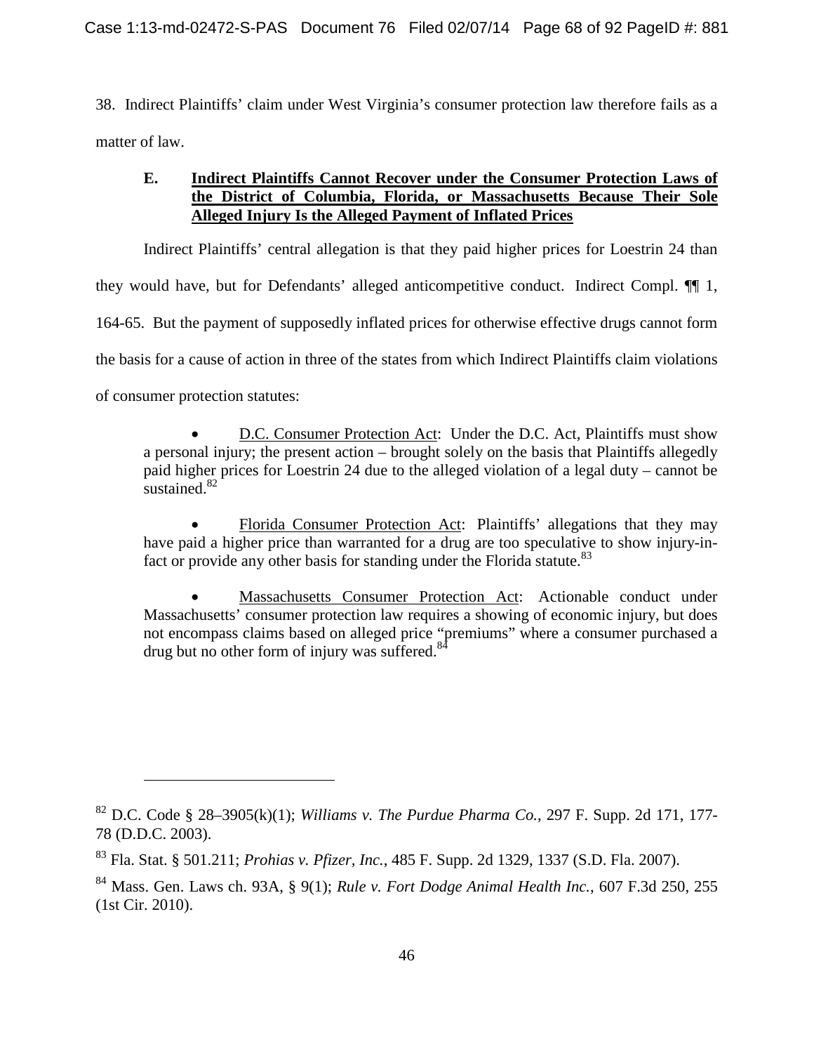38. Indirect Plaintiffs' claim under West Virginia's consumer protection law therefore fails as a matter of law.

### E. Indirect Plaintiffs Cannot Recover under the Consumer Protection Laws of the District of Columbia, Florida, or Massachusetts Because Their Sole Alleged Injury Is the Alleged Payment of Inflated Prices

Indirect Plaintiffs' central allegation is that they paid higher prices for Loestrin 24 than they would have, but for Defendants' alleged anticompetitive conduct. Indirect Compl. ¶¶ 1, 164-65. But the payment of supposedly inflated prices for otherwise effective drugs cannot form the basis for a cause of action in three of the states from which Indirect Plaintiffs claim violations of consumer protection statutes:

- D.C. Consumer Protection Act: Under the D.C. Act, Plaintiffs must show a personal injury; the present action – brought solely on the basis that Plaintiffs allegedly paid higher prices for Loestrin 24 due to the alleged violation of a legal duty – cannot be sustained.[82]

- Florida Consumer Protection Act: Plaintiffs' allegations that they may have paid a higher price than warranted for a drug are too speculative to show injury-in-fact or provide any other basis for standing under the Florida statute.[83]

- Massachusetts Consumer Protection Act: Actionable conduct under Massachusetts' consumer protection law requires a showing of economic injury, but does not encompass claims based on alleged price "premiums" where a consumer purchased a drug but no other form of injury was suffered.[84]

---

[82] D.C. Code § 28–3905(k)(1); *Williams v. The Purdue Pharma Co.*, 297 F. Supp. 2d 171, 177-78 (D.D.C. 2003).

[83] Fla. Stat. § 501.211; *Prohias v. Pfizer, Inc.*, 485 F. Supp. 2d 1329, 1337 (S.D. Fla. 2007).

[84] Mass. Gen. Laws ch. 93A, § 9(1); *Rule v. Fort Dodge Animal Health Inc.*, 607 F.3d 250, 255 (1st Cir. 2010).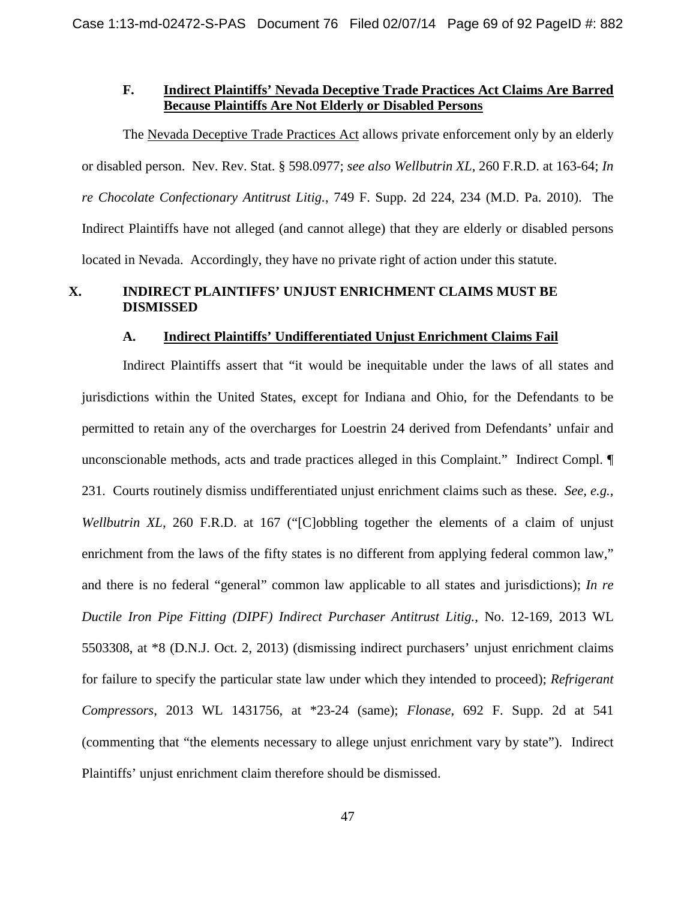### F. <u>Indirect Plaintiffs' Nevada Deceptive Trade Practices Act Claims Are Barred Because Plaintiffs Are Not Elderly or Disabled Persons</u>

The <u>Nevada Deceptive Trade Practices Act</u> allows private enforcement only by an elderly or disabled person. Nev. Rev. Stat. § 598.0977; *see also Wellbutrin XL*, 260 F.R.D. at 163-64; *In re Chocolate Confectionary Antitrust Litig.*, 749 F. Supp. 2d 224, 234 (M.D. Pa. 2010). The Indirect Plaintiffs have not alleged (and cannot allege) that they are elderly or disabled persons located in Nevada. Accordingly, they have no private right of action under this statute.

## X. INDIRECT PLAINTIFFS' UNJUST ENRICHMENT CLAIMS MUST BE DISMISSED

### A. <u>Indirect Plaintiffs' Undifferentiated Unjust Enrichment Claims Fail</u>

Indirect Plaintiffs assert that "it would be inequitable under the laws of all states and jurisdictions within the United States, except for Indiana and Ohio, for the Defendants to be permitted to retain any of the overcharges for Loestrin 24 derived from Defendants' unfair and unconscionable methods, acts and trade practices alleged in this Complaint." Indirect Compl. ¶ 231. Courts routinely dismiss undifferentiated unjust enrichment claims such as these. *See, e.g.*, *Wellbutrin XL*, 260 F.R.D. at 167 ("[C]obbling together the elements of a claim of unjust enrichment from the laws of the fifty states is no different from applying federal common law," and there is no federal "general" common law applicable to all states and jurisdictions); *In re Ductile Iron Pipe Fitting (DIPF) Indirect Purchaser Antitrust Litig.*, No. 12-169, 2013 WL 5503308, at *8 (D.N.J. Oct. 2, 2013) (dismissing indirect purchasers' unjust enrichment claims for failure to specify the particular state law under which they intended to proceed); *Refrigerant Compressors*, 2013 WL 1431756, at *23-24 (same); *Flonase*, 692 F. Supp. 2d at 541 (commenting that "the elements necessary to allege unjust enrichment vary by state"). Indirect Plaintiffs' unjust enrichment claim therefore should be dismissed.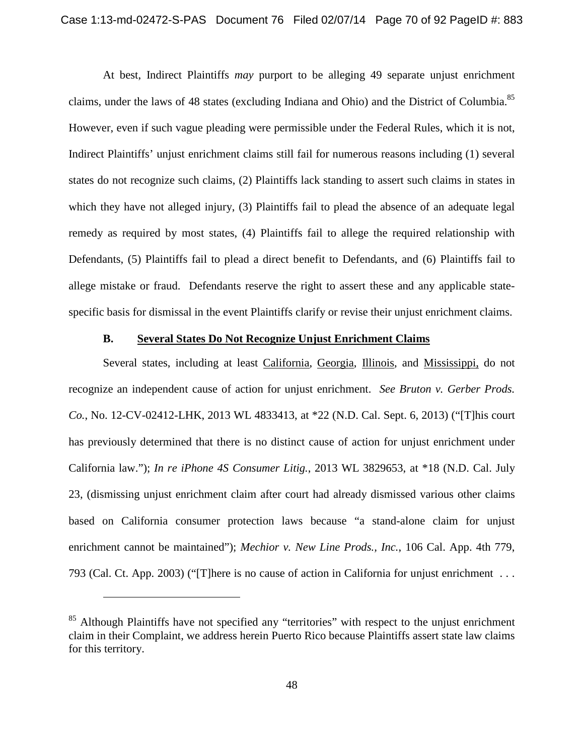At best, Indirect Plaintiffs *may* purport to be alleging 49 separate unjust enrichment claims, under the laws of 48 states (excluding Indiana and Ohio) and the District of Columbia.[85] However, even if such vague pleading were permissible under the Federal Rules, which it is not, Indirect Plaintiffs' unjust enrichment claims still fail for numerous reasons including (1) several states do not recognize such claims, (2) Plaintiffs lack standing to assert such claims in states in which they have not alleged injury, (3) Plaintiffs fail to plead the absence of an adequate legal remedy as required by most states, (4) Plaintiffs fail to allege the required relationship with Defendants, (5) Plaintiffs fail to plead a direct benefit to Defendants, and (6) Plaintiffs fail to allege mistake or fraud. Defendants reserve the right to assert these and any applicable state-specific basis for dismissal in the event Plaintiffs clarify or revise their unjust enrichment claims.

### B. Several States Do Not Recognize Unjust Enrichment Claims

Several states, including at least California, Georgia, Illinois, and Mississippi, do not recognize an independent cause of action for unjust enrichment. *See Bruton v. Gerber Prods. Co.*, No. 12-CV-02412-LHK, 2013 WL 4833413, at *22 (N.D. Cal. Sept. 6, 2013) ("[T]his court has previously determined that there is no distinct cause of action for unjust enrichment under California law."); *In re iPhone 4S Consumer Litig.*, 2013 WL 3829653, at *18 (N.D. Cal. July 23, (dismissing unjust enrichment claim after court had already dismissed various other claims based on California consumer protection laws because "a stand-alone claim for unjust enrichment cannot be maintained"); *Mechior v. New Line Prods., Inc.*, 106 Cal. App. 4th 779, 793 (Cal. Ct. App. 2003) ("[T]here is no cause of action in California for unjust enrichment . . .

---

[85] Although Plaintiffs have not specified any "territories" with respect to the unjust enrichment claim in their Complaint, we address herein Puerto Rico because Plaintiffs assert state law claims for this territory.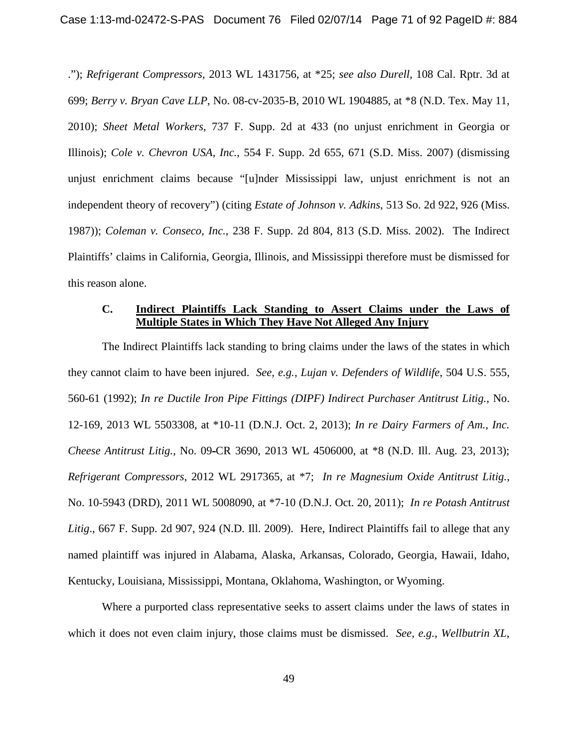."); *Refrigerant Compressors*, 2013 WL 1431756, at *25; *see also Durell*, 108 Cal. Rptr. 3d at 699; *Berry v. Bryan Cave LLP*, No. 08-cv-2035-B, 2010 WL 1904885, at *8 (N.D. Tex. May 11, 2010); *Sheet Metal Workers*, 737 F. Supp. 2d at 433 (no unjust enrichment in Georgia or Illinois); *Cole v. Chevron USA, Inc.*, 554 F. Supp. 2d 655, 671 (S.D. Miss. 2007) (dismissing unjust enrichment claims because "[u]nder Mississippi law, unjust enrichment is not an independent theory of recovery") (citing *Estate of Johnson v. Adkins*, 513 So. 2d 922, 926 (Miss. 1987)); *Coleman v. Conseco, Inc.*, 238 F. Supp. 2d 804, 813 (S.D. Miss. 2002). The Indirect Plaintiffs' claims in California, Georgia, Illinois, and Mississippi therefore must be dismissed for this reason alone.

### C. Indirect Plaintiffs Lack Standing to Assert Claims under the Laws of Multiple States in Which They Have Not Alleged Any Injury

The Indirect Plaintiffs lack standing to bring claims under the laws of the states in which they cannot claim to have been injured. *See, e.g., Lujan v. Defenders of Wildlife*, 504 U.S. 555, 560-61 (1992); *In re Ductile Iron Pipe Fittings (DIPF) Indirect Purchaser Antitrust Litig.*, No. 12-169, 2013 WL 5503308, at *10-11 (D.N.J. Oct. 2, 2013); *In re Dairy Farmers of Am., Inc. Cheese Antitrust Litig.*, No. 09-CR 3690, 2013 WL 4506000, at *8 (N.D. Ill. Aug. 23, 2013); *Refrigerant Compressors*, 2012 WL 2917365, at *7; *In re Magnesium Oxide Antitrust Litig.*, No. 10-5943 (DRD), 2011 WL 5008090, at *7-10 (D.N.J. Oct. 20, 2011); *In re Potash Antitrust Litig*., 667 F. Supp. 2d 907, 924 (N.D. Ill. 2009). Here, Indirect Plaintiffs fail to allege that any named plaintiff was injured in Alabama, Alaska, Arkansas, Colorado, Georgia, Hawaii, Idaho, Kentucky, Louisiana, Mississippi, Montana, Oklahoma, Washington, or Wyoming.

Where a purported class representative seeks to assert claims under the laws of states in which it does not even claim injury, those claims must be dismissed. *See, e.g., Wellbutrin XL*,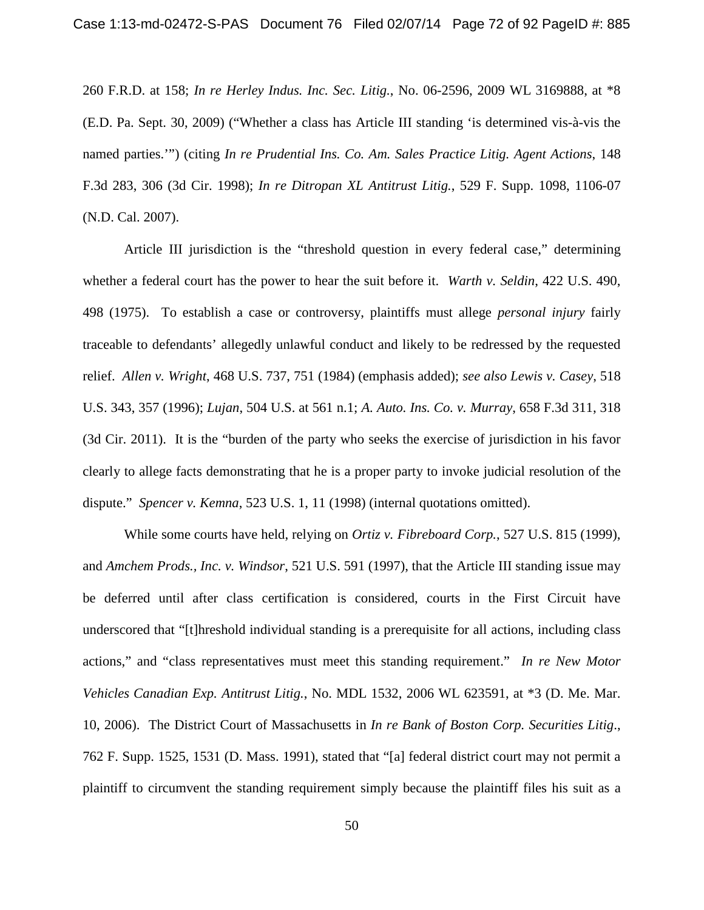260 F.R.D. at 158; *In re Herley Indus. Inc. Sec. Litig.*, No. 06-2596, 2009 WL 3169888, at *8 (E.D. Pa. Sept. 30, 2009) ("Whether a class has Article III standing 'is determined vis-à-vis the named parties.'") (citing *In re Prudential Ins. Co. Am. Sales Practice Litig. Agent Actions*, 148 F.3d 283, 306 (3d Cir. 1998); *In re Ditropan XL Antitrust Litig.*, 529 F. Supp. 1098, 1106-07 (N.D. Cal. 2007).

Article III jurisdiction is the "threshold question in every federal case," determining whether a federal court has the power to hear the suit before it. *Warth v. Seldin*, 422 U.S. 490, 498 (1975). To establish a case or controversy, plaintiffs must allege *personal injury* fairly traceable to defendants' allegedly unlawful conduct and likely to be redressed by the requested relief. *Allen v. Wright*, 468 U.S. 737, 751 (1984) (emphasis added); *see also Lewis v. Casey*, 518 U.S. 343, 357 (1996); *Lujan*, 504 U.S. at 561 n.1; *A. Auto. Ins. Co. v. Murray*, 658 F.3d 311, 318 (3d Cir. 2011). It is the "burden of the party who seeks the exercise of jurisdiction in his favor clearly to allege facts demonstrating that he is a proper party to invoke judicial resolution of the dispute." *Spencer v. Kemna*, 523 U.S. 1, 11 (1998) (internal quotations omitted).

While some courts have held, relying on *Ortiz v. Fibreboard Corp.*, 527 U.S. 815 (1999), and *Amchem Prods., Inc. v. Windsor*, 521 U.S. 591 (1997), that the Article III standing issue may be deferred until after class certification is considered, courts in the First Circuit have underscored that "[t]hreshold individual standing is a prerequisite for all actions, including class actions," and "class representatives must meet this standing requirement." *In re New Motor Vehicles Canadian Exp. Antitrust Litig.*, No. MDL 1532, 2006 WL 623591, at *3 (D. Me. Mar. 10, 2006). The District Court of Massachusetts in *In re Bank of Boston Corp. Securities Litig.*, 762 F. Supp. 1525, 1531 (D. Mass. 1991), stated that "[a] federal district court may not permit a plaintiff to circumvent the standing requirement simply because the plaintiff files his suit as a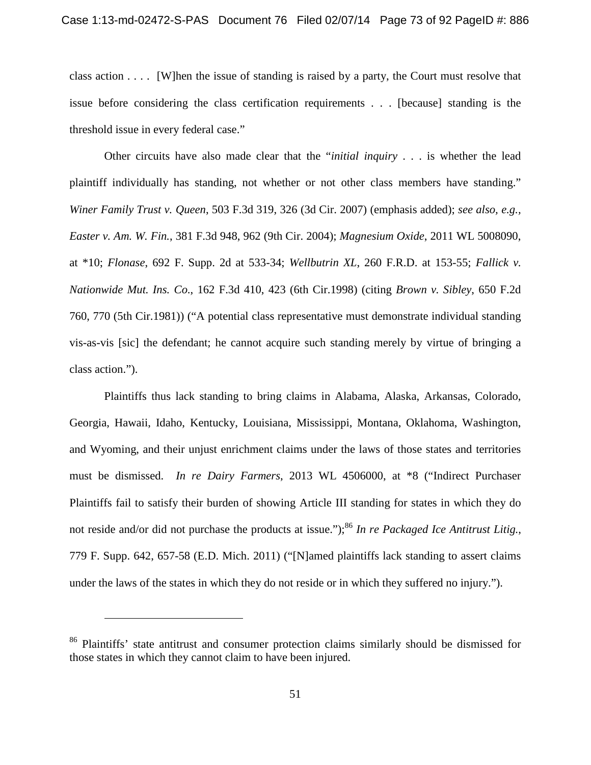class action . . . . [W]hen the issue of standing is raised by a party, the Court must resolve that issue before considering the class certification requirements . . . [because] standing is the threshold issue in every federal case."

Other circuits have also made clear that the "*initial inquiry* . . . is whether the lead plaintiff individually has standing, not whether or not other class members have standing." *Winer Family Trust v. Queen*, 503 F.3d 319, 326 (3d Cir. 2007) (emphasis added); *see also, e.g.*, *Easter v. Am. W. Fin.*, 381 F.3d 948, 962 (9th Cir. 2004); *Magnesium Oxide*, 2011 WL 5008090, at *10; *Flonase*, 692 F. Supp. 2d at 533-34; *Wellbutrin XL*, 260 F.R.D. at 153-55; *Fallick v. Nationwide Mut. Ins. Co.*, 162 F.3d 410, 423 (6th Cir.1998) (citing *Brown v. Sibley*, 650 F.2d 760, 770 (5th Cir.1981)) ("A potential class representative must demonstrate individual standing vis-as-vis [sic] the defendant; he cannot acquire such standing merely by virtue of bringing a class action.").

Plaintiffs thus lack standing to bring claims in Alabama, Alaska, Arkansas, Colorado, Georgia, Hawaii, Idaho, Kentucky, Louisiana, Mississippi, Montana, Oklahoma, Washington, and Wyoming, and their unjust enrichment claims under the laws of those states and territories must be dismissed. *In re Dairy Farmers*, 2013 WL 4506000, at *8 ("Indirect Purchaser Plaintiffs fail to satisfy their burden of showing Article III standing for states in which they do not reside and/or did not purchase the products at issue.");[86] *In re Packaged Ice Antitrust Litig.*, 779 F. Supp. 642, 657-58 (E.D. Mich. 2011) ("[N]amed plaintiffs lack standing to assert claims under the laws of the states in which they do not reside or in which they suffered no injury.").

---

[86] Plaintiffs' state antitrust and consumer protection claims similarly should be dismissed for those states in which they cannot claim to have been injured.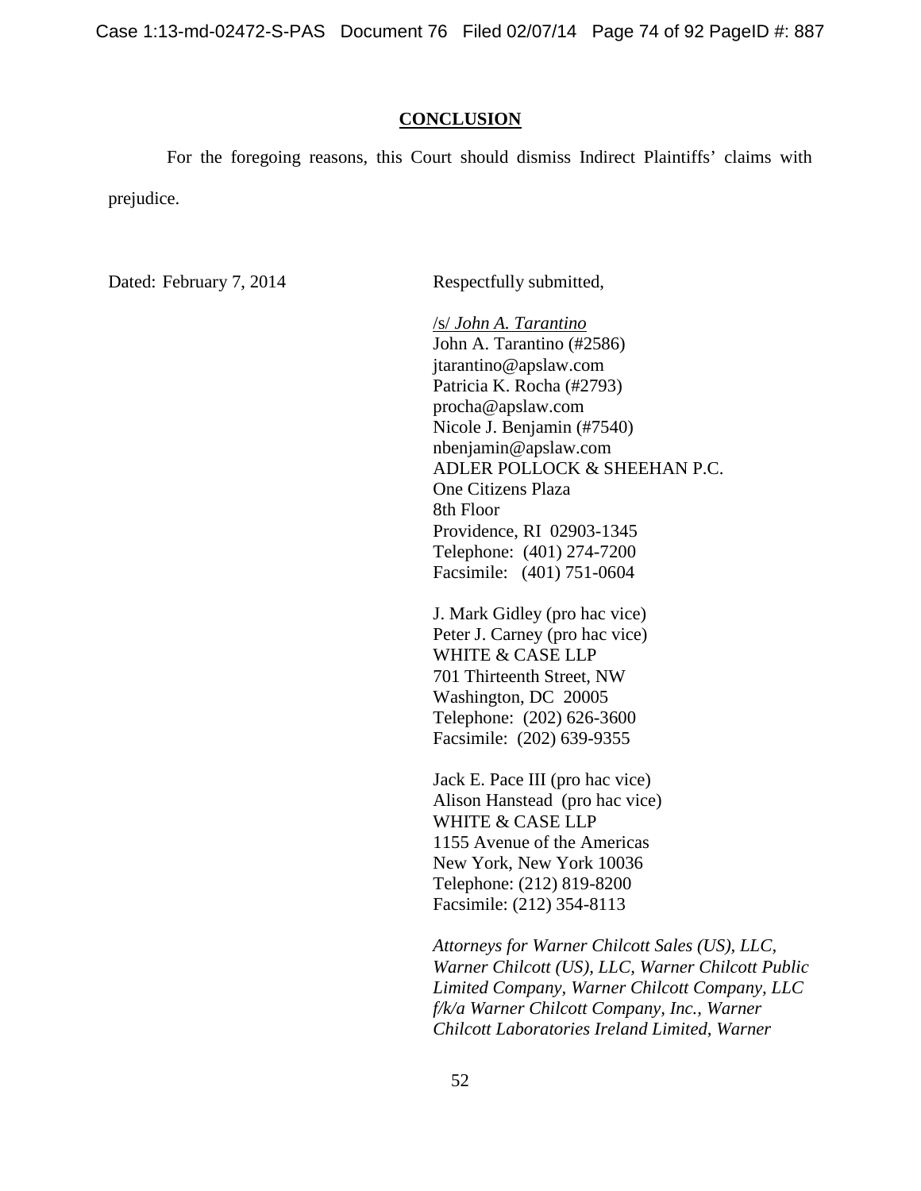## CONCLUSION

For the foregoing reasons, this Court should dismiss Indirect Plaintiffs' claims with prejudice.

Dated: February 7, 2014

Respectfully submitted,

/s/ *John A. Tarantino*
John A. Tarantino (#2586)
jtarantino@apslaw.com
Patricia K. Rocha (#2793)
procha@apslaw.com
Nicole J. Benjamin (#7540)
nbenjamin@apslaw.com
ADLER POLLOCK & SHEEHAN P.C.
One Citizens Plaza
8th Floor
Providence, RI 02903-1345
Telephone: (401) 274-7200
Facsimile: (401) 751-0604

J. Mark Gidley (pro hac vice)
Peter J. Carney (pro hac vice)
WHITE & CASE LLP
701 Thirteenth Street, NW
Washington, DC 20005
Telephone: (202) 626-3600
Facsimile: (202) 639-9355

Jack E. Pace III (pro hac vice)
Alison Hanstead (pro hac vice)
WHITE & CASE LLP
1155 Avenue of the Americas
New York, New York 10036
Telephone: (212) 819-8200
Facsimile: (212) 354-8113

*Attorneys for Warner Chilcott Sales (US), LLC, Warner Chilcott (US), LLC, Warner Chilcott Public Limited Company, Warner Chilcott Company, LLC f/k/a Warner Chilcott Company, Inc., Warner Chilcott Laboratories Ireland Limited, Warner*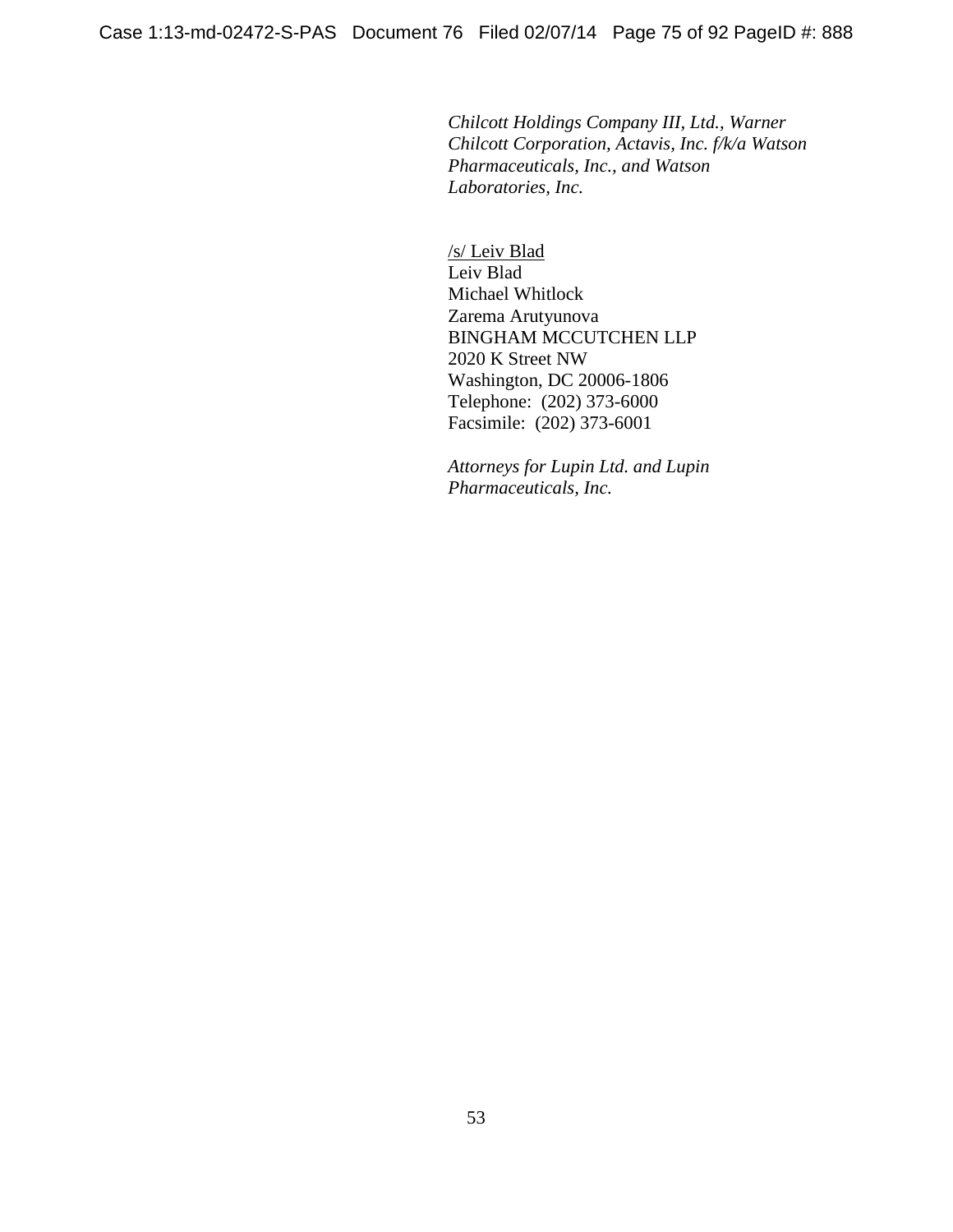*Chilcott Holdings Company III, Ltd., Warner Chilcott Corporation, Actavis, Inc. f/k/a Watson Pharmaceuticals, Inc., and Watson Laboratories, Inc.*

/s/ Leiv Blad
Leiv Blad
Michael Whitlock
Zarema Arutyunova
BINGHAM MCCUTCHEN LLP
2020 K Street NW
Washington, DC 20006-1806
Telephone: (202) 373-6000
Facsimile: (202) 373-6001

*Attorneys for Lupin Ltd. and Lupin Pharmaceuticals, Inc.*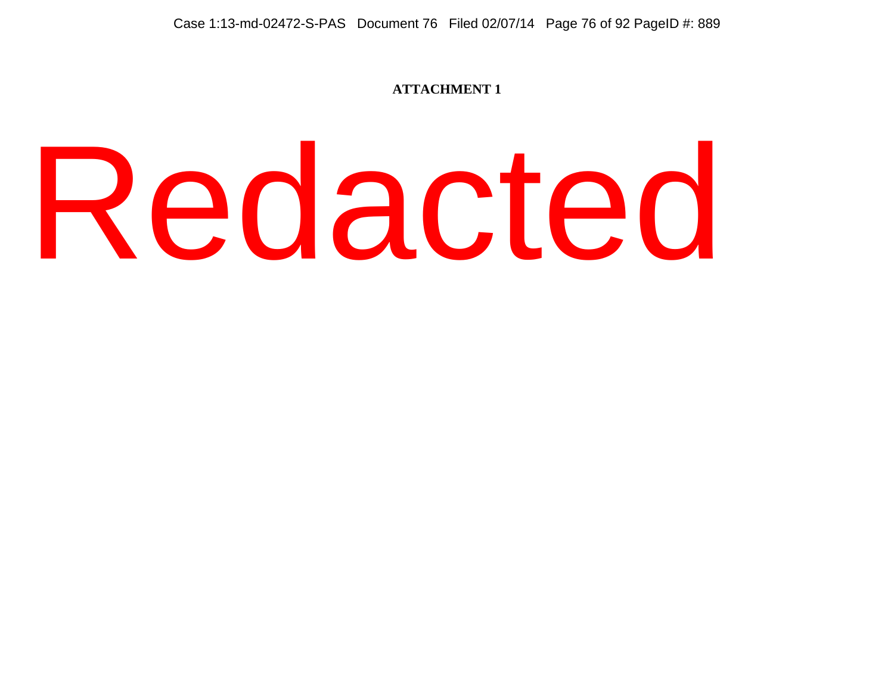**ATTACHMENT 1**

Redacted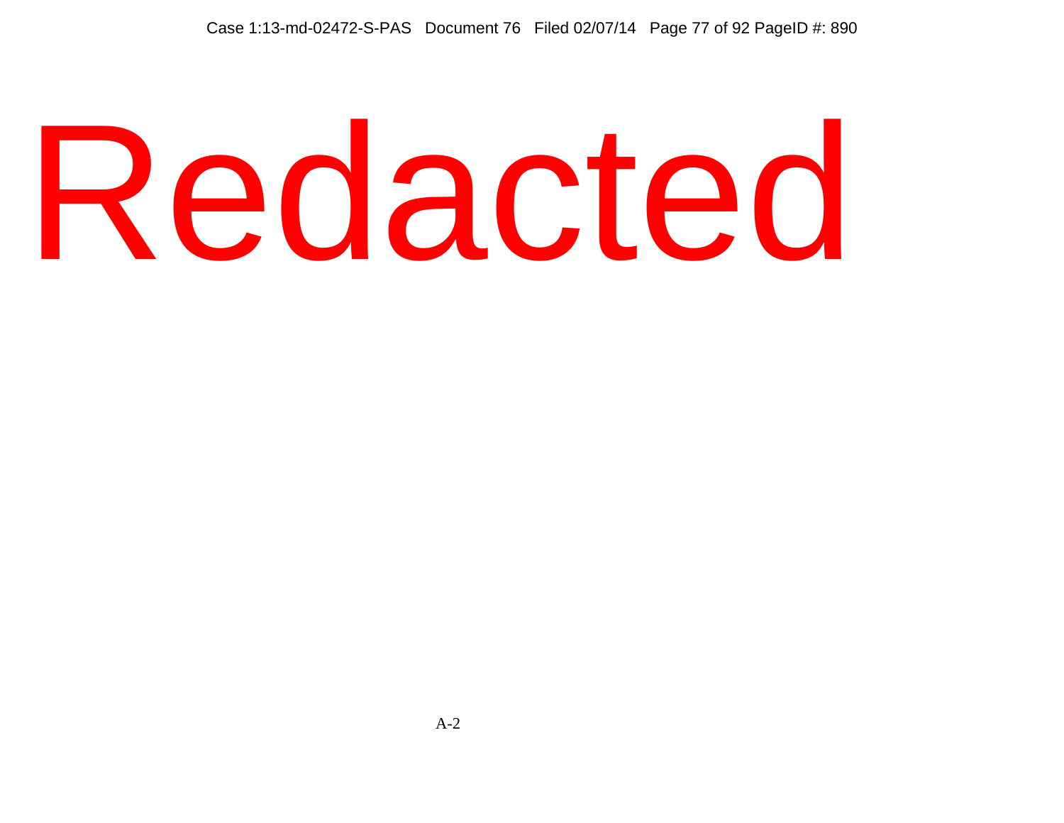Redacted

A-2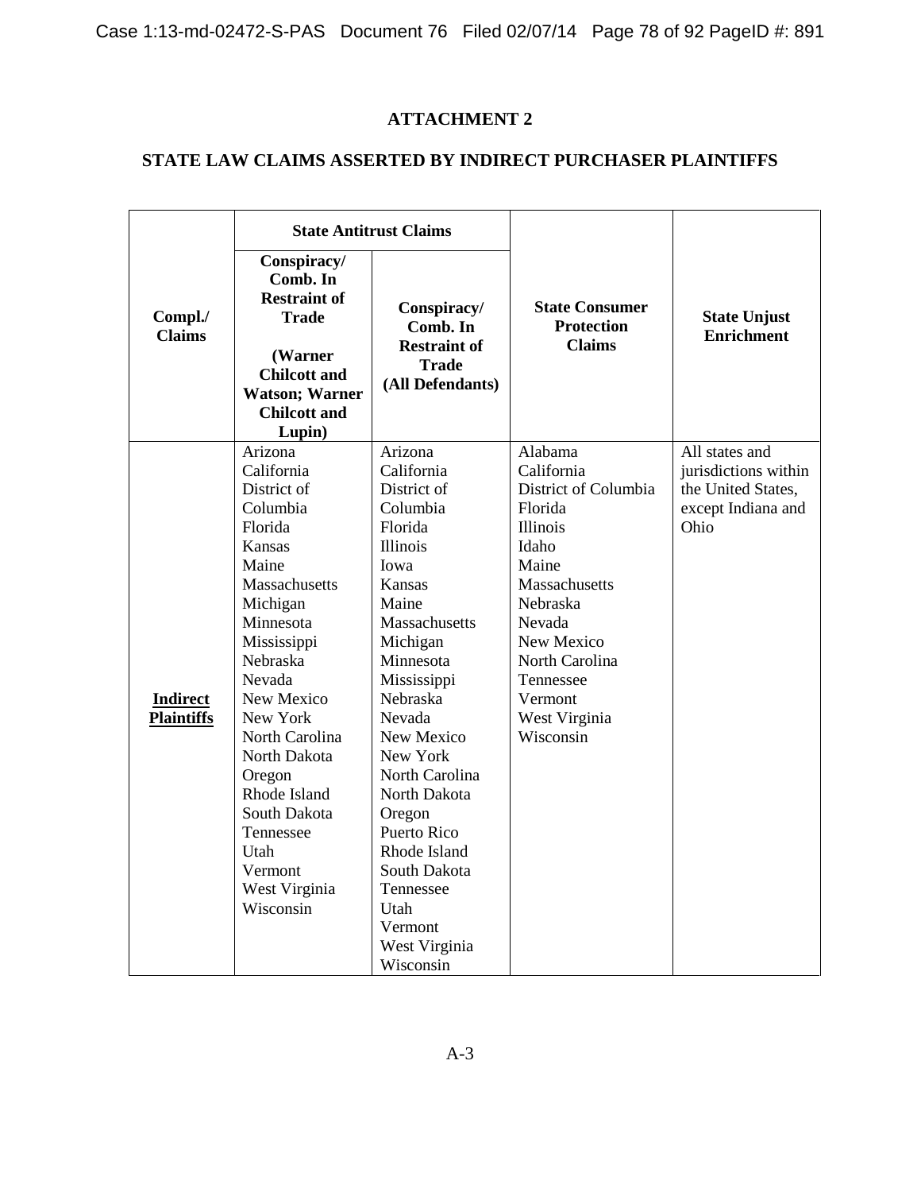## ATTACHMENT 2

## STATE LAW CLAIMS ASSERTED BY INDIRECT PURCHASER PLAINTIFFS

| Compl./ Claims | State Antitrust Claims | | State Consumer Protection Claims | State Unjust Enrichment |
|---|---|---|---|---|
| | Conspiracy/ Comb. In Restraint of Trade (Warner Chilcott and Watson; Warner Chilcott and Lupin) | Conspiracy/ Comb. In Restraint of Trade (All Defendants) | | |
| **Indirect Plaintiffs** | Arizona<br>California<br>District of Columbia<br>Florida<br>Kansas<br>Maine<br>Massachusetts<br>Michigan<br>Minnesota<br>Mississippi<br>Nebraska<br>Nevada<br>New Mexico<br>New York<br>North Carolina<br>North Dakota<br>Oregon<br>Rhode Island<br>South Dakota<br>Tennessee<br>Utah<br>Vermont<br>West Virginia<br>Wisconsin | Arizona<br>California<br>District of Columbia<br>Florida<br>Illinois<br>Iowa<br>Kansas<br>Maine<br>Massachusetts<br>Michigan<br>Minnesota<br>Mississippi<br>Nebraska<br>Nevada<br>New Mexico<br>New York<br>North Carolina<br>North Dakota<br>Oregon<br>Puerto Rico<br>Rhode Island<br>South Dakota<br>Tennessee<br>Utah<br>Vermont<br>West Virginia<br>Wisconsin | Alabama<br>California<br>District of Columbia<br>Florida<br>Illinois<br>Idaho<br>Maine<br>Massachusetts<br>Nebraska<br>Nevada<br>New Mexico<br>North Carolina<br>Tennessee<br>Vermont<br>West Virginia<br>Wisconsin | All states and jurisdictions within the United States, except Indiana and Ohio |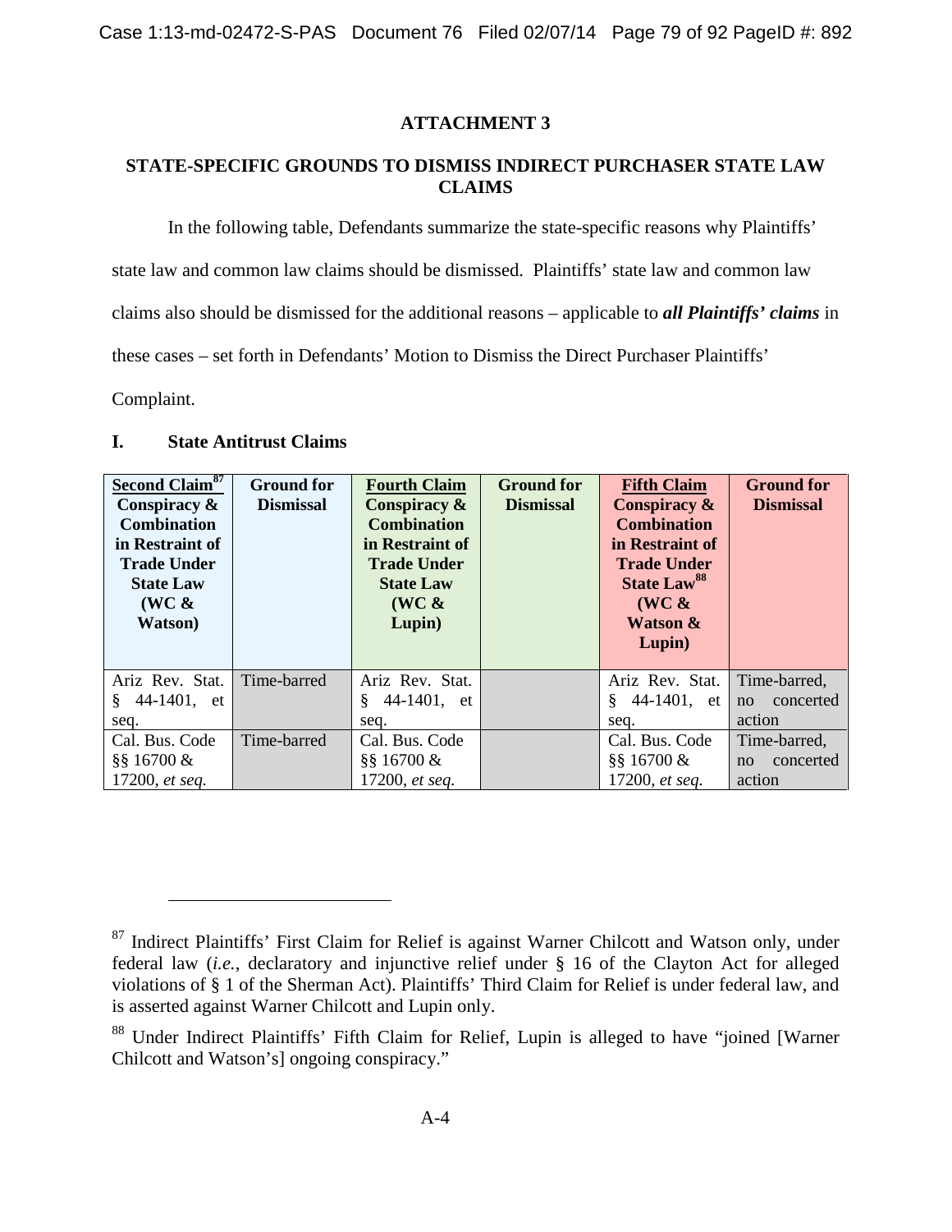### ATTACHMENT 3

### STATE-SPECIFIC GROUNDS TO DISMISS INDIRECT PURCHASER STATE LAW CLAIMS

In the following table, Defendants summarize the state-specific reasons why Plaintiffs' state law and common law claims should be dismissed. Plaintiffs' state law and common law claims also should be dismissed for the additional reasons – applicable to ***all Plaintiffs' claims*** in these cases – set forth in Defendants' Motion to Dismiss the Direct Purchaser Plaintiffs' Complaint.

## I. State Antitrust Claims

| **Second Claim**[87] **Conspiracy & Combination in Restraint of Trade Under State Law (WC & Watson)** | **Ground for Dismissal** | **Fourth Claim Conspiracy & Combination in Restraint of Trade Under State Law (WC & Lupin)** | **Ground for Dismissal** | **Fifth Claim Conspiracy & Combination in Restraint of Trade Under State Law**[88] **(WC & Watson & Lupin)** | **Ground for Dismissal** |
|---|---|---|---|---|---|
| Ariz Rev. Stat. § 44-1401, et seq. | Time-barred | Ariz Rev. Stat. § 44-1401, et seq. | | Ariz Rev. Stat. § 44-1401, et seq. | Time-barred, no concerted action |
| Cal. Bus. Code §§ 16700 & 17200, *et seq.* | Time-barred | Cal. Bus. Code §§ 16700 & 17200, *et seq.* | | Cal. Bus. Code §§ 16700 & 17200, *et seq.* | Time-barred, no concerted action |

[87] Indirect Plaintiffs' First Claim for Relief is against Warner Chilcott and Watson only, under federal law (*i.e.*, declaratory and injunctive relief under § 16 of the Clayton Act for alleged violations of § 1 of the Sherman Act). Plaintiffs' Third Claim for Relief is under federal law, and is asserted against Warner Chilcott and Lupin only.

[88] Under Indirect Plaintiffs' Fifth Claim for Relief, Lupin is alleged to have "joined [Warner Chilcott and Watson's] ongoing conspiracy."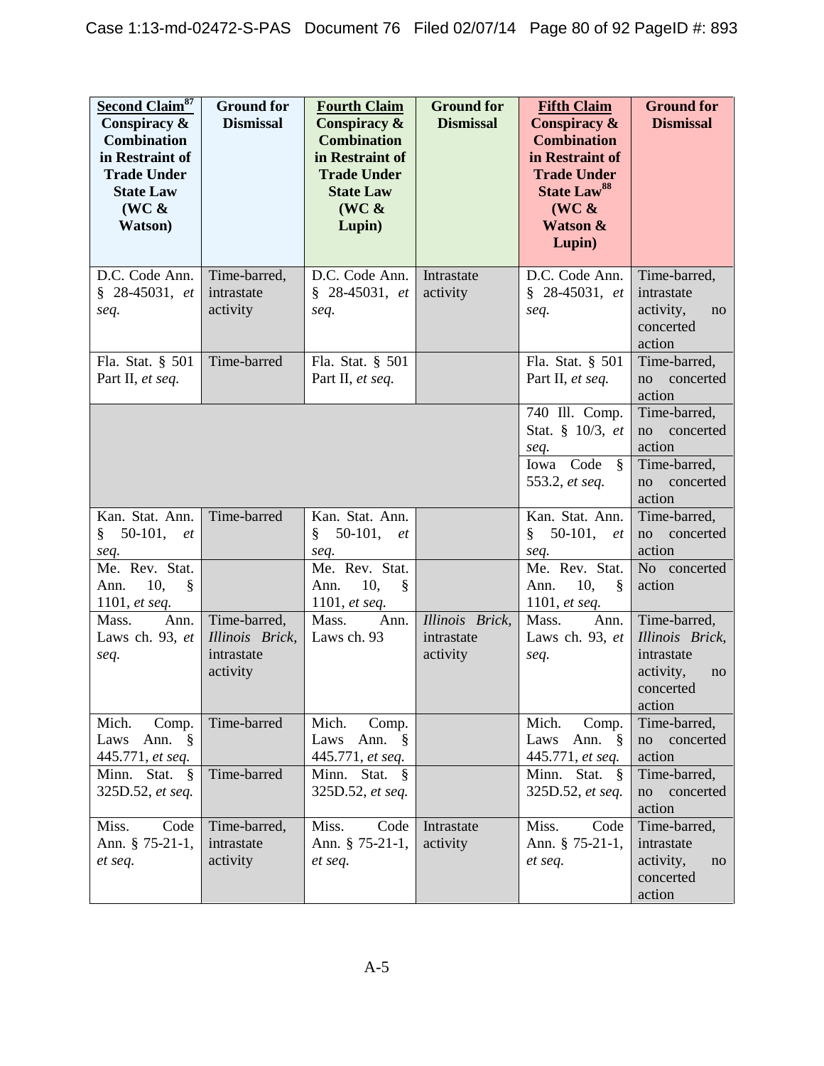| **Second Claim**[87] **Conspiracy & Combination in Restraint of Trade Under State Law (WC & Watson)** | **Ground for Dismissal** | **Fourth Claim Conspiracy & Combination in Restraint of Trade Under State Law (WC & Lupin)** | **Ground for Dismissal** | **Fifth Claim Conspiracy & Combination in Restraint of Trade Under State Law**[88] **(WC & Watson & Lupin)** | **Ground for Dismissal** |
|---|---|---|---|---|---|
| D.C. Code Ann. § 28-45031, *et seq.* | Time-barred, intrastate activity | D.C. Code Ann. § 28-45031, *et seq.* | Intrastate activity | D.C. Code Ann. § 28-45031, *et seq.* | Time-barred, intrastate activity, no concerted action |
| Fla. Stat. § 501 Part II, *et seq.* | Time-barred | Fla. Stat. § 501 Part II, *et seq.* | | Fla. Stat. § 501 Part II, *et seq.* | Time-barred, no concerted action |
| | | | | 740 Ill. Comp. Stat. § 10/3, *et seq.* | Time-barred, no concerted action |
| | | | | Iowa Code § 553.2, *et seq.* | Time-barred, no concerted action |
| Kan. Stat. Ann. § 50-101, *et seq.* | Time-barred | Kan. Stat. Ann. § 50-101, *et seq.* | | Kan. Stat. Ann. § 50-101, *et seq.* | Time-barred, no concerted action |
| Me. Rev. Stat. Ann. 10, § 1101, *et seq.* | | Me. Rev. Stat. Ann. 10, § 1101, *et seq.* | | Me. Rev. Stat. Ann. 10, § 1101, *et seq.* | No concerted action |
| Mass. Ann. Laws ch. 93, *et seq.* | Time-barred, *Illinois Brick*, intrastate activity | Mass. Ann. Laws ch. 93 | *Illinois Brick*, intrastate activity | Mass. Ann. Laws ch. 93, *et seq.* | Time-barred, *Illinois Brick*, intrastate activity, no concerted action |
| Mich. Comp. Laws Ann. § 445.771, *et seq.* | Time-barred | Mich. Comp. Laws Ann. § 445.771, *et seq.* | | Mich. Comp. Laws Ann. § 445.771, *et seq.* | Time-barred, no concerted action |
| Minn. Stat. § 325D.52, *et seq.* | Time-barred | Minn. Stat. § 325D.52, *et seq.* | | Minn. Stat. § 325D.52, *et seq.* | Time-barred, no concerted action |
| Miss. Code Ann. § 75-21-1, *et seq.* | Time-barred, intrastate activity | Miss. Code Ann. § 75-21-1, *et seq.* | Intrastate activity | Miss. Code Ann. § 75-21-1, *et seq.* | Time-barred, intrastate activity, no concerted action |

A-5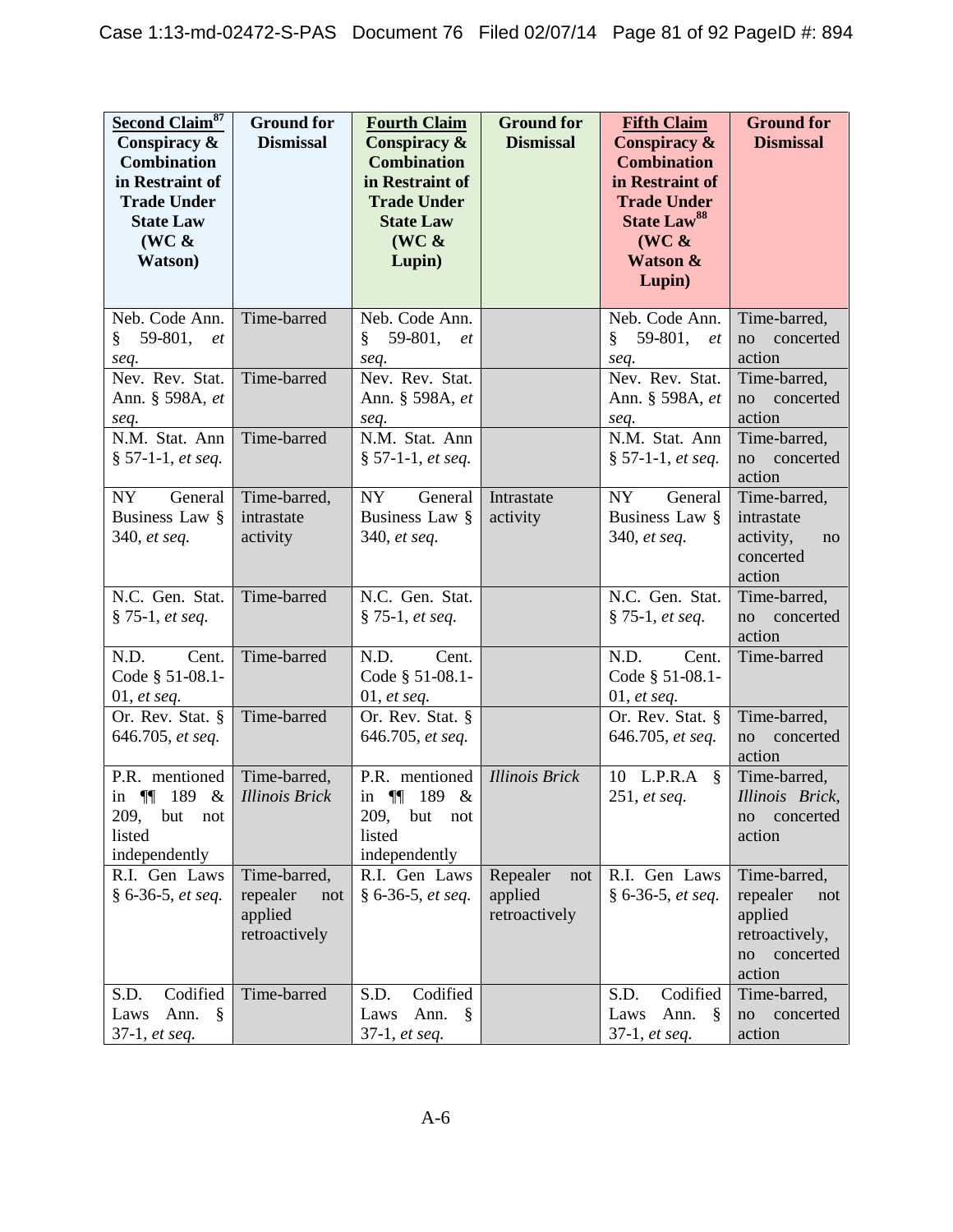| **Second Claim**[87] **Conspiracy & Combination in Restraint of Trade Under State Law (WC & Watson)** | **Ground for Dismissal** | **Fourth Claim Conspiracy & Combination in Restraint of Trade Under State Law (WC & Lupin)** | **Ground for Dismissal** | **Fifth Claim Conspiracy & Combination in Restraint of Trade Under State Law**[88] **(WC & Watson & Lupin)** | **Ground for Dismissal** |
|---|---|---|---|---|---|
| Neb. Code Ann. § 59-801, *et seq.* | Time-barred | Neb. Code Ann. § 59-801, *et seq.* | | Neb. Code Ann. § 59-801, *et seq.* | Time-barred, no concerted action |
| Nev. Rev. Stat. Ann. § 598A, *et seq.* | Time-barred | Nev. Rev. Stat. Ann. § 598A, *et seq.* | | Nev. Rev. Stat. Ann. § 598A, *et seq.* | Time-barred, no concerted action |
| N.M. Stat. Ann § 57-1-1, *et seq.* | Time-barred | N.M. Stat. Ann § 57-1-1, *et seq.* | | N.M. Stat. Ann § 57-1-1, *et seq.* | Time-barred, no concerted action |
| NY General Business Law § 340, *et seq.* | Time-barred, intrastate activity | NY General Business Law § 340, *et seq.* | Intrastate activity | NY General Business Law § 340, *et seq.* | Time-barred, intrastate activity, no concerted action |
| N.C. Gen. Stat. § 75-1, *et seq.* | Time-barred | N.C. Gen. Stat. § 75-1, *et seq.* | | N.C. Gen. Stat. § 75-1, *et seq.* | Time-barred, no concerted action |
| N.D. Cent. Code § 51-08.1-01, *et seq.* | Time-barred | N.D. Cent. Code § 51-08.1-01, *et seq.* | | N.D. Cent. Code § 51-08.1-01, *et seq.* | Time-barred |
| Or. Rev. Stat. § 646.705, *et seq.* | Time-barred | Or. Rev. Stat. § 646.705, *et seq.* | | Or. Rev. Stat. § 646.705, *et seq.* | Time-barred, no concerted action |
| P.R. mentioned in ¶¶ 189 & 209, but not listed independently | Time-barred, *Illinois Brick* | P.R. mentioned in ¶¶ 189 & 209, but not listed independently | *Illinois Brick* | 10 L.P.R.A § 251, *et seq.* | Time-barred, *Illinois Brick*, no concerted action |
| R.I. Gen Laws § 6-36-5, *et seq.* | Time-barred, repealer not applied retroactively | R.I. Gen Laws § 6-36-5, *et seq.* | Repealer not applied retroactively | R.I. Gen Laws § 6-36-5, *et seq.* | Time-barred, repealer not applied retroactively, no concerted action |
| S.D. Codified Laws Ann. § 37-1, *et seq.* | Time-barred | S.D. Codified Laws Ann. § 37-1, *et seq.* | | S.D. Codified Laws Ann. § 37-1, *et seq.* | Time-barred, no concerted action |

A-6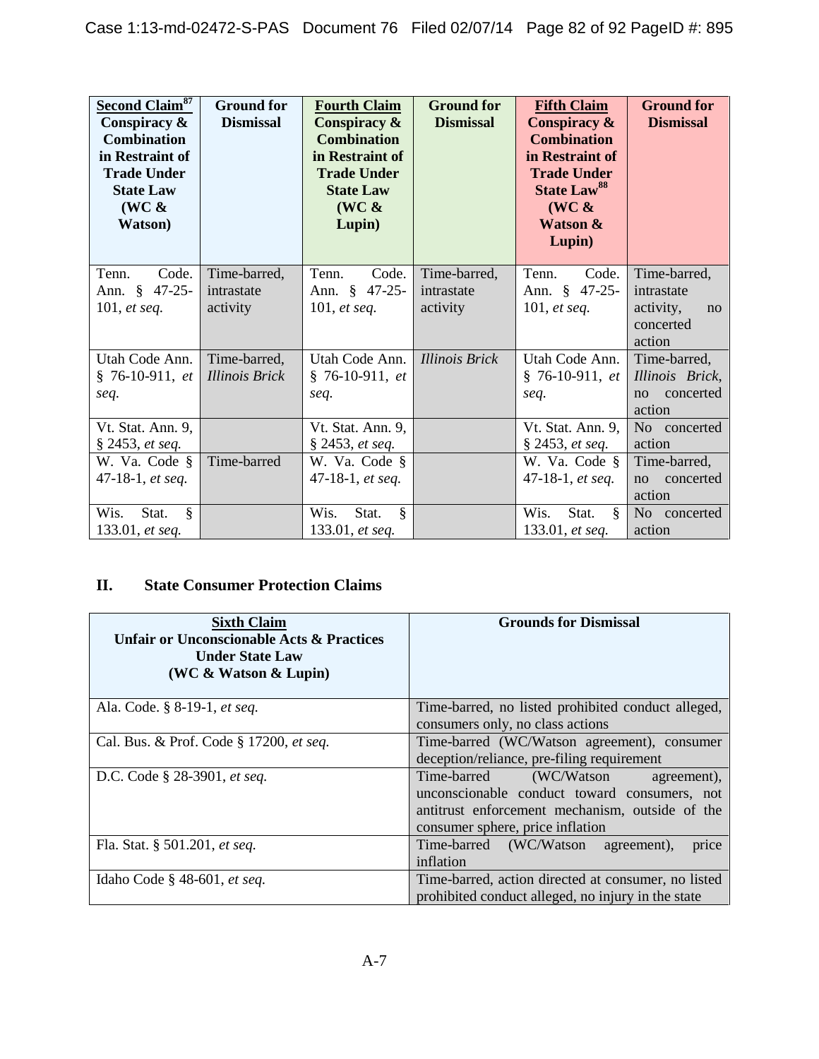| **Second Claim**[87] **Conspiracy & Combination in Restraint of Trade Under State Law (WC & Watson)** | **Ground for Dismissal** | **Fourth Claim Conspiracy & Combination in Restraint of Trade Under State Law (WC & Lupin)** | **Ground for Dismissal** | **Fifth Claim Conspiracy & Combination in Restraint of Trade Under State Law**[88] **(WC & Watson & Lupin)** | **Ground for Dismissal** |
|---|---|---|---|---|---|
| Tenn. Code. Ann. § 47-25-101, *et seq.* | Time-barred, intrastate activity | Tenn. Code. Ann. § 47-25-101, *et seq.* | Time-barred, intrastate activity | Tenn. Code. Ann. § 47-25-101, *et seq.* | Time-barred, intrastate activity, no concerted action |
| Utah Code Ann. § 76-10-911, *et seq.* | Time-barred, *Illinois Brick* | Utah Code Ann. § 76-10-911, *et seq.* | *Illinois Brick* | Utah Code Ann. § 76-10-911, *et seq.* | Time-barred, *Illinois Brick*, no concerted action |
| Vt. Stat. Ann. 9, § 2453, *et seq.* | | Vt. Stat. Ann. 9, § 2453, *et seq.* | | Vt. Stat. Ann. 9, § 2453, *et seq.* | No concerted action |
| W. Va. Code § 47-18-1, *et seq.* | Time-barred | W. Va. Code § 47-18-1, *et seq.* | | W. Va. Code § 47-18-1, *et seq.* | Time-barred, no concerted action |
| Wis. Stat. § 133.01, *et seq.* | | Wis. Stat. § 133.01, *et seq.* | | Wis. Stat. § 133.01, *et seq.* | No concerted action |

## II. State Consumer Protection Claims

| **Sixth Claim Unfair or Unconscionable Acts & Practices Under State Law (WC & Watson & Lupin)** | **Grounds for Dismissal** |
|---|---|
| Ala. Code. § 8-19-1, *et seq.* | Time-barred, no listed prohibited conduct alleged, consumers only, no class actions |
| Cal. Bus. & Prof. Code § 17200, *et seq.* | Time-barred (WC/Watson agreement), consumer deception/reliance, pre-filing requirement |
| D.C. Code § 28-3901, *et seq.* | Time-barred (WC/Watson agreement), unconscionable conduct toward consumers, not antitrust enforcement mechanism, outside of the consumer sphere, price inflation |
| Fla. Stat. § 501.201, *et seq.* | Time-barred (WC/Watson agreement), price inflation |
| Idaho Code § 48-601, *et seq.* | Time-barred, action directed at consumer, no listed prohibited conduct alleged, no injury in the state |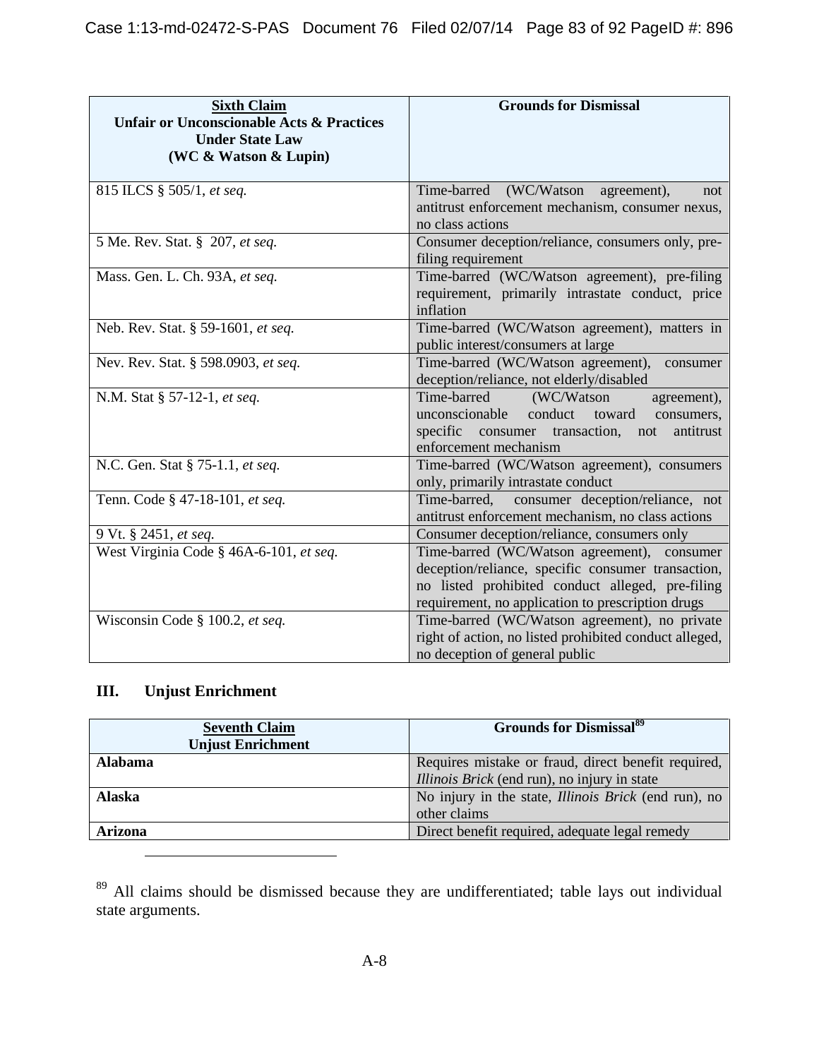| **Sixth Claim** **Unfair or Unconscionable Acts & Practices Under State Law (WC & Watson & Lupin)** | **Grounds for Dismissal** |
|---|---|
| 815 ILCS § 505/1, *et seq.* | Time-barred (WC/Watson agreement), not antitrust enforcement mechanism, consumer nexus, no class actions |
| 5 Me. Rev. Stat. § 207, *et seq.* | Consumer deception/reliance, consumers only, pre-filing requirement |
| Mass. Gen. L. Ch. 93A, *et seq.* | Time-barred (WC/Watson agreement), pre-filing requirement, primarily intrastate conduct, price inflation |
| Neb. Rev. Stat. § 59-1601, *et seq.* | Time-barred (WC/Watson agreement), matters in public interest/consumers at large |
| Nev. Rev. Stat. § 598.0903, *et seq.* | Time-barred (WC/Watson agreement), consumer deception/reliance, not elderly/disabled |
| N.M. Stat § 57-12-1, *et seq.* | Time-barred (WC/Watson agreement), unconscionable conduct toward consumers, specific consumer transaction, not antitrust enforcement mechanism |
| N.C. Gen. Stat § 75-1.1, *et seq.* | Time-barred (WC/Watson agreement), consumers only, primarily intrastate conduct |
| Tenn. Code § 47-18-101, *et seq.* | Time-barred, consumer deception/reliance, not antitrust enforcement mechanism, no class actions |
| 9 Vt. § 2451, *et seq.* | Consumer deception/reliance, consumers only |
| West Virginia Code § 46A-6-101, *et seq.* | Time-barred (WC/Watson agreement), consumer deception/reliance, specific consumer transaction, no listed prohibited conduct alleged, pre-filing requirement, no application to prescription drugs |
| Wisconsin Code § 100.2, *et seq.* | Time-barred (WC/Watson agreement), no private right of action, no listed prohibited conduct alleged, no deception of general public |

## III. Unjust Enrichment

| **Seventh Claim** **Unjust Enrichment** | **Grounds for Dismissal**[89] |
|---|---|
| **Alabama** | Requires mistake or fraud, direct benefit required, *Illinois Brick* (end run), no injury in state |
| **Alaska** | No injury in the state, *Illinois Brick* (end run), no other claims |
| **Arizona** | Direct benefit required, adequate legal remedy |

[89] All claims should be dismissed because they are undifferentiated; table lays out individual state arguments.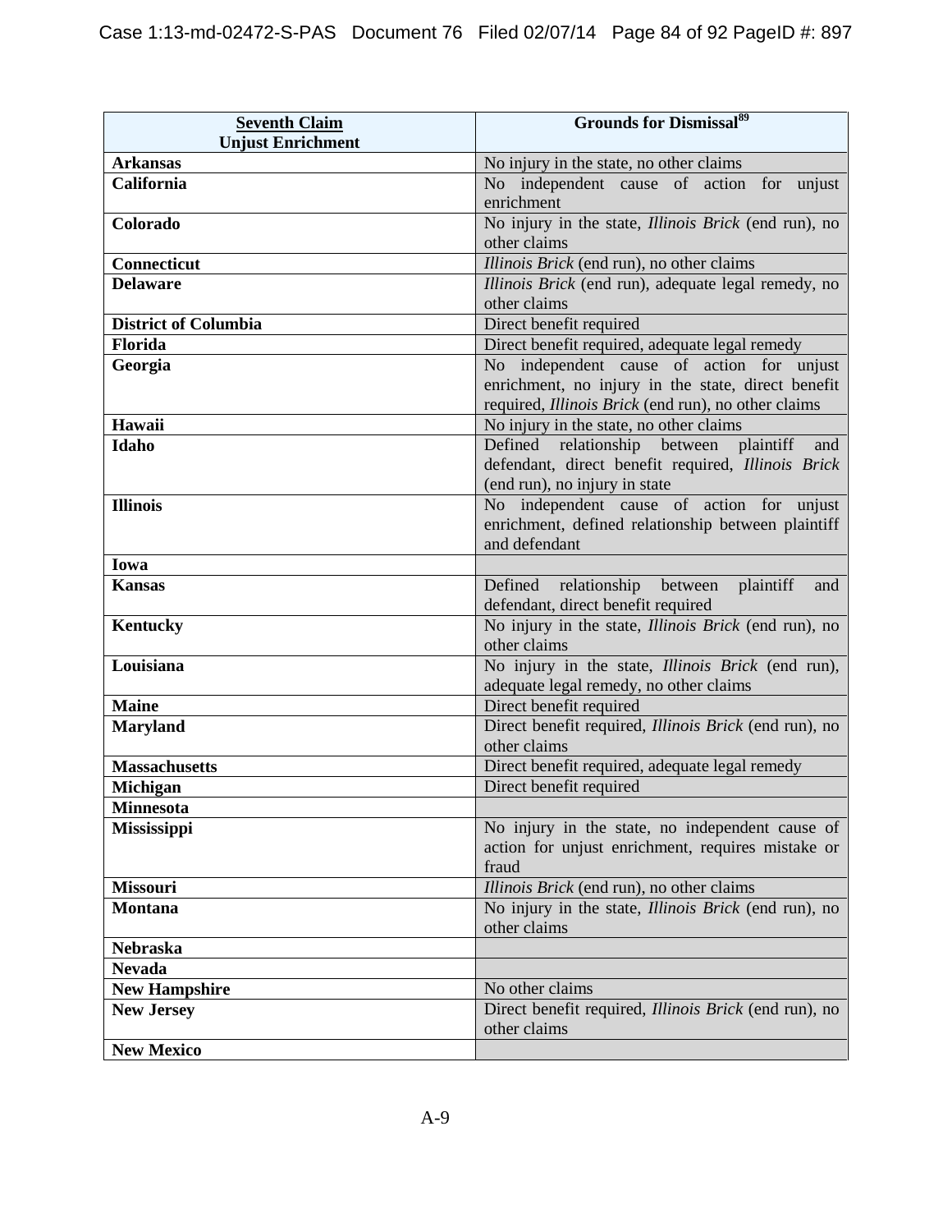| **Seventh Claim** **Unjust Enrichment** | **Grounds for Dismissal**[89] |
|---|---|
| **Arkansas** | No injury in the state, no other claims |
| **California** | No independent cause of action for unjust enrichment |
| **Colorado** | No injury in the state, *Illinois Brick* (end run), no other claims |
| **Connecticut** | *Illinois Brick* (end run), no other claims |
| **Delaware** | *Illinois Brick* (end run), adequate legal remedy, no other claims |
| **District of Columbia** | Direct benefit required |
| **Florida** | Direct benefit required, adequate legal remedy |
| **Georgia** | No independent cause of action for unjust enrichment, no injury in the state, direct benefit required, *Illinois Brick* (end run), no other claims |
| **Hawaii** | No injury in the state, no other claims |
| **Idaho** | Defined relationship between plaintiff and defendant, direct benefit required, *Illinois Brick* (end run), no injury in state |
| **Illinois** | No independent cause of action for unjust enrichment, defined relationship between plaintiff and defendant |
| **Iowa** | |
| **Kansas** | Defined relationship between plaintiff and defendant, direct benefit required |
| **Kentucky** | No injury in the state, *Illinois Brick* (end run), no other claims |
| **Louisiana** | No injury in the state, *Illinois Brick* (end run), adequate legal remedy, no other claims |
| **Maine** | Direct benefit required |
| **Maryland** | Direct benefit required, *Illinois Brick* (end run), no other claims |
| **Massachusetts** | Direct benefit required, adequate legal remedy |
| **Michigan** | Direct benefit required |
| **Minnesota** | |
| **Mississippi** | No injury in the state, no independent cause of action for unjust enrichment, requires mistake or fraud |
| **Missouri** | *Illinois Brick* (end run), no other claims |
| **Montana** | No injury in the state, *Illinois Brick* (end run), no other claims |
| **Nebraska** | |
| **Nevada** | |
| **New Hampshire** | No other claims |
| **New Jersey** | Direct benefit required, *Illinois Brick* (end run), no other claims |
| **New Mexico** | |

A-9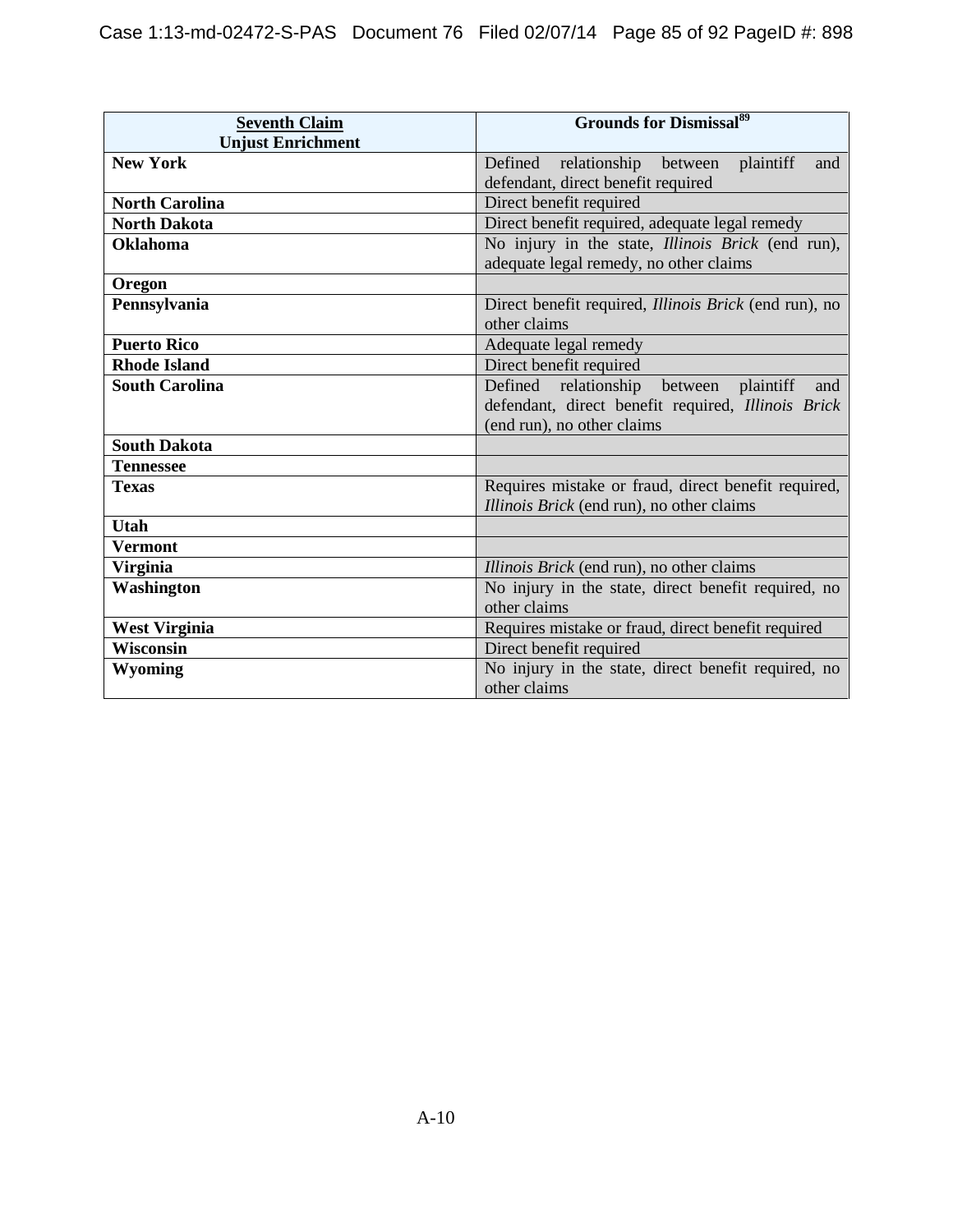| **Seventh Claim** **Unjust Enrichment** | **Grounds for Dismissal**[89] |
|---|---|
| **New York** | Defined relationship between plaintiff and defendant, direct benefit required |
| **North Carolina** | Direct benefit required |
| **North Dakota** | Direct benefit required, adequate legal remedy |
| **Oklahoma** | No injury in the state, *Illinois Brick* (end run), adequate legal remedy, no other claims |
| **Oregon** | |
| **Pennsylvania** | Direct benefit required, *Illinois Brick* (end run), no other claims |
| **Puerto Rico** | Adequate legal remedy |
| **Rhode Island** | Direct benefit required |
| **South Carolina** | Defined relationship between plaintiff and defendant, direct benefit required, *Illinois Brick* (end run), no other claims |
| **South Dakota** | |
| **Tennessee** | |
| **Texas** | Requires mistake or fraud, direct benefit required, *Illinois Brick* (end run), no other claims |
| **Utah** | |
| **Vermont** | |
| **Virginia** | *Illinois Brick* (end run), no other claims |
| **Washington** | No injury in the state, direct benefit required, no other claims |
| **West Virginia** | Requires mistake or fraud, direct benefit required |
| **Wisconsin** | Direct benefit required |
| **Wyoming** | No injury in the state, direct benefit required, no other claims |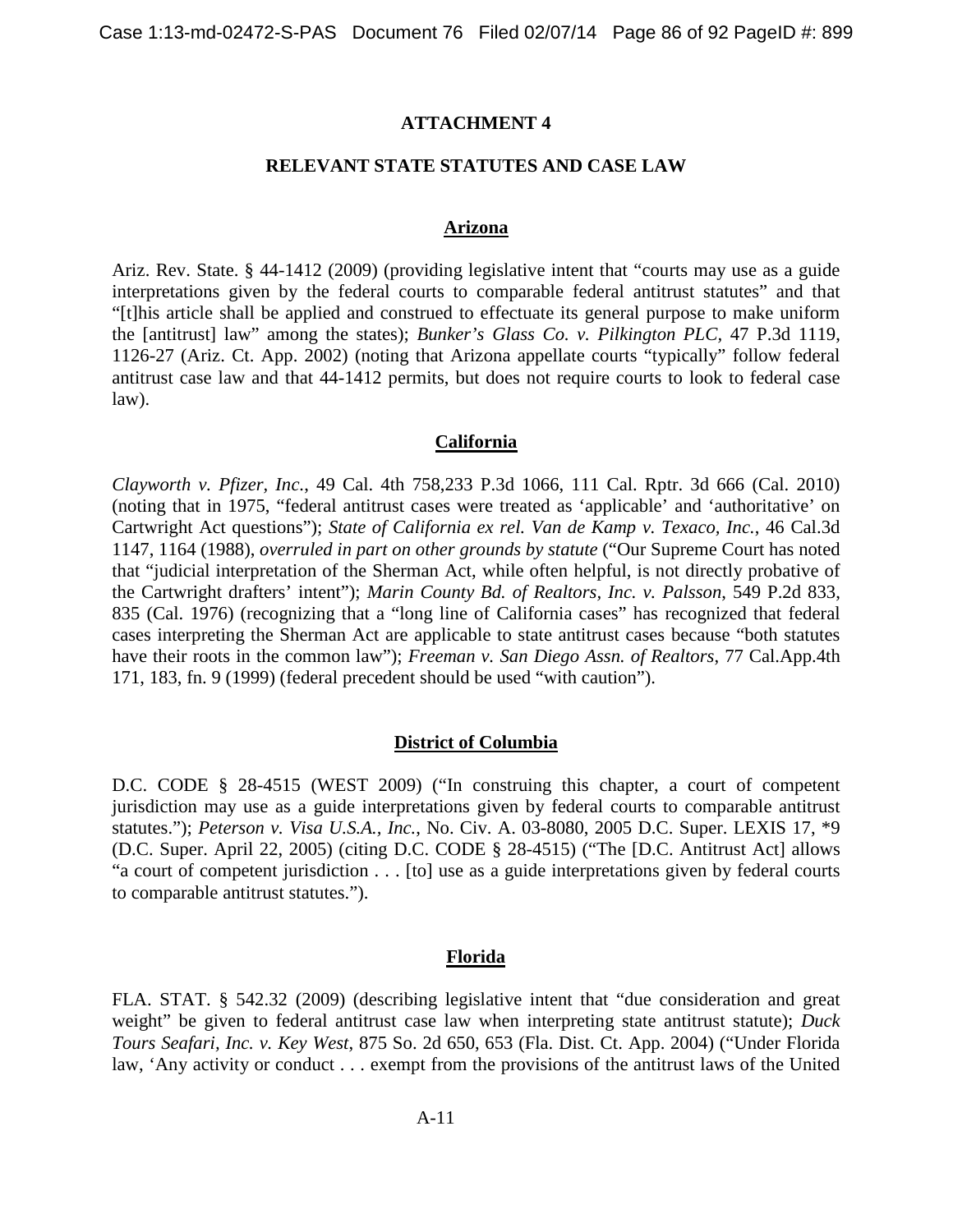## ATTACHMENT 4

## RELEVANT STATE STATUTES AND CASE LAW

### Arizona

Ariz. Rev. State. § 44-1412 (2009) (providing legislative intent that "courts may use as a guide interpretations given by the federal courts to comparable federal antitrust statutes" and that "[t]his article shall be applied and construed to effectuate its general purpose to make uniform the [antitrust] law" among the states); *Bunker's Glass Co. v. Pilkington PLC,* 47 P.3d 1119, 1126-27 (Ariz. Ct. App. 2002) (noting that Arizona appellate courts "typically" follow federal antitrust case law and that 44-1412 permits, but does not require courts to look to federal case law).

### California

*Clayworth v. Pfizer, Inc.*, 49 Cal. 4th 758,233 P.3d 1066, 111 Cal. Rptr. 3d 666 (Cal. 2010) (noting that in 1975, "federal antitrust cases were treated as 'applicable' and 'authoritative' on Cartwright Act questions"); *State of California ex rel. Van de Kamp v. Texaco, Inc.*, 46 Cal.3d 1147, 1164 (1988), *overruled in part on other grounds by statute* ("Our Supreme Court has noted that "judicial interpretation of the Sherman Act, while often helpful, is not directly probative of the Cartwright drafters' intent"); *Marin County Bd. of Realtors, Inc. v. Palsson*, 549 P.2d 833, 835 (Cal. 1976) (recognizing that a "long line of California cases" has recognized that federal cases interpreting the Sherman Act are applicable to state antitrust cases because "both statutes have their roots in the common law"); *Freeman v. San Diego Assn. of Realtors*, 77 Cal.App.4th 171, 183, fn. 9 (1999) (federal precedent should be used "with caution").

### District of Columbia

D.C. CODE § 28-4515 (WEST 2009) ("In construing this chapter, a court of competent jurisdiction may use as a guide interpretations given by federal courts to comparable antitrust statutes."); *Peterson v. Visa U.S.A., Inc.*, No. Civ. A. 03-8080, 2005 D.C. Super. LEXIS 17, *9 (D.C. Super. April 22, 2005) (citing D.C. CODE § 28-4515) ("The [D.C. Antitrust Act] allows "a court of competent jurisdiction . . . [to] use as a guide interpretations given by federal courts to comparable antitrust statutes.").

### Florida

FLA. STAT. § 542.32 (2009) (describing legislative intent that "due consideration and great weight" be given to federal antitrust case law when interpreting state antitrust statute); *Duck Tours Seafari, Inc. v. Key West*, 875 So. 2d 650, 653 (Fla. Dist. Ct. App. 2004) ("Under Florida law, 'Any activity or conduct . . . exempt from the provisions of the antitrust laws of the United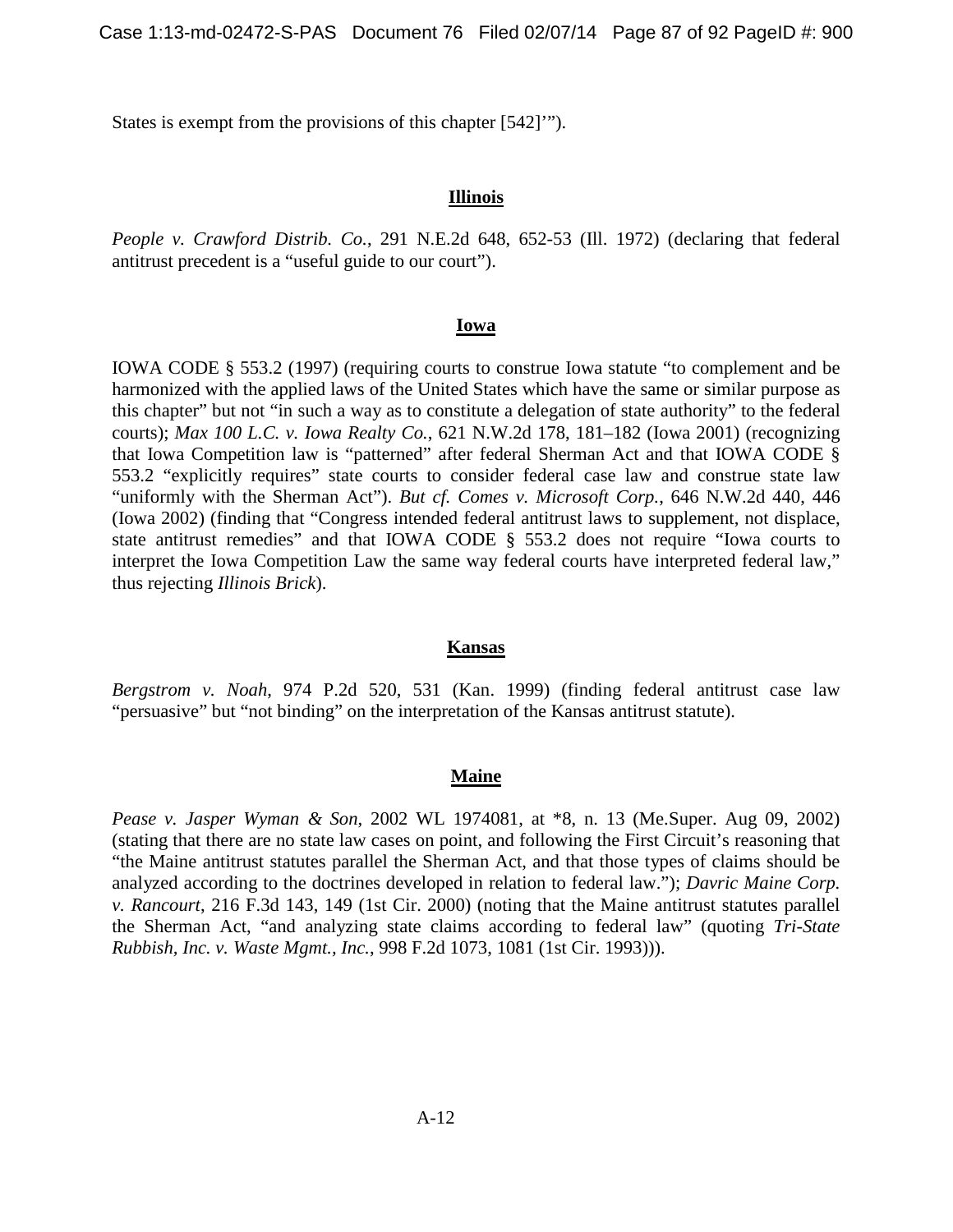States is exempt from the provisions of this chapter [542]'").

**Illinois**

*People v. Crawford Distrib. Co.*, 291 N.E.2d 648, 652-53 (Ill. 1972) (declaring that federal antitrust precedent is a "useful guide to our court").

**Iowa**

IOWA CODE § 553.2 (1997) (requiring courts to construe Iowa statute "to complement and be harmonized with the applied laws of the United States which have the same or similar purpose as this chapter" but not "in such a way as to constitute a delegation of state authority" to the federal courts); *Max 100 L.C. v. Iowa Realty Co.*, 621 N.W.2d 178, 181–182 (Iowa 2001) (recognizing that Iowa Competition law is "patterned" after federal Sherman Act and that IOWA CODE § 553.2 "explicitly requires" state courts to consider federal case law and construe state law "uniformly with the Sherman Act"). *But cf. Comes v. Microsoft Corp.*, 646 N.W.2d 440, 446 (Iowa 2002) (finding that "Congress intended federal antitrust laws to supplement, not displace, state antitrust remedies" and that IOWA CODE § 553.2 does not require "Iowa courts to interpret the Iowa Competition Law the same way federal courts have interpreted federal law," thus rejecting *Illinois Brick*).

**Kansas**

*Bergstrom v. Noah*, 974 P.2d 520, 531 (Kan. 1999) (finding federal antitrust case law "persuasive" but "not binding" on the interpretation of the Kansas antitrust statute).

**Maine**

*Pease v. Jasper Wyman & Son*, 2002 WL 1974081, at *8, n. 13 (Me.Super. Aug 09, 2002) (stating that there are no state law cases on point, and following the First Circuit's reasoning that "the Maine antitrust statutes parallel the Sherman Act, and that those types of claims should be analyzed according to the doctrines developed in relation to federal law."); *Davric Maine Corp. v. Rancourt*, 216 F.3d 143, 149 (1st Cir. 2000) (noting that the Maine antitrust statutes parallel the Sherman Act, "and analyzing state claims according to federal law" (quoting *Tri-State Rubbish, Inc. v. Waste Mgmt., Inc.*, 998 F.2d 1073, 1081 (1st Cir. 1993))).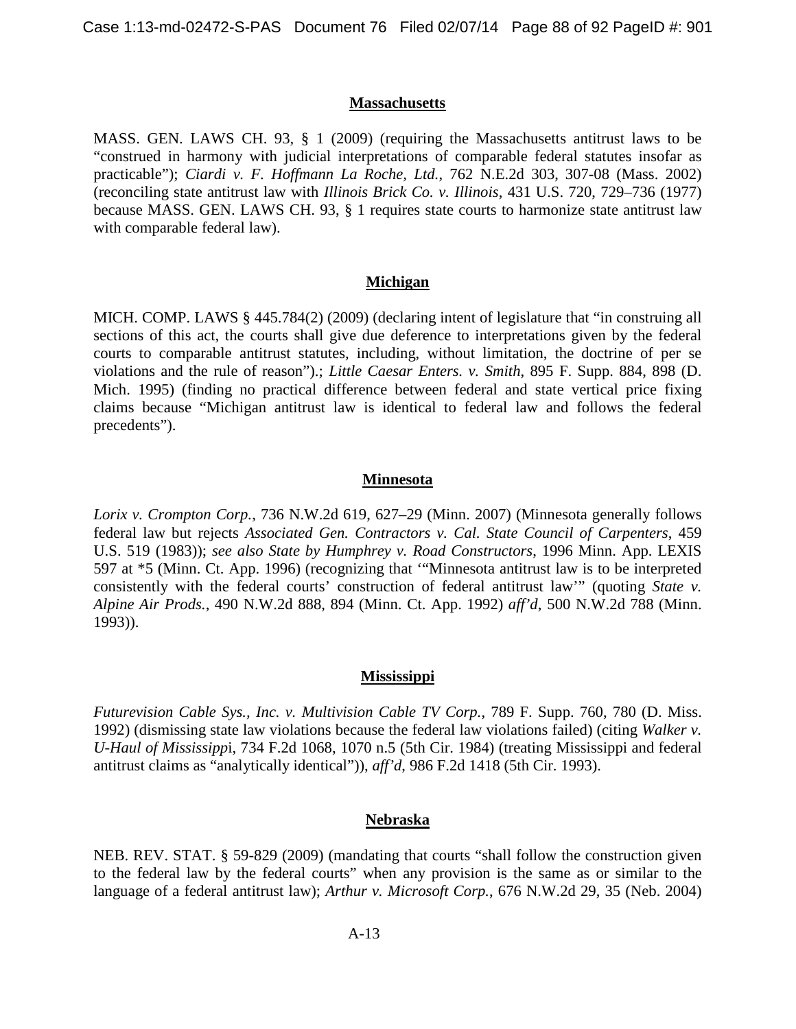**Massachusetts**

MASS. GEN. LAWS CH. 93, § 1 (2009) (requiring the Massachusetts antitrust laws to be "construed in harmony with judicial interpretations of comparable federal statutes insofar as practicable"); *Ciardi v. F. Hoffmann La Roche, Ltd.*, 762 N.E.2d 303, 307-08 (Mass. 2002) (reconciling state antitrust law with *Illinois Brick Co. v. Illinois*, 431 U.S. 720, 729–736 (1977) because MASS. GEN. LAWS CH. 93, § 1 requires state courts to harmonize state antitrust law with comparable federal law).

**Michigan**

MICH. COMP. LAWS § 445.784(2) (2009) (declaring intent of legislature that "in construing all sections of this act, the courts shall give due deference to interpretations given by the federal courts to comparable antitrust statutes, including, without limitation, the doctrine of per se violations and the rule of reason").; *Little Caesar Enters. v. Smith*, 895 F. Supp. 884, 898 (D. Mich. 1995) (finding no practical difference between federal and state vertical price fixing claims because "Michigan antitrust law is identical to federal law and follows the federal precedents").

**Minnesota**

*Lorix v. Crompton Corp.*, 736 N.W.2d 619, 627–29 (Minn. 2007) (Minnesota generally follows federal law but rejects *Associated Gen. Contractors v. Cal. State Council of Carpenters*, 459 U.S. 519 (1983)); *see also State by Humphrey v. Road Constructors*, 1996 Minn. App. LEXIS 597 at *5 (Minn. Ct. App. 1996) (recognizing that '"Minnesota antitrust law is to be interpreted consistently with the federal courts' construction of federal antitrust law'" (quoting *State v. Alpine Air Prods.*, 490 N.W.2d 888, 894 (Minn. Ct. App. 1992) *aff'd*, 500 N.W.2d 788 (Minn. 1993)).

**Mississippi**

*Futurevision Cable Sys., Inc. v. Multivision Cable TV Corp.*, 789 F. Supp. 760, 780 (D. Miss. 1992) (dismissing state law violations because the federal law violations failed) (citing *Walker v. U-Haul of Mississippi*, 734 F.2d 1068, 1070 n.5 (5th Cir. 1984) (treating Mississippi and federal antitrust claims as "analytically identical")), *aff'd*, 986 F.2d 1418 (5th Cir. 1993).

**Nebraska**

NEB. REV. STAT. § 59-829 (2009) (mandating that courts "shall follow the construction given to the federal law by the federal courts" when any provision is the same as or similar to the language of a federal antitrust law); *Arthur v. Microsoft Corp.*, 676 N.W.2d 29, 35 (Neb. 2004)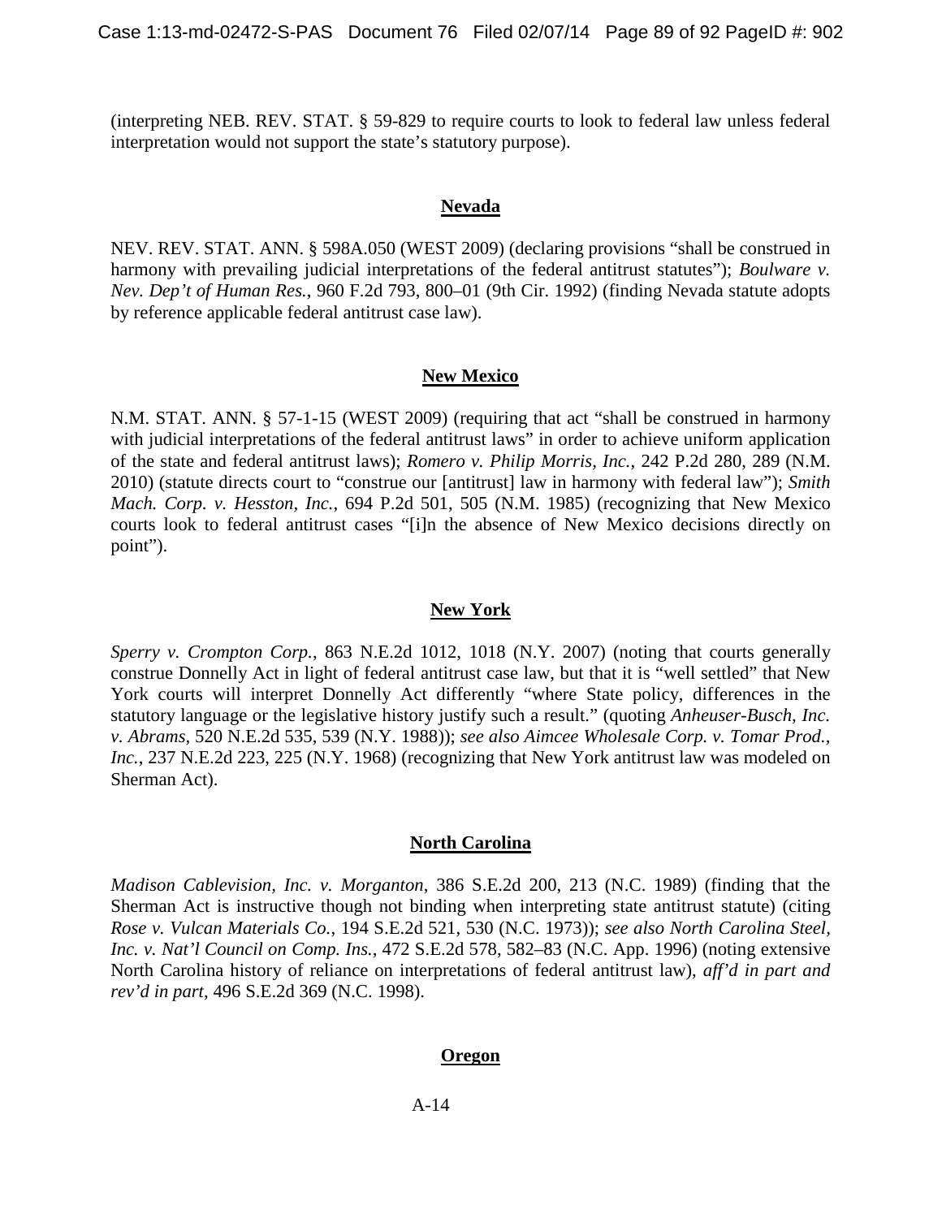(interpreting NEB. REV. STAT. § 59-829 to require courts to look to federal law unless federal interpretation would not support the state's statutory purpose).

**Nevada**

NEV. REV. STAT. ANN. § 598A.050 (WEST 2009) (declaring provisions "shall be construed in harmony with prevailing judicial interpretations of the federal antitrust statutes"); *Boulware v. Nev. Dep't of Human Res.*, 960 F.2d 793, 800–01 (9th Cir. 1992) (finding Nevada statute adopts by reference applicable federal antitrust case law).

**New Mexico**

N.M. STAT. ANN. § 57-1-15 (WEST 2009) (requiring that act "shall be construed in harmony with judicial interpretations of the federal antitrust laws" in order to achieve uniform application of the state and federal antitrust laws); *Romero v. Philip Morris, Inc.*, 242 P.2d 280, 289 (N.M. 2010) (statute directs court to "construe our [antitrust] law in harmony with federal law"); *Smith Mach. Corp. v. Hesston, Inc.*, 694 P.2d 501, 505 (N.M. 1985) (recognizing that New Mexico courts look to federal antitrust cases "[i]n the absence of New Mexico decisions directly on point").

**New York**

*Sperry v. Crompton Corp.*, 863 N.E.2d 1012, 1018 (N.Y. 2007) (noting that courts generally construe Donnelly Act in light of federal antitrust case law, but that it is "well settled" that New York courts will interpret Donnelly Act differently "where State policy, differences in the statutory language or the legislative history justify such a result." (quoting *Anheuser-Busch, Inc. v. Abrams*, 520 N.E.2d 535, 539 (N.Y. 1988)); *see also Aimcee Wholesale Corp. v. Tomar Prod., Inc.*, 237 N.E.2d 223, 225 (N.Y. 1968) (recognizing that New York antitrust law was modeled on Sherman Act).

**North Carolina**

*Madison Cablevision, Inc. v. Morganton*, 386 S.E.2d 200, 213 (N.C. 1989) (finding that the Sherman Act is instructive though not binding when interpreting state antitrust statute) (citing *Rose v. Vulcan Materials Co.*, 194 S.E.2d 521, 530 (N.C. 1973)); *see also North Carolina Steel, Inc. v. Nat'l Council on Comp. Ins.*, 472 S.E.2d 578, 582–83 (N.C. App. 1996) (noting extensive North Carolina history of reliance on interpretations of federal antitrust law), *aff'd in part and rev'd in part*, 496 S.E.2d 369 (N.C. 1998).

**Oregon**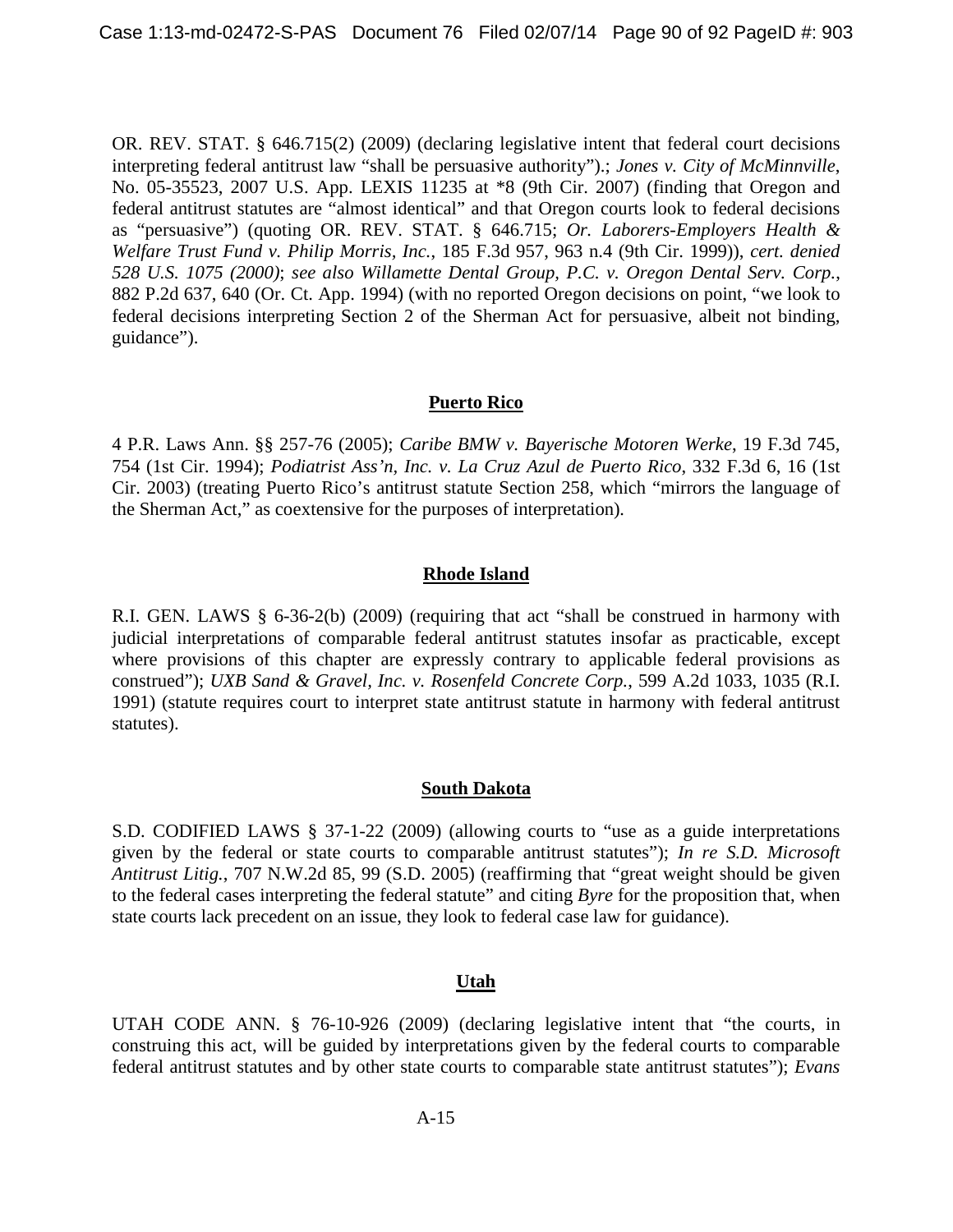OR. REV. STAT. § 646.715(2) (2009) (declaring legislative intent that federal court decisions interpreting federal antitrust law "shall be persuasive authority").; *Jones v. City of McMinnville*, No. 05-35523, 2007 U.S. App. LEXIS 11235 at *8 (9th Cir. 2007) (finding that Oregon and federal antitrust statutes are "almost identical" and that Oregon courts look to federal decisions as "persuasive") (quoting OR. REV. STAT. § 646.715; *Or. Laborers-Employers Health & Welfare Trust Fund v. Philip Morris, Inc.*, 185 F.3d 957, 963 n.4 (9th Cir. 1999)), *cert. denied 528 U.S. 1075 (2000)*; *see also Willamette Dental Group, P.C. v. Oregon Dental Serv. Corp.*, 882 P.2d 637, 640 (Or. Ct. App. 1994) (with no reported Oregon decisions on point, "we look to federal decisions interpreting Section 2 of the Sherman Act for persuasive, albeit not binding, guidance").

**Puerto Rico**

4 P.R. Laws Ann. §§ 257-76 (2005); *Caribe BMW v. Bayerische Motoren Werke*, 19 F.3d 745, 754 (1st Cir. 1994); *Podiatrist Ass'n, Inc. v. La Cruz Azul de Puerto Rico*, 332 F.3d 6, 16 (1st Cir. 2003) (treating Puerto Rico's antitrust statute Section 258, which "mirrors the language of the Sherman Act," as coextensive for the purposes of interpretation).

**Rhode Island**

R.I. GEN. LAWS § 6-36-2(b) (2009) (requiring that act "shall be construed in harmony with judicial interpretations of comparable federal antitrust statutes insofar as practicable, except where provisions of this chapter are expressly contrary to applicable federal provisions as construed"); *UXB Sand & Gravel, Inc. v. Rosenfeld Concrete Corp.*, 599 A.2d 1033, 1035 (R.I. 1991) (statute requires court to interpret state antitrust statute in harmony with federal antitrust statutes).

**South Dakota**

S.D. CODIFIED LAWS § 37-1-22 (2009) (allowing courts to "use as a guide interpretations given by the federal or state courts to comparable antitrust statutes"); *In re S.D. Microsoft Antitrust Litig.*, 707 N.W.2d 85, 99 (S.D. 2005) (reaffirming that "great weight should be given to the federal cases interpreting the federal statute" and citing *Byre* for the proposition that, when state courts lack precedent on an issue, they look to federal case law for guidance).

**Utah**

UTAH CODE ANN. § 76-10-926 (2009) (declaring legislative intent that "the courts, in construing this act, will be guided by interpretations given by the federal courts to comparable federal antitrust statutes and by other state courts to comparable state antitrust statutes"); *Evans*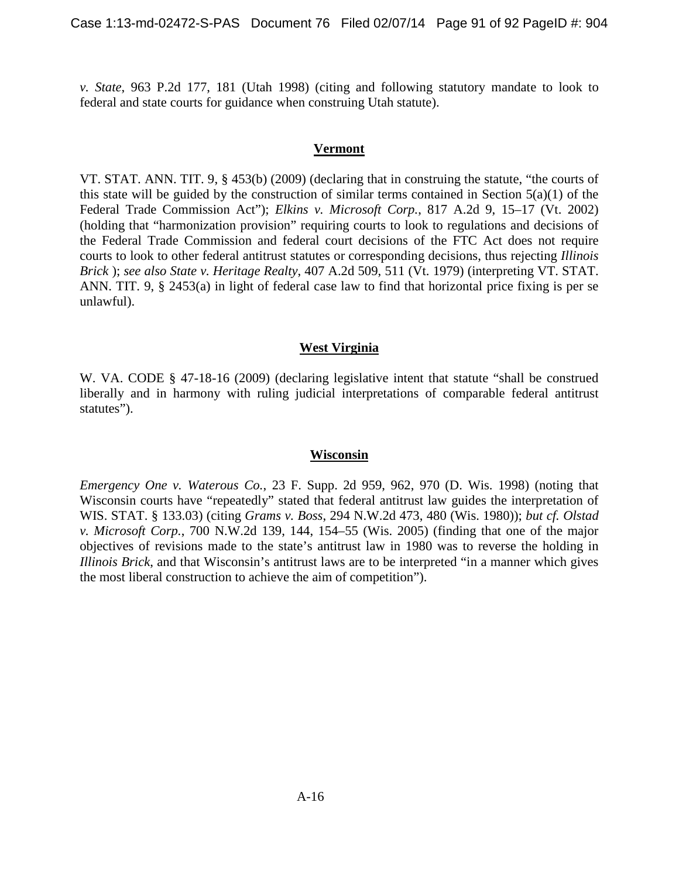*v. State*, 963 P.2d 177, 181 (Utah 1998) (citing and following statutory mandate to look to federal and state courts for guidance when construing Utah statute).

## **Vermont**

VT. STAT. ANN. TIT. 9, § 453(b) (2009) (declaring that in construing the statute, "the courts of this state will be guided by the construction of similar terms contained in Section 5(a)(1) of the Federal Trade Commission Act"); *Elkins v. Microsoft Corp.*, 817 A.2d 9, 15–17 (Vt. 2002) (holding that "harmonization provision" requiring courts to look to regulations and decisions of the Federal Trade Commission and federal court decisions of the FTC Act does not require courts to look to other federal antitrust statutes or corresponding decisions, thus rejecting *Illinois Brick* ); *see also State v. Heritage Realty*, 407 A.2d 509, 511 (Vt. 1979) (interpreting VT. STAT. ANN. TIT. 9, § 2453(a) in light of federal case law to find that horizontal price fixing is per se unlawful).

## **West Virginia**

W. VA. CODE § 47-18-16 (2009) (declaring legislative intent that statute "shall be construed liberally and in harmony with ruling judicial interpretations of comparable federal antitrust statutes").

## **Wisconsin**

*Emergency One v. Waterous Co.*, 23 F. Supp. 2d 959, 962, 970 (D. Wis. 1998) (noting that Wisconsin courts have "repeatedly" stated that federal antitrust law guides the interpretation of WIS. STAT. § 133.03) (citing *Grams v. Boss*, 294 N.W.2d 473, 480 (Wis. 1980)); *but cf. Olstad v. Microsoft Corp.*, 700 N.W.2d 139, 144, 154–55 (Wis. 2005) (finding that one of the major objectives of revisions made to the state's antitrust law in 1980 was to reverse the holding in *Illinois Brick*, and that Wisconsin's antitrust laws are to be interpreted "in a manner which gives the most liberal construction to achieve the aim of competition").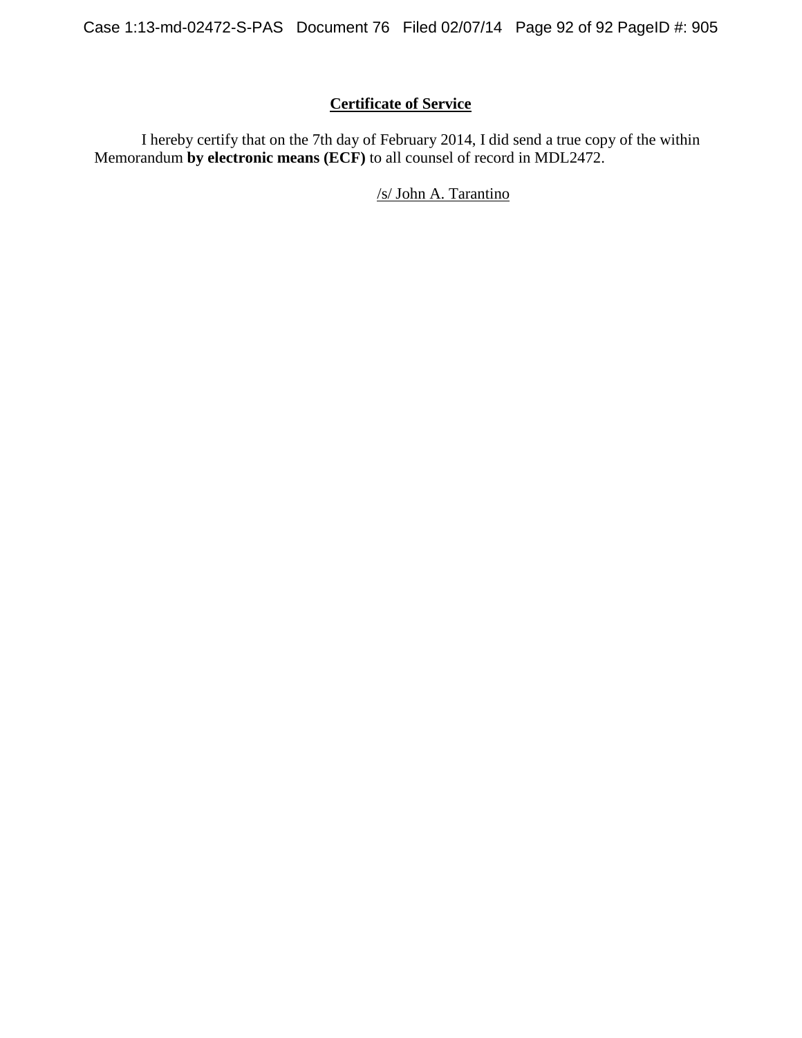## Certificate of Service

I hereby certify that on the 7th day of February 2014, I did send a true copy of the within Memorandum **by electronic means (ECF)** to all counsel of record in MDL2472.

/s/ John A. Tarantino